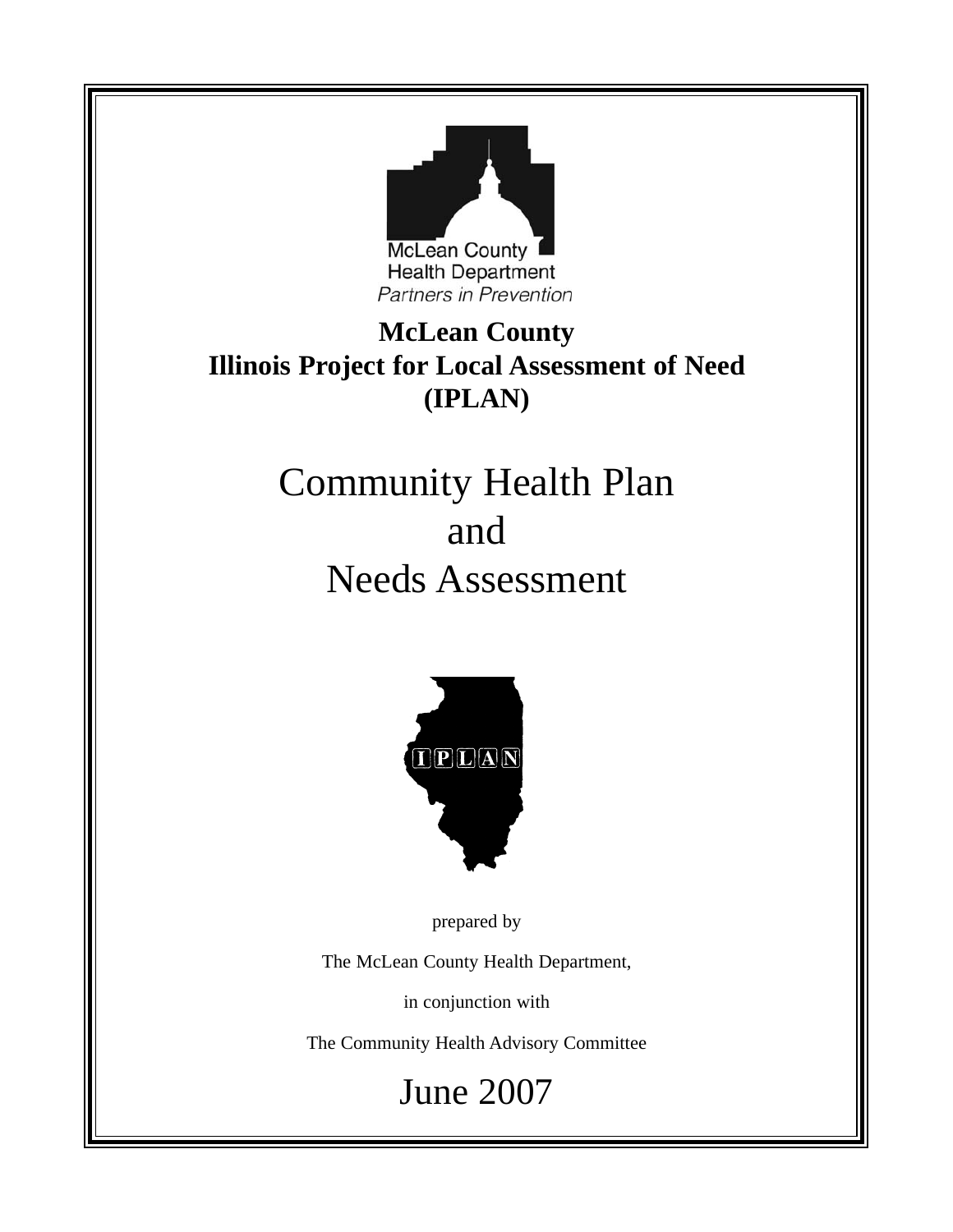McLean County
Health Department
*Partners in Prevention*

**McLean County**
**Illinois Project for Local Assessment of Need**
**(IPLAN)**

# Community Health Plan and Needs Assessment

IPLAN

prepared by

The McLean County Health Department,

in conjunction with

The Community Health Advisory Committee

## June 2007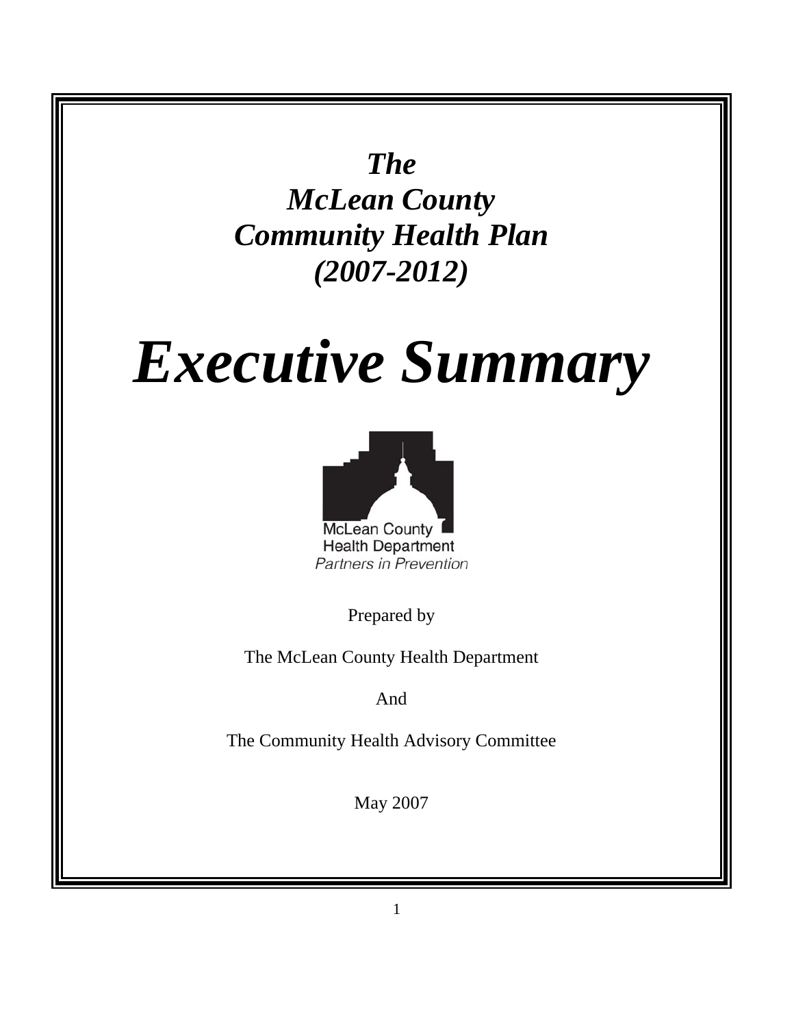# *The McLean County Community Health Plan (2007-2012)*

# *Executive Summary*

McLean County
Health Department
*Partners in Prevention*

Prepared by

The McLean County Health Department

And

The Community Health Advisory Committee

May 2007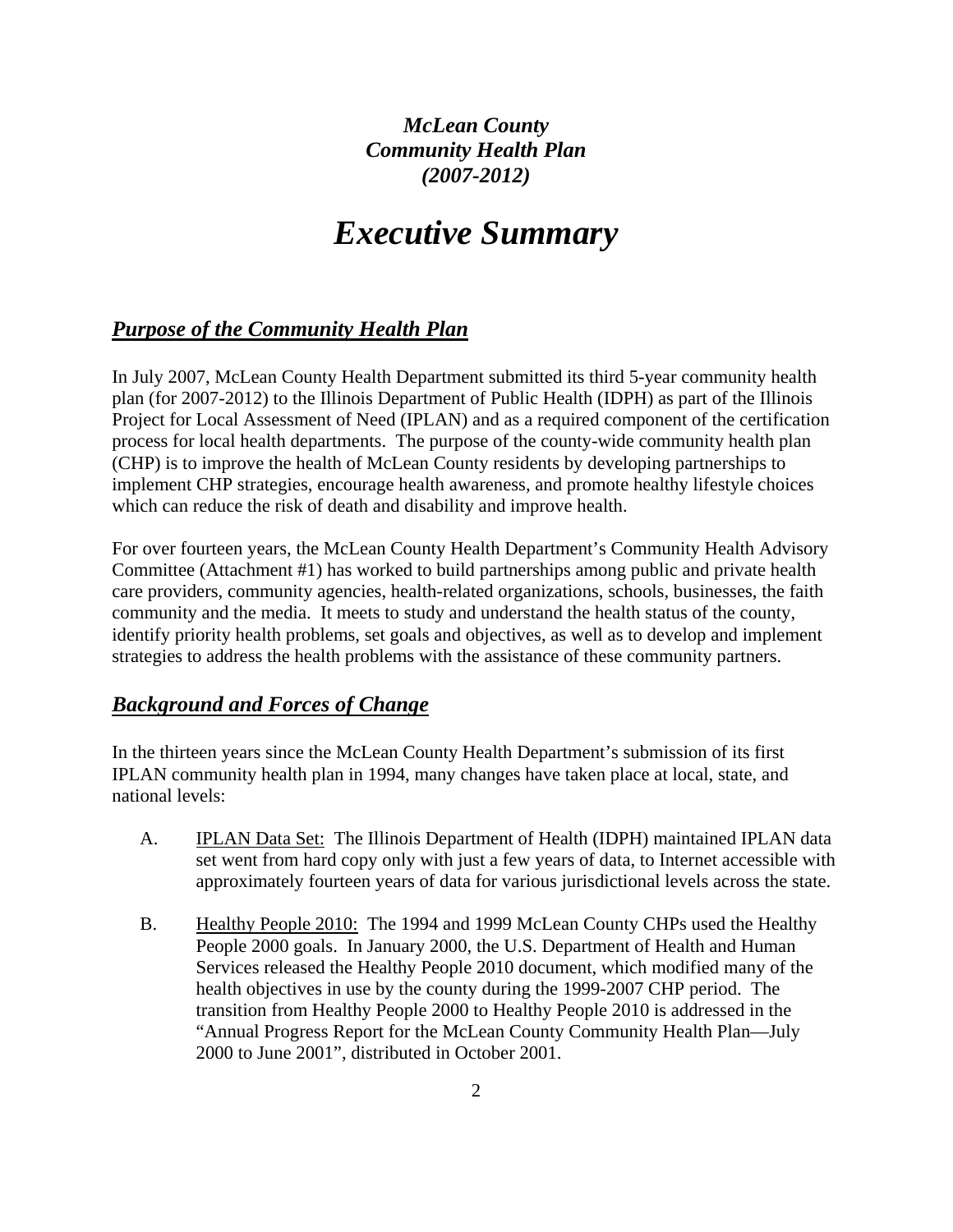***McLean County***
***Community Health Plan***
***(2007-2012)***

# *Executive Summary*

## ***Purpose of the Community Health Plan***

In July 2007, McLean County Health Department submitted its third 5-year community health plan (for 2007-2012) to the Illinois Department of Public Health (IDPH) as part of the Illinois Project for Local Assessment of Need (IPLAN) and as a required component of the certification process for local health departments. The purpose of the county-wide community health plan (CHP) is to improve the health of McLean County residents by developing partnerships to implement CHP strategies, encourage health awareness, and promote healthy lifestyle choices which can reduce the risk of death and disability and improve health.

For over fourteen years, the McLean County Health Department's Community Health Advisory Committee (Attachment #1) has worked to build partnerships among public and private health care providers, community agencies, health-related organizations, schools, businesses, the faith community and the media. It meets to study and understand the health status of the county, identify priority health problems, set goals and objectives, as well as to develop and implement strategies to address the health problems with the assistance of these community partners.

## ***Background and Forces of Change***

In the thirteen years since the McLean County Health Department's submission of its first IPLAN community health plan in 1994, many changes have taken place at local, state, and national levels:

A. IPLAN Data Set: The Illinois Department of Health (IDPH) maintained IPLAN data set went from hard copy only with just a few years of data, to Internet accessible with approximately fourteen years of data for various jurisdictional levels across the state.

B. Healthy People 2010: The 1994 and 1999 McLean County CHPs used the Healthy People 2000 goals. In January 2000, the U.S. Department of Health and Human Services released the Healthy People 2010 document, which modified many of the health objectives in use by the county during the 1999-2007 CHP period. The transition from Healthy People 2000 to Healthy People 2010 is addressed in the "Annual Progress Report for the McLean County Community Health Plan—July 2000 to June 2001", distributed in October 2001.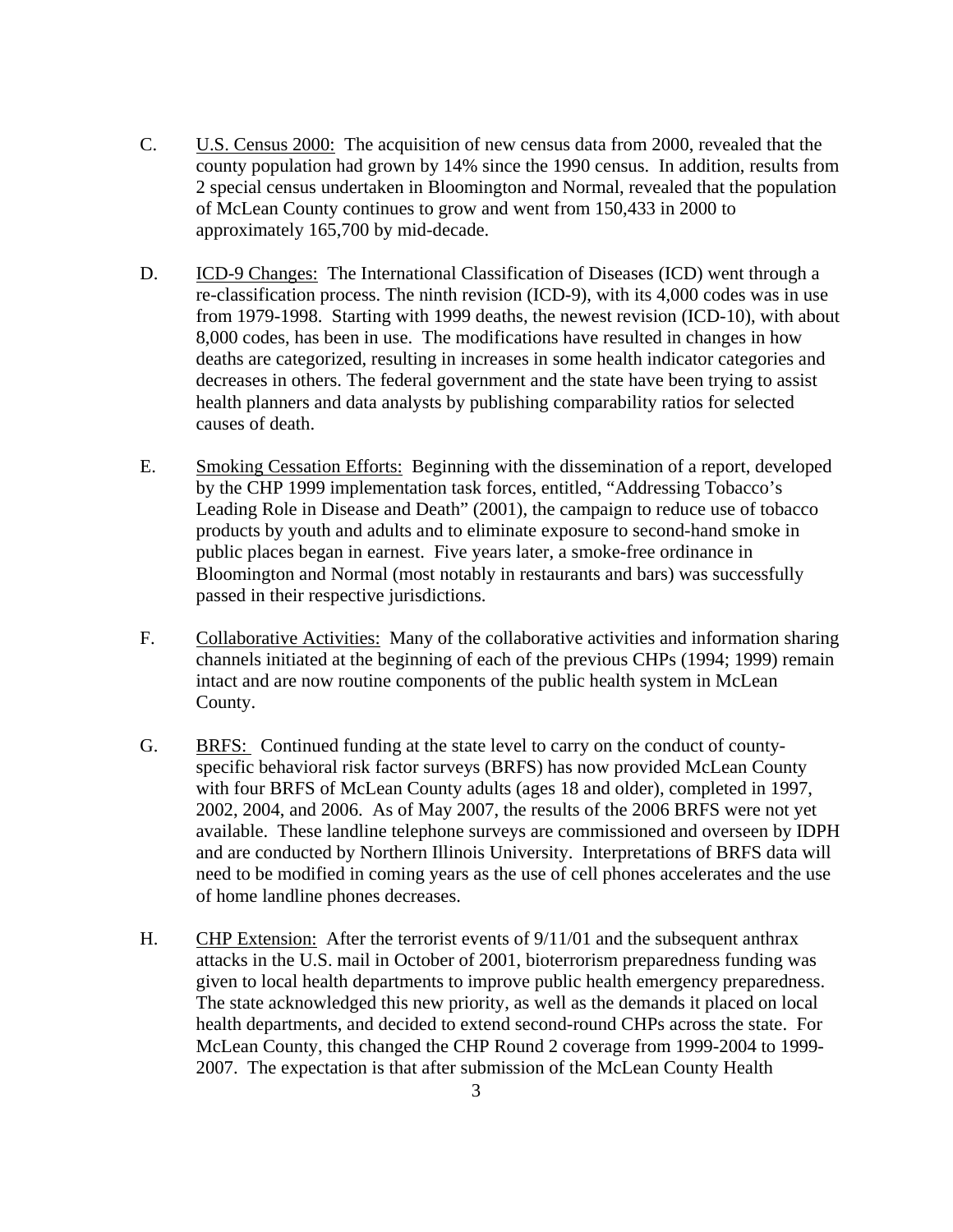C. U.S. Census 2000: The acquisition of new census data from 2000, revealed that the county population had grown by 14% since the 1990 census. In addition, results from 2 special census undertaken in Bloomington and Normal, revealed that the population of McLean County continues to grow and went from 150,433 in 2000 to approximately 165,700 by mid-decade.

D. ICD-9 Changes: The International Classification of Diseases (ICD) went through a re-classification process. The ninth revision (ICD-9), with its 4,000 codes was in use from 1979-1998. Starting with 1999 deaths, the newest revision (ICD-10), with about 8,000 codes, has been in use. The modifications have resulted in changes in how deaths are categorized, resulting in increases in some health indicator categories and decreases in others. The federal government and the state have been trying to assist health planners and data analysts by publishing comparability ratios for selected causes of death.

E. Smoking Cessation Efforts: Beginning with the dissemination of a report, developed by the CHP 1999 implementation task forces, entitled, "Addressing Tobacco's Leading Role in Disease and Death" (2001), the campaign to reduce use of tobacco products by youth and adults and to eliminate exposure to second-hand smoke in public places began in earnest. Five years later, a smoke-free ordinance in Bloomington and Normal (most notably in restaurants and bars) was successfully passed in their respective jurisdictions.

F. Collaborative Activities: Many of the collaborative activities and information sharing channels initiated at the beginning of each of the previous CHPs (1994; 1999) remain intact and are now routine components of the public health system in McLean County.

G. BRFS: Continued funding at the state level to carry on the conduct of county-specific behavioral risk factor surveys (BRFS) has now provided McLean County with four BRFS of McLean County adults (ages 18 and older), completed in 1997, 2002, 2004, and 2006. As of May 2007, the results of the 2006 BRFS were not yet available. These landline telephone surveys are commissioned and overseen by IDPH and are conducted by Northern Illinois University. Interpretations of BRFS data will need to be modified in coming years as the use of cell phones accelerates and the use of home landline phones decreases.

H. CHP Extension: After the terrorist events of 9/11/01 and the subsequent anthrax attacks in the U.S. mail in October of 2001, bioterrorism preparedness funding was given to local health departments to improve public health emergency preparedness. The state acknowledged this new priority, as well as the demands it placed on local health departments, and decided to extend second-round CHPs across the state. For McLean County, this changed the CHP Round 2 coverage from 1999-2004 to 1999-2007. The expectation is that after submission of the McLean County Health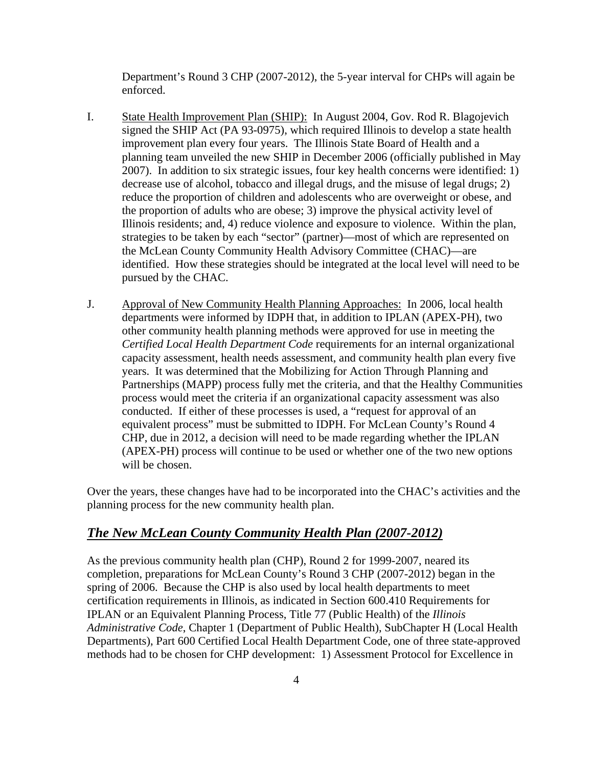Department's Round 3 CHP (2007-2012), the 5-year interval for CHPs will again be enforced.

I. State Health Improvement Plan (SHIP): In August 2004, Gov. Rod R. Blagojevich signed the SHIP Act (PA 93-0975), which required Illinois to develop a state health improvement plan every four years. The Illinois State Board of Health and a planning team unveiled the new SHIP in December 2006 (officially published in May 2007). In addition to six strategic issues, four key health concerns were identified: 1) decrease use of alcohol, tobacco and illegal drugs, and the misuse of legal drugs; 2) reduce the proportion of children and adolescents who are overweight or obese, and the proportion of adults who are obese; 3) improve the physical activity level of Illinois residents; and, 4) reduce violence and exposure to violence. Within the plan, strategies to be taken by each "sector" (partner)—most of which are represented on the McLean County Community Health Advisory Committee (CHAC)—are identified. How these strategies should be integrated at the local level will need to be pursued by the CHAC.

J. Approval of New Community Health Planning Approaches: In 2006, local health departments were informed by IDPH that, in addition to IPLAN (APEX-PH), two other community health planning methods were approved for use in meeting the *Certified Local Health Department Code* requirements for an internal organizational capacity assessment, health needs assessment, and community health plan every five years. It was determined that the Mobilizing for Action Through Planning and Partnerships (MAPP) process fully met the criteria, and that the Healthy Communities process would meet the criteria if an organizational capacity assessment was also conducted. If either of these processes is used, a "request for approval of an equivalent process" must be submitted to IDPH. For McLean County's Round 4 CHP, due in 2012, a decision will need to be made regarding whether the IPLAN (APEX-PH) process will continue to be used or whether one of the two new options will be chosen.

Over the years, these changes have had to be incorporated into the CHAC's activities and the planning process for the new community health plan.

## *The New McLean County Community Health Plan (2007-2012)*

As the previous community health plan (CHP), Round 2 for 1999-2007, neared its completion, preparations for McLean County's Round 3 CHP (2007-2012) began in the spring of 2006. Because the CHP is also used by local health departments to meet certification requirements in Illinois, as indicated in Section 600.410 Requirements for IPLAN or an Equivalent Planning Process, Title 77 (Public Health) of the *Illinois Administrative Code*, Chapter 1 (Department of Public Health), SubChapter H (Local Health Departments), Part 600 Certified Local Health Department Code, one of three state-approved methods had to be chosen for CHP development: 1) Assessment Protocol for Excellence in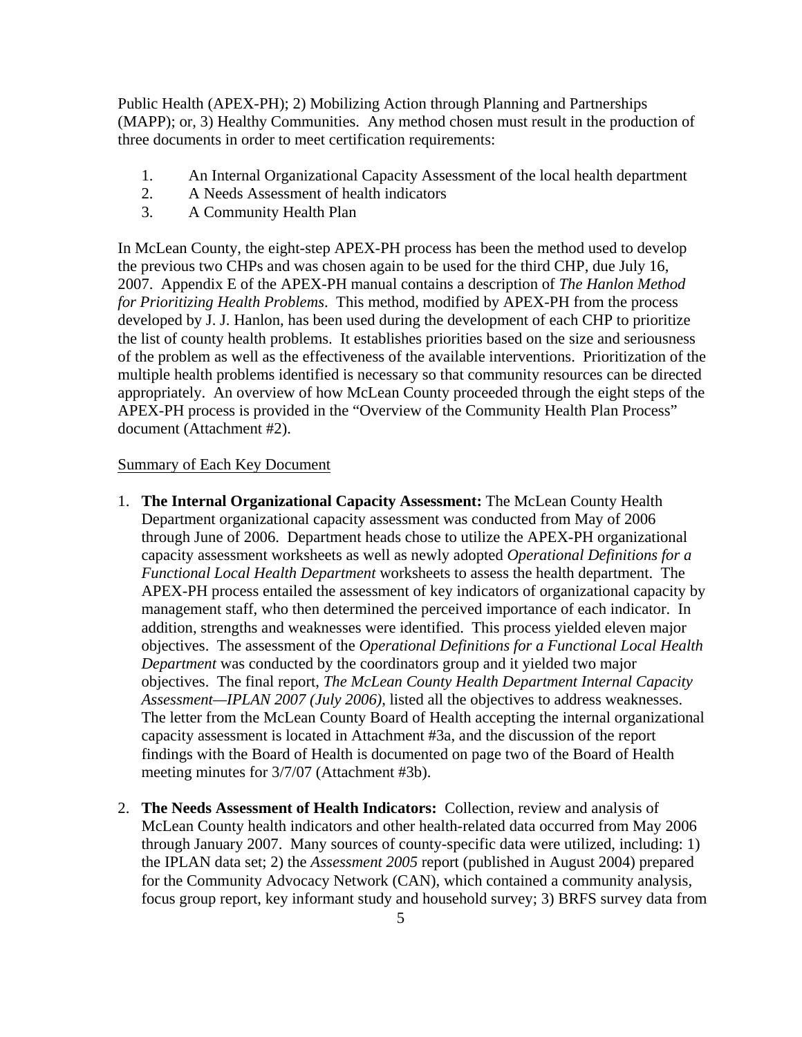Public Health (APEX-PH); 2) Mobilizing Action through Planning and Partnerships (MAPP); or, 3) Healthy Communities. Any method chosen must result in the production of three documents in order to meet certification requirements:

1. An Internal Organizational Capacity Assessment of the local health department
2. A Needs Assessment of health indicators
3. A Community Health Plan

In McLean County, the eight-step APEX-PH process has been the method used to develop the previous two CHPs and was chosen again to be used for the third CHP, due July 16, 2007. Appendix E of the APEX-PH manual contains a description of *The Hanlon Method for Prioritizing Health Problems*. This method, modified by APEX-PH from the process developed by J. J. Hanlon, has been used during the development of each CHP to prioritize the list of county health problems. It establishes priorities based on the size and seriousness of the problem as well as the effectiveness of the available interventions. Prioritization of the multiple health problems identified is necessary so that community resources can be directed appropriately. An overview of how McLean County proceeded through the eight steps of the APEX-PH process is provided in the "Overview of the Community Health Plan Process" document (Attachment #2).

<u>Summary of Each Key Document</u>

1. **The Internal Organizational Capacity Assessment:** The McLean County Health Department organizational capacity assessment was conducted from May of 2006 through June of 2006. Department heads chose to utilize the APEX-PH organizational capacity assessment worksheets as well as newly adopted *Operational Definitions for a Functional Local Health Department* worksheets to assess the health department. The APEX-PH process entailed the assessment of key indicators of organizational capacity by management staff, who then determined the perceived importance of each indicator. In addition, strengths and weaknesses were identified. This process yielded eleven major objectives. The assessment of the *Operational Definitions for a Functional Local Health Department* was conducted by the coordinators group and it yielded two major objectives. The final report, *The McLean County Health Department Internal Capacity Assessment—IPLAN 2007 (July 2006)*, listed all the objectives to address weaknesses. The letter from the McLean County Board of Health accepting the internal organizational capacity assessment is located in Attachment #3a, and the discussion of the report findings with the Board of Health is documented on page two of the Board of Health meeting minutes for 3/7/07 (Attachment #3b).

2. **The Needs Assessment of Health Indicators:** Collection, review and analysis of McLean County health indicators and other health-related data occurred from May 2006 through January 2007. Many sources of county-specific data were utilized, including: 1) the IPLAN data set; 2) the *Assessment 2005* report (published in August 2004) prepared for the Community Advocacy Network (CAN), which contained a community analysis, focus group report, key informant study and household survey; 3) BRFS survey data from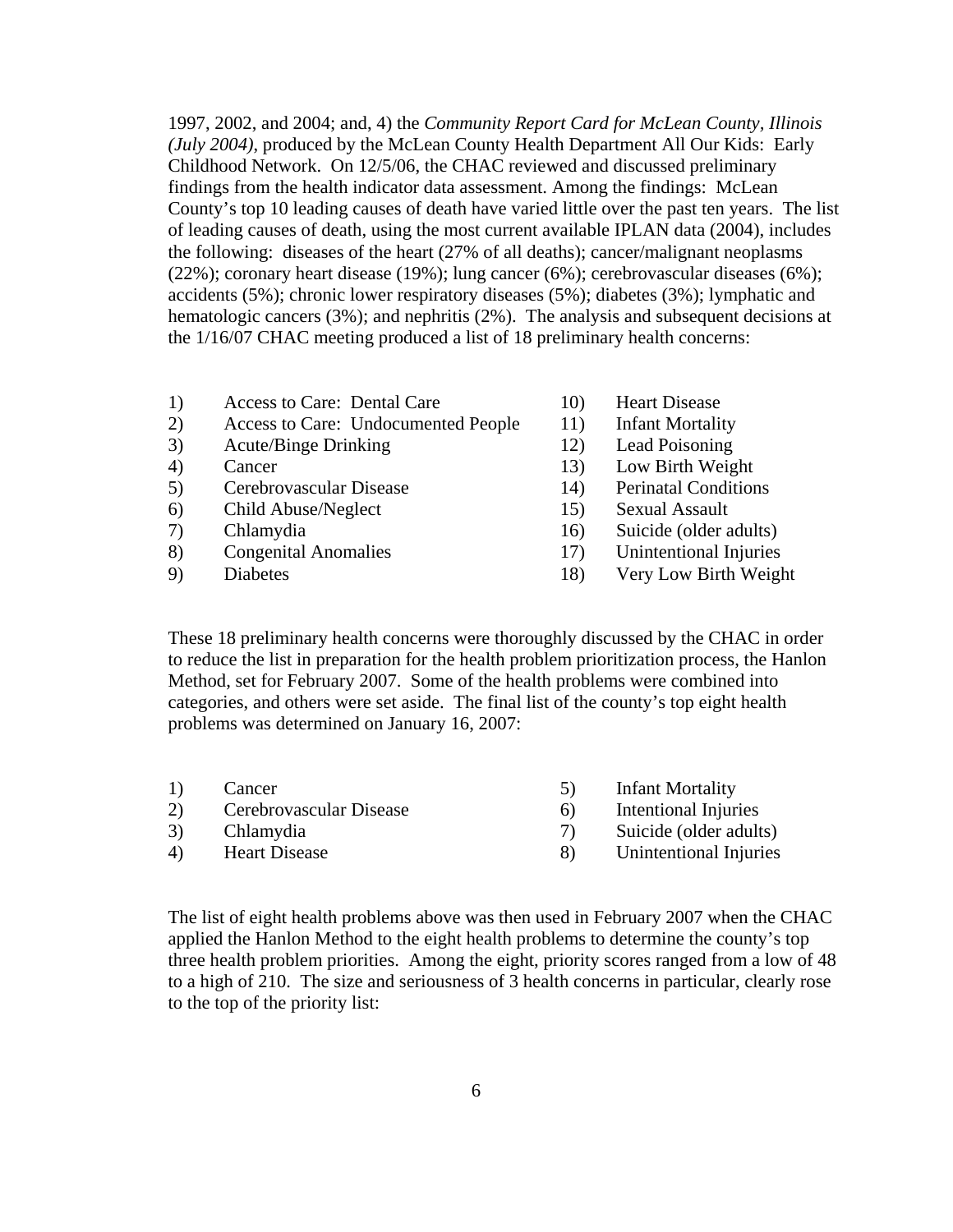1997, 2002, and 2004; and, 4) the *Community Report Card for McLean County, Illinois (July 2004)*, produced by the McLean County Health Department All Our Kids: Early Childhood Network. On 12/5/06, the CHAC reviewed and discussed preliminary findings from the health indicator data assessment. Among the findings: McLean County's top 10 leading causes of death have varied little over the past ten years. The list of leading causes of death, using the most current available IPLAN data (2004), includes the following: diseases of the heart (27% of all deaths); cancer/malignant neoplasms (22%); coronary heart disease (19%); lung cancer (6%); cerebrovascular diseases (6%); accidents (5%); chronic lower respiratory diseases (5%); diabetes (3%); lymphatic and hematologic cancers (3%); and nephritis (2%). The analysis and subsequent decisions at the 1/16/07 CHAC meeting produced a list of 18 preliminary health concerns:

1) Access to Care: Dental Care
2) Access to Care: Undocumented People
3) Acute/Binge Drinking
4) Cancer
5) Cerebrovascular Disease
6) Child Abuse/Neglect
7) Chlamydia
8) Congenital Anomalies
9) Diabetes
10) Heart Disease
11) Infant Mortality
12) Lead Poisoning
13) Low Birth Weight
14) Perinatal Conditions
15) Sexual Assault
16) Suicide (older adults)
17) Unintentional Injuries
18) Very Low Birth Weight

These 18 preliminary health concerns were thoroughly discussed by the CHAC in order to reduce the list in preparation for the health problem prioritization process, the Hanlon Method, set for February 2007. Some of the health problems were combined into categories, and others were set aside. The final list of the county's top eight health problems was determined on January 16, 2007:

1) Cancer
2) Cerebrovascular Disease
3) Chlamydia
4) Heart Disease
5) Infant Mortality
6) Intentional Injuries
7) Suicide (older adults)
8) Unintentional Injuries

The list of eight health problems above was then used in February 2007 when the CHAC applied the Hanlon Method to the eight health problems to determine the county's top three health problem priorities. Among the eight, priority scores ranged from a low of 48 to a high of 210. The size and seriousness of 3 health concerns in particular, clearly rose to the top of the priority list: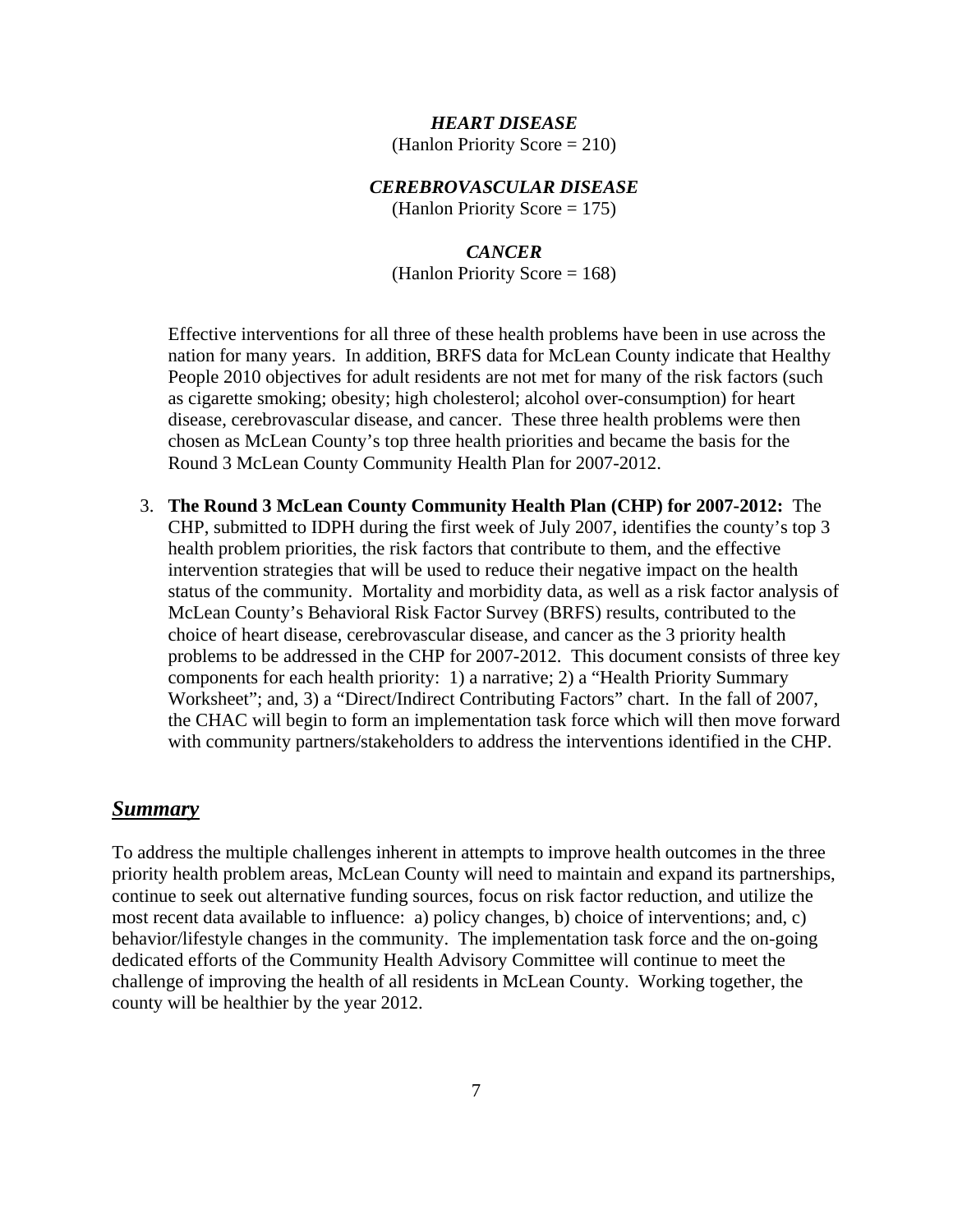***HEART DISEASE***
(Hanlon Priority Score = 210)

***CEREBROVASCULAR DISEASE***
(Hanlon Priority Score = 175)

***CANCER***
(Hanlon Priority Score = 168)

Effective interventions for all three of these health problems have been in use across the nation for many years. In addition, BRFS data for McLean County indicate that Healthy People 2010 objectives for adult residents are not met for many of the risk factors (such as cigarette smoking; obesity; high cholesterol; alcohol over-consumption) for heart disease, cerebrovascular disease, and cancer. These three health problems were then chosen as McLean County's top three health priorities and became the basis for the Round 3 McLean County Community Health Plan for 2007-2012.

3. **The Round 3 McLean County Community Health Plan (CHP) for 2007-2012:** The CHP, submitted to IDPH during the first week of July 2007, identifies the county's top 3 health problem priorities, the risk factors that contribute to them, and the effective intervention strategies that will be used to reduce their negative impact on the health status of the community. Mortality and morbidity data, as well as a risk factor analysis of McLean County's Behavioral Risk Factor Survey (BRFS) results, contributed to the choice of heart disease, cerebrovascular disease, and cancer as the 3 priority health problems to be addressed in the CHP for 2007-2012. This document consists of three key components for each health priority: 1) a narrative; 2) a "Health Priority Summary Worksheet"; and, 3) a "Direct/Indirect Contributing Factors" chart. In the fall of 2007, the CHAC will begin to form an implementation task force which will then move forward with community partners/stakeholders to address the interventions identified in the CHP.

## ***Summary***

To address the multiple challenges inherent in attempts to improve health outcomes in the three priority health problem areas, McLean County will need to maintain and expand its partnerships, continue to seek out alternative funding sources, focus on risk factor reduction, and utilize the most recent data available to influence: a) policy changes, b) choice of interventions; and, c) behavior/lifestyle changes in the community. The implementation task force and the on-going dedicated efforts of the Community Health Advisory Committee will continue to meet the challenge of improving the health of all residents in McLean County. Working together, the county will be healthier by the year 2012.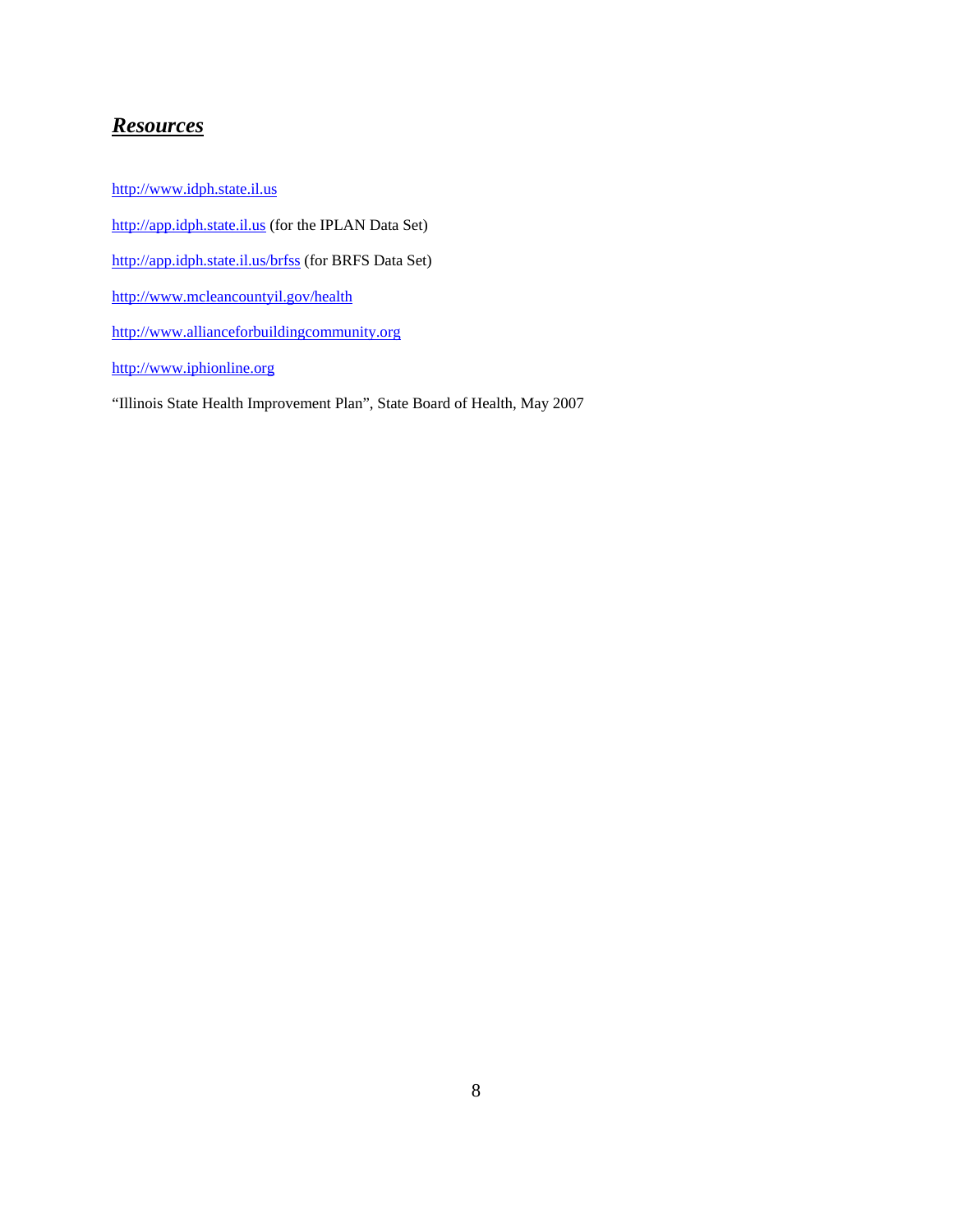## ***Resources***

http://www.idph.state.il.us

http://app.idph.state.il.us (for the IPLAN Data Set)

http://app.idph.state.il.us/brfss (for BRFS Data Set)

http://www.mcleancountyil.gov/health

http://www.allianceforbuildingcommunity.org

http://www.iphionline.org

"Illinois State Health Improvement Plan", State Board of Health, May 2007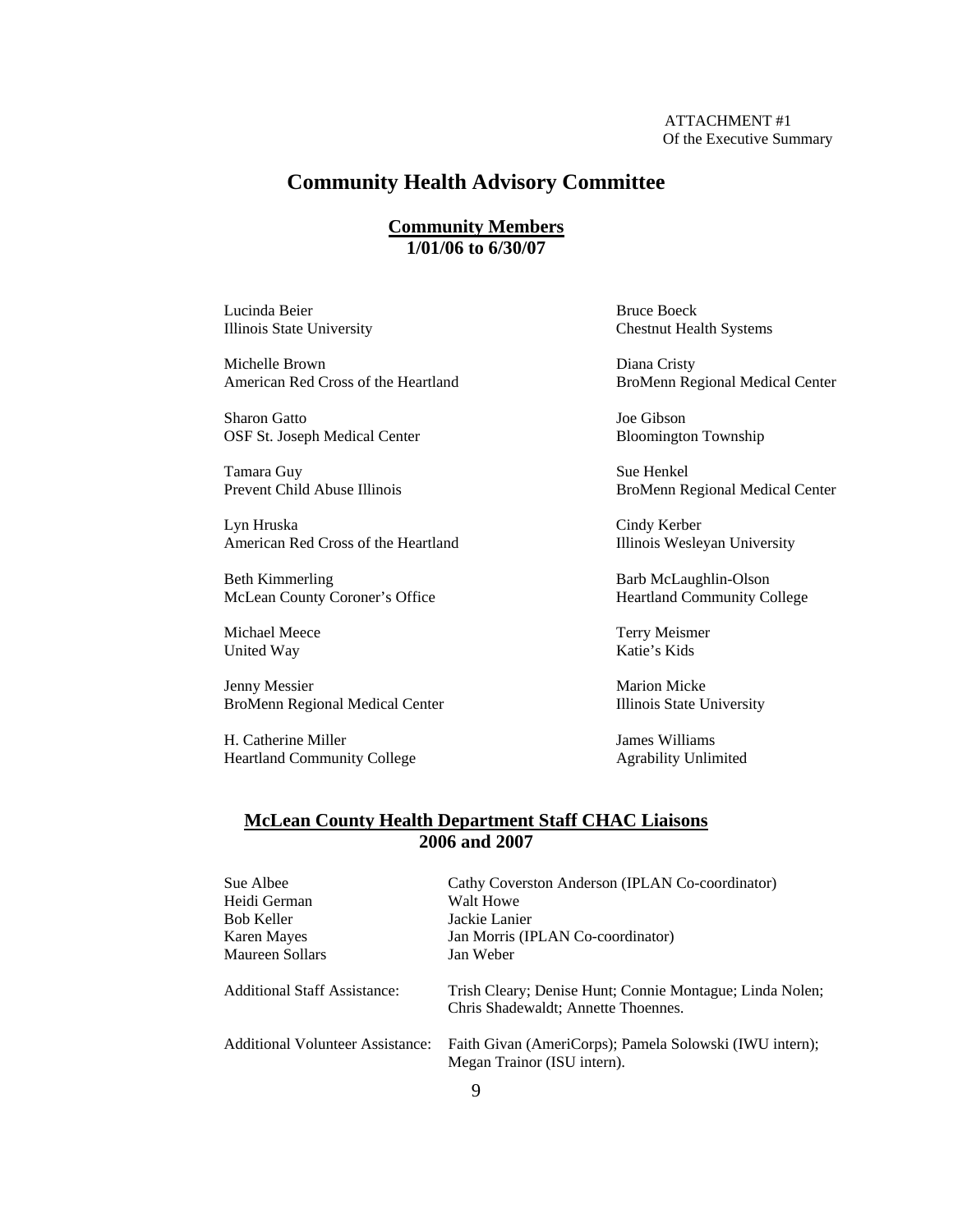ATTACHMENT #1
Of the Executive Summary

# Community Health Advisory Committee

## Community Members
**1/01/06 to 6/30/07**

Lucinda Beier
Illinois State University

Bruce Boeck
Chestnut Health Systems

Michelle Brown
American Red Cross of the Heartland

Diana Cristy
BroMenn Regional Medical Center

Sharon Gatto
OSF St. Joseph Medical Center

Joe Gibson
Bloomington Township

Tamara Guy
Prevent Child Abuse Illinois

Sue Henkel
BroMenn Regional Medical Center

Lyn Hruska
American Red Cross of the Heartland

Cindy Kerber
Illinois Wesleyan University

Beth Kimmerling
McLean County Coroner's Office

Barb McLaughlin-Olson
Heartland Community College

Michael Meece
United Way

Terry Meismer
Katie's Kids

Jenny Messier
BroMenn Regional Medical Center

Marion Micke
Illinois State University

H. Catherine Miller
Heartland Community College

James Williams
Agrability Unlimited

## McLean County Health Department Staff CHAC Liaisons
**2006 and 2007**

| | |
|---|---|
| Sue Albee | Cathy Coverston Anderson (IPLAN Co-coordinator) |
| Heidi German | Walt Howe |
| Bob Keller | Jackie Lanier |
| Karen Mayes | Jan Morris (IPLAN Co-coordinator) |
| Maureen Sollars | Jan Weber |

Additional Staff Assistance: Trish Cleary; Denise Hunt; Connie Montague; Linda Nolen; Chris Shadewaldt; Annette Thoennes.

Additional Volunteer Assistance: Faith Givan (AmeriCorps); Pamela Solowski (IWU intern); Megan Trainor (ISU intern).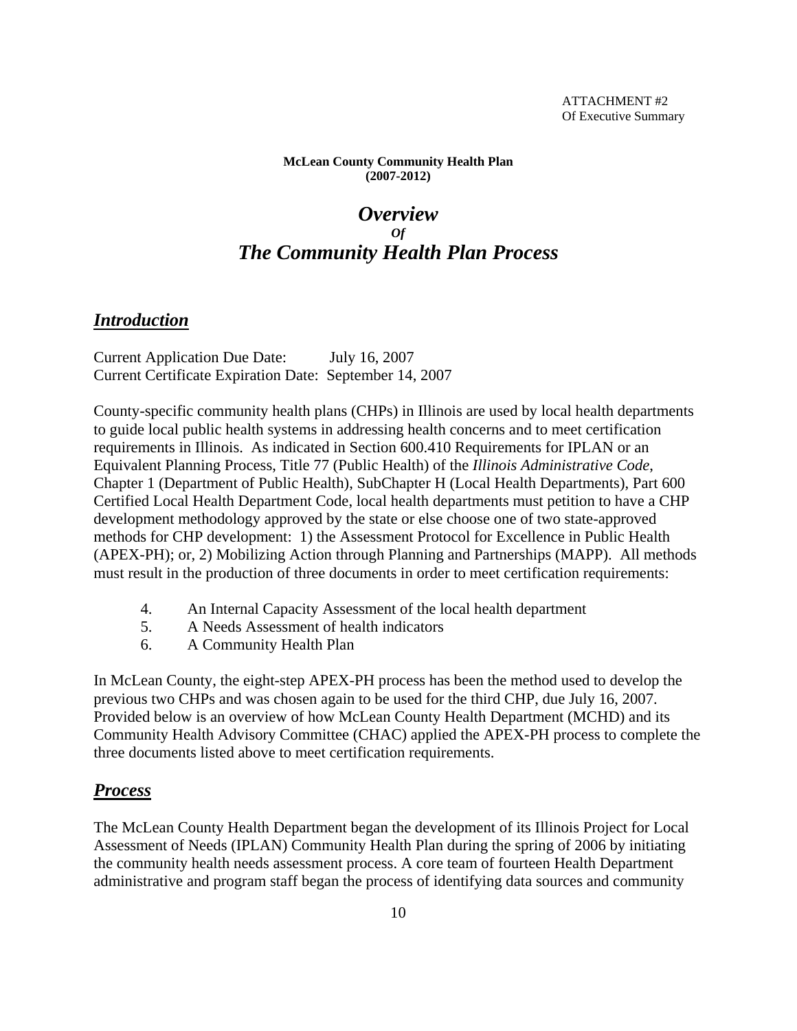ATTACHMENT #2
Of Executive Summary

**McLean County Community Health Plan**
**(2007-2012)**

# *Overview*
### *Of*
# *The Community Health Plan Process*

## ***Introduction***

Current Application Due Date: July 16, 2007
Current Certificate Expiration Date: September 14, 2007

County-specific community health plans (CHPs) in Illinois are used by local health departments to guide local public health systems in addressing health concerns and to meet certification requirements in Illinois. As indicated in Section 600.410 Requirements for IPLAN or an Equivalent Planning Process, Title 77 (Public Health) of the *Illinois Administrative Code*, Chapter 1 (Department of Public Health), SubChapter H (Local Health Departments), Part 600 Certified Local Health Department Code, local health departments must petition to have a CHP development methodology approved by the state or else choose one of two state-approved methods for CHP development: 1) the Assessment Protocol for Excellence in Public Health (APEX-PH); or, 2) Mobilizing Action through Planning and Partnerships (MAPP). All methods must result in the production of three documents in order to meet certification requirements:

4. An Internal Capacity Assessment of the local health department
5. A Needs Assessment of health indicators
6. A Community Health Plan

In McLean County, the eight-step APEX-PH process has been the method used to develop the previous two CHPs and was chosen again to be used for the third CHP, due July 16, 2007. Provided below is an overview of how McLean County Health Department (MCHD) and its Community Health Advisory Committee (CHAC) applied the APEX-PH process to complete the three documents listed above to meet certification requirements.

## ***Process***

The McLean County Health Department began the development of its Illinois Project for Local Assessment of Needs (IPLAN) Community Health Plan during the spring of 2006 by initiating the community health needs assessment process. A core team of fourteen Health Department administrative and program staff began the process of identifying data sources and community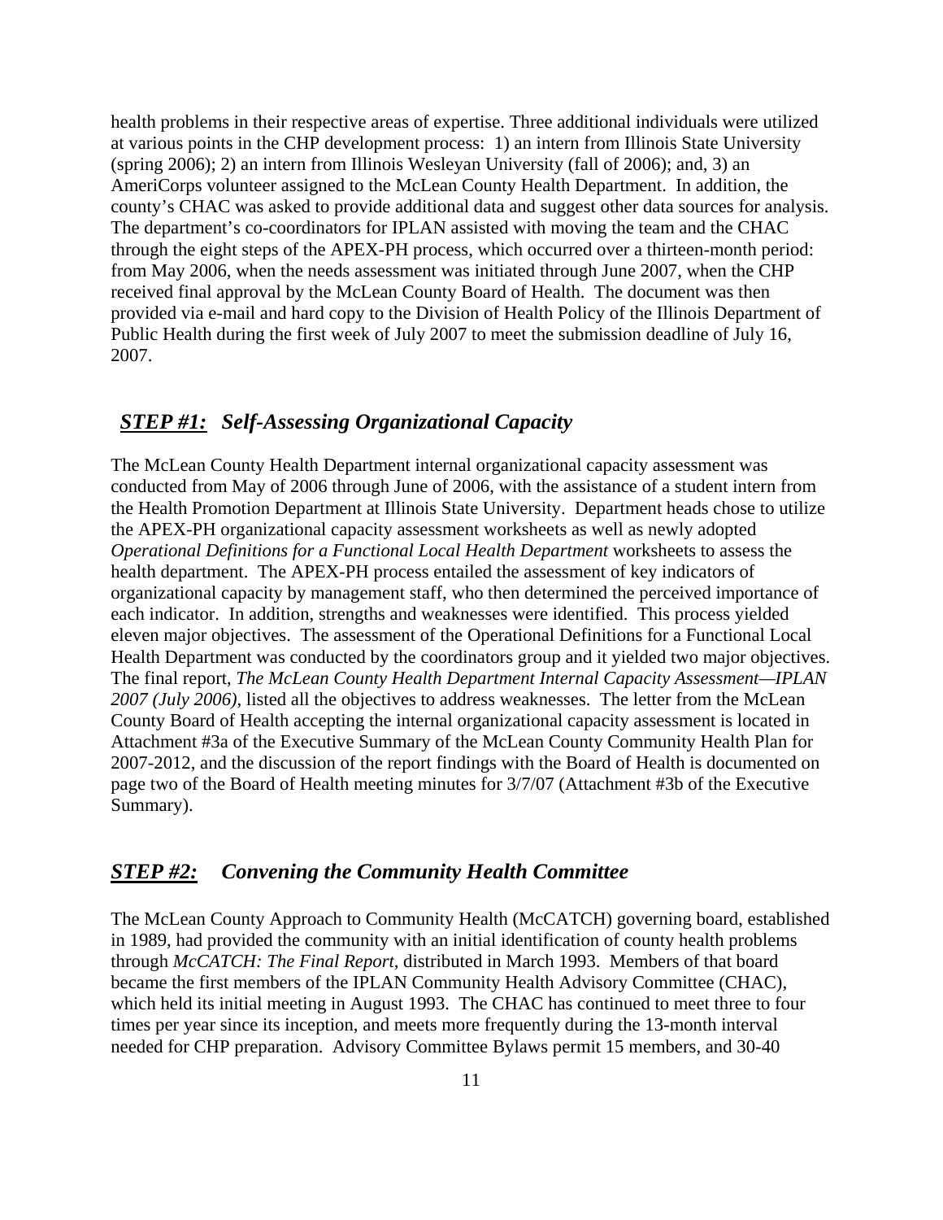health problems in their respective areas of expertise. Three additional individuals were utilized at various points in the CHP development process: 1) an intern from Illinois State University (spring 2006); 2) an intern from Illinois Wesleyan University (fall of 2006); and, 3) an AmeriCorps volunteer assigned to the McLean County Health Department. In addition, the county's CHAC was asked to provide additional data and suggest other data sources for analysis. The department's co-coordinators for IPLAN assisted with moving the team and the CHAC through the eight steps of the APEX-PH process, which occurred over a thirteen-month period: from May 2006, when the needs assessment was initiated through June 2007, when the CHP received final approval by the McLean County Board of Health. The document was then provided via e-mail and hard copy to the Division of Health Policy of the Illinois Department of Public Health during the first week of July 2007 to meet the submission deadline of July 16, 2007.

## ***STEP #1:*** *Self-Assessing Organizational Capacity*

The McLean County Health Department internal organizational capacity assessment was conducted from May of 2006 through June of 2006, with the assistance of a student intern from the Health Promotion Department at Illinois State University. Department heads chose to utilize the APEX-PH organizational capacity assessment worksheets as well as newly adopted *Operational Definitions for a Functional Local Health Department* worksheets to assess the health department. The APEX-PH process entailed the assessment of key indicators of organizational capacity by management staff, who then determined the perceived importance of each indicator. In addition, strengths and weaknesses were identified. This process yielded eleven major objectives. The assessment of the Operational Definitions for a Functional Local Health Department was conducted by the coordinators group and it yielded two major objectives. The final report, *The McLean County Health Department Internal Capacity Assessment—IPLAN 2007 (July 2006)*, listed all the objectives to address weaknesses. The letter from the McLean County Board of Health accepting the internal organizational capacity assessment is located in Attachment #3a of the Executive Summary of the McLean County Community Health Plan for 2007-2012, and the discussion of the report findings with the Board of Health is documented on page two of the Board of Health meeting minutes for 3/7/07 (Attachment #3b of the Executive Summary).

## ***STEP #2:*** *Convening the Community Health Committee*

The McLean County Approach to Community Health (McCATCH) governing board, established in 1989, had provided the community with an initial identification of county health problems through *McCATCH: The Final Report*, distributed in March 1993. Members of that board became the first members of the IPLAN Community Health Advisory Committee (CHAC), which held its initial meeting in August 1993. The CHAC has continued to meet three to four times per year since its inception, and meets more frequently during the 13-month interval needed for CHP preparation. Advisory Committee Bylaws permit 15 members, and 30-40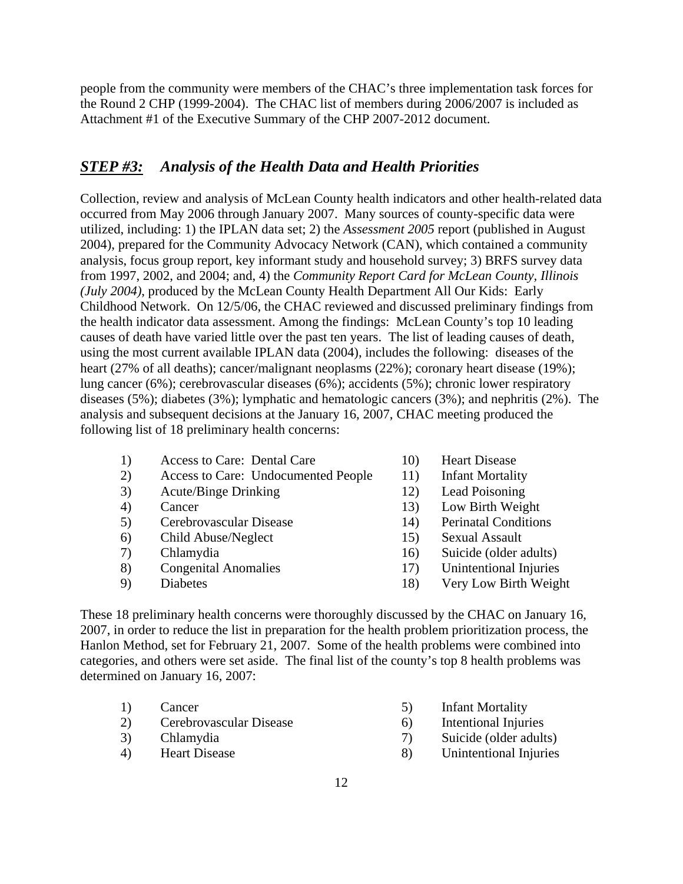people from the community were members of the CHAC's three implementation task forces for the Round 2 CHP (1999-2004). The CHAC list of members during 2006/2007 is included as Attachment #1 of the Executive Summary of the CHP 2007-2012 document.

## ***STEP #3:*** *Analysis of the Health Data and Health Priorities*

Collection, review and analysis of McLean County health indicators and other health-related data occurred from May 2006 through January 2007. Many sources of county-specific data were utilized, including: 1) the IPLAN data set; 2) the *Assessment 2005* report (published in August 2004), prepared for the Community Advocacy Network (CAN), which contained a community analysis, focus group report, key informant study and household survey; 3) BRFS survey data from 1997, 2002, and 2004; and, 4) the *Community Report Card for McLean County, Illinois (July 2004)*, produced by the McLean County Health Department All Our Kids: Early Childhood Network. On 12/5/06, the CHAC reviewed and discussed preliminary findings from the health indicator data assessment. Among the findings: McLean County's top 10 leading causes of death have varied little over the past ten years. The list of leading causes of death, using the most current available IPLAN data (2004), includes the following: diseases of the heart (27% of all deaths); cancer/malignant neoplasms (22%); coronary heart disease (19%); lung cancer (6%); cerebrovascular diseases (6%); accidents (5%); chronic lower respiratory diseases (5%); diabetes (3%); lymphatic and hematologic cancers (3%); and nephritis (2%). The analysis and subsequent decisions at the January 16, 2007, CHAC meeting produced the following list of 18 preliminary health concerns:

1) Access to Care: Dental Care
2) Access to Care: Undocumented People
3) Acute/Binge Drinking
4) Cancer
5) Cerebrovascular Disease
6) Child Abuse/Neglect
7) Chlamydia
8) Congenital Anomalies
9) Diabetes
10) Heart Disease
11) Infant Mortality
12) Lead Poisoning
13) Low Birth Weight
14) Perinatal Conditions
15) Sexual Assault
16) Suicide (older adults)
17) Unintentional Injuries
18) Very Low Birth Weight

These 18 preliminary health concerns were thoroughly discussed by the CHAC on January 16, 2007, in order to reduce the list in preparation for the health problem prioritization process, the Hanlon Method, set for February 21, 2007. Some of the health problems were combined into categories, and others were set aside. The final list of the county's top 8 health problems was determined on January 16, 2007:

1) Cancer
2) Cerebrovascular Disease
3) Chlamydia
4) Heart Disease
5) Infant Mortality
6) Intentional Injuries
7) Suicide (older adults)
8) Unintentional Injuries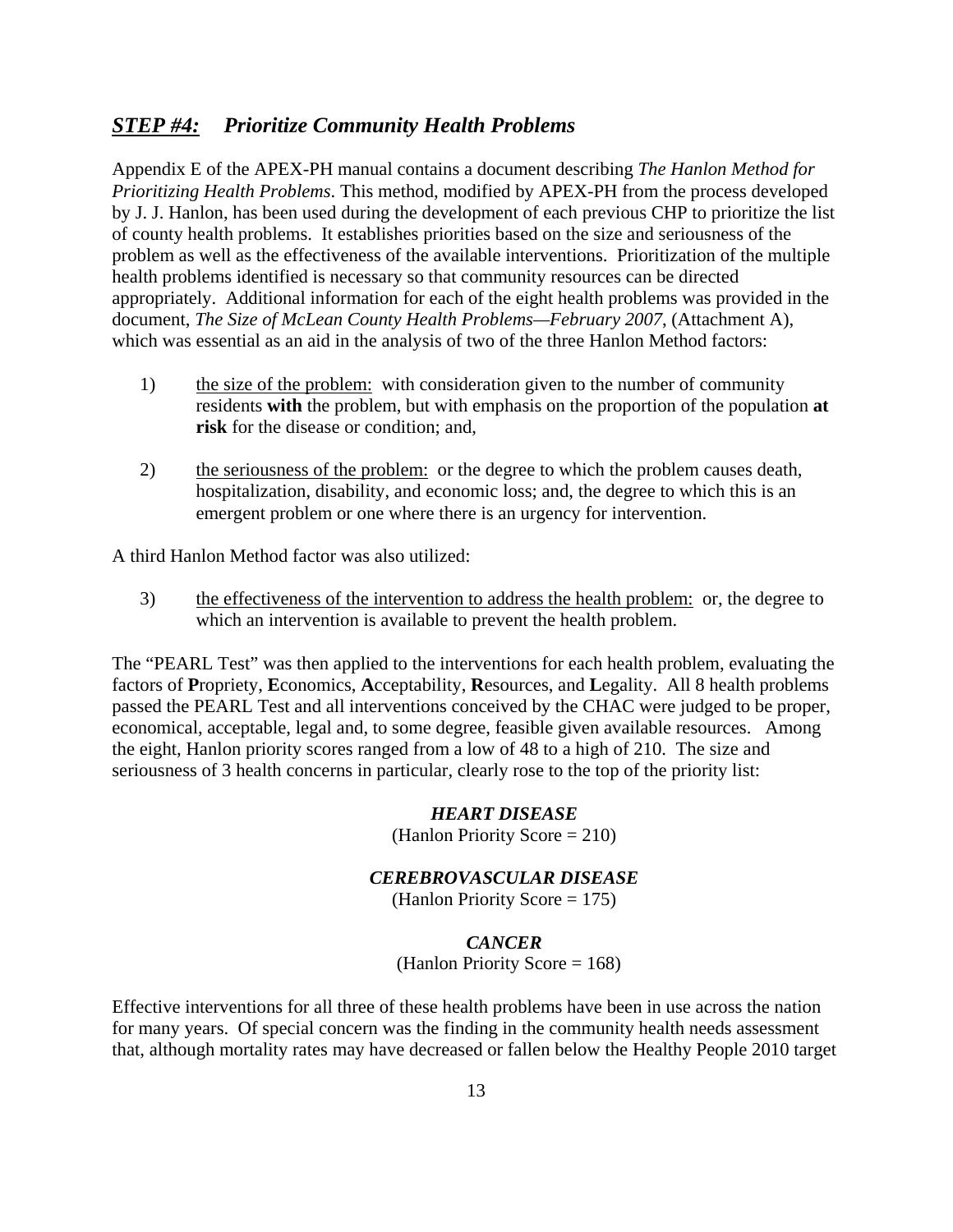## ***STEP #4:*** ***Prioritize Community Health Problems***

Appendix E of the APEX-PH manual contains a document describing *The Hanlon Method for Prioritizing Health Problems*. This method, modified by APEX-PH from the process developed by J. J. Hanlon, has been used during the development of each previous CHP to prioritize the list of county health problems. It establishes priorities based on the size and seriousness of the problem as well as the effectiveness of the available interventions. Prioritization of the multiple health problems identified is necessary so that community resources can be directed appropriately. Additional information for each of the eight health problems was provided in the document, *The Size of McLean County Health Problems—February 2007*, (Attachment A), which was essential as an aid in the analysis of two of the three Hanlon Method factors:

1) <u>the size of the problem:</u> with consideration given to the number of community residents **with** the problem, but with emphasis on the proportion of the population **at risk** for the disease or condition; and,

2) <u>the seriousness of the problem:</u> or the degree to which the problem causes death, hospitalization, disability, and economic loss; and, the degree to which this is an emergent problem or one where there is an urgency for intervention.

A third Hanlon Method factor was also utilized:

3) <u>the effectiveness of the intervention to address the health problem:</u> or, the degree to which an intervention is available to prevent the health problem.

The "PEARL Test" was then applied to the interventions for each health problem, evaluating the factors of **P**ropriety, **E**conomics, **A**cceptability, **R**esources, and **L**egality. All 8 health problems passed the PEARL Test and all interventions conceived by the CHAC were judged to be proper, economical, acceptable, legal and, to some degree, feasible given available resources. Among the eight, Hanlon priority scores ranged from a low of 48 to a high of 210. The size and seriousness of 3 health concerns in particular, clearly rose to the top of the priority list:

***HEART DISEASE***
(Hanlon Priority Score = 210)

***CEREBROVASCULAR DISEASE***
(Hanlon Priority Score = 175)

***CANCER***
(Hanlon Priority Score = 168)

Effective interventions for all three of these health problems have been in use across the nation for many years. Of special concern was the finding in the community health needs assessment that, although mortality rates may have decreased or fallen below the Healthy People 2010 target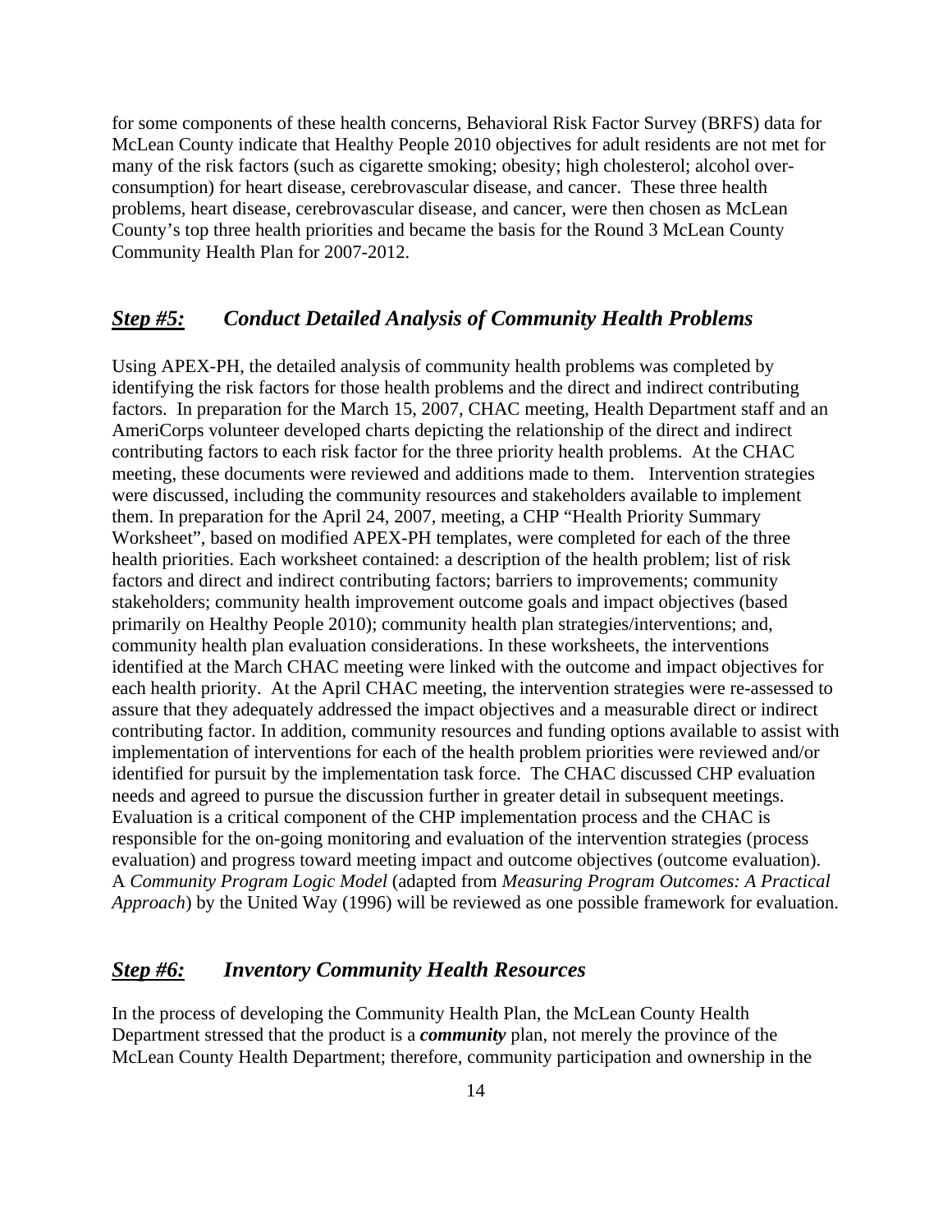for some components of these health concerns, Behavioral Risk Factor Survey (BRFS) data for McLean County indicate that Healthy People 2010 objectives for adult residents are not met for many of the risk factors (such as cigarette smoking; obesity; high cholesterol; alcohol over-consumption) for heart disease, cerebrovascular disease, and cancer. These three health problems, heart disease, cerebrovascular disease, and cancer, were then chosen as McLean County's top three health priorities and became the basis for the Round 3 McLean County Community Health Plan for 2007-2012.

## ***Step #5:*** *Conduct Detailed Analysis of Community Health Problems*

Using APEX-PH, the detailed analysis of community health problems was completed by identifying the risk factors for those health problems and the direct and indirect contributing factors. In preparation for the March 15, 2007, CHAC meeting, Health Department staff and an AmeriCorps volunteer developed charts depicting the relationship of the direct and indirect contributing factors to each risk factor for the three priority health problems. At the CHAC meeting, these documents were reviewed and additions made to them. Intervention strategies were discussed, including the community resources and stakeholders available to implement them. In preparation for the April 24, 2007, meeting, a CHP "Health Priority Summary Worksheet", based on modified APEX-PH templates, were completed for each of the three health priorities. Each worksheet contained: a description of the health problem; list of risk factors and direct and indirect contributing factors; barriers to improvements; community stakeholders; community health improvement outcome goals and impact objectives (based primarily on Healthy People 2010); community health plan strategies/interventions; and, community health plan evaluation considerations. In these worksheets, the interventions identified at the March CHAC meeting were linked with the outcome and impact objectives for each health priority. At the April CHAC meeting, the intervention strategies were re-assessed to assure that they adequately addressed the impact objectives and a measurable direct or indirect contributing factor. In addition, community resources and funding options available to assist with implementation of interventions for each of the health problem priorities were reviewed and/or identified for pursuit by the implementation task force. The CHAC discussed CHP evaluation needs and agreed to pursue the discussion further in greater detail in subsequent meetings. Evaluation is a critical component of the CHP implementation process and the CHAC is responsible for the on-going monitoring and evaluation of the intervention strategies (process evaluation) and progress toward meeting impact and outcome objectives (outcome evaluation). A *Community Program Logic Model* (adapted from *Measuring Program Outcomes: A Practical Approach*) by the United Way (1996) will be reviewed as one possible framework for evaluation.

## ***Step #6:*** *Inventory Community Health Resources*

In the process of developing the Community Health Plan, the McLean County Health Department stressed that the product is a ***community*** plan, not merely the province of the McLean County Health Department; therefore, community participation and ownership in the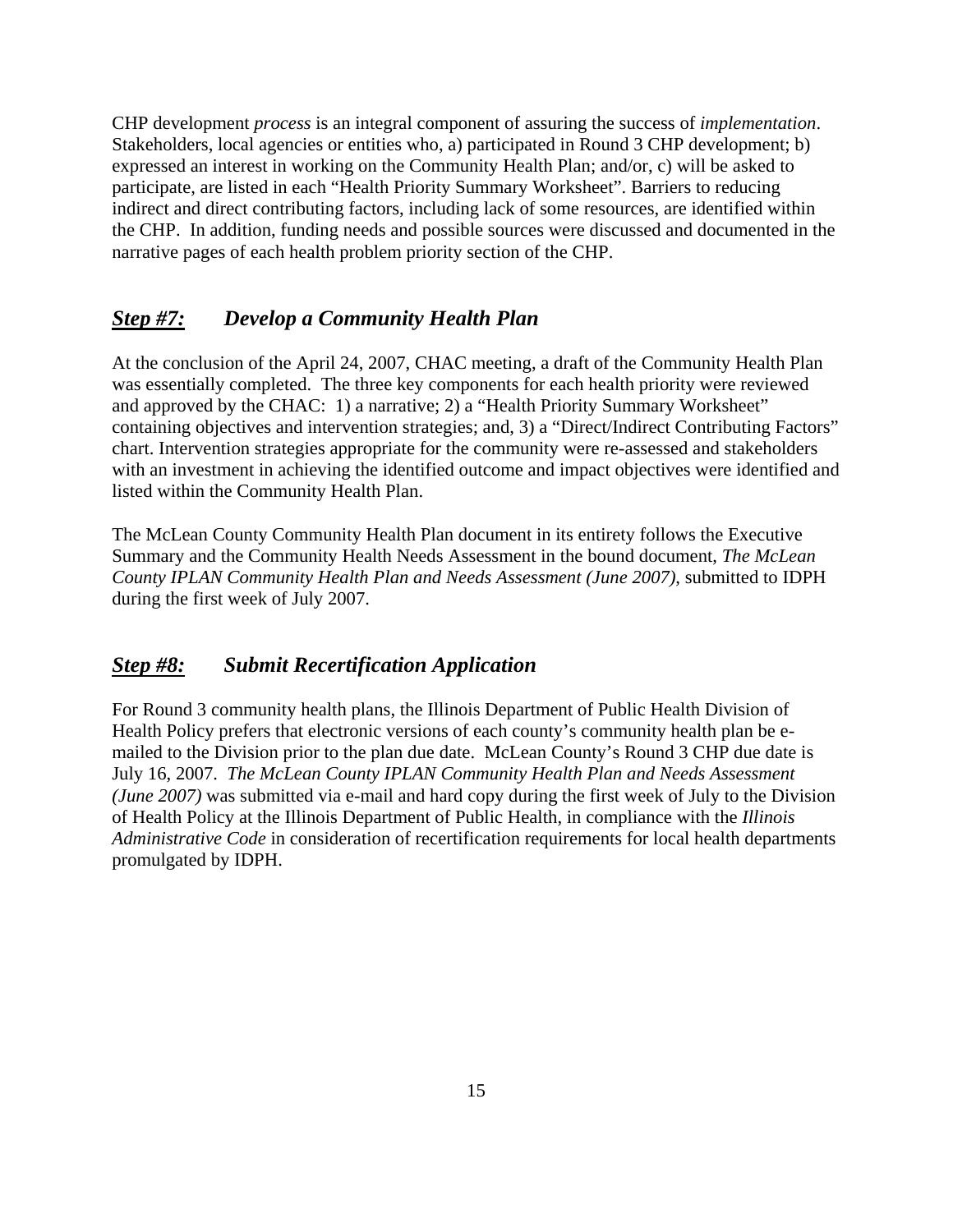CHP development *process* is an integral component of assuring the success of *implementation*. Stakeholders, local agencies or entities who, a) participated in Round 3 CHP development; b) expressed an interest in working on the Community Health Plan; and/or, c) will be asked to participate, are listed in each "Health Priority Summary Worksheet". Barriers to reducing indirect and direct contributing factors, including lack of some resources, are identified within the CHP. In addition, funding needs and possible sources were discussed and documented in the narrative pages of each health problem priority section of the CHP.

## ***Step #7:*** *Develop a Community Health Plan*

At the conclusion of the April 24, 2007, CHAC meeting, a draft of the Community Health Plan was essentially completed. The three key components for each health priority were reviewed and approved by the CHAC: 1) a narrative; 2) a "Health Priority Summary Worksheet" containing objectives and intervention strategies; and, 3) a "Direct/Indirect Contributing Factors" chart. Intervention strategies appropriate for the community were re-assessed and stakeholders with an investment in achieving the identified outcome and impact objectives were identified and listed within the Community Health Plan.

The McLean County Community Health Plan document in its entirety follows the Executive Summary and the Community Health Needs Assessment in the bound document, *The McLean County IPLAN Community Health Plan and Needs Assessment (June 2007)*, submitted to IDPH during the first week of July 2007.

## ***Step #8:*** *Submit Recertification Application*

For Round 3 community health plans, the Illinois Department of Public Health Division of Health Policy prefers that electronic versions of each county's community health plan be e-mailed to the Division prior to the plan due date. McLean County's Round 3 CHP due date is July 16, 2007. *The McLean County IPLAN Community Health Plan and Needs Assessment (June 2007)* was submitted via e-mail and hard copy during the first week of July to the Division of Health Policy at the Illinois Department of Public Health, in compliance with the *Illinois Administrative Code* in consideration of recertification requirements for local health departments promulgated by IDPH.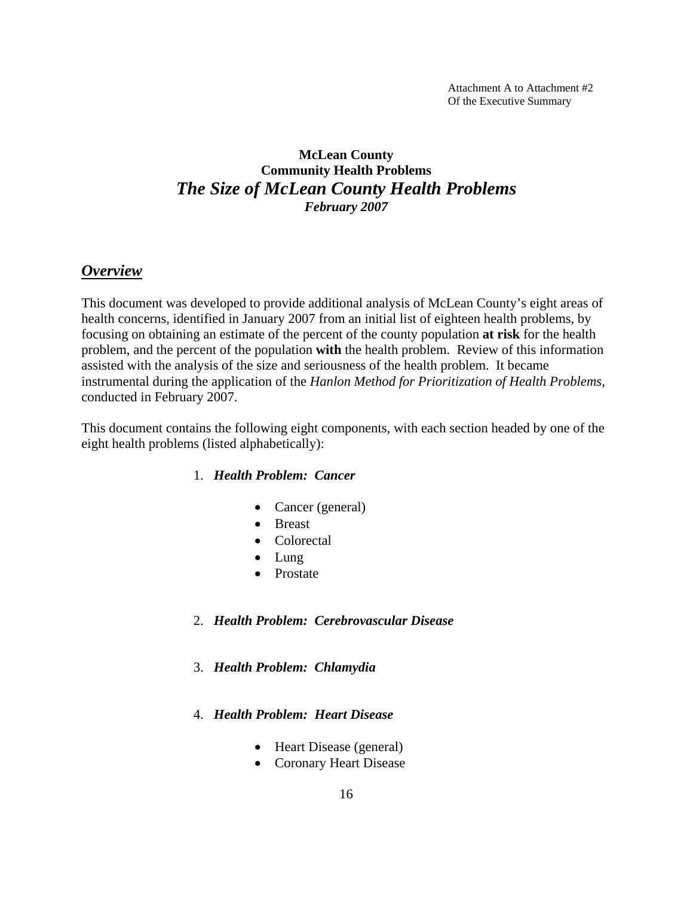Attachment A to Attachment #2
Of the Executive Summary

# McLean County
## Community Health Problems
## *The Size of McLean County Health Problems*
### *February 2007*

## ***Overview***

This document was developed to provide additional analysis of McLean County's eight areas of health concerns, identified in January 2007 from an initial list of eighteen health problems, by focusing on obtaining an estimate of the percent of the county population **at risk** for the health problem, and the percent of the population **with** the health problem. Review of this information assisted with the analysis of the size and seriousness of the health problem. It became instrumental during the application of the *Hanlon Method for Prioritization of Health Problems*, conducted in February 2007.

This document contains the following eight components, with each section headed by one of the eight health problems (listed alphabetically):

1. ***Health Problem: Cancer***
   - Cancer (general)
   - Breast
   - Colorectal
   - Lung
   - Prostate

2. ***Health Problem: Cerebrovascular Disease***

3. ***Health Problem: Chlamydia***

4. ***Health Problem: Heart Disease***
   - Heart Disease (general)
   - Coronary Heart Disease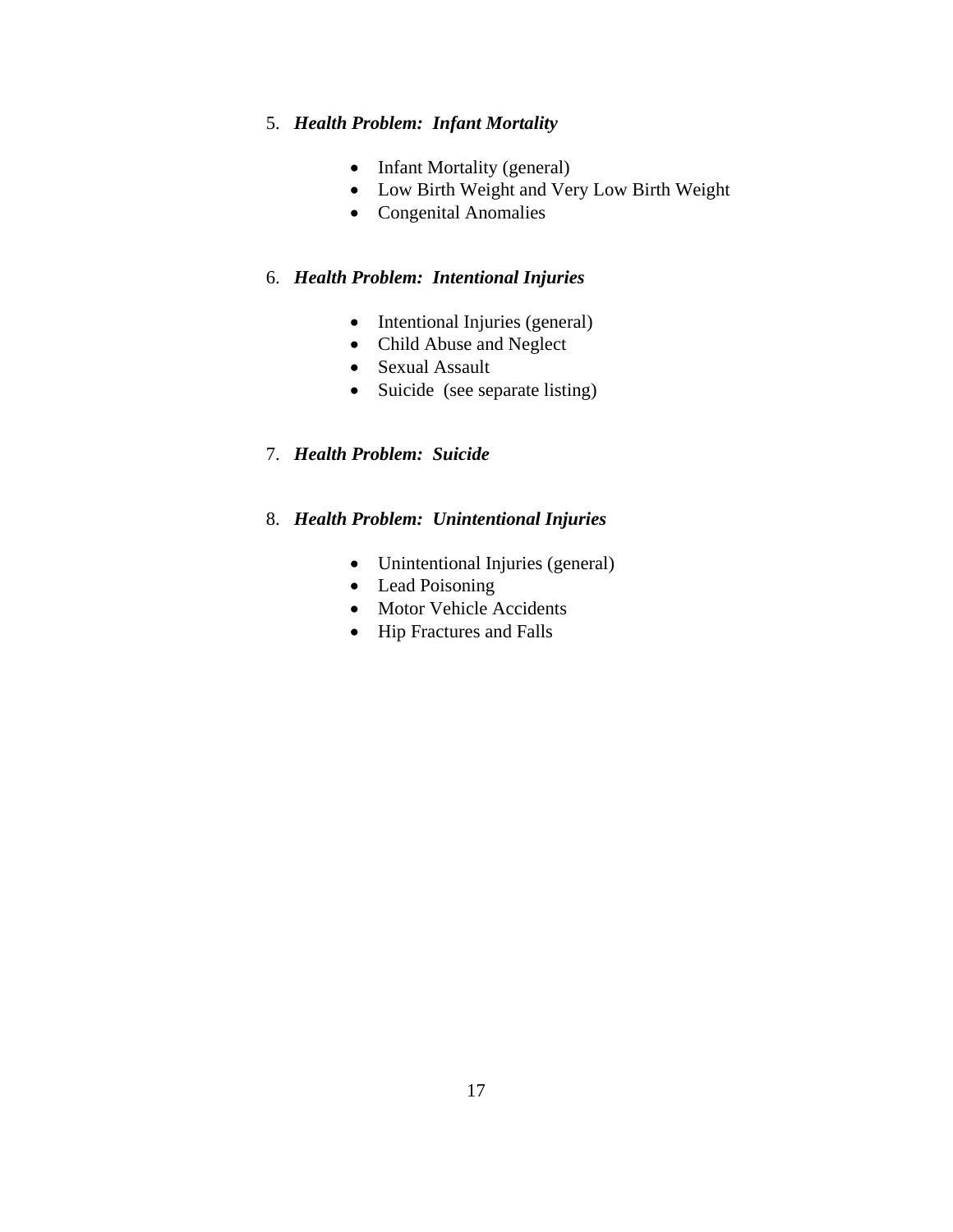5. ***Health Problem: Infant Mortality***

    - Infant Mortality (general)
    - Low Birth Weight and Very Low Birth Weight
    - Congenital Anomalies

6. ***Health Problem: Intentional Injuries***

    - Intentional Injuries (general)
    - Child Abuse and Neglect
    - Sexual Assault
    - Suicide (see separate listing)

7. ***Health Problem: Suicide***

8. ***Health Problem: Unintentional Injuries***

    - Unintentional Injuries (general)
    - Lead Poisoning
    - Motor Vehicle Accidents
    - Hip Fractures and Falls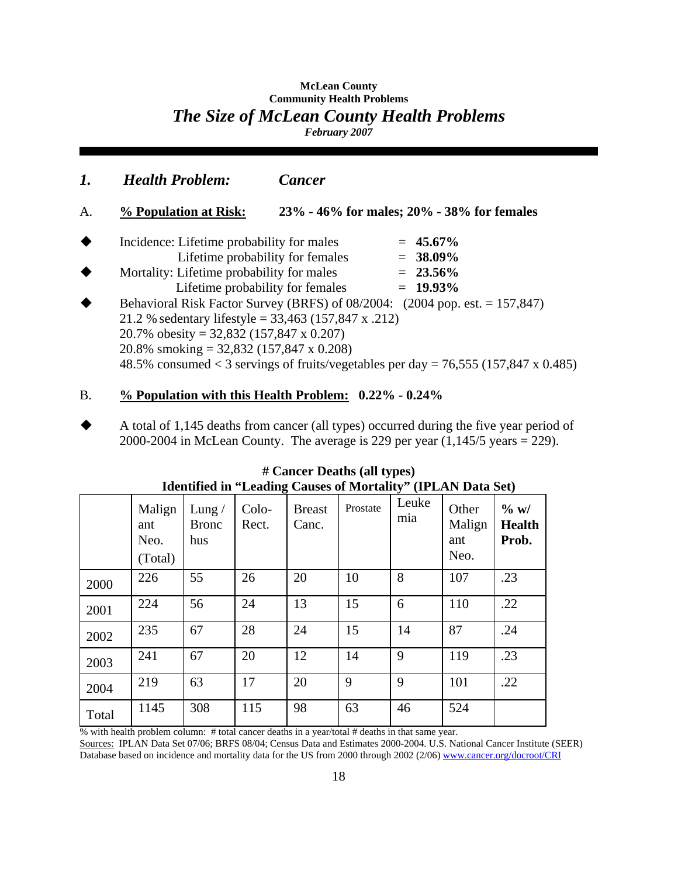**McLean County**
**Community Health Problems**

# *The Size of McLean County Health Problems*

*February 2007*

---

## *1. Health Problem: Cancer*

A. **% Population at Risk:** **23% - 46% for males; 20% - 38% for females**

- Incidence: Lifetime probability for males = **45.67%**
  Lifetime probability for females = **38.09%**
- Mortality: Lifetime probability for males = **23.56%**
  Lifetime probability for females = **19.93%**
- Behavioral Risk Factor Survey (BRFS) of 08/2004: (2004 pop. est. = 157,847)
  21.2 % sedentary lifestyle = 33,463 (157,847 x .212)
  20.7% obesity = 32,832 (157,847 x 0.207)
  20.8% smoking = 32,832 (157,847 x 0.208)
  48.5% consumed < 3 servings of fruits/vegetables per day = 76,555 (157,847 x 0.485)

B. **% Population with this Health Problem:** **0.22% - 0.24%**

- A total of 1,145 deaths from cancer (all types) occurred during the five year period of 2000-2004 in McLean County. The average is 229 per year (1,145/5 years = 229).

**# Cancer Deaths (all types)**
**Identified in "Leading Causes of Mortality" (IPLAN Data Set)**

| | Malignant Neo. (Total) | Lung / Bronchus | Colo-Rect. | Breast Canc. | Prostate | Leukemia | Other Malignant Neo. | **% w/ Health Prob.** |
|---|---|---|---|---|---|---|---|---|
| 2000 | 226 | 55 | 26 | 20 | 10 | 8 | 107 | .23 |
| 2001 | 224 | 56 | 24 | 13 | 15 | 6 | 110 | .22 |
| 2002 | 235 | 67 | 28 | 24 | 15 | 14 | 87 | .24 |
| 2003 | 241 | 67 | 20 | 12 | 14 | 9 | 119 | .23 |
| 2004 | 219 | 63 | 17 | 20 | 9 | 9 | 101 | .22 |
| Total | 1145 | 308 | 115 | 98 | 63 | 46 | 524 | |

% with health problem column: # total cancer deaths in a year/total # deaths in that same year.
Sources: IPLAN Data Set 07/06; BRFS 08/04; Census Data and Estimates 2000-2004. U.S. National Cancer Institute (SEER) Database based on incidence and mortality data for the US from 2000 through 2002 (2/06) www.cancer.org/docroot/CRI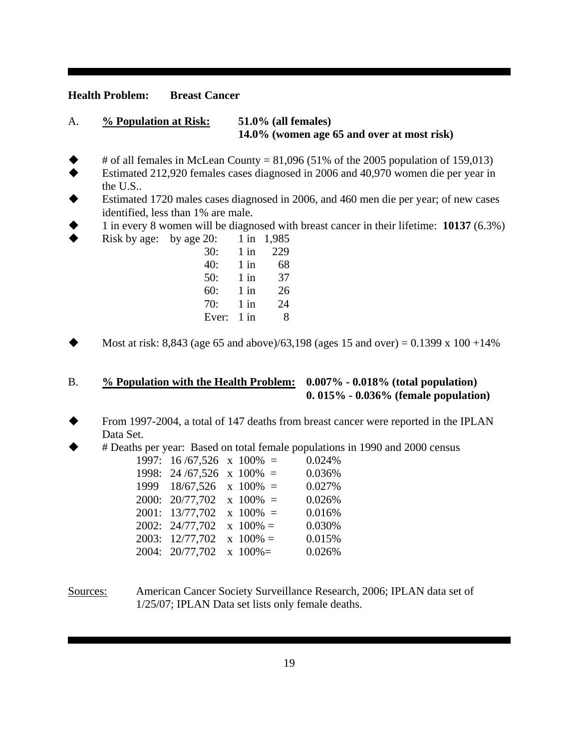**Health Problem:** **Breast Cancer**

A. **<u>% Population at Risk:</u>** **51.0% (all females)**
**14.0% (women age 65 and over at most risk)**

- # of all females in McLean County = 81,096 (51% of the 2005 population of 159,013)
- Estimated 212,920 females cases diagnosed in 2006 and 40,970 women die per year in the U.S..
- Estimated 1720 males cases diagnosed in 2006, and 460 men die per year; of new cases identified, less than 1% are male.
- 1 in every 8 women will be diagnosed with breast cancer in their lifetime: **10137** (6.3%)
- Risk by age:

| Age | Risk |
|---|---|
| by age 20: | 1 in 1,985 |
| 30: | 1 in 229 |
| 40: | 1 in 68 |
| 50: | 1 in 37 |
| 60: | 1 in 26 |
| 70: | 1 in 24 |
| Ever: | 1 in 8 |

- Most at risk: 8,843 (age 65 and above)/63,198 (ages 15 and over) = 0.1399 x 100 +14%

B. **<u>% Population with the Health Problem:</u>** **0.007% - 0.018% (total population)**
**0. 015% - 0.036% (female population)**

- From 1997-2004, a total of 147 deaths from breast cancer were reported in the IPLAN Data Set.
- # Deaths per year: Based on total female populations in 1990 and 2000 census

| Year | Calculation | Result |
|---|---|---|
| 1997: | 16 /67,526 x 100% = | 0.024% |
| 1998: | 24 /67,526 x 100% = | 0.036% |
| 1999 | 18/67,526 x 100% = | 0.027% |
| 2000: | 20/77,702 x 100% = | 0.026% |
| 2001: | 13/77,702 x 100% = | 0.016% |
| 2002: | 24/77,702 x 100% = | 0.030% |
| 2003: | 12/77,702 x 100% = | 0.015% |
| 2004: | 20/77,702 x 100%= | 0.026% |

<u>Sources:</u> American Cancer Society Surveillance Research, 2006; IPLAN data set of 1/25/07; IPLAN Data set lists only female deaths.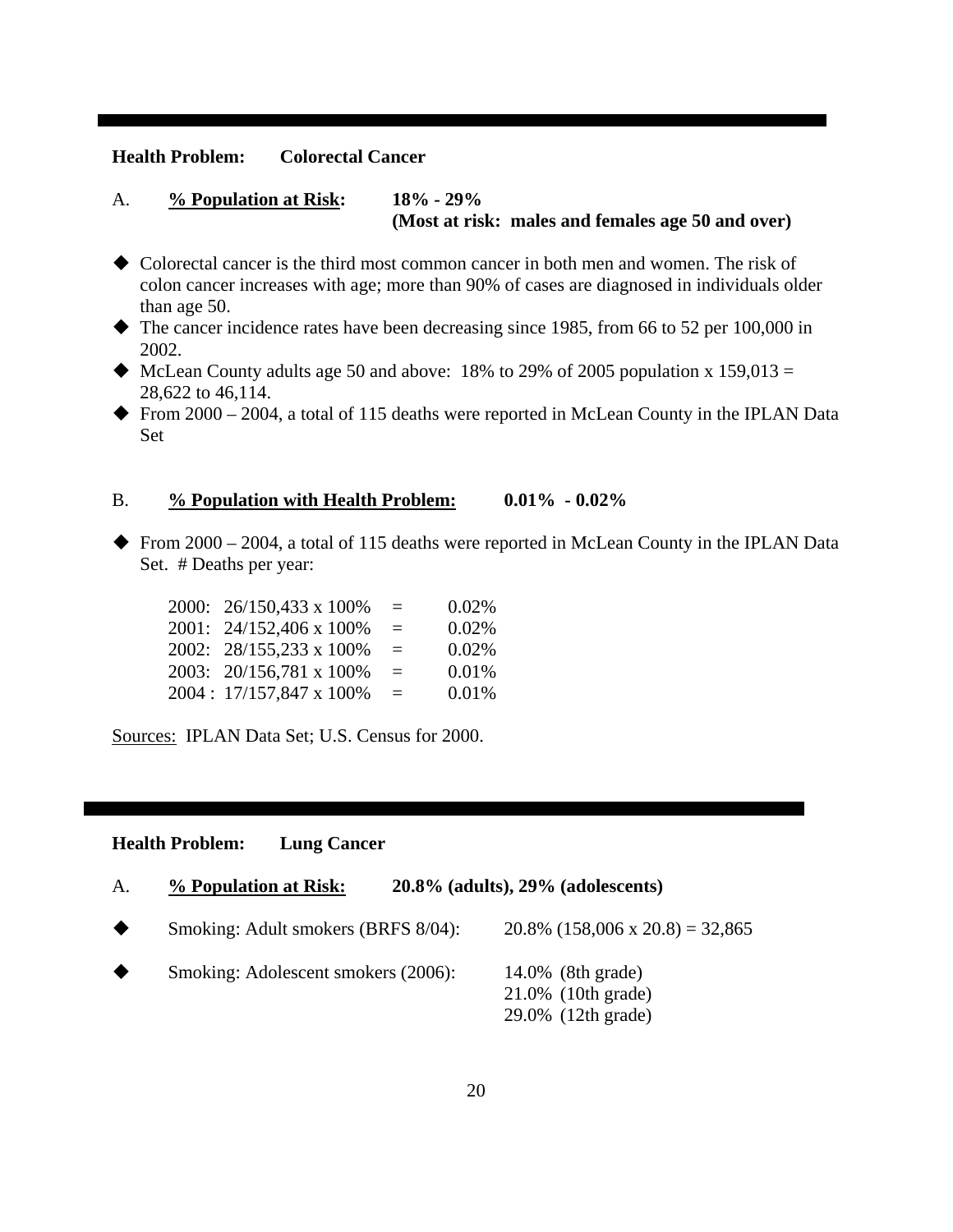---

**Health Problem: Colorectal Cancer**

A. **<u>% Population at Risk</u>: 18% - 29%**
**(Most at risk: males and females age 50 and over)**

- ◆ Colorectal cancer is the third most common cancer in both men and women. The risk of colon cancer increases with age; more than 90% of cases are diagnosed in individuals older than age 50.
- ◆ The cancer incidence rates have been decreasing since 1985, from 66 to 52 per 100,000 in 2002.
- ◆ McLean County adults age 50 and above: 18% to 29% of 2005 population x 159,013 = 28,622 to 46,114.
- ◆ From 2000 – 2004, a total of 115 deaths were reported in McLean County in the IPLAN Data Set

B. **<u>% Population with Health Problem:</u> 0.01% - 0.02%**

- ◆ From 2000 – 2004, a total of 115 deaths were reported in McLean County in the IPLAN Data Set. # Deaths per year:

| | | |
|---|---|---|
| 2000: 26/150,433 x 100% | = | 0.02% |
| 2001: 24/152,406 x 100% | = | 0.02% |
| 2002: 28/155,233 x 100% | = | 0.02% |
| 2003: 20/156,781 x 100% | = | 0.01% |
| 2004 : 17/157,847 x 100% | = | 0.01% |

<u>Sources:</u> IPLAN Data Set; U.S. Census for 2000.

---

**Health Problem: Lung Cancer**

A. **<u>% Population at Risk:</u> 20.8% (adults), 29% (adolescents)**

| | | |
|---|---|---|
| ◆ | Smoking: Adult smokers (BRFS 8/04): | 20.8% (158,006 x 20.8) = 32,865 |
| ◆ | Smoking: Adolescent smokers (2006): | 14.0% (8th grade)<br>21.0% (10th grade)<br>29.0% (12th grade) |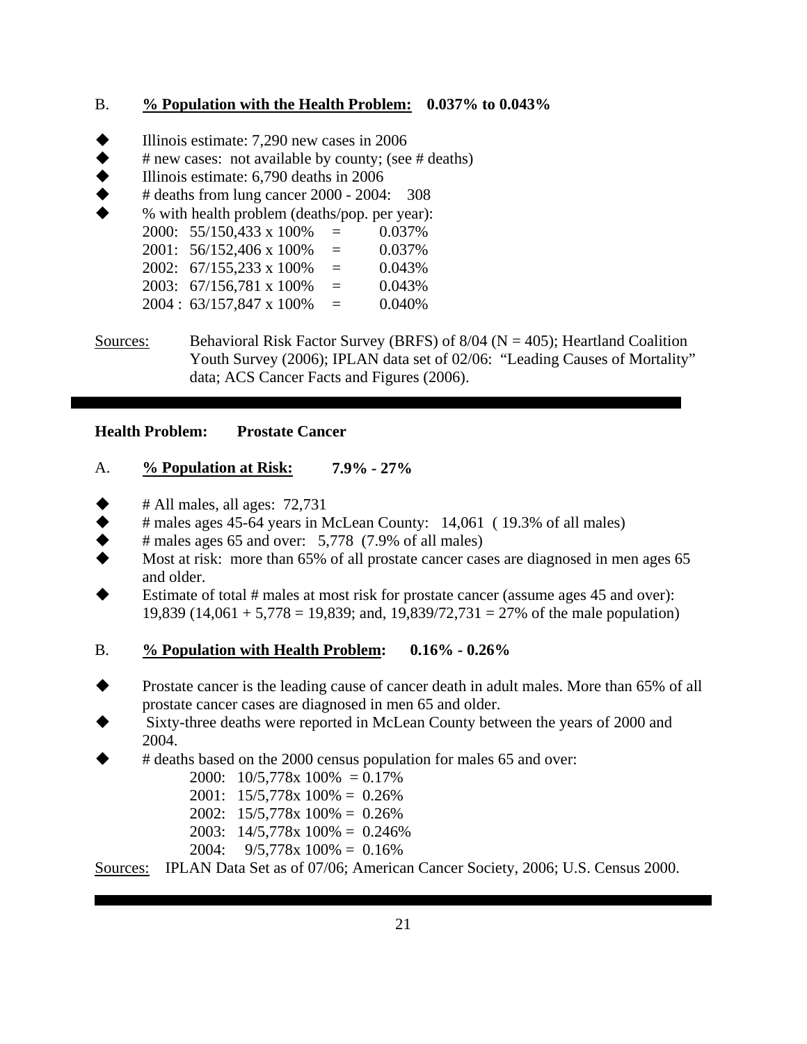B. **<u>% Population with the Health Problem:</u> 0.037% to 0.043%**

- Illinois estimate: 7,290 new cases in 2006
- # new cases: not available by county; (see # deaths)
- Illinois estimate: 6,790 deaths in 2006
- # deaths from lung cancer 2000 - 2004: 308
- % with health problem (deaths/pop. per year):
  - 2000: 55/150,433 x 100% = 0.037%
  - 2001: 56/152,406 x 100% = 0.037%
  - 2002: 67/155,233 x 100% = 0.043%
  - 2003: 67/156,781 x 100% = 0.043%
  - 2004 : 63/157,847 x 100% = 0.040%

<u>Sources:</u> Behavioral Risk Factor Survey (BRFS) of 8/04 (N = 405); Heartland Coalition Youth Survey (2006); IPLAN data set of 02/06: "Leading Causes of Mortality" data; ACS Cancer Facts and Figures (2006).

---

**Health Problem: Prostate Cancer**

A. **<u>% Population at Risk:</u> 7.9% - 27%**

- # All males, all ages: 72,731
- # males ages 45-64 years in McLean County: 14,061 ( 19.3% of all males)
- # males ages 65 and over: 5,778 (7.9% of all males)
- Most at risk: more than 65% of all prostate cancer cases are diagnosed in men ages 65 and older.
- Estimate of total # males at most risk for prostate cancer (assume ages 45 and over): 19,839 (14,061 + 5,778 = 19,839; and, 19,839/72,731 = 27% of the male population)

B. **<u>% Population with Health Problem</u>: 0.16% - 0.26%**

- Prostate cancer is the leading cause of cancer death in adult males. More than 65% of all prostate cancer cases are diagnosed in men 65 and older.
- Sixty-three deaths were reported in McLean County between the years of 2000 and 2004.
- # deaths based on the 2000 census population for males 65 and over:
  - 2000: 10/5,778x 100% = 0.17%
  - 2001: 15/5,778x 100% = 0.26%
  - 2002: 15/5,778x 100% = 0.26%
  - 2003: 14/5,778x 100% = 0.246%
  - 2004: 9/5,778x 100% = 0.16%

<u>Sources:</u> IPLAN Data Set as of 07/06; American Cancer Society, 2006; U.S. Census 2000.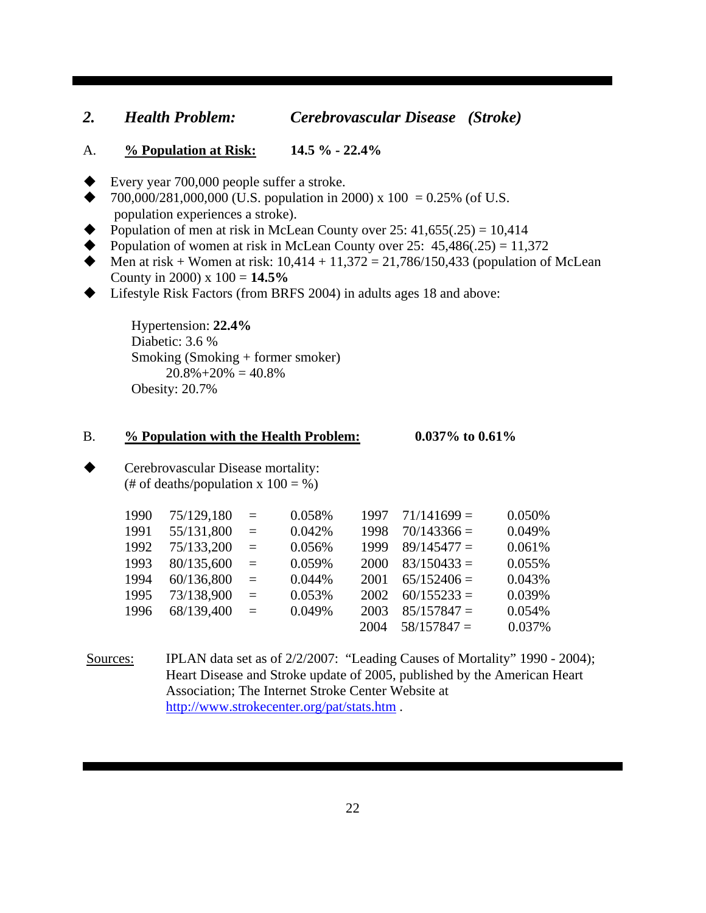## *2. Health Problem: Cerebrovascular Disease (Stroke)*

A. **% Population at Risk:** **14.5 % - 22.4%**

- Every year 700,000 people suffer a stroke.
- 700,000/281,000,000 (U.S. population in 2000) x 100 = 0.25% (of U.S. population experiences a stroke).
- Population of men at risk in McLean County over 25: 41,655(.25) = 10,414
- Population of women at risk in McLean County over 25: 45,486(.25) = 11,372
- Men at risk + Women at risk: 10,414 + 11,372 = 21,786/150,433 (population of McLean County in 2000) x 100 = **14.5%**
- Lifestyle Risk Factors (from BRFS 2004) in adults ages 18 and above:

  Hypertension: **22.4%**
  Diabetic: 3.6 %
  Smoking (Smoking + former smoker)
  20.8%+20% = 40.8%
  Obesity: 20.7%

B. **% Population with the Health Problem:** **0.037% to 0.61%**

- Cerebrovascular Disease mortality:
  (# of deaths/population x 100 = %)

| | | | | | | |
|---|---|---|---|---|---|---|
| 1990 | 75/129,180 | = | 0.058% | 1997 | 71/141699 = | 0.050% |
| 1991 | 55/131,800 | = | 0.042% | 1998 | 70/143366 = | 0.049% |
| 1992 | 75/133,200 | = | 0.056% | 1999 | 89/145477 = | 0.061% |
| 1993 | 80/135,600 | = | 0.059% | 2000 | 83/150433 = | 0.055% |
| 1994 | 60/136,800 | = | 0.044% | 2001 | 65/152406 = | 0.043% |
| 1995 | 73/138,900 | = | 0.053% | 2002 | 60/155233 = | 0.039% |
| 1996 | 68/139,400 | = | 0.049% | 2003 | 85/157847 = | 0.054% |
| | | | | 2004 | 58/157847 = | 0.037% |

Sources: IPLAN data set as of 2/2/2007: "Leading Causes of Mortality" 1990 - 2004); Heart Disease and Stroke update of 2005, published by the American Heart Association; The Internet Stroke Center Website at http://www.strokecenter.org/pat/stats.htm .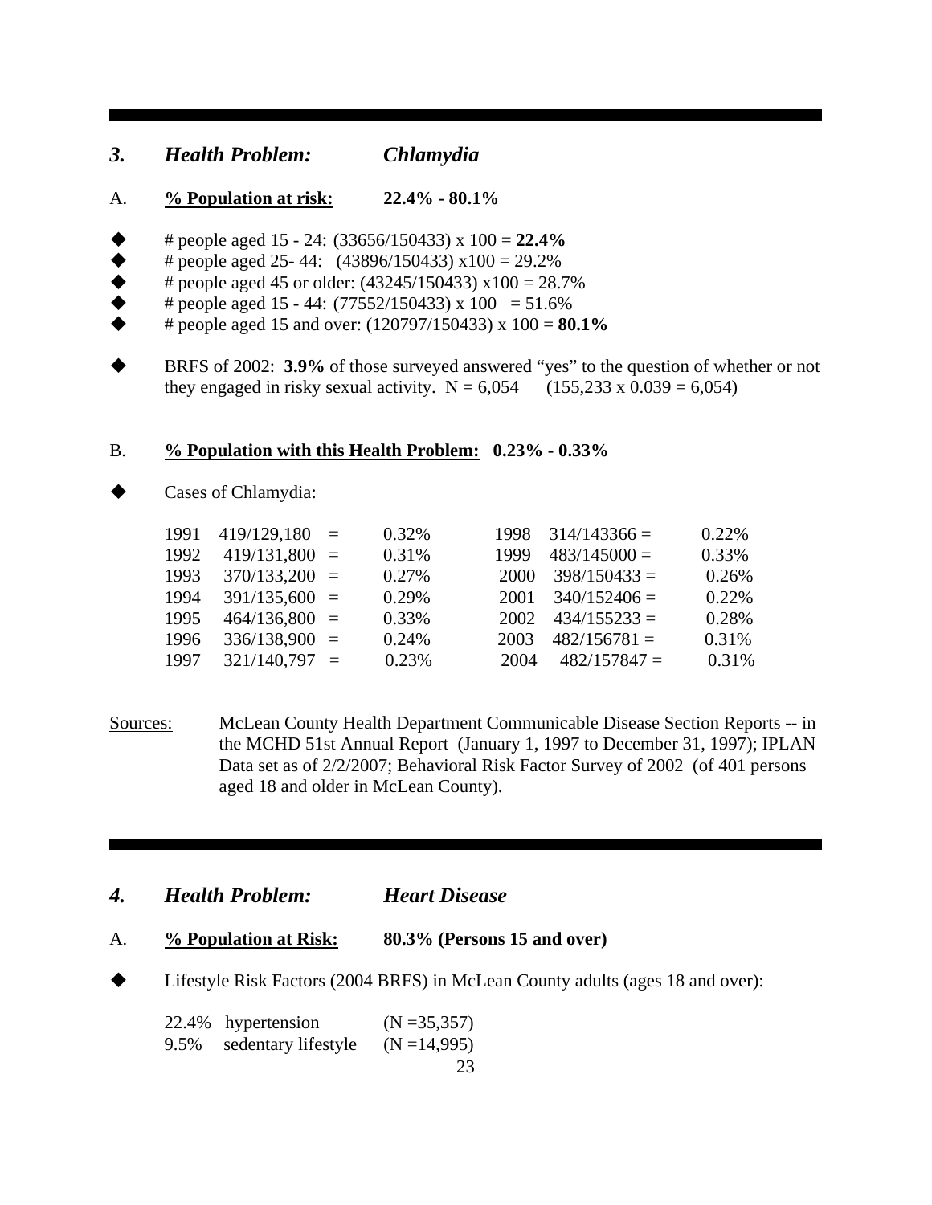---

## *3. Health Problem: Chlamydia*

A. **<u>% Population at risk:</u> 22.4% - 80.1%**

- # people aged 15 - 24: (33656/150433) x 100 = **22.4%**
- # people aged 25- 44: (43896/150433) x100 = 29.2%
- # people aged 45 or older: (43245/150433) x100 = 28.7%
- # people aged 15 - 44: (77552/150433) x 100 = 51.6%
- # people aged 15 and over: (120797/150433) x 100 = **80.1%**

- BRFS of 2002: **3.9%** of those surveyed answered "yes" to the question of whether or not they engaged in risky sexual activity. N = 6,054 (155,233 x 0.039 = 6,054)

B. **<u>% Population with this Health Problem:</u> 0.23% - 0.33%**

- Cases of Chlamydia:

| Year | Cases/Population | % | Year | Cases/Population | % |
|---|---|---|---|---|---|
| 1991 | 419/129,180 = | 0.32% | 1998 | 314/143366 = | 0.22% |
| 1992 | 419/131,800 = | 0.31% | 1999 | 483/145000 = | 0.33% |
| 1993 | 370/133,200 = | 0.27% | 2000 | 398/150433 = | 0.26% |
| 1994 | 391/135,600 = | 0.29% | 2001 | 340/152406 = | 0.22% |
| 1995 | 464/136,800 = | 0.33% | 2002 | 434/155233 = | 0.28% |
| 1996 | 336/138,900 = | 0.24% | 2003 | 482/156781 = | 0.31% |
| 1997 | 321/140,797 = | 0.23% | 2004 | 482/157847 = | 0.31% |

<u>Sources:</u> McLean County Health Department Communicable Disease Section Reports -- in the MCHD 51st Annual Report (January 1, 1997 to December 31, 1997); IPLAN Data set as of 2/2/2007; Behavioral Risk Factor Survey of 2002 (of 401 persons aged 18 and older in McLean County).

---

## *4. Health Problem: Heart Disease*

A. **<u>% Population at Risk:</u> 80.3% (Persons 15 and over)**

- Lifestyle Risk Factors (2004 BRFS) in McLean County adults (ages 18 and over):

| % | Risk Factor | N |
|---|---|---|
| 22.4% | hypertension | (N =35,357) |
| 9.5% | sedentary lifestyle | (N =14,995) |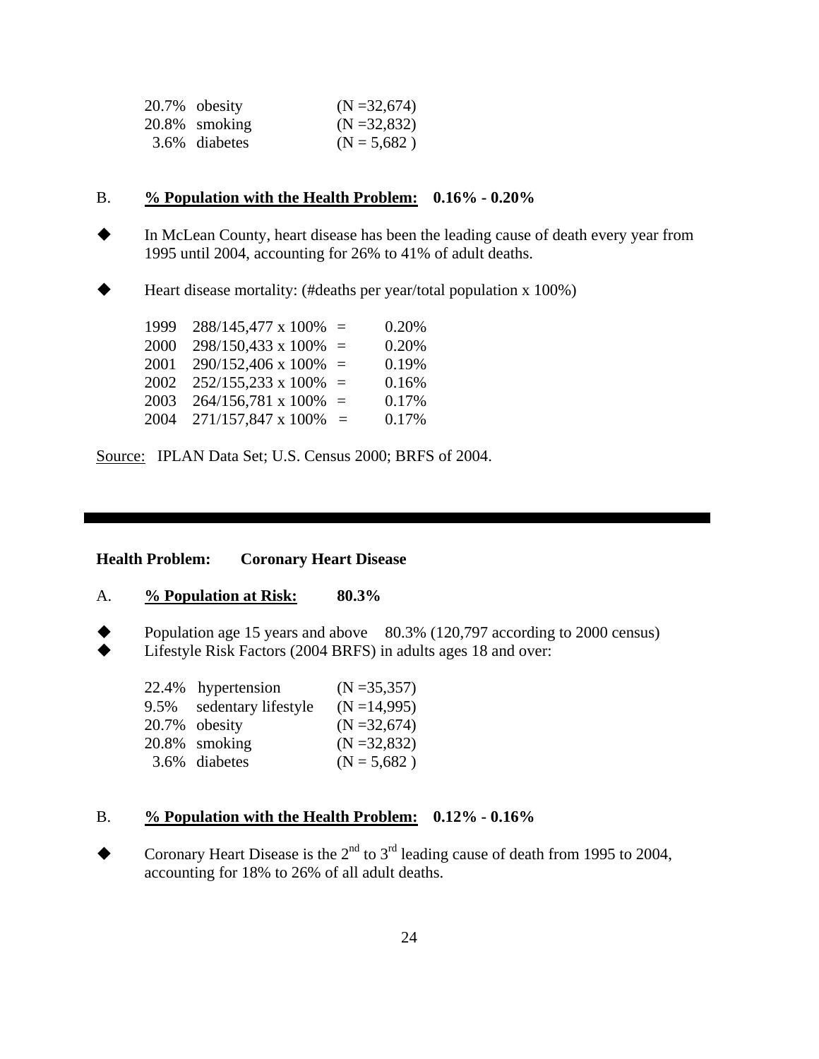| | | |
|---|---|---|
| 20.7% | obesity | (N =32,674) |
| 20.8% | smoking | (N =32,832) |
| 3.6% | diabetes | (N = 5,682 ) |

B. **% Population with the Health Problem: 0.16% - 0.20%**

- In McLean County, heart disease has been the leading cause of death every year from 1995 until 2004, accounting for 26% to 41% of adult deaths.

- Heart disease mortality: (#deaths per year/total population x 100%)

| | | | |
|---|---|---|---|
| 1999 | 288/145,477 x 100% | = | 0.20% |
| 2000 | 298/150,433 x 100% | = | 0.20% |
| 2001 | 290/152,406 x 100% | = | 0.19% |
| 2002 | 252/155,233 x 100% | = | 0.16% |
| 2003 | 264/156,781 x 100% | = | 0.17% |
| 2004 | 271/157,847 x 100% | = | 0.17% |

Source: IPLAN Data Set; U.S. Census 2000; BRFS of 2004.

---

**Health Problem: Coronary Heart Disease**

A. **% Population at Risk: 80.3%**

- Population age 15 years and above 80.3% (120,797 according to 2000 census)
- Lifestyle Risk Factors (2004 BRFS) in adults ages 18 and over:

| | | |
|---|---|---|
| 22.4% | hypertension | (N =35,357) |
| 9.5% | sedentary lifestyle | (N =14,995) |
| 20.7% | obesity | (N =32,674) |
| 20.8% | smoking | (N =32,832) |
| 3.6% | diabetes | (N = 5,682 ) |

B. **% Population with the Health Problem: 0.12% - 0.16%**

- Coronary Heart Disease is the 2nd to 3rd leading cause of death from 1995 to 2004, accounting for 18% to 26% of all adult deaths.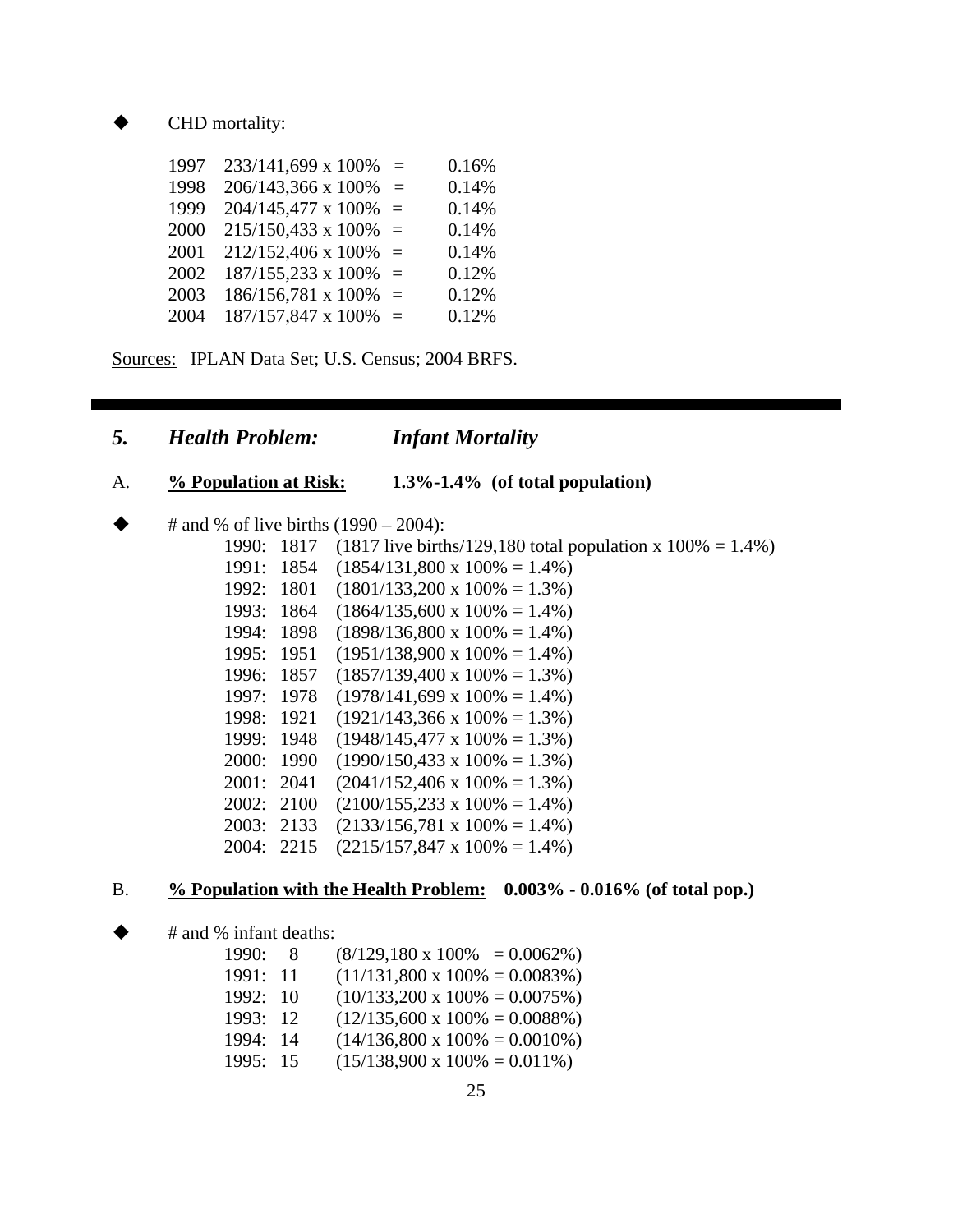- CHD mortality:

| | | | |
|---|---|---|---|
| 1997 | 233/141,699 x 100% | = | 0.16% |
| 1998 | 206/143,366 x 100% | = | 0.14% |
| 1999 | 204/145,477 x 100% | = | 0.14% |
| 2000 | 215/150,433 x 100% | = | 0.14% |
| 2001 | 212/152,406 x 100% | = | 0.14% |
| 2002 | 187/155,233 x 100% | = | 0.12% |
| 2003 | 186/156,781 x 100% | = | 0.12% |
| 2004 | 187/157,847 x 100% | = | 0.12% |

Sources: IPLAN Data Set; U.S. Census; 2004 BRFS.

---

## *5. Health Problem: Infant Mortality*

A. **% Population at Risk: 1.3%-1.4% (of total population)**

- # and % of live births (1990 – 2004):

1990: 1817 (1817 live births/129,180 total population x 100% = 1.4%)
1991: 1854 (1854/131,800 x 100% = 1.4%)
1992: 1801 (1801/133,200 x 100% = 1.3%)
1993: 1864 (1864/135,600 x 100% = 1.4%)
1994: 1898 (1898/136,800 x 100% = 1.4%)
1995: 1951 (1951/138,900 x 100% = 1.4%)
1996: 1857 (1857/139,400 x 100% = 1.3%)
1997: 1978 (1978/141,699 x 100% = 1.4%)
1998: 1921 (1921/143,366 x 100% = 1.3%)
1999: 1948 (1948/145,477 x 100% = 1.3%)
2000: 1990 (1990/150,433 x 100% = 1.3%)
2001: 2041 (2041/152,406 x 100% = 1.3%)
2002: 2100 (2100/155,233 x 100% = 1.4%)
2003: 2133 (2133/156,781 x 100% = 1.4%)
2004: 2215 (2215/157,847 x 100% = 1.4%)

B. **% Population with the Health Problem: 0.003% - 0.016% (of total pop.)**

- # and % infant deaths:

1990: 8 (8/129,180 x 100% = 0.0062%)
1991: 11 (11/131,800 x 100% = 0.0083%)
1992: 10 (10/133,200 x 100% = 0.0075%)
1993: 12 (12/135,600 x 100% = 0.0088%)
1994: 14 (14/136,800 x 100% = 0.0010%)
1995: 15 (15/138,900 x 100% = 0.011%)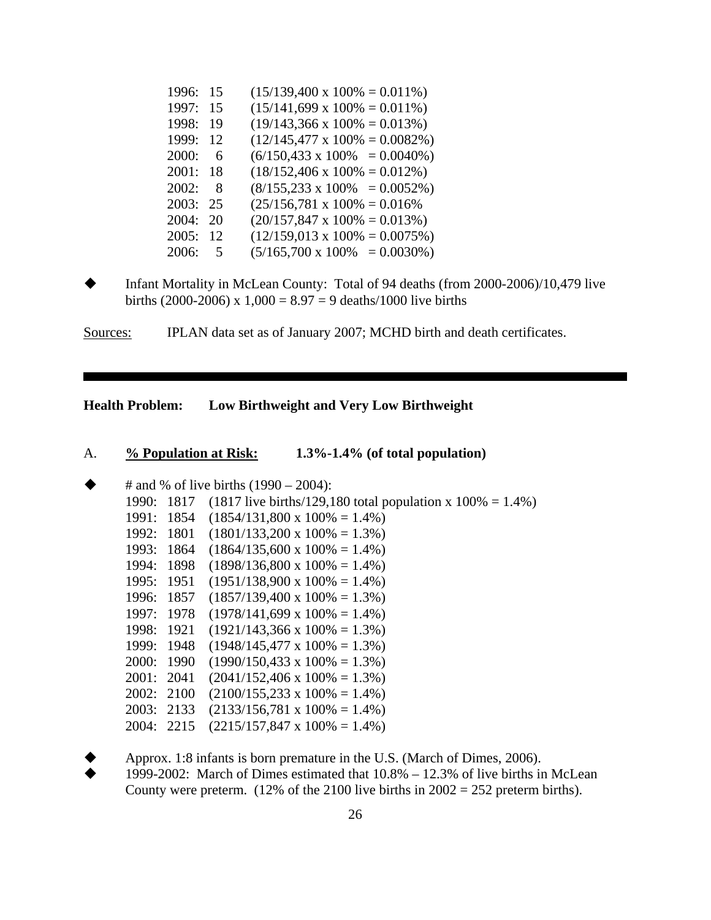1996: 15 (15/139,400 x 100% = 0.011%)
1997: 15 (15/141,699 x 100% = 0.011%)
1998: 19 (19/143,366 x 100% = 0.013%)
1999: 12 (12/145,477 x 100% = 0.0082%)
2000: 6 (6/150,433 x 100% = 0.0040%)
2001: 18 (18/152,406 x 100% = 0.012%)
2002: 8 (8/155,233 x 100% = 0.0052%)
2003: 25 (25/156,781 x 100% = 0.016%
2004: 20 (20/157,847 x 100% = 0.013%)
2005: 12 (12/159,013 x 100% = 0.0075%)
2006: 5 (5/165,700 x 100% = 0.0030%)

- Infant Mortality in McLean County: Total of 94 deaths (from 2000-2006)/10,479 live births (2000-2006) x 1,000 = 8.97 = 9 deaths/1000 live births

Sources: IPLAN data set as of January 2007; MCHD birth and death certificates.

---

**Health Problem: Low Birthweight and Very Low Birthweight**

A. **% Population at Risk: 1.3%-1.4% (of total population)**

- # and % of live births (1990 – 2004):
  1990: 1817 (1817 live births/129,180 total population x 100% = 1.4%)
  1991: 1854 (1854/131,800 x 100% = 1.4%)
  1992: 1801 (1801/133,200 x 100% = 1.3%)
  1993: 1864 (1864/135,600 x 100% = 1.4%)
  1994: 1898 (1898/136,800 x 100% = 1.4%)
  1995: 1951 (1951/138,900 x 100% = 1.4%)
  1996: 1857 (1857/139,400 x 100% = 1.3%)
  1997: 1978 (1978/141,699 x 100% = 1.4%)
  1998: 1921 (1921/143,366 x 100% = 1.3%)
  1999: 1948 (1948/145,477 x 100% = 1.3%)
  2000: 1990 (1990/150,433 x 100% = 1.3%)
  2001: 2041 (2041/152,406 x 100% = 1.3%)
  2002: 2100 (2100/155,233 x 100% = 1.4%)
  2003: 2133 (2133/156,781 x 100% = 1.4%)
  2004: 2215 (2215/157,847 x 100% = 1.4%)

- Approx. 1:8 infants is born premature in the U.S. (March of Dimes, 2006).
- 1999-2002: March of Dimes estimated that 10.8% – 12.3% of live births in McLean County were preterm. (12% of the 2100 live births in 2002 = 252 preterm births).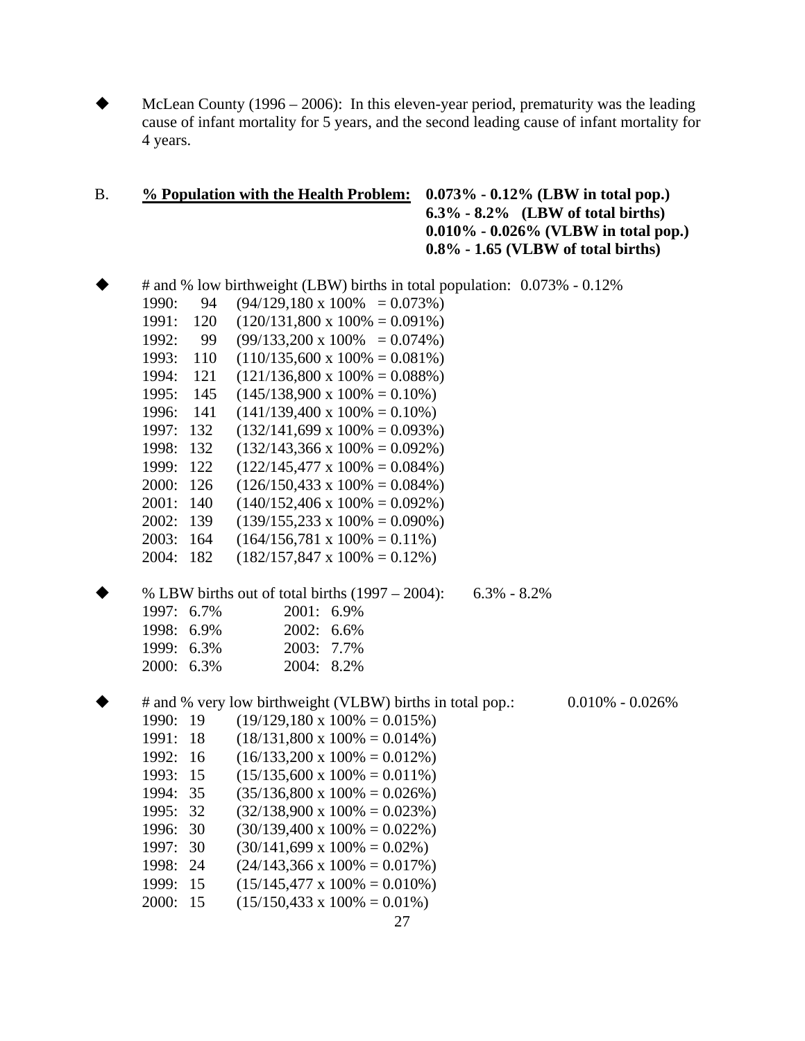- McLean County (1996 – 2006): In this eleven-year period, prematurity was the leading cause of infant mortality for 5 years, and the second leading cause of infant mortality for 4 years.

B. **<u>% Population with the Health Problem:</u>** **0.073% - 0.12% (LBW in total pop.)**
**6.3% - 8.2% (LBW of total births)**
**0.010% - 0.026% (VLBW in total pop.)**
**0.8% - 1.65 (VLBW of total births)**

- # and % low birthweight (LBW) births in total population: 0.073% - 0.12%
  - 1990: 94 (94/129,180 x 100% = 0.073%)
  - 1991: 120 (120/131,800 x 100% = 0.091%)
  - 1992: 99 (99/133,200 x 100% = 0.074%)
  - 1993: 110 (110/135,600 x 100% = 0.081%)
  - 1994: 121 (121/136,800 x 100% = 0.088%)
  - 1995: 145 (145/138,900 x 100% = 0.10%)
  - 1996: 141 (141/139,400 x 100% = 0.10%)
  - 1997: 132 (132/141,699 x 100% = 0.093%)
  - 1998: 132 (132/143,366 x 100% = 0.092%)
  - 1999: 122 (122/145,477 x 100% = 0.084%)
  - 2000: 126 (126/150,433 x 100% = 0.084%)
  - 2001: 140 (140/152,406 x 100% = 0.092%)
  - 2002: 139 (139/155,233 x 100% = 0.090%)
  - 2003: 164 (164/156,781 x 100% = 0.11%)
  - 2004: 182 (182/157,847 x 100% = 0.12%)

- % LBW births out of total births (1997 – 2004): 6.3% - 8.2%

| | |
|---|---|
| 1997: 6.7% | 2001: 6.9% |
| 1998: 6.9% | 2002: 6.6% |
| 1999: 6.3% | 2003: 7.7% |
| 2000: 6.3% | 2004: 8.2% |

- # and % very low birthweight (VLBW) births in total pop.: 0.010% - 0.026%
  - 1990: 19 (19/129,180 x 100% = 0.015%)
  - 1991: 18 (18/131,800 x 100% = 0.014%)
  - 1992: 16 (16/133,200 x 100% = 0.012%)
  - 1993: 15 (15/135,600 x 100% = 0.011%)
  - 1994: 35 (35/136,800 x 100% = 0.026%)
  - 1995: 32 (32/138,900 x 100% = 0.023%)
  - 1996: 30 (30/139,400 x 100% = 0.022%)
  - 1997: 30 (30/141,699 x 100% = 0.02%)
  - 1998: 24 (24/143,366 x 100% = 0.017%)
  - 1999: 15 (15/145,477 x 100% = 0.010%)
  - 2000: 15 (15/150,433 x 100% = 0.01%)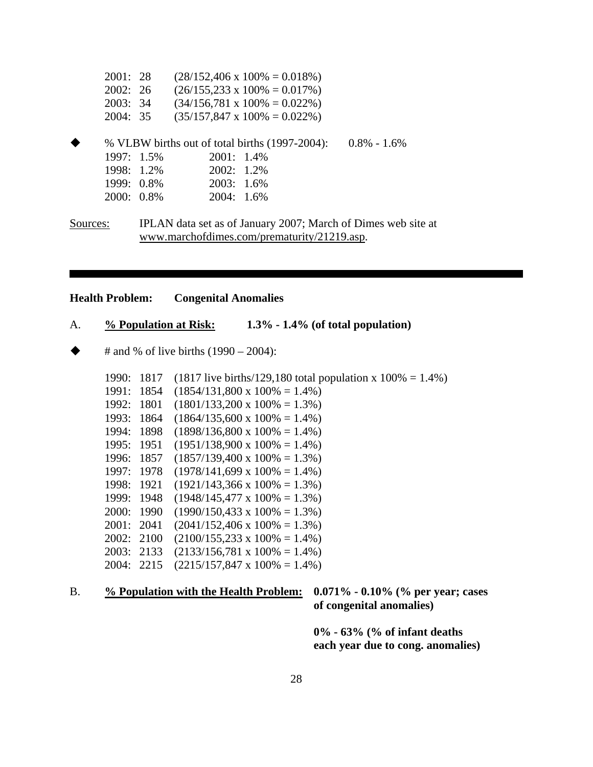2001: 28 (28/152,406 x 100% = 0.018%)
2002: 26 (26/155,233 x 100% = 0.017%)
2003: 34 (34/156,781 x 100% = 0.022%)
2004: 35 (35/157,847 x 100% = 0.022%)

- % VLBW births out of total births (1997-2004): 0.8% - 1.6%

| | |
|---|---|
| 1997: 1.5% | 2001: 1.4% |
| 1998: 1.2% | 2002: 1.2% |
| 1999: 0.8% | 2003: 1.6% |
| 2000: 0.8% | 2004: 1.6% |

Sources: IPLAN data set as of January 2007; March of Dimes web site at www.marchofdimes.com/prematurity/21219.asp.

---

**Health Problem: Congenital Anomalies**

A. **% Population at Risk: 1.3% - 1.4% (of total population)**

- # and % of live births (1990 – 2004):

1990: 1817 (1817 live births/129,180 total population x 100% = 1.4%)
1991: 1854 (1854/131,800 x 100% = 1.4%)
1992: 1801 (1801/133,200 x 100% = 1.3%)
1993: 1864 (1864/135,600 x 100% = 1.4%)
1994: 1898 (1898/136,800 x 100% = 1.4%)
1995: 1951 (1951/138,900 x 100% = 1.4%)
1996: 1857 (1857/139,400 x 100% = 1.3%)
1997: 1978 (1978/141,699 x 100% = 1.4%)
1998: 1921 (1921/143,366 x 100% = 1.3%)
1999: 1948 (1948/145,477 x 100% = 1.3%)
2000: 1990 (1990/150,433 x 100% = 1.3%)
2001: 2041 (2041/152,406 x 100% = 1.3%)
2002: 2100 (2100/155,233 x 100% = 1.4%)
2003: 2133 (2133/156,781 x 100% = 1.4%)
2004: 2215 (2215/157,847 x 100% = 1.4%)

B. **% Population with the Health Problem: 0.071% - 0.10% (% per year; cases of congenital anomalies)**

**0% - 63% (% of infant deaths each year due to cong. anomalies)**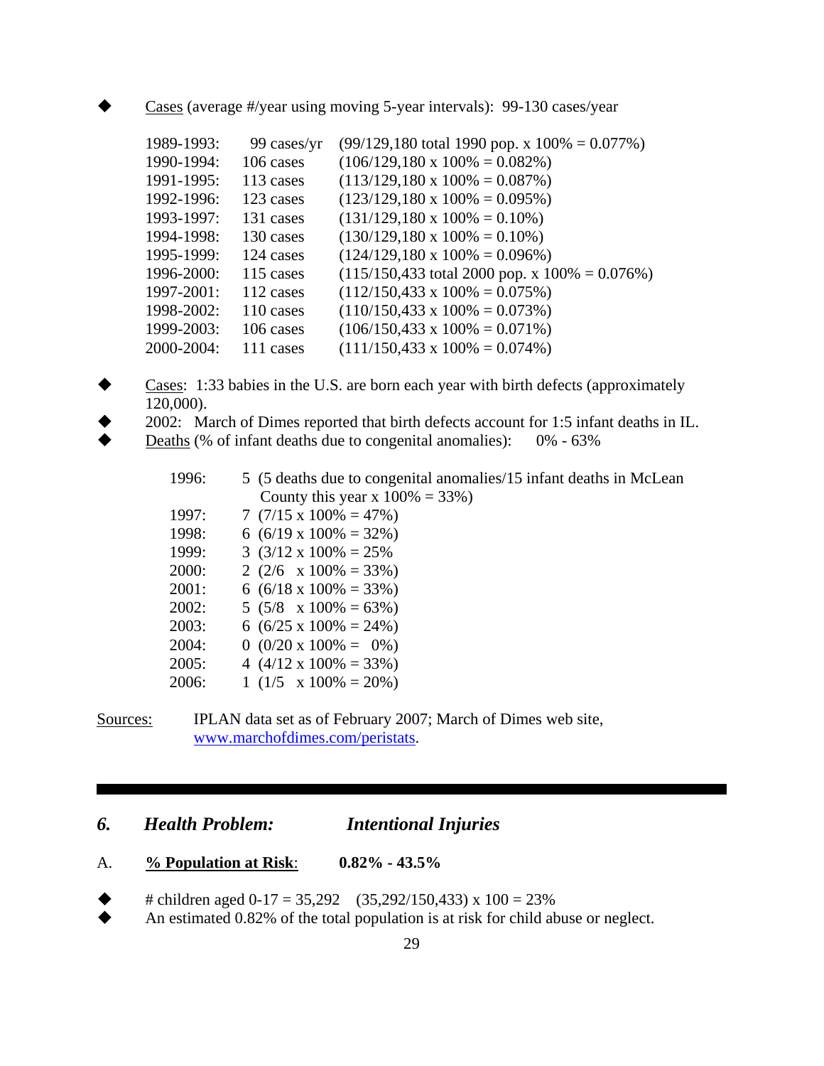- Cases (average #/year using moving 5-year intervals): 99-130 cases/year

| | | |
|---|---|---|
| 1989-1993: | 99 cases/yr | (99/129,180 total 1990 pop. x 100% = 0.077%) |
| 1990-1994: | 106 cases | (106/129,180 x 100% = 0.082%) |
| 1991-1995: | 113 cases | (113/129,180 x 100% = 0.087%) |
| 1992-1996: | 123 cases | (123/129,180 x 100% = 0.095%) |
| 1993-1997: | 131 cases | (131/129,180 x 100% = 0.10%) |
| 1994-1998: | 130 cases | (130/129,180 x 100% = 0.10%) |
| 1995-1999: | 124 cases | (124/129,180 x 100% = 0.096%) |
| 1996-2000: | 115 cases | (115/150,433 total 2000 pop. x 100% = 0.076%) |
| 1997-2001: | 112 cases | (112/150,433 x 100% = 0.075%) |
| 1998-2002: | 110 cases | (110/150,433 x 100% = 0.073%) |
| 1999-2003: | 106 cases | (106/150,433 x 100% = 0.071%) |
| 2000-2004: | 111 cases | (111/150,433 x 100% = 0.074%) |

- Cases: 1:33 babies in the U.S. are born each year with birth defects (approximately 120,000).
- 2002: March of Dimes reported that birth defects account for 1:5 infant deaths in IL.
- Deaths (% of infant deaths due to congenital anomalies): 0% - 63%

| | |
|---|---|
| 1996: | 5 (5 deaths due to congenital anomalies/15 infant deaths in McLean County this year x 100% = 33%) |
| 1997: | 7 (7/15 x 100% = 47%) |
| 1998: | 6 (6/19 x 100% = 32%) |
| 1999: | 3 (3/12 x 100% = 25% |
| 2000: | 2 (2/6 x 100% = 33%) |
| 2001: | 6 (6/18 x 100% = 33%) |
| 2002: | 5 (5/8 x 100% = 63%) |
| 2003: | 6 (6/25 x 100% = 24%) |
| 2004: | 0 (0/20 x 100% = 0%) |
| 2005: | 4 (4/12 x 100% = 33%) |
| 2006: | 1 (1/5 x 100% = 20%) |

Sources: IPLAN data set as of February 2007; March of Dimes web site, www.marchofdimes.com/peristats.

## *6. Health Problem: Intentional Injuries*

A. **% Population at Risk: 0.82% - 43.5%**

- # children aged 0-17 = 35,292 (35,292/150,433) x 100 = 23%
- An estimated 0.82% of the total population is at risk for child abuse or neglect.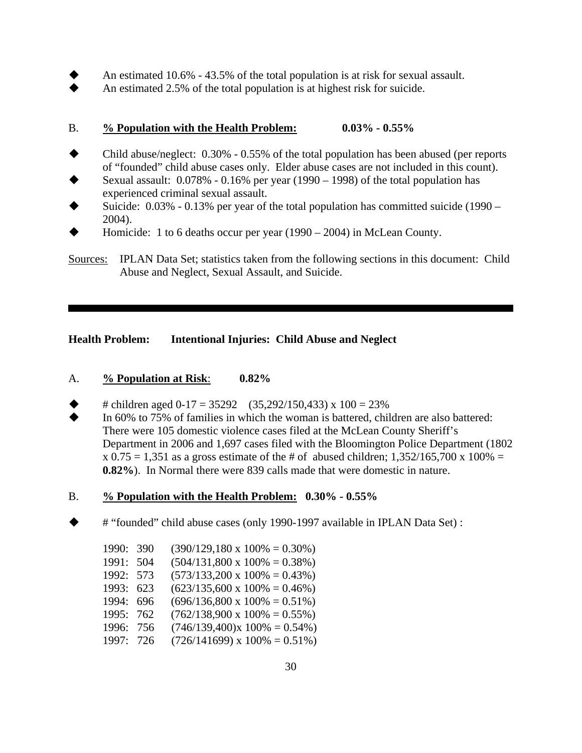- An estimated 10.6% - 43.5% of the total population is at risk for sexual assault.
- An estimated 2.5% of the total population is at highest risk for suicide.

B. **<u>% Population with the Health Problem:</u>** **0.03% - 0.55%**

- Child abuse/neglect: 0.30% - 0.55% of the total population has been abused (per reports of "founded" child abuse cases only. Elder abuse cases are not included in this count).
- Sexual assault: 0.078% - 0.16% per year (1990 – 1998) of the total population has experienced criminal sexual assault.
- Suicide: 0.03% - 0.13% per year of the total population has committed suicide (1990 – 2004).
- Homicide: 1 to 6 deaths occur per year (1990 – 2004) in McLean County.

<u>Sources:</u> IPLAN Data Set; statistics taken from the following sections in this document: Child Abuse and Neglect, Sexual Assault, and Suicide.

---

## Health Problem: Intentional Injuries: Child Abuse and Neglect

A. **<u>% Population at Risk</u>**: **0.82%**

- # children aged 0-17 = 35292 (35,292/150,433) x 100 = 23%
- In 60% to 75% of families in which the woman is battered, children are also battered: There were 105 domestic violence cases filed at the McLean County Sheriff's Department in 2006 and 1,697 cases filed with the Bloomington Police Department (1802 x 0.75 = 1,351 as a gross estimate of the # of abused children; 1,352/165,700 x 100% = **0.82%**). In Normal there were 839 calls made that were domestic in nature.

B. **<u>% Population with the Health Problem:</u>** **0.30% - 0.55%**

- # "founded" child abuse cases (only 1990-1997 available in IPLAN Data Set) :

| | | |
|---|---|---|
| 1990: | 390 | (390/129,180 x 100% = 0.30%) |
| 1991: | 504 | (504/131,800 x 100% = 0.38%) |
| 1992: | 573 | (573/133,200 x 100% = 0.43%) |
| 1993: | 623 | (623/135,600 x 100% = 0.46%) |
| 1994: | 696 | (696/136,800 x 100% = 0.51%) |
| 1995: | 762 | (762/138,900 x 100% = 0.55%) |
| 1996: | 756 | (746/139,400)x 100% = 0.54%) |
| 1997: | 726 | (726/141699) x 100% = 0.51%) |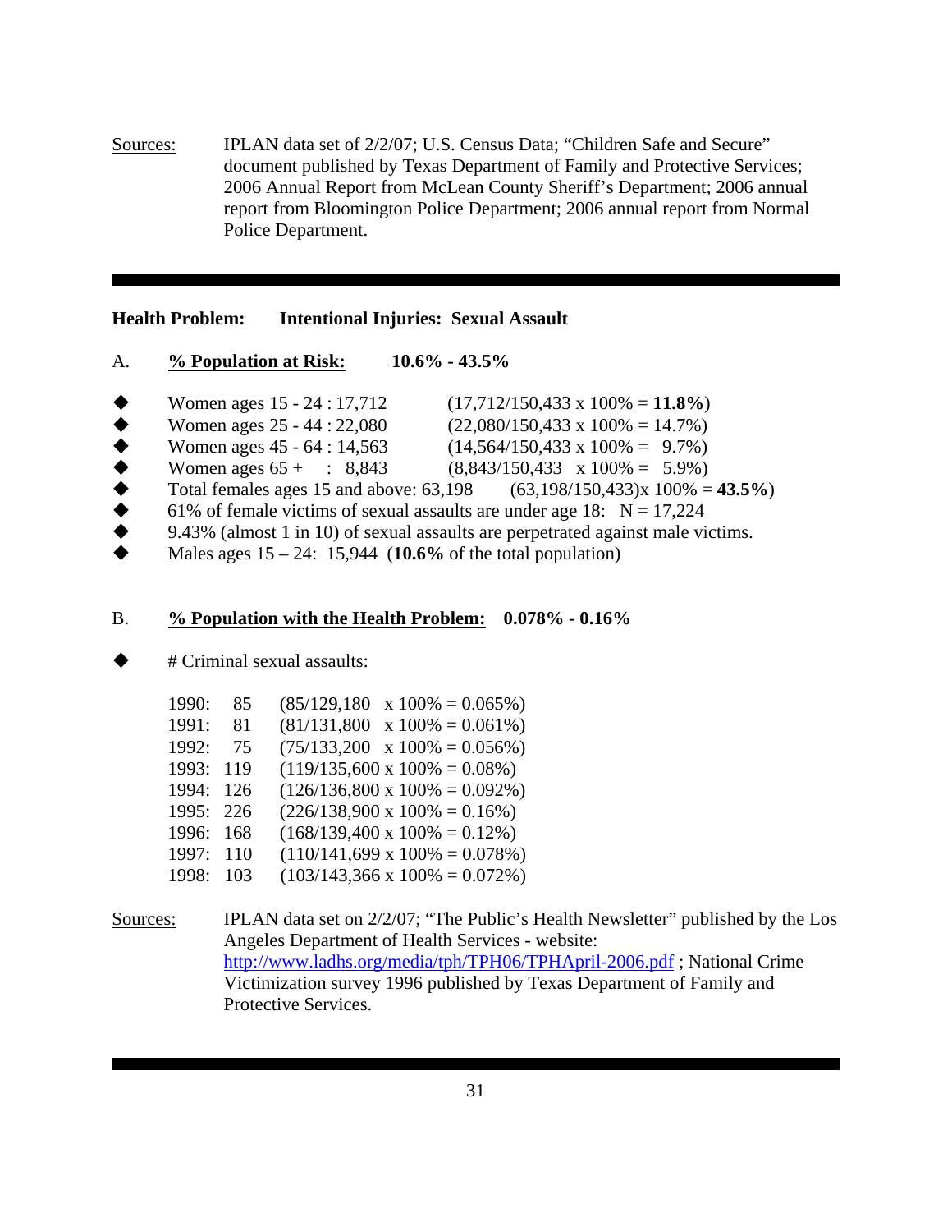Sources: IPLAN data set of 2/2/07; U.S. Census Data; "Children Safe and Secure" document published by Texas Department of Family and Protective Services; 2006 Annual Report from McLean County Sheriff's Department; 2006 annual report from Bloomington Police Department; 2006 annual report from Normal Police Department.

---

**Health Problem: Intentional Injuries: Sexual Assault**

A. **% Population at Risk: 10.6% - 43.5%**

- Women ages 15 - 24 : 17,712 (17,712/150,433 x 100% = **11.8%**)
- Women ages 25 - 44 : 22,080 (22,080/150,433 x 100% = 14.7%)
- Women ages 45 - 64 : 14,563 (14,564/150,433 x 100% = 9.7%)
- Women ages 65 + : 8,843 (8,843/150,433 x 100% = 5.9%)
- Total females ages 15 and above: 63,198 (63,198/150,433)x 100% = **43.5%**)
- 61% of female victims of sexual assaults are under age 18: N = 17,224
- 9.43% (almost 1 in 10) of sexual assaults are perpetrated against male victims.
- Males ages 15 – 24: 15,944 (**10.6%** of the total population)

B. **% Population with the Health Problem: 0.078% - 0.16%**

- # Criminal sexual assaults:

| Year | # | Calculation |
|---|---|---|
| 1990: | 85 | (85/129,180 x 100% = 0.065%) |
| 1991: | 81 | (81/131,800 x 100% = 0.061%) |
| 1992: | 75 | (75/133,200 x 100% = 0.056%) |
| 1993: | 119 | (119/135,600 x 100% = 0.08%) |
| 1994: | 126 | (126/136,800 x 100% = 0.092%) |
| 1995: | 226 | (226/138,900 x 100% = 0.16%) |
| 1996: | 168 | (168/139,400 x 100% = 0.12%) |
| 1997: | 110 | (110/141,699 x 100% = 0.078%) |
| 1998: | 103 | (103/143,366 x 100% = 0.072%) |

Sources: IPLAN data set on 2/2/07; "The Public's Health Newsletter" published by the Los Angeles Department of Health Services - website: http://www.ladhs.org/media/tph/TPH06/TPHApril-2006.pdf ; National Crime Victimization survey 1996 published by Texas Department of Family and Protective Services.

---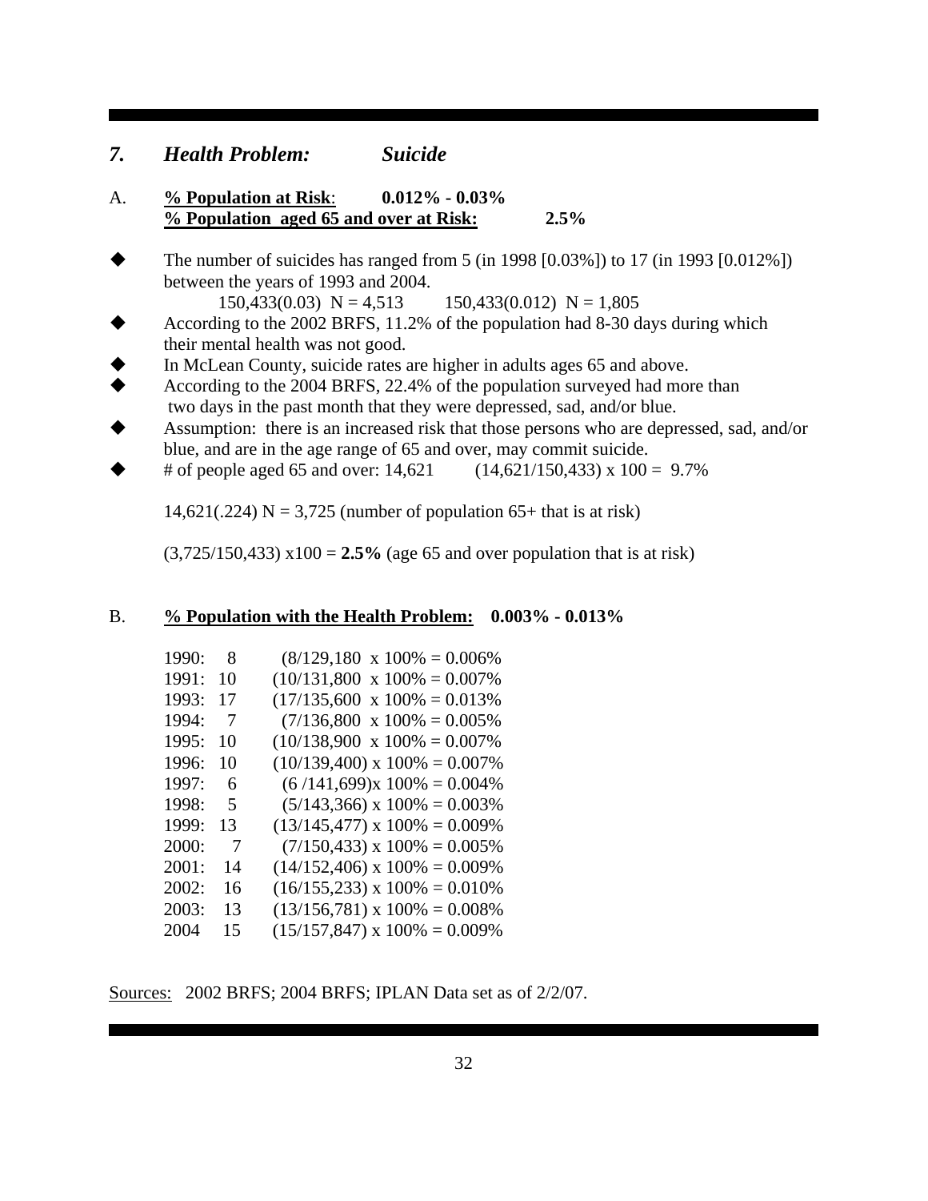## *7. Health Problem: Suicide*

A. **<u>% Population at Risk</u>: 0.012% - 0.03%**
**<u>% Population aged 65 and over at Risk:</u> 2.5%**

- The number of suicides has ranged from 5 (in 1998 [0.03%]) to 17 (in 1993 [0.012%]) between the years of 1993 and 2004.
  150,433(0.03) N = 4,513 150,433(0.012) N = 1,805
- According to the 2002 BRFS, 11.2% of the population had 8-30 days during which their mental health was not good.
- In McLean County, suicide rates are higher in adults ages 65 and above.
- According to the 2004 BRFS, 22.4% of the population surveyed had more than two days in the past month that they were depressed, sad, and/or blue.
- Assumption: there is an increased risk that those persons who are depressed, sad, and/or blue, and are in the age range of 65 and over, may commit suicide.
- # of people aged 65 and over: 14,621 (14,621/150,433) x 100 = 9.7%

  14,621(.224) N = 3,725 (number of population 65+ that is at risk)

  (3,725/150,433) x100 = **2.5%** (age 65 and over population that is at risk)

B. **<u>% Population with the Health Problem:</u> 0.003% - 0.013%**

| | | |
|---|---|---|
| 1990: | 8 | (8/129,180 x 100% = 0.006% |
| 1991: | 10 | (10/131,800 x 100% = 0.007% |
| 1993: | 17 | (17/135,600 x 100% = 0.013% |
| 1994: | 7 | (7/136,800 x 100% = 0.005% |
| 1995: | 10 | (10/138,900 x 100% = 0.007% |
| 1996: | 10 | (10/139,400) x 100% = 0.007% |
| 1997: | 6 | (6 /141,699)x 100% = 0.004% |
| 1998: | 5 | (5/143,366) x 100% = 0.003% |
| 1999: | 13 | (13/145,477) x 100% = 0.009% |
| 2000: | 7 | (7/150,433) x 100% = 0.005% |
| 2001: | 14 | (14/152,406) x 100% = 0.009% |
| 2002: | 16 | (16/155,233) x 100% = 0.010% |
| 2003: | 13 | (13/156,781) x 100% = 0.008% |
| 2004 | 15 | (15/157,847) x 100% = 0.009% |

<u>Sources:</u> 2002 BRFS; 2004 BRFS; IPLAN Data set as of 2/2/07.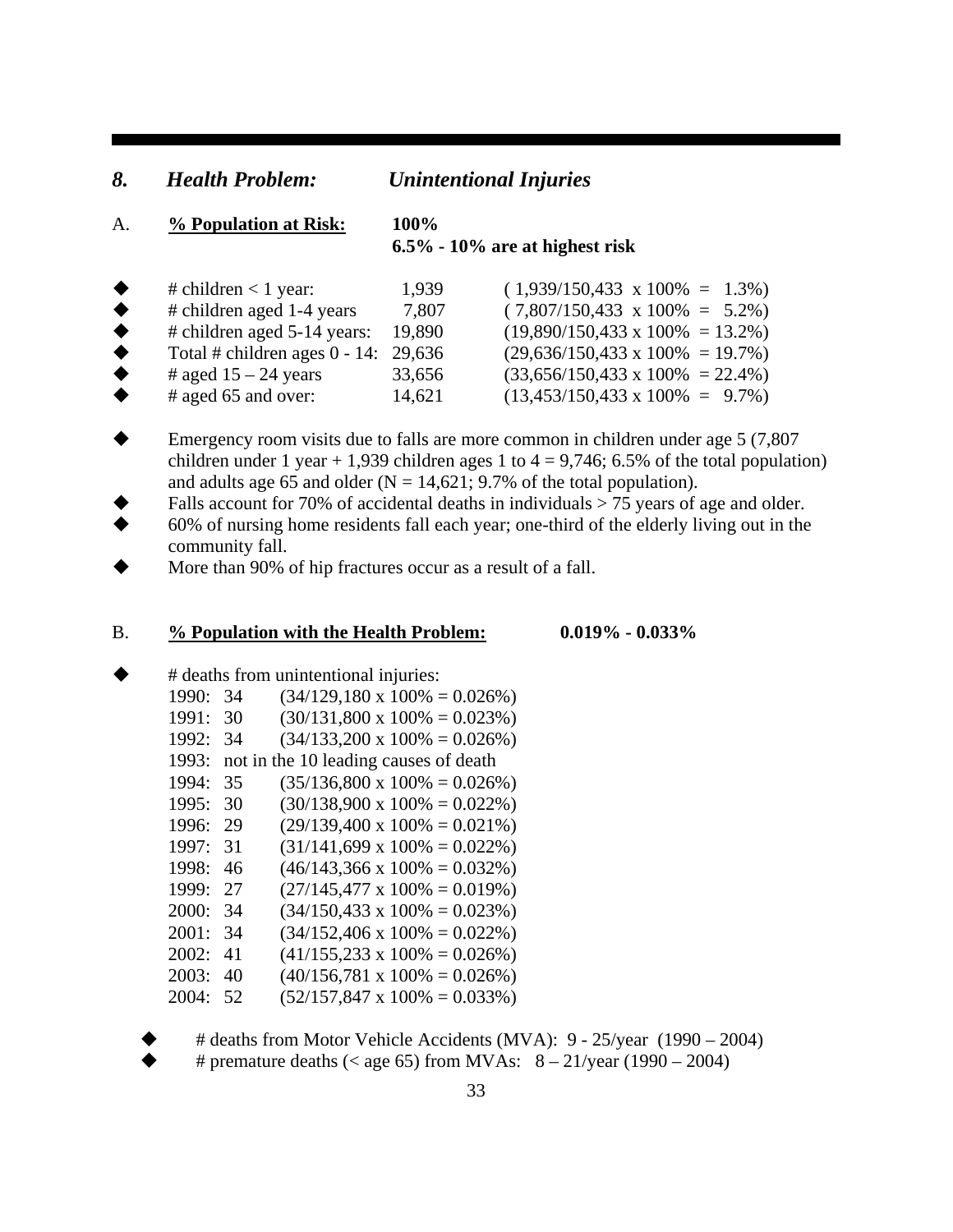## *8. Health Problem: Unintentional Injuries*

A. **% Population at Risk:** **100%**
**6.5% - 10% are at highest risk**

- # children < 1 year: 1,939 (1,939/150,433 x 100% = 1.3%)
- # children aged 1-4 years 7,807 (7,807/150,433 x 100% = 5.2%)
- # children aged 5-14 years: 19,890 (19,890/150,433 x 100% = 13.2%)
- Total # children ages 0 - 14: 29,636 (29,636/150,433 x 100% = 19.7%)
- # aged 15 – 24 years 33,656 (33,656/150,433 x 100% = 22.4%)
- # aged 65 and over: 14,621 (13,453/150,433 x 100% = 9.7%)

- Emergency room visits due to falls are more common in children under age 5 (7,807 children under 1 year + 1,939 children ages 1 to 4 = 9,746; 6.5% of the total population) and adults age 65 and older (N = 14,621; 9.7% of the total population).
- Falls account for 70% of accidental deaths in individuals > 75 years of age and older.
- 60% of nursing home residents fall each year; one-third of the elderly living out in the community fall.
- More than 90% of hip fractures occur as a result of a fall.

B. **% Population with the Health Problem:** **0.019% - 0.033%**

- # deaths from unintentional injuries:

1990: 34 (34/129,180 x 100% = 0.026%)
1991: 30 (30/131,800 x 100% = 0.023%)
1992: 34 (34/133,200 x 100% = 0.026%)
1993: not in the 10 leading causes of death
1994: 35 (35/136,800 x 100% = 0.026%)
1995: 30 (30/138,900 x 100% = 0.022%)
1996: 29 (29/139,400 x 100% = 0.021%)
1997: 31 (31/141,699 x 100% = 0.022%)
1998: 46 (46/143,366 x 100% = 0.032%)
1999: 27 (27/145,477 x 100% = 0.019%)
2000: 34 (34/150,433 x 100% = 0.023%)
2001: 34 (34/152,406 x 100% = 0.022%)
2002: 41 (41/155,233 x 100% = 0.026%)
2003: 40 (40/156,781 x 100% = 0.026%)
2004: 52 (52/157,847 x 100% = 0.033%)

- # deaths from Motor Vehicle Accidents (MVA): 9 - 25/year (1990 – 2004)
- # premature deaths (< age 65) from MVAs: 8 – 21/year (1990 – 2004)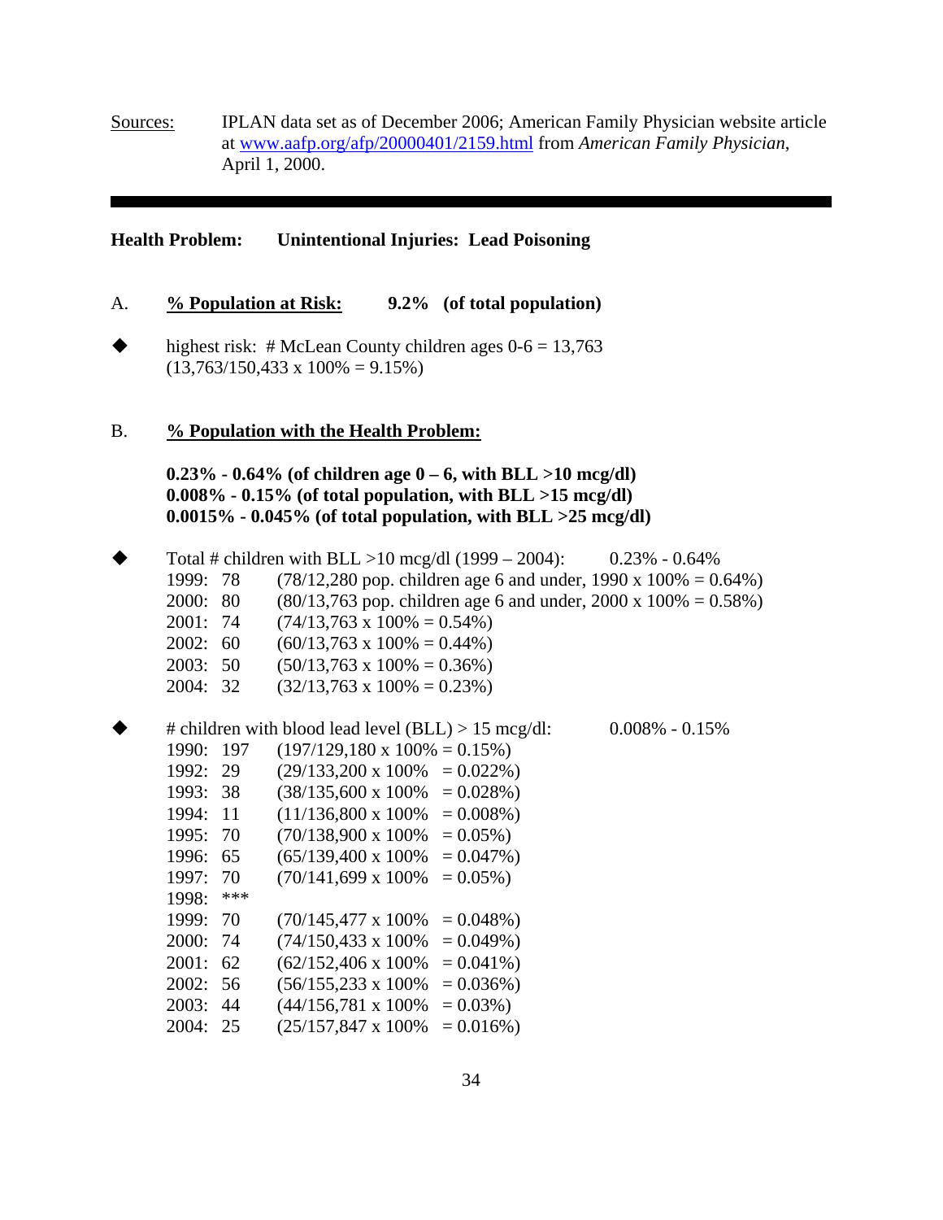Sources: IPLAN data set as of December 2006; American Family Physician website article at www.aafp.org/afp/20000401/2159.html from *American Family Physician*, April 1, 2000.

---

**Health Problem: Unintentional Injuries: Lead Poisoning**

A. **% Population at Risk:** **9.2% (of total population)**

- highest risk: # McLean County children ages 0-6 = 13,763 (13,763/150,433 x 100% = 9.15%)

B. **% Population with the Health Problem:**

**0.23% - 0.64% (of children age 0 – 6, with BLL >10 mcg/dl)**
**0.008% - 0.15% (of total population, with BLL >15 mcg/dl)**
**0.0015% - 0.045% (of total population, with BLL >25 mcg/dl)**

- Total # children with BLL >10 mcg/dl (1999 – 2004): 0.23% - 0.64%

| Year | # | Calculation |
|---|---|---|
| 1999: | 78 | (78/12,280 pop. children age 6 and under, 1990 x 100% = 0.64%) |
| 2000: | 80 | (80/13,763 pop. children age 6 and under, 2000 x 100% = 0.58%) |
| 2001: | 74 | (74/13,763 x 100% = 0.54%) |
| 2002: | 60 | (60/13,763 x 100% = 0.44%) |
| 2003: | 50 | (50/13,763 x 100% = 0.36%) |
| 2004: | 32 | (32/13,763 x 100% = 0.23%) |

- # children with blood lead level (BLL) > 15 mcg/dl: 0.008% - 0.15%

| Year | # | Calculation |
|---|---|---|
| 1990: | 197 | (197/129,180 x 100% = 0.15%) |
| 1992: | 29 | (29/133,200 x 100% = 0.022%) |
| 1993: | 38 | (38/135,600 x 100% = 0.028%) |
| 1994: | 11 | (11/136,800 x 100% = 0.008%) |
| 1995: | 70 | (70/138,900 x 100% = 0.05%) |
| 1996: | 65 | (65/139,400 x 100% = 0.047%) |
| 1997: | 70 | (70/141,699 x 100% = 0.05%) |
| 1998: | *** | |
| 1999: | 70 | (70/145,477 x 100% = 0.048%) |
| 2000: | 74 | (74/150,433 x 100% = 0.049%) |
| 2001: | 62 | (62/152,406 x 100% = 0.041%) |
| 2002: | 56 | (56/155,233 x 100% = 0.036%) |
| 2003: | 44 | (44/156,781 x 100% = 0.03%) |
| 2004: | 25 | (25/157,847 x 100% = 0.016%) |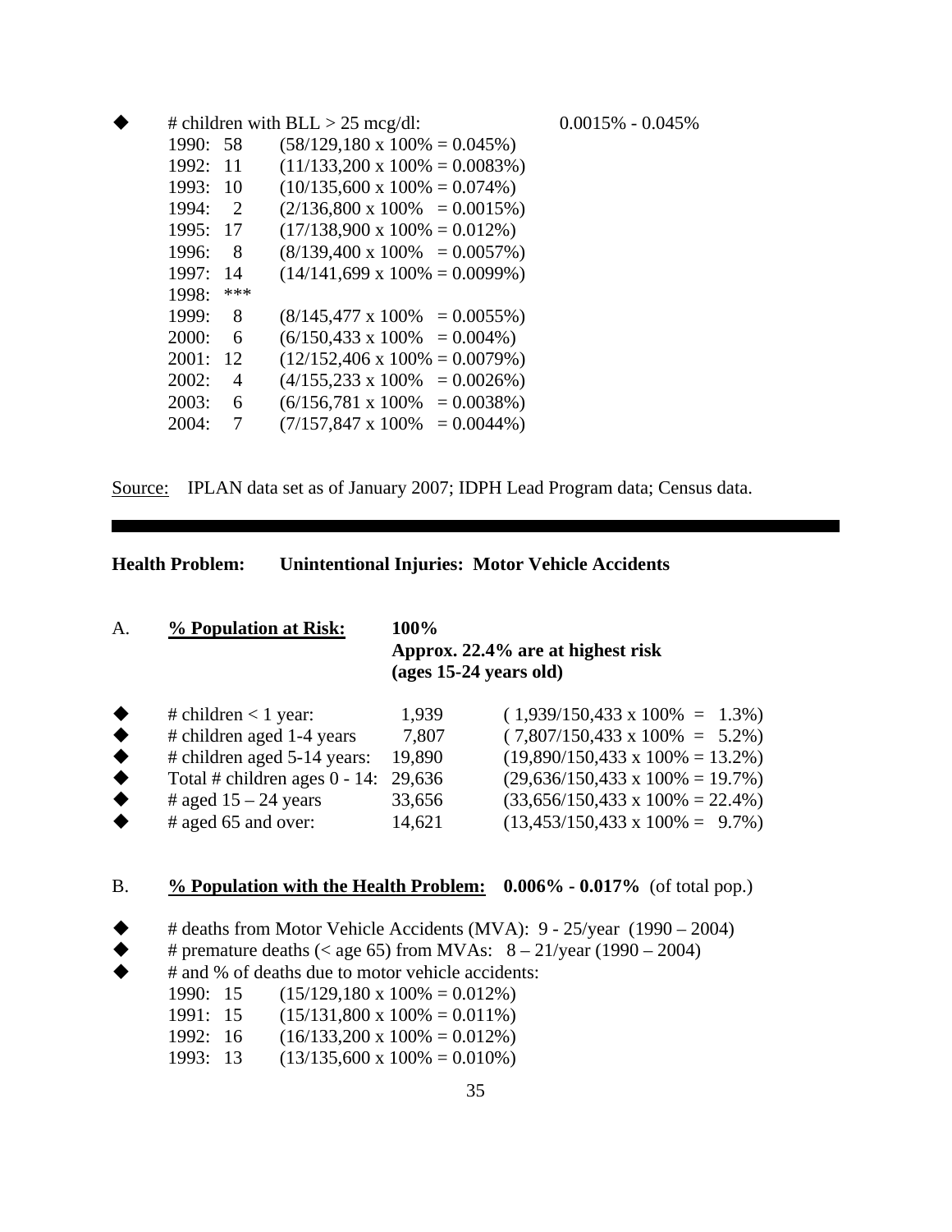- # children with BLL > 25 mcg/dl: 0.0015% - 0.045%

  1990: 58 (58/129,180 x 100% = 0.045%)
  1992: 11 (11/133,200 x 100% = 0.0083%)
  1993: 10 (10/135,600 x 100% = 0.074%)
  1994: 2 (2/136,800 x 100% = 0.0015%)
  1995: 17 (17/138,900 x 100% = 0.012%)
  1996: 8 (8/139,400 x 100% = 0.0057%)
  1997: 14 (14/141,699 x 100% = 0.0099%)
  1998: ***
  1999: 8 (8/145,477 x 100% = 0.0055%)
  2000: 6 (6/150,433 x 100% = 0.004%)
  2001: 12 (12/152,406 x 100% = 0.0079%)
  2002: 4 (4/155,233 x 100% = 0.0026%)
  2003: 6 (6/156,781 x 100% = 0.0038%)
  2004: 7 (7/157,847 x 100% = 0.0044%)

Source: IPLAN data set as of January 2007; IDPH Lead Program data; Census data.

---

**Health Problem: Unintentional Injuries: Motor Vehicle Accidents**

A. **% Population at Risk:** **100%**
**Approx. 22.4% are at highest risk (ages 15-24 years old)**

- # children < 1 year: 1,939 (1,939/150,433 x 100% = 1.3%)
- # children aged 1-4 years 7,807 (7,807/150,433 x 100% = 5.2%)
- # children aged 5-14 years: 19,890 (19,890/150,433 x 100% = 13.2%)
- Total # children ages 0 - 14: 29,636 (29,636/150,433 x 100% = 19.7%)
- # aged 15 – 24 years 33,656 (33,656/150,433 x 100% = 22.4%)
- # aged 65 and over: 14,621 (13,453/150,433 x 100% = 9.7%)

B. **% Population with the Health Problem:** **0.006% - 0.017%** (of total pop.)

- # deaths from Motor Vehicle Accidents (MVA): 9 - 25/year (1990 – 2004)
- # premature deaths (< age 65) from MVAs: 8 – 21/year (1990 – 2004)
- # and % of deaths due to motor vehicle accidents:

  1990: 15 (15/129,180 x 100% = 0.012%)
  1991: 15 (15/131,800 x 100% = 0.011%)
  1992: 16 (16/133,200 x 100% = 0.012%)
  1993: 13 (13/135,600 x 100% = 0.010%)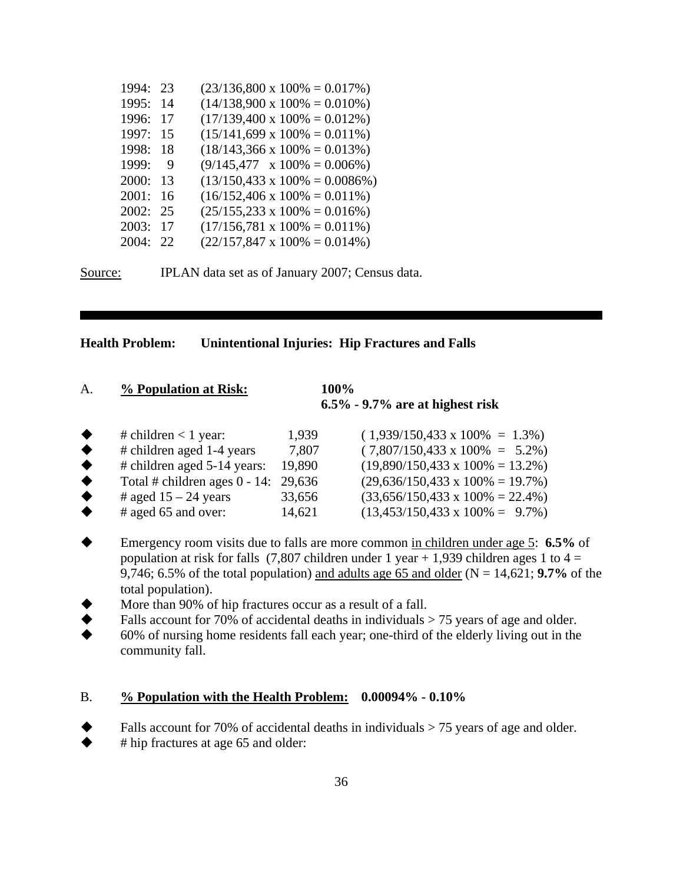1994: 23 (23/136,800 x 100% = 0.017%)
1995: 14 (14/138,900 x 100% = 0.010%)
1996: 17 (17/139,400 x 100% = 0.012%)
1997: 15 (15/141,699 x 100% = 0.011%)
1998: 18 (18/143,366 x 100% = 0.013%)
1999: 9 (9/145,477 x 100% = 0.006%)
2000: 13 (13/150,433 x 100% = 0.0086%)
2001: 16 (16/152,406 x 100% = 0.011%)
2002: 25 (25/155,233 x 100% = 0.016%)
2003: 17 (17/156,781 x 100% = 0.011%)
2004: 22 (22/157,847 x 100% = 0.014%)

Source: IPLAN data set as of January 2007; Census data.

---

**Health Problem: Unintentional Injuries: Hip Fractures and Falls**

A. **% Population at Risk:** **100%**
**6.5% - 9.7% are at highest risk**

- # children < 1 year: 1,939 ( 1,939/150,433 x 100% = 1.3%)
- # children aged 1-4 years 7,807 ( 7,807/150,433 x 100% = 5.2%)
- # children aged 5-14 years: 19,890 (19,890/150,433 x 100% = 13.2%)
- Total # children ages 0 - 14: 29,636 (29,636/150,433 x 100% = 19.7%)
- # aged 15 – 24 years 33,656 (33,656/150,433 x 100% = 22.4%)
- # aged 65 and over: 14,621 (13,453/150,433 x 100% = 9.7%)

- Emergency room visits due to falls are more common in children under age 5: **6.5%** of population at risk for falls (7,807 children under 1 year + 1,939 children ages 1 to 4 = 9,746; 6.5% of the total population) and adults age 65 and older (N = 14,621; **9.7%** of the total population).
- More than 90% of hip fractures occur as a result of a fall.
- Falls account for 70% of accidental deaths in individuals > 75 years of age and older.
- 60% of nursing home residents fall each year; one-third of the elderly living out in the community fall.

B. **% Population with the Health Problem:** **0.00094% - 0.10%**

- Falls account for 70% of accidental deaths in individuals > 75 years of age and older.
- # hip fractures at age 65 and older: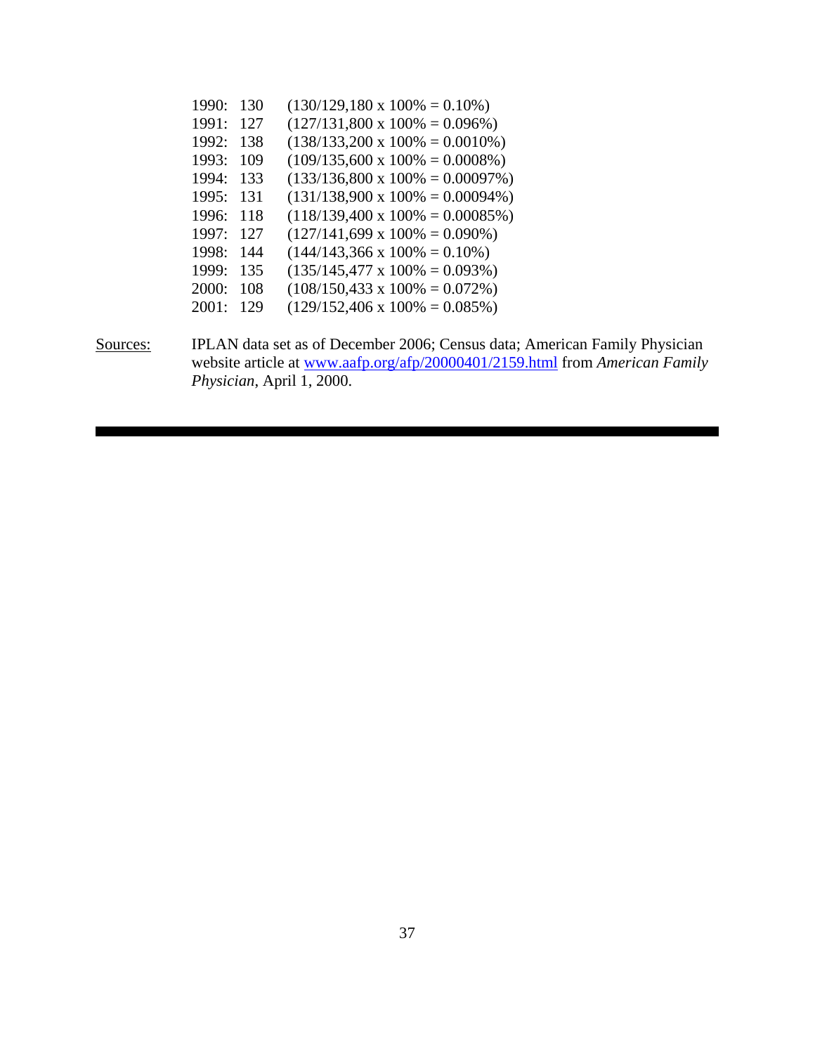1990: 130 (130/129,180 x 100% = 0.10%)
1991: 127 (127/131,800 x 100% = 0.096%)
1992: 138 (138/133,200 x 100% = 0.0010%)
1993: 109 (109/135,600 x 100% = 0.0008%)
1994: 133 (133/136,800 x 100% = 0.00097%)
1995: 131 (131/138,900 x 100% = 0.00094%)
1996: 118 (118/139,400 x 100% = 0.00085%)
1997: 127 (127/141,699 x 100% = 0.090%)
1998: 144 (144/143,366 x 100% = 0.10%)
1999: 135 (135/145,477 x 100% = 0.093%)
2000: 108 (108/150,433 x 100% = 0.072%)
2001: 129 (129/152,406 x 100% = 0.085%)

Sources: IPLAN data set as of December 2006; Census data; American Family Physician website article at www.aafp.org/afp/20000401/2159.html from *American Family Physician*, April 1, 2000.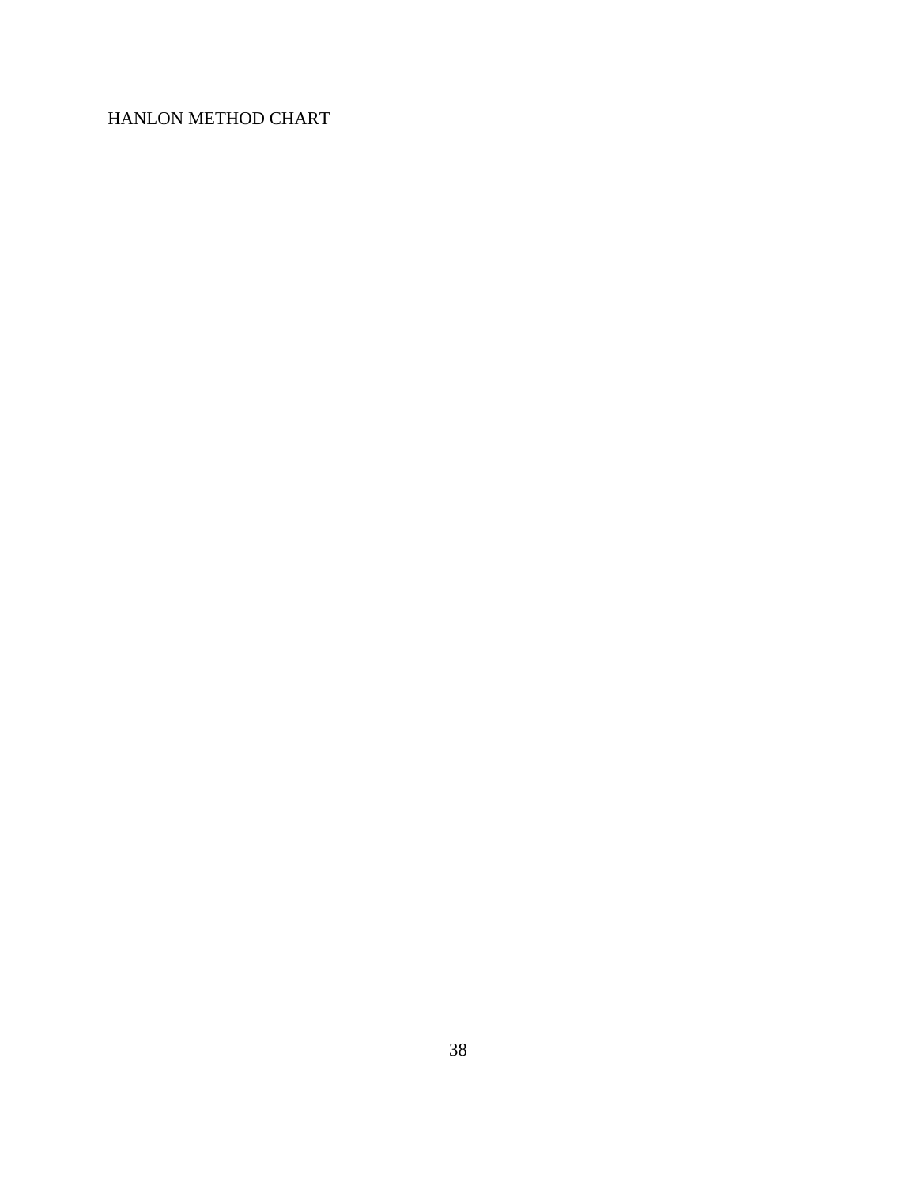HANLON METHOD CHART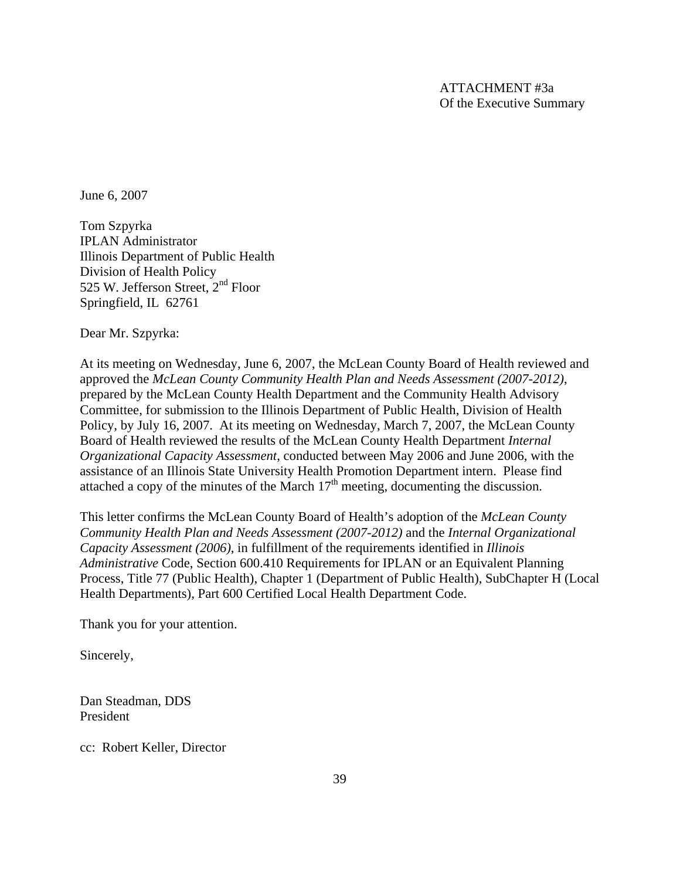ATTACHMENT #3a
Of the Executive Summary

June 6, 2007

Tom Szpyrka
IPLAN Administrator
Illinois Department of Public Health
Division of Health Policy
525 W. Jefferson Street, 2nd Floor
Springfield, IL 62761

Dear Mr. Szpyrka:

At its meeting on Wednesday, June 6, 2007, the McLean County Board of Health reviewed and approved the *McLean County Community Health Plan and Needs Assessment (2007-2012)*, prepared by the McLean County Health Department and the Community Health Advisory Committee, for submission to the Illinois Department of Public Health, Division of Health Policy, by July 16, 2007. At its meeting on Wednesday, March 7, 2007, the McLean County Board of Health reviewed the results of the McLean County Health Department *Internal Organizational Capacity Assessment*, conducted between May 2006 and June 2006, with the assistance of an Illinois State University Health Promotion Department intern. Please find attached a copy of the minutes of the March 17th meeting, documenting the discussion.

This letter confirms the McLean County Board of Health's adoption of the *McLean County Community Health Plan and Needs Assessment (2007-2012)* and the *Internal Organizational Capacity Assessment (2006)*, in fulfillment of the requirements identified in *Illinois Administrative* Code, Section 600.410 Requirements for IPLAN or an Equivalent Planning Process, Title 77 (Public Health), Chapter 1 (Department of Public Health), SubChapter H (Local Health Departments), Part 600 Certified Local Health Department Code.

Thank you for your attention.

Sincerely,

Dan Steadman, DDS
President

cc: Robert Keller, Director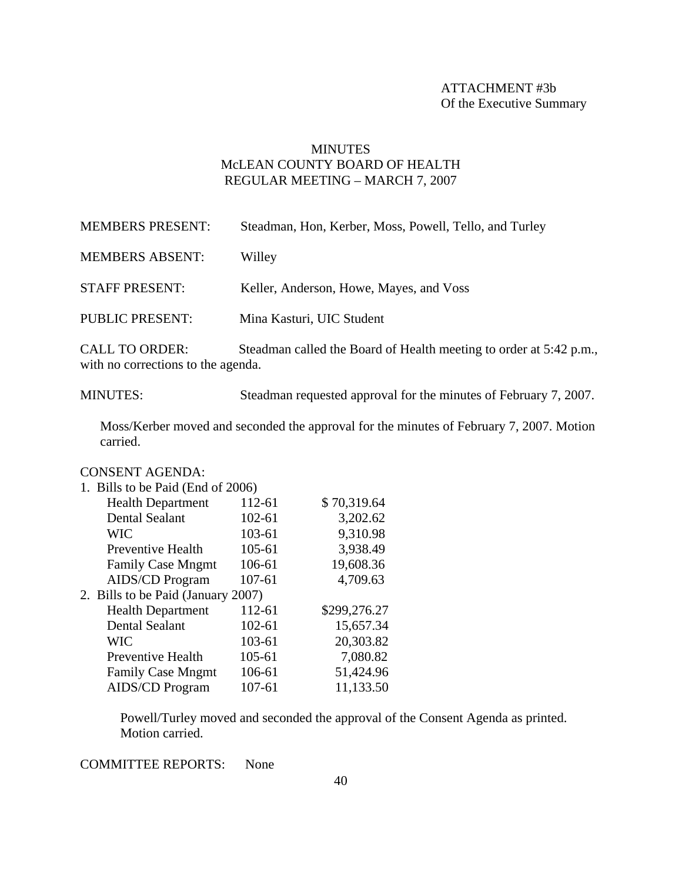ATTACHMENT #3b
Of the Executive Summary

# MINUTES
## McLEAN COUNTY BOARD OF HEALTH
## REGULAR MEETING – MARCH 7, 2007

MEMBERS PRESENT: Steadman, Hon, Kerber, Moss, Powell, Tello, and Turley

MEMBERS ABSENT: Willey

STAFF PRESENT: Keller, Anderson, Howe, Mayes, and Voss

PUBLIC PRESENT: Mina Kasturi, UIC Student

CALL TO ORDER: Steadman called the Board of Health meeting to order at 5:42 p.m., with no corrections to the agenda.

MINUTES: Steadman requested approval for the minutes of February 7, 2007.

Moss/Kerber moved and seconded the approval for the minutes of February 7, 2007. Motion carried.

CONSENT AGENDA:

1. Bills to be Paid (End of 2006)

| | | |
|---|---|---|
| Health Department | 112-61 | $ 70,319.64 |
| Dental Sealant | 102-61 | 3,202.62 |
| WIC | 103-61 | 9,310.98 |
| Preventive Health | 105-61 | 3,938.49 |
| Family Case Mngmt | 106-61 | 19,608.36 |
| AIDS/CD Program | 107-61 | 4,709.63 |

2. Bills to be Paid (January 2007)

| | | |
|---|---|---|
| Health Department | 112-61 | $299,276.27 |
| Dental Sealant | 102-61 | 15,657.34 |
| WIC | 103-61 | 20,303.82 |
| Preventive Health | 105-61 | 7,080.82 |
| Family Case Mngmt | 106-61 | 51,424.96 |
| AIDS/CD Program | 107-61 | 11,133.50 |

Powell/Turley moved and seconded the approval of the Consent Agenda as printed. Motion carried.

COMMITTEE REPORTS: None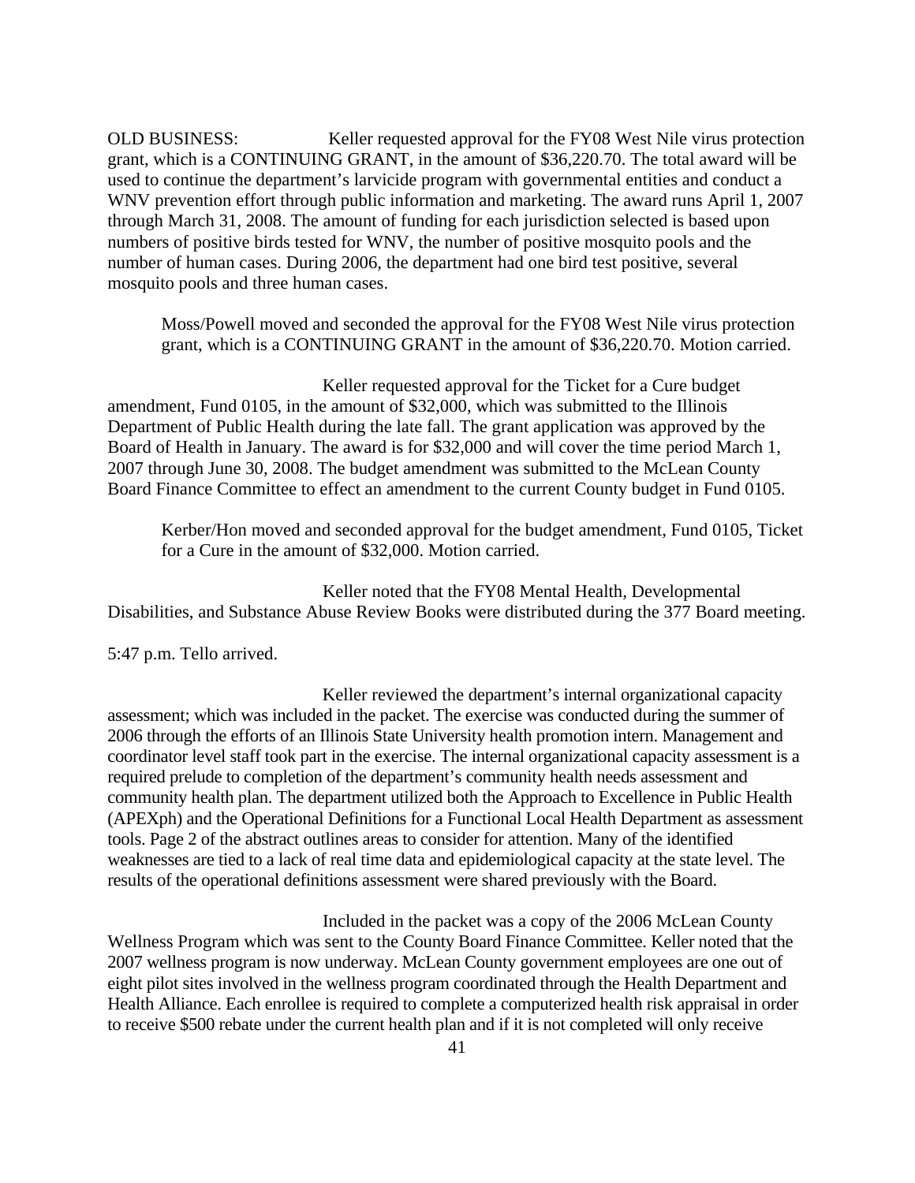OLD BUSINESS: Keller requested approval for the FY08 West Nile virus protection grant, which is a CONTINUING GRANT, in the amount of $36,220.70. The total award will be used to continue the department's larvicide program with governmental entities and conduct a WNV prevention effort through public information and marketing. The award runs April 1, 2007 through March 31, 2008. The amount of funding for each jurisdiction selected is based upon numbers of positive birds tested for WNV, the number of positive mosquito pools and the number of human cases. During 2006, the department had one bird test positive, several mosquito pools and three human cases.

> Moss/Powell moved and seconded the approval for the FY08 West Nile virus protection grant, which is a CONTINUING GRANT in the amount of $36,220.70. Motion carried.

Keller requested approval for the Ticket for a Cure budget amendment, Fund 0105, in the amount of $32,000, which was submitted to the Illinois Department of Public Health during the late fall. The grant application was approved by the Board of Health in January. The award is for $32,000 and will cover the time period March 1, 2007 through June 30, 2008. The budget amendment was submitted to the McLean County Board Finance Committee to effect an amendment to the current County budget in Fund 0105.

> Kerber/Hon moved and seconded approval for the budget amendment, Fund 0105, Ticket for a Cure in the amount of $32,000. Motion carried.

Keller noted that the FY08 Mental Health, Developmental Disabilities, and Substance Abuse Review Books were distributed during the 377 Board meeting.

5:47 p.m. Tello arrived.

Keller reviewed the department's internal organizational capacity assessment; which was included in the packet. The exercise was conducted during the summer of 2006 through the efforts of an Illinois State University health promotion intern. Management and coordinator level staff took part in the exercise. The internal organizational capacity assessment is a required prelude to completion of the department's community health needs assessment and community health plan. The department utilized both the Approach to Excellence in Public Health (APEXph) and the Operational Definitions for a Functional Local Health Department as assessment tools. Page 2 of the abstract outlines areas to consider for attention. Many of the identified weaknesses are tied to a lack of real time data and epidemiological capacity at the state level. The results of the operational definitions assessment were shared previously with the Board.

Included in the packet was a copy of the 2006 McLean County Wellness Program which was sent to the County Board Finance Committee. Keller noted that the 2007 wellness program is now underway. McLean County government employees are one out of eight pilot sites involved in the wellness program coordinated through the Health Department and Health Alliance. Each enrollee is required to complete a computerized health risk appraisal in order to receive $500 rebate under the current health plan and if it is not completed will only receive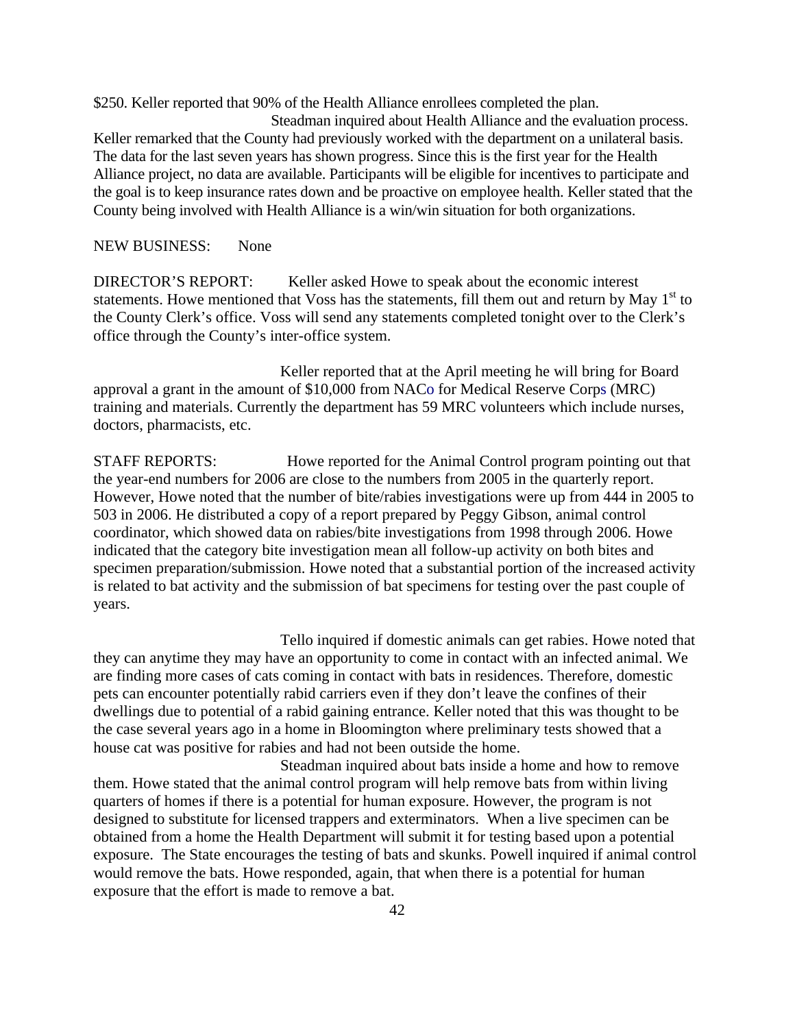$250. Keller reported that 90% of the Health Alliance enrollees completed the plan.

Steadman inquired about Health Alliance and the evaluation process. Keller remarked that the County had previously worked with the department on a unilateral basis. The data for the last seven years has shown progress. Since this is the first year for the Health Alliance project, no data are available. Participants will be eligible for incentives to participate and the goal is to keep insurance rates down and be proactive on employee health. Keller stated that the County being involved with Health Alliance is a win/win situation for both organizations.

NEW BUSINESS: None

DIRECTOR'S REPORT: Keller asked Howe to speak about the economic interest statements. Howe mentioned that Voss has the statements, fill them out and return by May 1st to the County Clerk's office. Voss will send any statements completed tonight over to the Clerk's office through the County's inter-office system.

Keller reported that at the April meeting he will bring for Board approval a grant in the amount of $10,000 from NACo for Medical Reserve Corps (MRC) training and materials. Currently the department has 59 MRC volunteers which include nurses, doctors, pharmacists, etc.

STAFF REPORTS: Howe reported for the Animal Control program pointing out that the year-end numbers for 2006 are close to the numbers from 2005 in the quarterly report. However, Howe noted that the number of bite/rabies investigations were up from 444 in 2005 to 503 in 2006. He distributed a copy of a report prepared by Peggy Gibson, animal control coordinator, which showed data on rabies/bite investigations from 1998 through 2006. Howe indicated that the category bite investigation mean all follow-up activity on both bites and specimen preparation/submission. Howe noted that a substantial portion of the increased activity is related to bat activity and the submission of bat specimens for testing over the past couple of years.

Tello inquired if domestic animals can get rabies. Howe noted that they can anytime they may have an opportunity to come in contact with an infected animal. We are finding more cases of cats coming in contact with bats in residences. Therefore, domestic pets can encounter potentially rabid carriers even if they don't leave the confines of their dwellings due to potential of a rabid gaining entrance. Keller noted that this was thought to be the case several years ago in a home in Bloomington where preliminary tests showed that a house cat was positive for rabies and had not been outside the home.

Steadman inquired about bats inside a home and how to remove them. Howe stated that the animal control program will help remove bats from within living quarters of homes if there is a potential for human exposure. However, the program is not designed to substitute for licensed trappers and exterminators. When a live specimen can be obtained from a home the Health Department will submit it for testing based upon a potential exposure. The State encourages the testing of bats and skunks. Powell inquired if animal control would remove the bats. Howe responded, again, that when there is a potential for human exposure that the effort is made to remove a bat.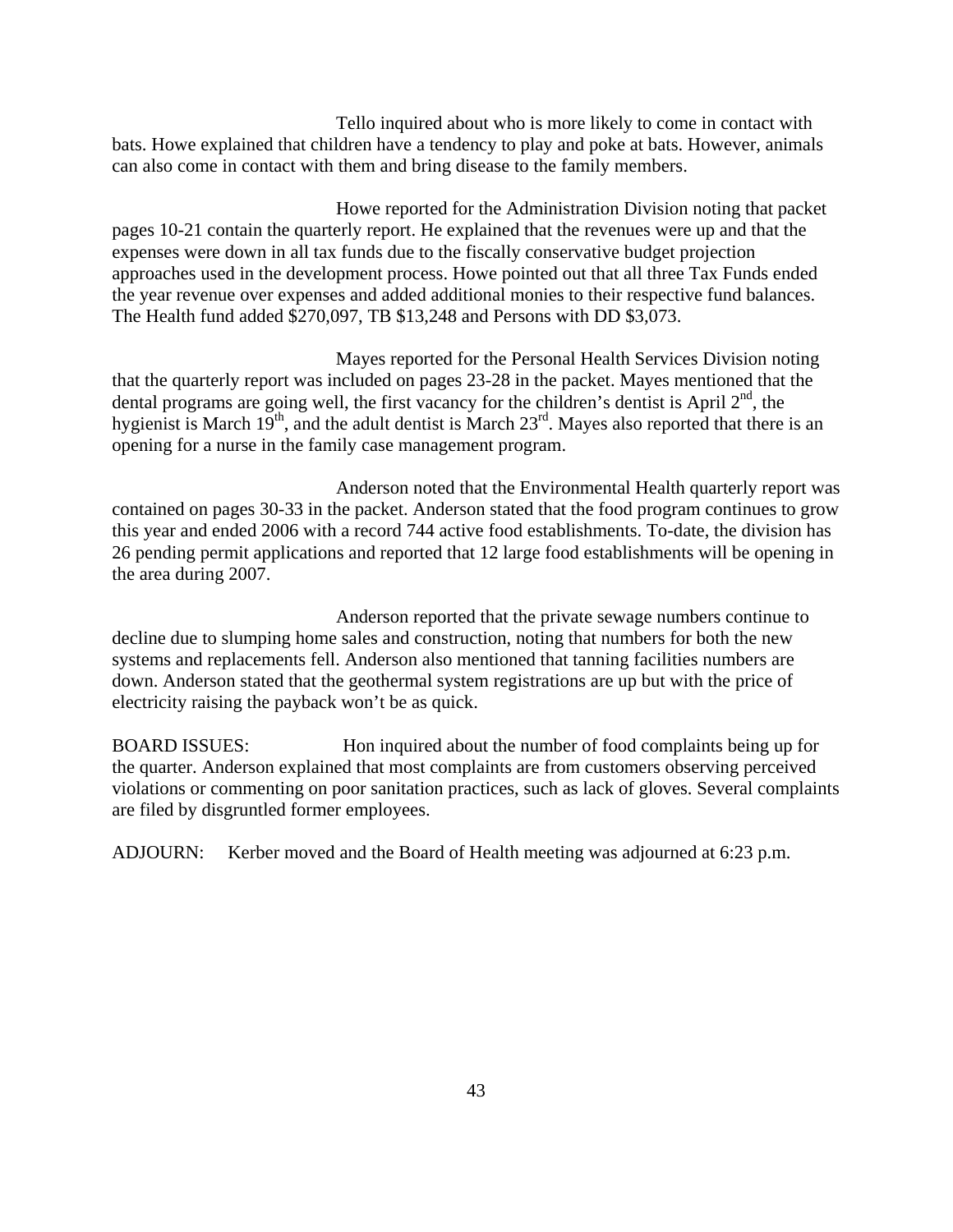Tello inquired about who is more likely to come in contact with bats. Howe explained that children have a tendency to play and poke at bats. However, animals can also come in contact with them and bring disease to the family members.

Howe reported for the Administration Division noting that packet pages 10-21 contain the quarterly report. He explained that the revenues were up and that the expenses were down in all tax funds due to the fiscally conservative budget projection approaches used in the development process. Howe pointed out that all three Tax Funds ended the year revenue over expenses and added additional monies to their respective fund balances. The Health fund added $270,097, TB $13,248 and Persons with DD $3,073.

Mayes reported for the Personal Health Services Division noting that the quarterly report was included on pages 23-28 in the packet. Mayes mentioned that the dental programs are going well, the first vacancy for the children's dentist is April 2nd, the hygienist is March 19th, and the adult dentist is March 23rd. Mayes also reported that there is an opening for a nurse in the family case management program.

Anderson noted that the Environmental Health quarterly report was contained on pages 30-33 in the packet. Anderson stated that the food program continues to grow this year and ended 2006 with a record 744 active food establishments. To-date, the division has 26 pending permit applications and reported that 12 large food establishments will be opening in the area during 2007.

Anderson reported that the private sewage numbers continue to decline due to slumping home sales and construction, noting that numbers for both the new systems and replacements fell. Anderson also mentioned that tanning facilities numbers are down. Anderson stated that the geothermal system registrations are up but with the price of electricity raising the payback won't be as quick.

BOARD ISSUES: Hon inquired about the number of food complaints being up for the quarter. Anderson explained that most complaints are from customers observing perceived violations or commenting on poor sanitation practices, such as lack of gloves. Several complaints are filed by disgruntled former employees.

ADJOURN: Kerber moved and the Board of Health meeting was adjourned at 6:23 p.m.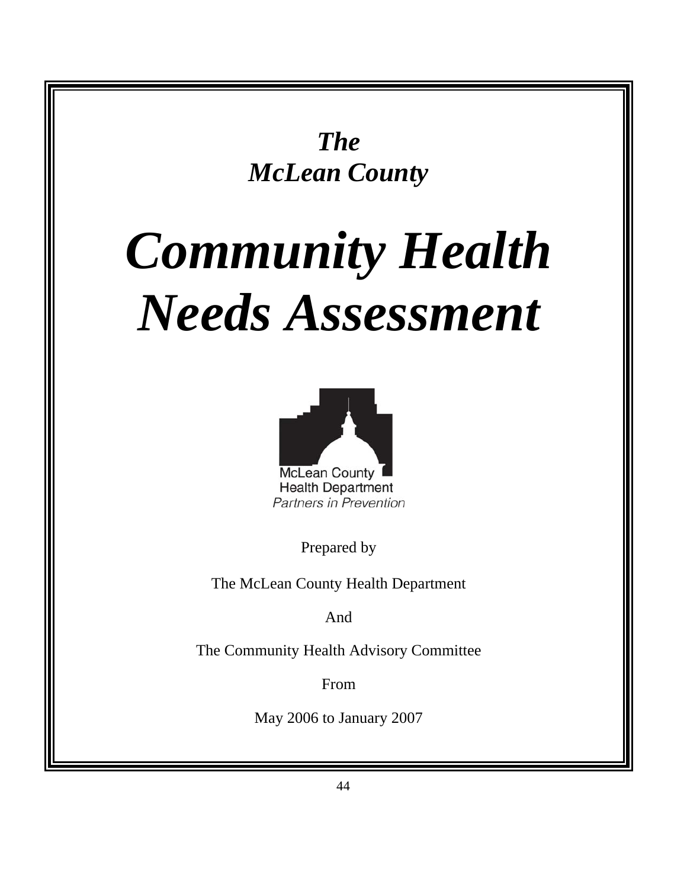***The McLean County***

# *Community Health Needs Assessment*

McLean County Health Department
*Partners in Prevention*

Prepared by

The McLean County Health Department

And

The Community Health Advisory Committee

From

May 2006 to January 2007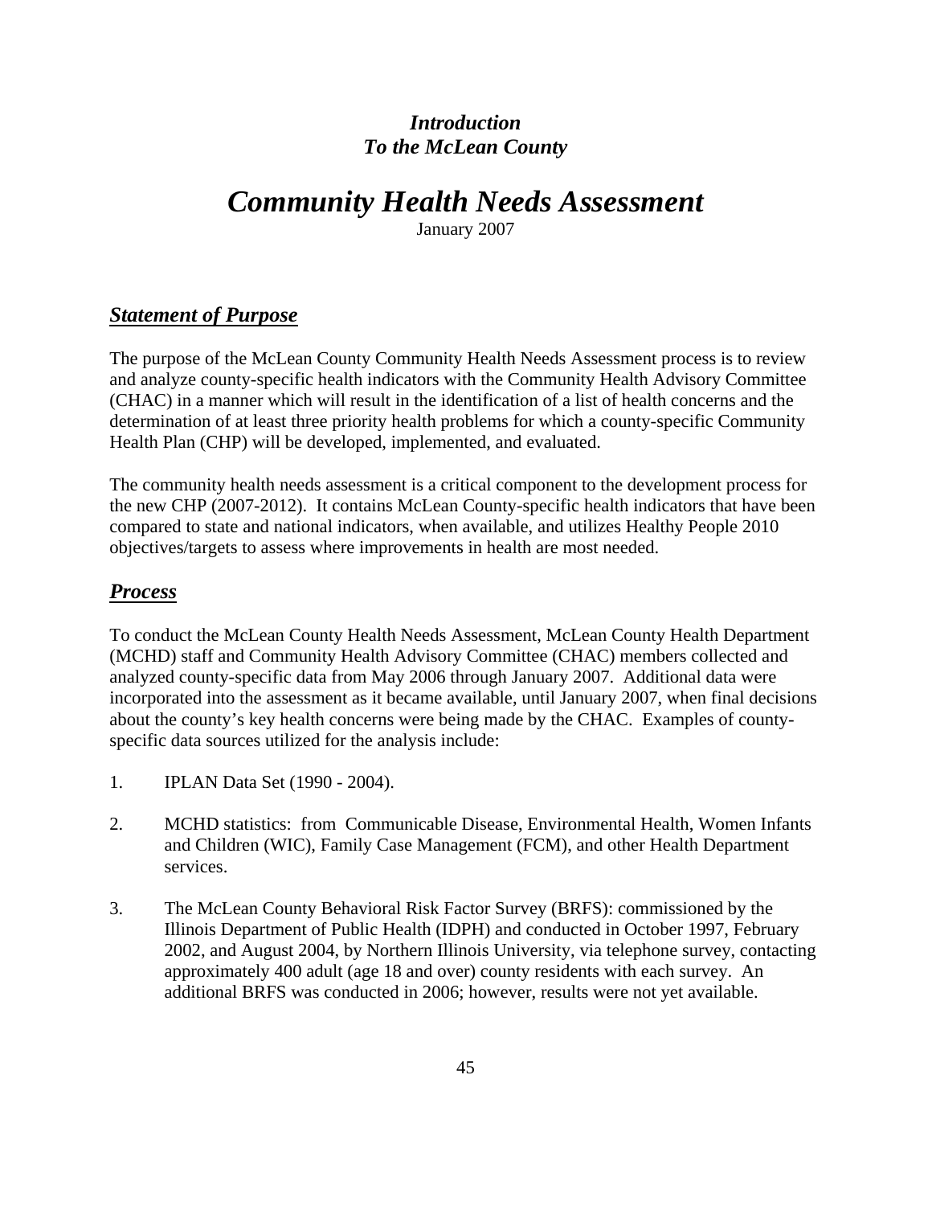### *Introduction*
### *To the McLean County*

# *Community Health Needs Assessment*

January 2007

## ***Statement of Purpose***

The purpose of the McLean County Community Health Needs Assessment process is to review and analyze county-specific health indicators with the Community Health Advisory Committee (CHAC) in a manner which will result in the identification of a list of health concerns and the determination of at least three priority health problems for which a county-specific Community Health Plan (CHP) will be developed, implemented, and evaluated.

The community health needs assessment is a critical component to the development process for the new CHP (2007-2012). It contains McLean County-specific health indicators that have been compared to state and national indicators, when available, and utilizes Healthy People 2010 objectives/targets to assess where improvements in health are most needed.

## ***Process***

To conduct the McLean County Health Needs Assessment, McLean County Health Department (MCHD) staff and Community Health Advisory Committee (CHAC) members collected and analyzed county-specific data from May 2006 through January 2007. Additional data were incorporated into the assessment as it became available, until January 2007, when final decisions about the county's key health concerns were being made by the CHAC. Examples of county-specific data sources utilized for the analysis include:

1. IPLAN Data Set (1990 - 2004).

2. MCHD statistics: from Communicable Disease, Environmental Health, Women Infants and Children (WIC), Family Case Management (FCM), and other Health Department services.

3. The McLean County Behavioral Risk Factor Survey (BRFS): commissioned by the Illinois Department of Public Health (IDPH) and conducted in October 1997, February 2002, and August 2004, by Northern Illinois University, via telephone survey, contacting approximately 400 adult (age 18 and over) county residents with each survey. An additional BRFS was conducted in 2006; however, results were not yet available.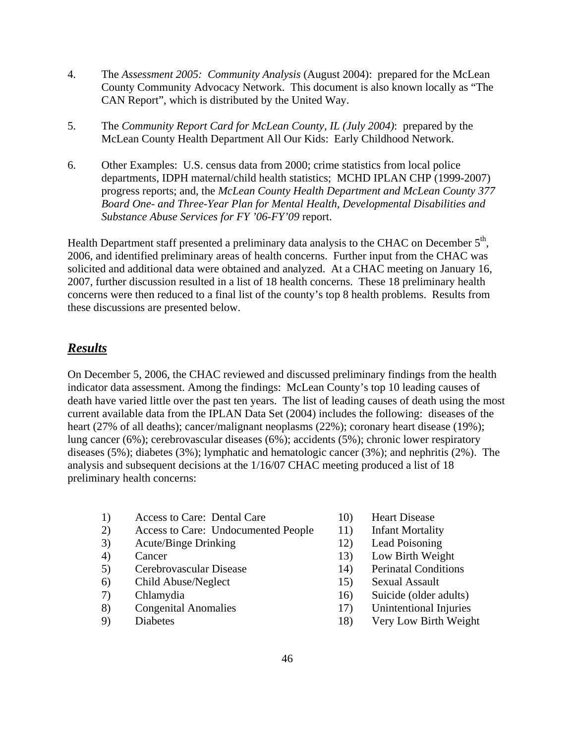4. The *Assessment 2005: Community Analysis* (August 2004): prepared for the McLean County Community Advocacy Network. This document is also known locally as "The CAN Report", which is distributed by the United Way.

5. The *Community Report Card for McLean County, IL (July 2004)*: prepared by the McLean County Health Department All Our Kids: Early Childhood Network.

6. Other Examples: U.S. census data from 2000; crime statistics from local police departments, IDPH maternal/child health statistics; MCHD IPLAN CHP (1999-2007) progress reports; and, the *McLean County Health Department and McLean County 377 Board One- and Three-Year Plan for Mental Health, Developmental Disabilities and Substance Abuse Services for FY '06-FY'09* report.

Health Department staff presented a preliminary data analysis to the CHAC on December 5th, 2006, and identified preliminary areas of health concerns. Further input from the CHAC was solicited and additional data were obtained and analyzed. At a CHAC meeting on January 16, 2007, further discussion resulted in a list of 18 health concerns. These 18 preliminary health concerns were then reduced to a final list of the county's top 8 health problems. Results from these discussions are presented below.

## ***Results***

On December 5, 2006, the CHAC reviewed and discussed preliminary findings from the health indicator data assessment. Among the findings: McLean County's top 10 leading causes of death have varied little over the past ten years. The list of leading causes of death using the most current available data from the IPLAN Data Set (2004) includes the following: diseases of the heart (27% of all deaths); cancer/malignant neoplasms (22%); coronary heart disease (19%); lung cancer (6%); cerebrovascular diseases (6%); accidents (5%); chronic lower respiratory diseases (5%); diabetes (3%); lymphatic and hematologic cancer (3%); and nephritis (2%). The analysis and subsequent decisions at the 1/16/07 CHAC meeting produced a list of 18 preliminary health concerns:

1) Access to Care: Dental Care
2) Access to Care: Undocumented People
3) Acute/Binge Drinking
4) Cancer
5) Cerebrovascular Disease
6) Child Abuse/Neglect
7) Chlamydia
8) Congenital Anomalies
9) Diabetes
10) Heart Disease
11) Infant Mortality
12) Lead Poisoning
13) Low Birth Weight
14) Perinatal Conditions
15) Sexual Assault
16) Suicide (older adults)
17) Unintentional Injuries
18) Very Low Birth Weight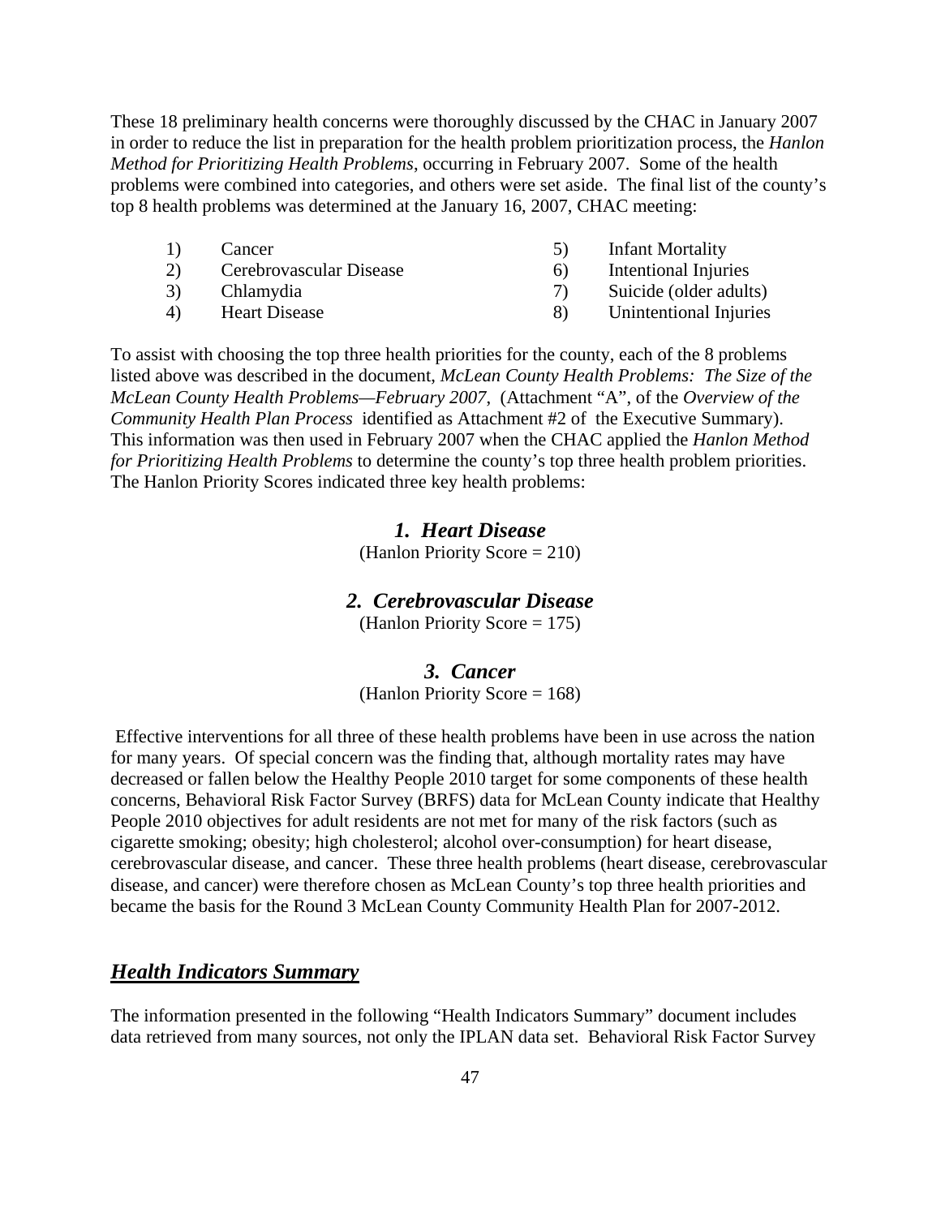These 18 preliminary health concerns were thoroughly discussed by the CHAC in January 2007 in order to reduce the list in preparation for the health problem prioritization process, the *Hanlon Method for Prioritizing Health Problems*, occurring in February 2007. Some of the health problems were combined into categories, and others were set aside. The final list of the county's top 8 health problems was determined at the January 16, 2007, CHAC meeting:

1) Cancer
2) Cerebrovascular Disease
3) Chlamydia
4) Heart Disease
5) Infant Mortality
6) Intentional Injuries
7) Suicide (older adults)
8) Unintentional Injuries

To assist with choosing the top three health priorities for the county, each of the 8 problems listed above was described in the document, *McLean County Health Problems: The Size of the McLean County Health Problems—February 2007*, (Attachment "A", of the *Overview of the Community Health Plan Process* identified as Attachment #2 of the Executive Summary). This information was then used in February 2007 when the CHAC applied the *Hanlon Method for Prioritizing Health Problems* to determine the county's top three health problem priorities. The Hanlon Priority Scores indicated three key health problems:

***1. Heart Disease***
(Hanlon Priority Score = 210)

***2. Cerebrovascular Disease***
(Hanlon Priority Score = 175)

***3. Cancer***
(Hanlon Priority Score = 168)

Effective interventions for all three of these health problems have been in use across the nation for many years. Of special concern was the finding that, although mortality rates may have decreased or fallen below the Healthy People 2010 target for some components of these health concerns, Behavioral Risk Factor Survey (BRFS) data for McLean County indicate that Healthy People 2010 objectives for adult residents are not met for many of the risk factors (such as cigarette smoking; obesity; high cholesterol; alcohol over-consumption) for heart disease, cerebrovascular disease, and cancer. These three health problems (heart disease, cerebrovascular disease, and cancer) were therefore chosen as McLean County's top three health priorities and became the basis for the Round 3 McLean County Community Health Plan for 2007-2012.

## ***Health Indicators Summary***

The information presented in the following "Health Indicators Summary" document includes data retrieved from many sources, not only the IPLAN data set. Behavioral Risk Factor Survey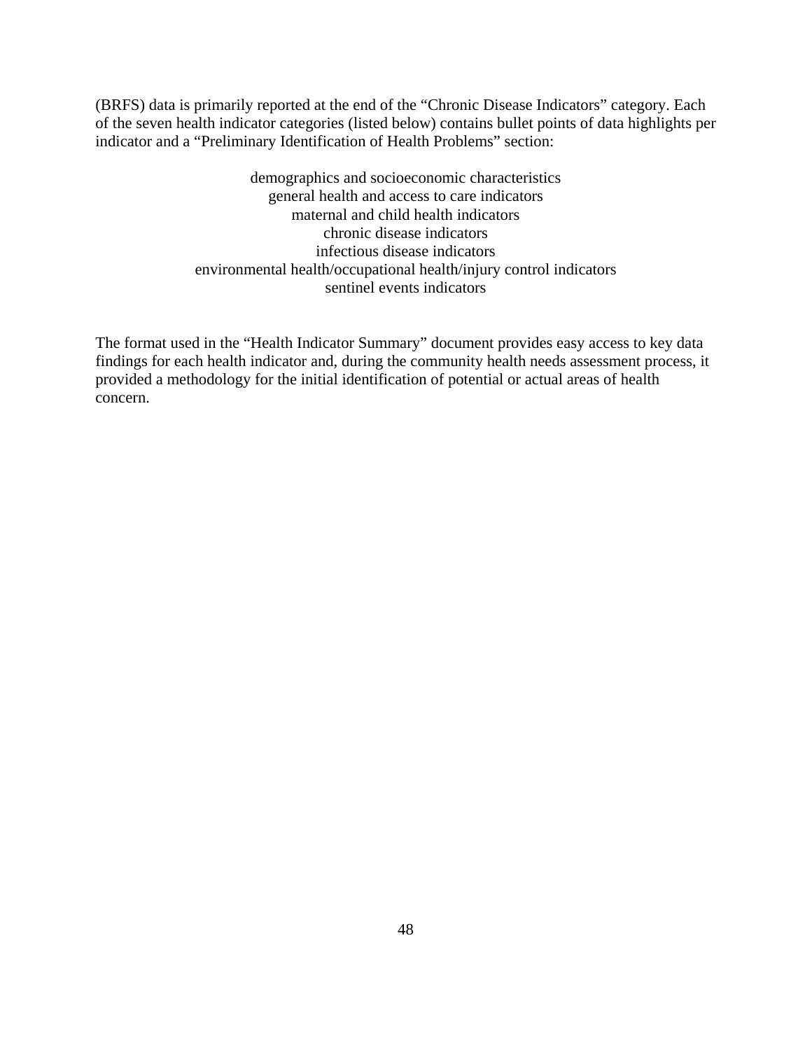(BRFS) data is primarily reported at the end of the "Chronic Disease Indicators" category. Each of the seven health indicator categories (listed below) contains bullet points of data highlights per indicator and a "Preliminary Identification of Health Problems" section:

demographics and socioeconomic characteristics  
general health and access to care indicators  
maternal and child health indicators  
chronic disease indicators  
infectious disease indicators  
environmental health/occupational health/injury control indicators  
sentinel events indicators

The format used in the "Health Indicator Summary" document provides easy access to key data findings for each health indicator and, during the community health needs assessment process, it provided a methodology for the initial identification of potential or actual areas of health concern.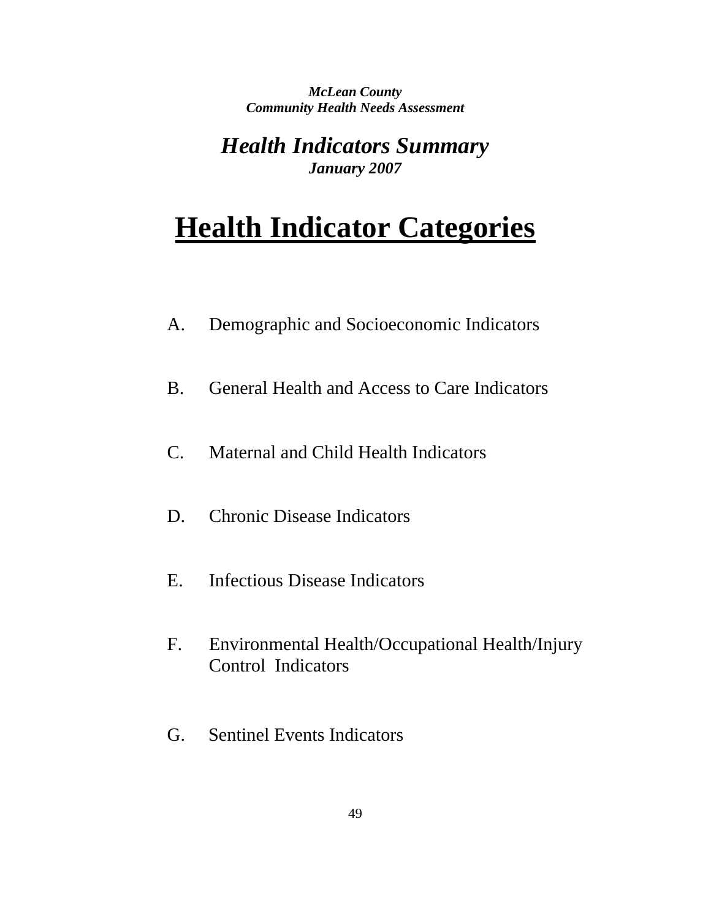***McLean County***
***Community Health Needs Assessment***

***Health Indicators Summary***
***January 2007***

# Health Indicator Categories

A. Demographic and Socioeconomic Indicators

B. General Health and Access to Care Indicators

C. Maternal and Child Health Indicators

D. Chronic Disease Indicators

E. Infectious Disease Indicators

F. Environmental Health/Occupational Health/Injury Control Indicators

G. Sentinel Events Indicators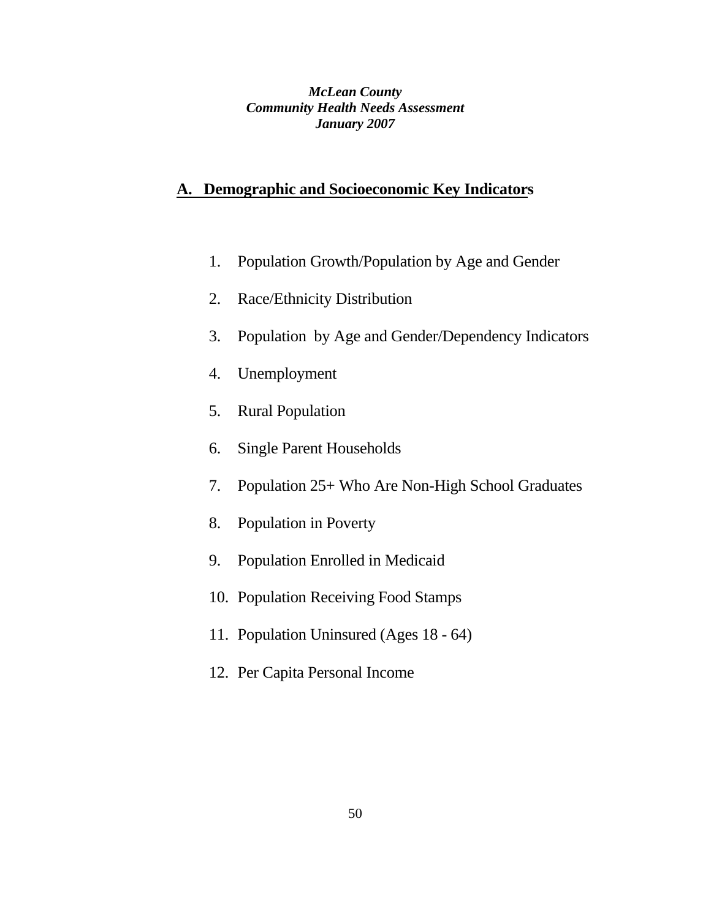***McLean County***
***Community Health Needs Assessment***
***January 2007***

## A. Demographic and Socioeconomic Key Indicators

1. Population Growth/Population by Age and Gender
2. Race/Ethnicity Distribution
3. Population by Age and Gender/Dependency Indicators
4. Unemployment
5. Rural Population
6. Single Parent Households
7. Population 25+ Who Are Non-High School Graduates
8. Population in Poverty
9. Population Enrolled in Medicaid
10. Population Receiving Food Stamps
11. Population Uninsured (Ages 18 - 64)
12. Per Capita Personal Income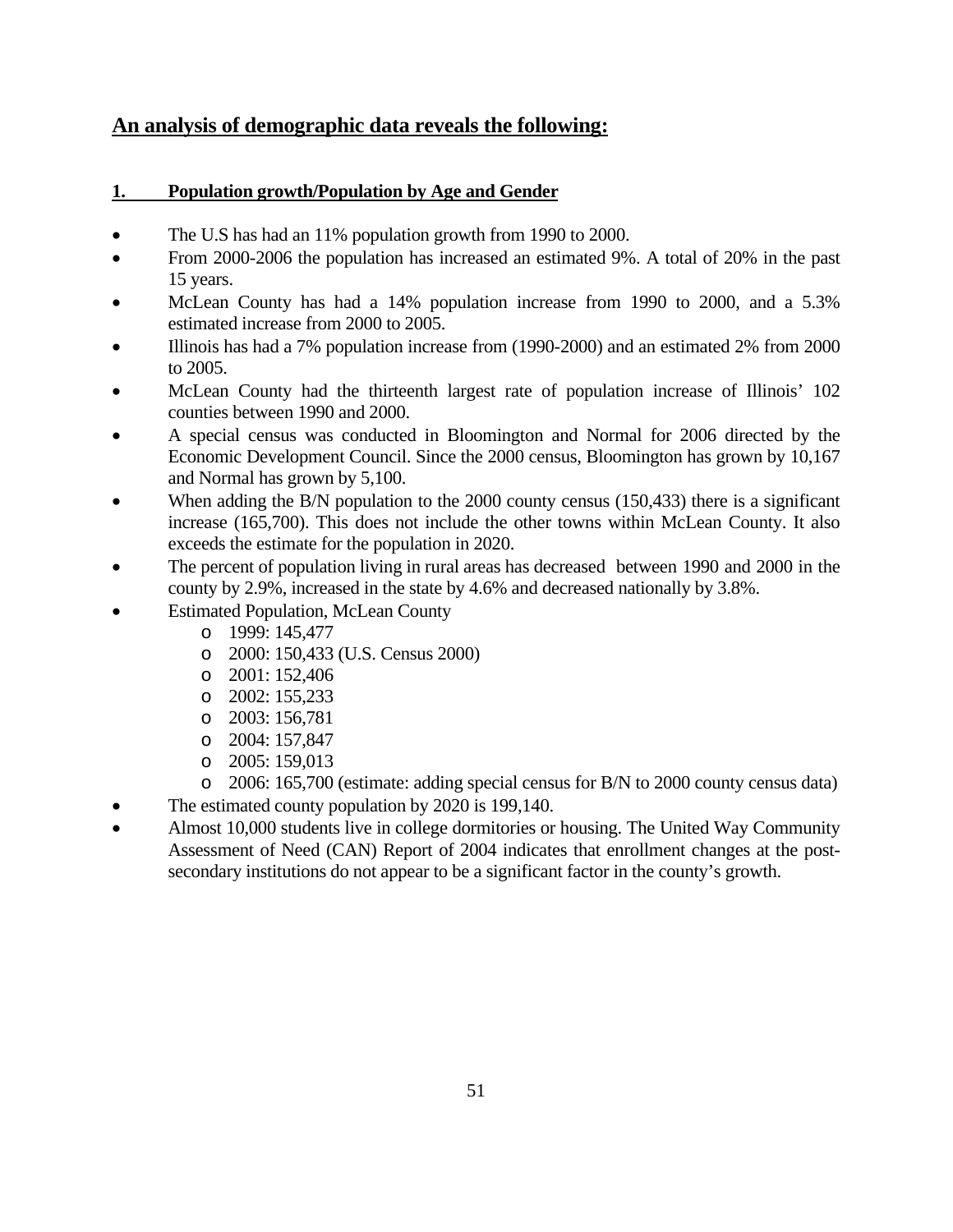## An analysis of demographic data reveals the following:

### 1. Population growth/Population by Age and Gender

- The U.S has had an 11% population growth from 1990 to 2000.
- From 2000-2006 the population has increased an estimated 9%. A total of 20% in the past 15 years.
- McLean County has had a 14% population increase from 1990 to 2000, and a 5.3% estimated increase from 2000 to 2005.
- Illinois has had a 7% population increase from (1990-2000) and an estimated 2% from 2000 to 2005.
- McLean County had the thirteenth largest rate of population increase of Illinois' 102 counties between 1990 and 2000.
- A special census was conducted in Bloomington and Normal for 2006 directed by the Economic Development Council. Since the 2000 census, Bloomington has grown by 10,167 and Normal has grown by 5,100.
- When adding the B/N population to the 2000 county census (150,433) there is a significant increase (165,700). This does not include the other towns within McLean County. It also exceeds the estimate for the population in 2020.
- The percent of population living in rural areas has decreased between 1990 and 2000 in the county by 2.9%, increased in the state by 4.6% and decreased nationally by 3.8%.
- Estimated Population, McLean County
  - 1999: 145,477
  - 2000: 150,433 (U.S. Census 2000)
  - 2001: 152,406
  - 2002: 155,233
  - 2003: 156,781
  - 2004: 157,847
  - 2005: 159,013
  - 2006: 165,700 (estimate: adding special census for B/N to 2000 county census data)
- The estimated county population by 2020 is 199,140.
- Almost 10,000 students live in college dormitories or housing. The United Way Community Assessment of Need (CAN) Report of 2004 indicates that enrollment changes at the post-secondary institutions do not appear to be a significant factor in the county's growth.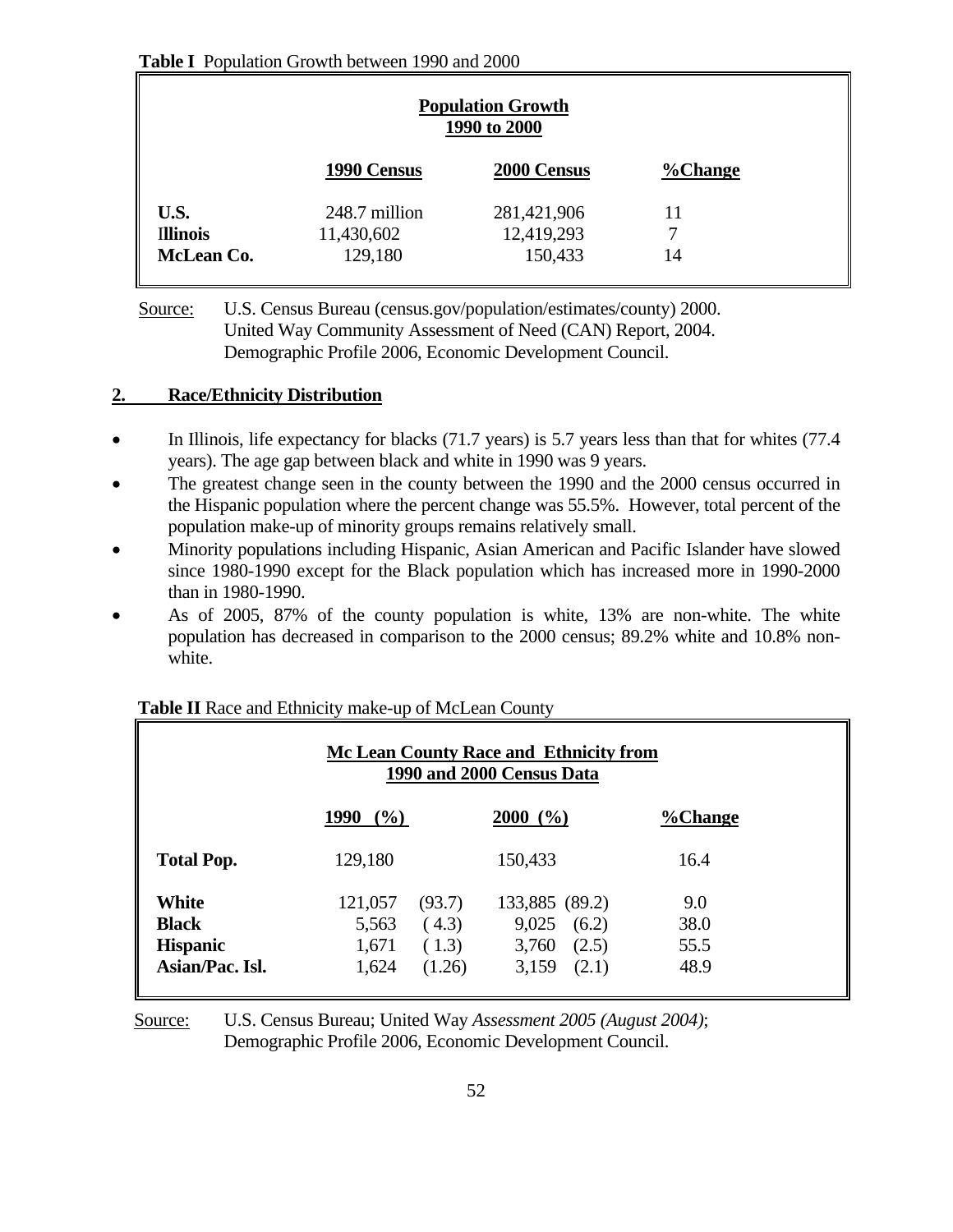**Table I** Population Growth between 1990 and 2000

| **Population Growth 1990 to 2000** | | | |
|---|---|---|---|
| | **1990 Census** | **2000 Census** | **%Change** |
| **U.S.** | 248.7 million | 281,421,906 | 11 |
| **Illinois** | 11,430,602 | 12,419,293 | 7 |
| **McLean Co.** | 129,180 | 150,433 | 14 |

Source: U.S. Census Bureau (census.gov/population/estimates/county) 2000. United Way Community Assessment of Need (CAN) Report, 2004. Demographic Profile 2006, Economic Development Council.

## 2. Race/Ethnicity Distribution

- In Illinois, life expectancy for blacks (71.7 years) is 5.7 years less than that for whites (77.4 years). The age gap between black and white in 1990 was 9 years.
- The greatest change seen in the county between the 1990 and the 2000 census occurred in the Hispanic population where the percent change was 55.5%. However, total percent of the population make-up of minority groups remains relatively small.
- Minority populations including Hispanic, Asian American and Pacific Islander have slowed since 1980-1990 except for the Black population which has increased more in 1990-2000 than in 1980-1990.
- As of 2005, 87% of the county population is white, 13% are non-white. The white population has decreased in comparison to the 2000 census; 89.2% white and 10.8% non-white.

**Table II** Race and Ethnicity make-up of McLean County

| **Mc Lean County Race and Ethnicity from 1990 and 2000 Census Data** | | | | | |
|---|---|---|---|---|---|
| | **1990** | **(%)** | **2000** | **(%)** | **%Change** |
| **Total Pop.** | 129,180 | | 150,433 | | 16.4 |
| **White** | 121,057 | (93.7) | 133,885 | (89.2) | 9.0 |
| **Black** | 5,563 | (4.3) | 9,025 | (6.2) | 38.0 |
| **Hispanic** | 1,671 | (1.3) | 3,760 | (2.5) | 55.5 |
| **Asian/Pac. Isl.** | 1,624 | (1.26) | 3,159 | (2.1) | 48.9 |

Source: U.S. Census Bureau; United Way *Assessment 2005 (August 2004)*; Demographic Profile 2006, Economic Development Council.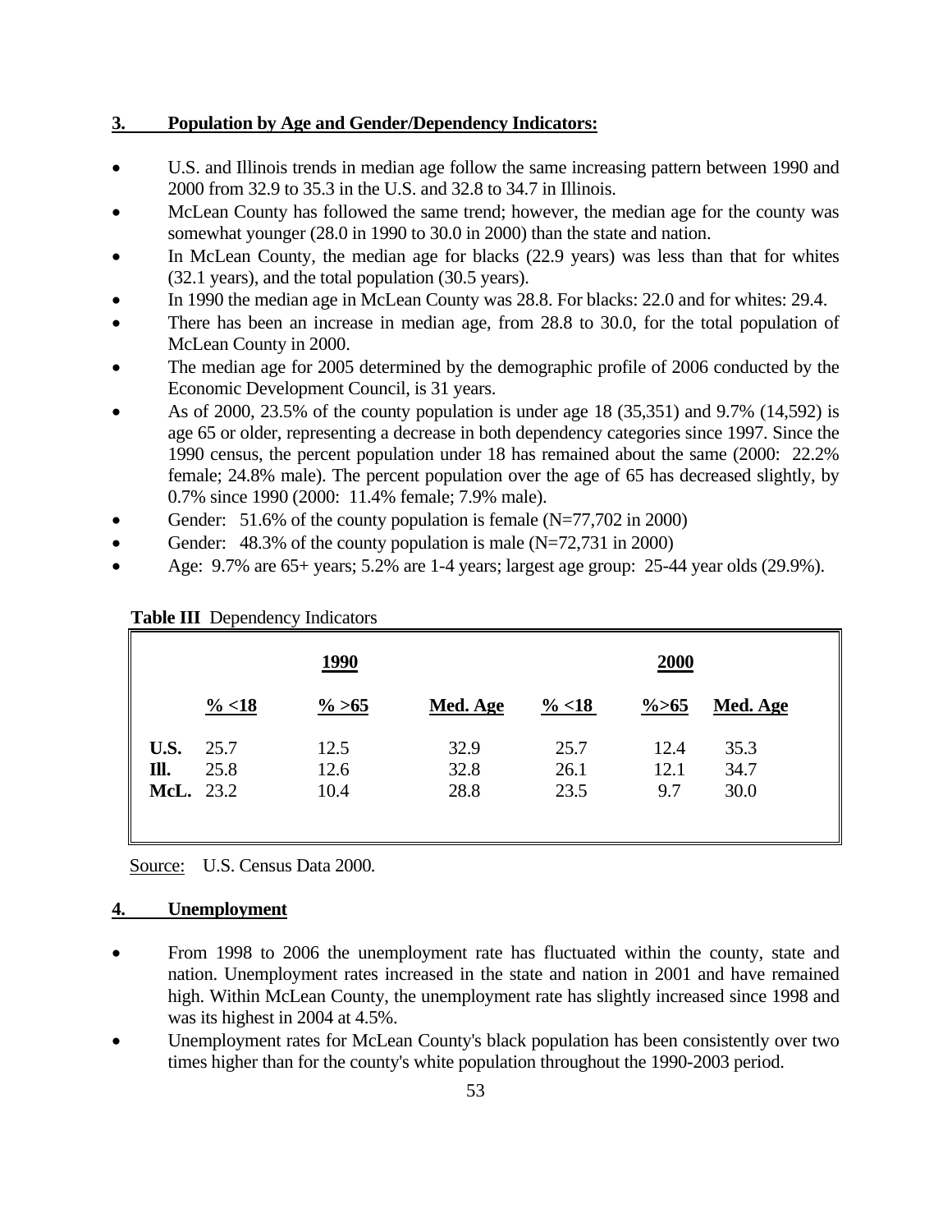## 3. Population by Age and Gender/Dependency Indicators:

- U.S. and Illinois trends in median age follow the same increasing pattern between 1990 and 2000 from 32.9 to 35.3 in the U.S. and 32.8 to 34.7 in Illinois.
- McLean County has followed the same trend; however, the median age for the county was somewhat younger (28.0 in 1990 to 30.0 in 2000) than the state and nation.
- In McLean County, the median age for blacks (22.9 years) was less than that for whites (32.1 years), and the total population (30.5 years).
- In 1990 the median age in McLean County was 28.8. For blacks: 22.0 and for whites: 29.4.
- There has been an increase in median age, from 28.8 to 30.0, for the total population of McLean County in 2000.
- The median age for 2005 determined by the demographic profile of 2006 conducted by the Economic Development Council, is 31 years.
- As of 2000, 23.5% of the county population is under age 18 (35,351) and 9.7% (14,592) is age 65 or older, representing a decrease in both dependency categories since 1997. Since the 1990 census, the percent population under 18 has remained about the same (2000: 22.2% female; 24.8% male). The percent population over the age of 65 has decreased slightly, by 0.7% since 1990 (2000: 11.4% female; 7.9% male).
- Gender: 51.6% of the county population is female (N=77,702 in 2000)
- Gender: 48.3% of the county population is male (N=72,731 in 2000)
- Age: 9.7% are 65+ years; 5.2% are 1-4 years; largest age group: 25-44 year olds (29.9%).

**Table III** Dependency Indicators

| | 1990 | | | 2000 | | |
|---|---|---|---|---|---|---|
| | **% <18** | **% >65** | **Med. Age** | **% <18** | **%>65** | **Med. Age** |
| **U.S.** | 25.7 | 12.5 | 32.9 | 25.7 | 12.4 | 35.3 |
| **Ill.** | 25.8 | 12.6 | 32.8 | 26.1 | 12.1 | 34.7 |
| **McL.** | 23.2 | 10.4 | 28.8 | 23.5 | 9.7 | 30.0 |

Source: U.S. Census Data 2000.

## 4. Unemployment

- From 1998 to 2006 the unemployment rate has fluctuated within the county, state and nation. Unemployment rates increased in the state and nation in 2001 and have remained high. Within McLean County, the unemployment rate has slightly increased since 1998 and was its highest in 2004 at 4.5%.
- Unemployment rates for McLean County's black population has been consistently over two times higher than for the county's white population throughout the 1990-2003 period.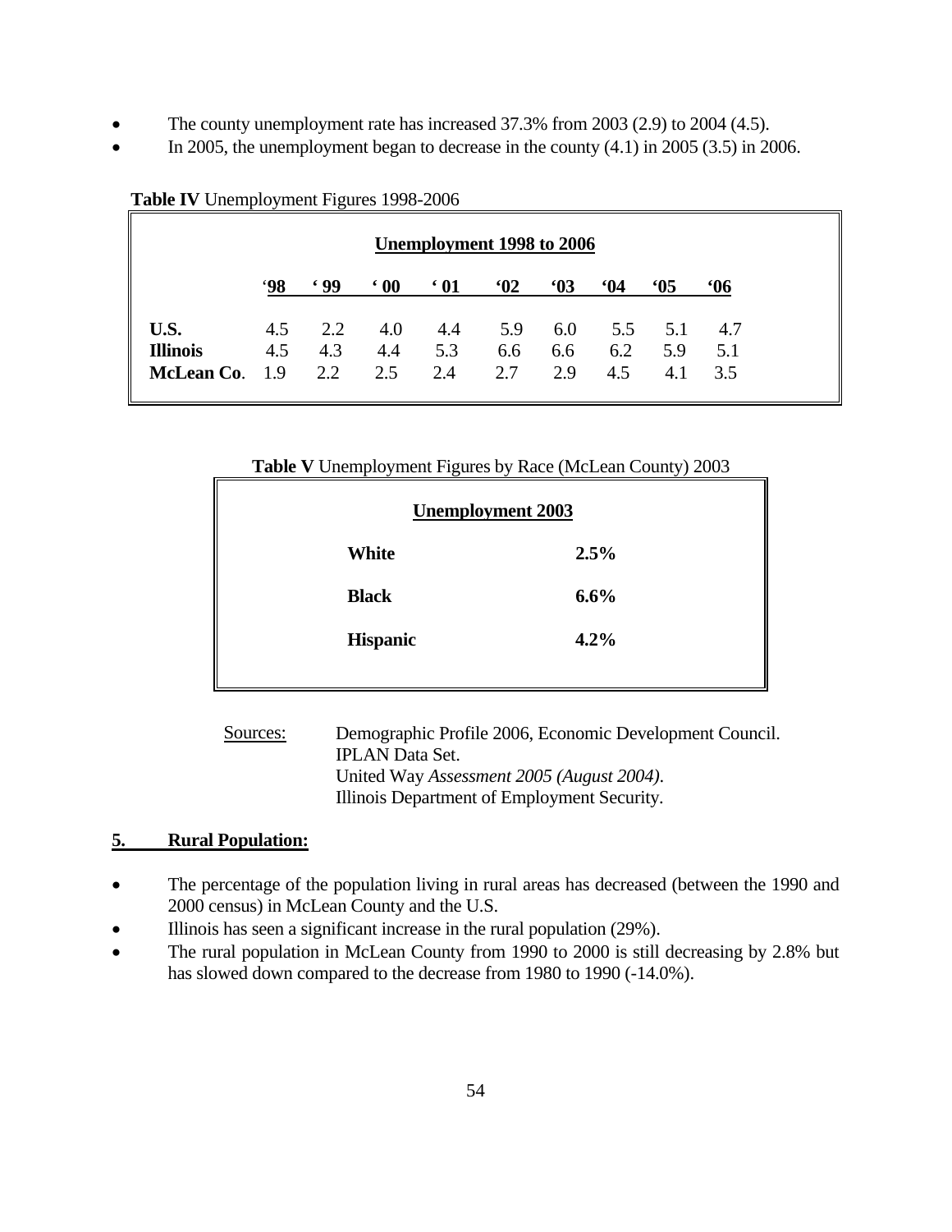- The county unemployment rate has increased 37.3% from 2003 (2.9) to 2004 (4.5).
- In 2005, the unemployment began to decrease in the county (4.1) in 2005 (3.5) in 2006.

**Table IV** Unemployment Figures 1998-2006

| Unemployment 1998 to 2006 | | | | | | | | | |
|---|---|---|---|---|---|---|---|---|---|
| | '98 | ' 99 | ' 00 | ' 01 | '02 | '03 | '04 | '05 | '06 |
| **U.S.** | 4.5 | 2.2 | 4.0 | 4.4 | 5.9 | 6.0 | 5.5 | 5.1 | 4.7 |
| **Illinois** | 4.5 | 4.3 | 4.4 | 5.3 | 6.6 | 6.6 | 6.2 | 5.9 | 5.1 |
| **McLean Co.** | 1.9 | 2.2 | 2.5 | 2.4 | 2.7 | 2.9 | 4.5 | 4.1 | 3.5 |

**Table V** Unemployment Figures by Race (McLean County) 2003

| Unemployment 2003 | |
|---|---|
| **White** | **2.5%** |
| **Black** | **6.6%** |
| **Hispanic** | **4.2%** |

Sources: Demographic Profile 2006, Economic Development Council.
IPLAN Data Set.
United Way *Assessment 2005 (August 2004)*.
Illinois Department of Employment Security.

## 5. Rural Population:

- The percentage of the population living in rural areas has decreased (between the 1990 and 2000 census) in McLean County and the U.S.
- Illinois has seen a significant increase in the rural population (29%).
- The rural population in McLean County from 1990 to 2000 is still decreasing by 2.8% but has slowed down compared to the decrease from 1980 to 1990 (-14.0%).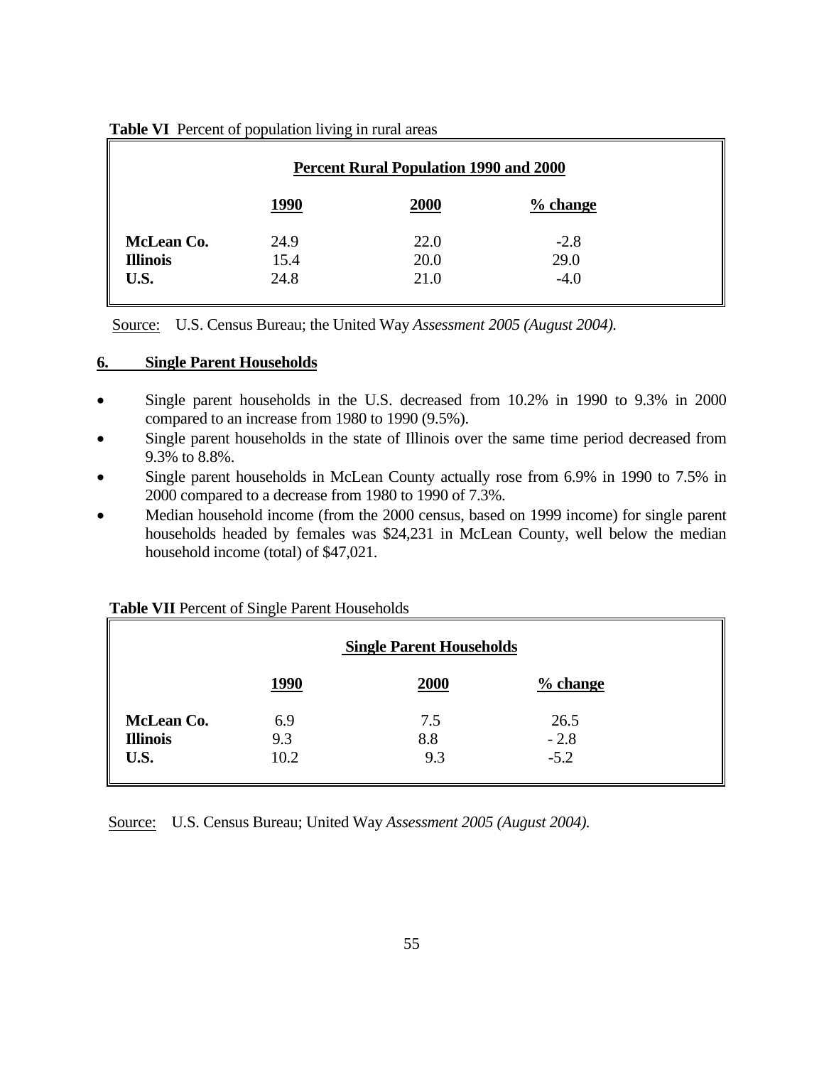**Table VI** Percent of population living in rural areas

| Percent Rural Population 1990 and 2000 | | | |
|---|---|---|---|
| | **1990** | **2000** | **% change** |
| **McLean Co.** | 24.9 | 22.0 | -2.8 |
| **Illinois** | 15.4 | 20.0 | 29.0 |
| **U.S.** | 24.8 | 21.0 | -4.0 |

Source: U.S. Census Bureau; the United Way *Assessment 2005 (August 2004).*

## 6. Single Parent Households

- Single parent households in the U.S. decreased from 10.2% in 1990 to 9.3% in 2000 compared to an increase from 1980 to 1990 (9.5%).
- Single parent households in the state of Illinois over the same time period decreased from 9.3% to 8.8%.
- Single parent households in McLean County actually rose from 6.9% in 1990 to 7.5% in 2000 compared to a decrease from 1980 to 1990 of 7.3%.
- Median household income (from the 2000 census, based on 1999 income) for single parent households headed by females was $24,231 in McLean County, well below the median household income (total) of $47,021.

**Table VII** Percent of Single Parent Households

| Single Parent Households | | | |
|---|---|---|---|
| | **1990** | **2000** | **% change** |
| **McLean Co.** | 6.9 | 7.5 | 26.5 |
| **Illinois** | 9.3 | 8.8 | - 2.8 |
| **U.S.** | 10.2 | 9.3 | -5.2 |

Source: U.S. Census Bureau; United Way *Assessment 2005 (August 2004).*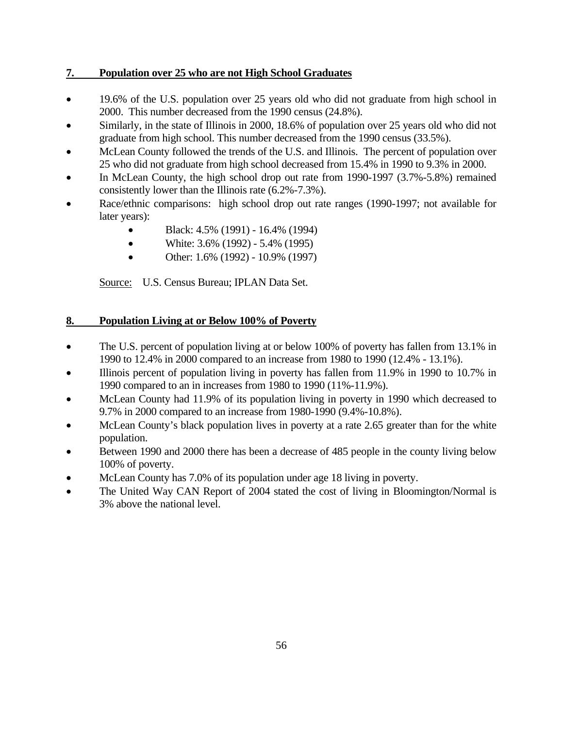## 7. Population over 25 who are not High School Graduates

- 19.6% of the U.S. population over 25 years old who did not graduate from high school in 2000. This number decreased from the 1990 census (24.8%).
- Similarly, in the state of Illinois in 2000, 18.6% of population over 25 years old who did not graduate from high school. This number decreased from the 1990 census (33.5%).
- McLean County followed the trends of the U.S. and Illinois. The percent of population over 25 who did not graduate from high school decreased from 15.4% in 1990 to 9.3% in 2000.
- In McLean County, the high school drop out rate from 1990-1997 (3.7%-5.8%) remained consistently lower than the Illinois rate (6.2%-7.3%).
- Race/ethnic comparisons: high school drop out rate ranges (1990-1997; not available for later years):
  - Black: 4.5% (1991) - 16.4% (1994)
  - White: 3.6% (1992) - 5.4% (1995)
  - Other: 1.6% (1992) - 10.9% (1997)

Source: U.S. Census Bureau; IPLAN Data Set.

## 8. Population Living at or Below 100% of Poverty

- The U.S. percent of population living at or below 100% of poverty has fallen from 13.1% in 1990 to 12.4% in 2000 compared to an increase from 1980 to 1990 (12.4% - 13.1%).
- Illinois percent of population living in poverty has fallen from 11.9% in 1990 to 10.7% in 1990 compared to an in increases from 1980 to 1990 (11%-11.9%).
- McLean County had 11.9% of its population living in poverty in 1990 which decreased to 9.7% in 2000 compared to an increase from 1980-1990 (9.4%-10.8%).
- McLean County's black population lives in poverty at a rate 2.65 greater than for the white population.
- Between 1990 and 2000 there has been a decrease of 485 people in the county living below 100% of poverty.
- McLean County has 7.0% of its population under age 18 living in poverty.
- The United Way CAN Report of 2004 stated the cost of living in Bloomington/Normal is 3% above the national level.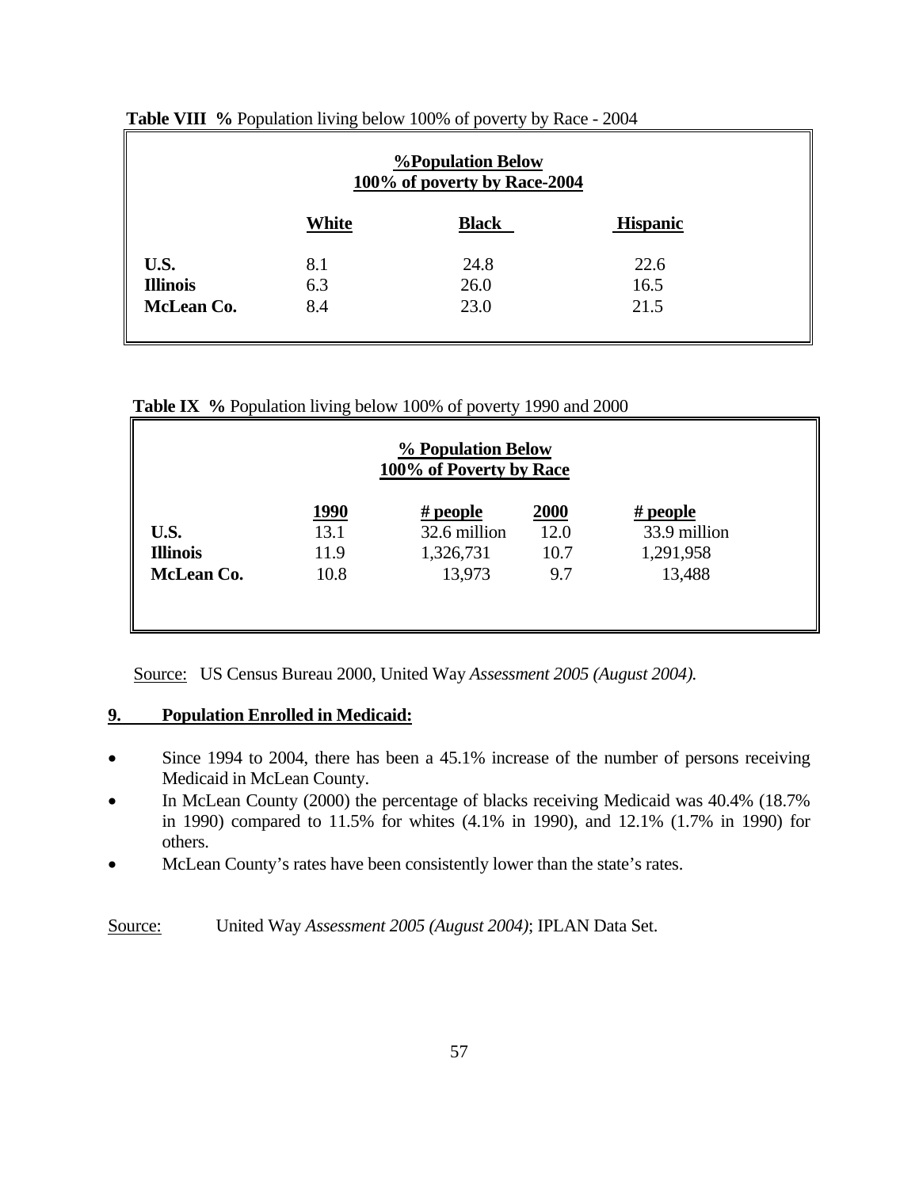**Table VIII % Population living below 100% of poverty by Race - 2004**

| %Population Below 100% of poverty by Race-2004 | | | |
|---|---|---|---|
| | **White** | **Black** | **Hispanic** |
| **U.S.** | 8.1 | 24.8 | 22.6 |
| **Illinois** | 6.3 | 26.0 | 16.5 |
| **McLean Co.** | 8.4 | 23.0 | 21.5 |

**Table IX % Population living below 100% of poverty 1990 and 2000**

| % Population Below 100% of Poverty by Race | | | | |
|---|---|---|---|---|
| | **1990** | **# people** | **2000** | **# people** |
| **U.S.** | 13.1 | 32.6 million | 12.0 | 33.9 million |
| **Illinois** | 11.9 | 1,326,731 | 10.7 | 1,291,958 |
| **McLean Co.** | 10.8 | 13,973 | 9.7 | 13,488 |

Source: US Census Bureau 2000, United Way *Assessment 2005 (August 2004).*

## 9. Population Enrolled in Medicaid:

- Since 1994 to 2004, there has been a 45.1% increase of the number of persons receiving Medicaid in McLean County.
- In McLean County (2000) the percentage of blacks receiving Medicaid was 40.4% (18.7% in 1990) compared to 11.5% for whites (4.1% in 1990), and 12.1% (1.7% in 1990) for others.
- McLean County's rates have been consistently lower than the state's rates.

Source: United Way *Assessment 2005 (August 2004)*; IPLAN Data Set.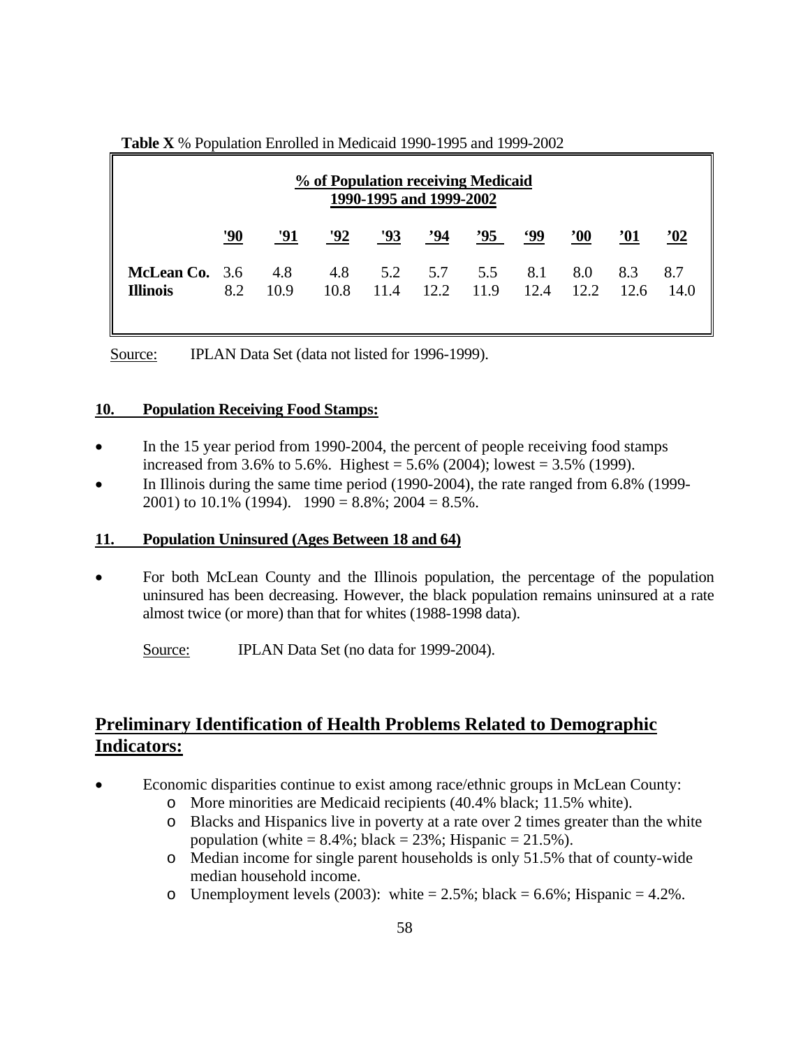**Table X** % Population Enrolled in Medicaid 1990-1995 and 1999-2002

| % of Population receiving Medicaid 1990-1995 and 1999-2002 | | | | | | | | | | |
|---|---|---|---|---|---|---|---|---|---|---|
| | **'90** | **'91** | **'92** | **'93** | **'94** | **'95** | **'99** | **'00** | **'01** | **'02** |
| **McLean Co.** | 3.6 | 4.8 | 4.8 | 5.2 | 5.7 | 5.5 | 8.1 | 8.0 | 8.3 | 8.7 |
| **Illinois** | 8.2 | 10.9 | 10.8 | 11.4 | 12.2 | 11.9 | 12.4 | 12.2 | 12.6 | 14.0 |

Source: IPLAN Data Set (data not listed for 1996-1999).

**10. Population Receiving Food Stamps:**

- In the 15 year period from 1990-2004, the percent of people receiving food stamps increased from 3.6% to 5.6%. Highest = 5.6% (2004); lowest = 3.5% (1999).
- In Illinois during the same time period (1990-2004), the rate ranged from 6.8% (1999-2001) to 10.1% (1994). 1990 = 8.8%; 2004 = 8.5%.

**11. Population Uninsured (Ages Between 18 and 64)**

- For both McLean County and the Illinois population, the percentage of the population uninsured has been decreasing. However, the black population remains uninsured at a rate almost twice (or more) than that for whites (1988-1998 data).

  Source: IPLAN Data Set (no data for 1999-2004).

## Preliminary Identification of Health Problems Related to Demographic Indicators:

- Economic disparities continue to exist among race/ethnic groups in McLean County:
  - More minorities are Medicaid recipients (40.4% black; 11.5% white).
  - Blacks and Hispanics live in poverty at a rate over 2 times greater than the white population (white = 8.4%; black = 23%; Hispanic = 21.5%).
  - Median income for single parent households is only 51.5% that of county-wide median household income.
  - Unemployment levels (2003): white = 2.5%; black = 6.6%; Hispanic = 4.2%.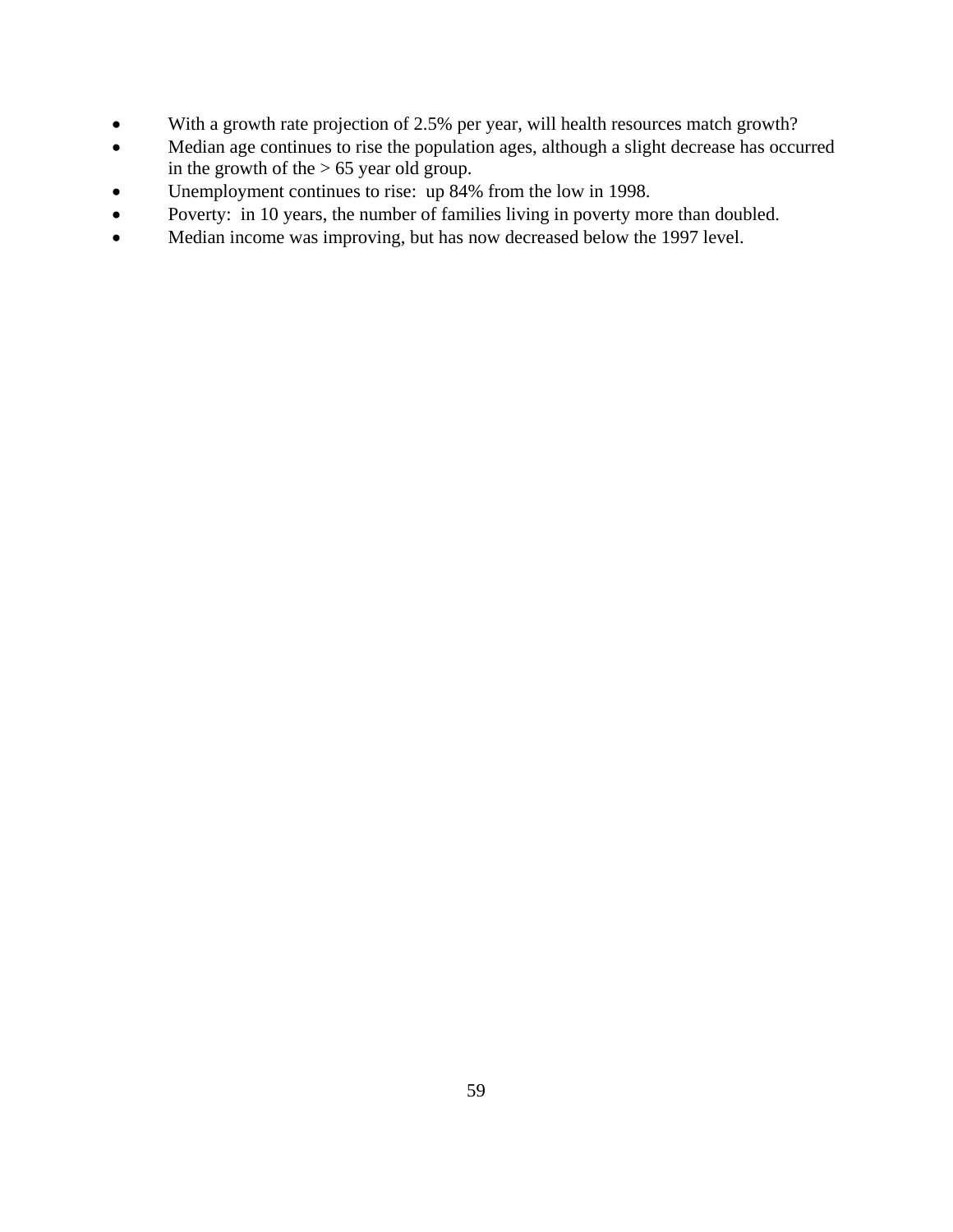- With a growth rate projection of 2.5% per year, will health resources match growth?
- Median age continues to rise the population ages, although a slight decrease has occurred in the growth of the > 65 year old group.
- Unemployment continues to rise:  up 84% from the low in 1998.
- Poverty:  in 10 years, the number of families living in poverty more than doubled.
- Median income was improving, but has now decreased below the 1997 level.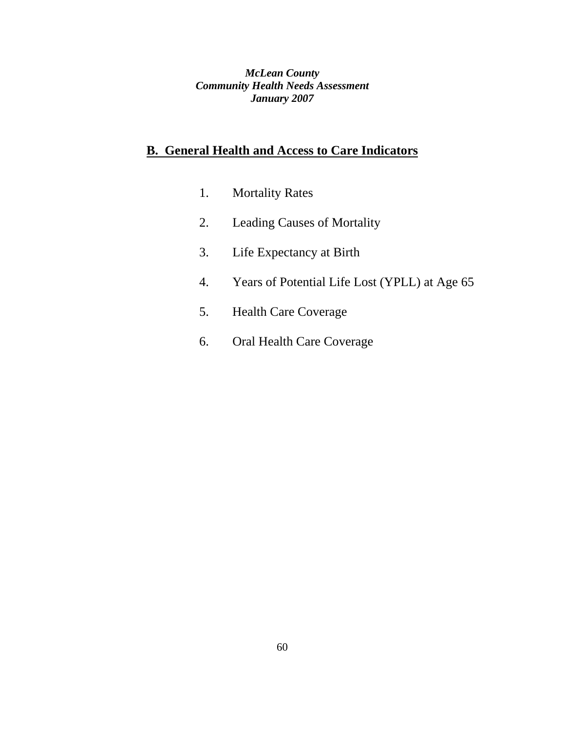## B. General Health and Access to Care Indicators

1. Mortality Rates
2. Leading Causes of Mortality
3. Life Expectancy at Birth
4. Years of Potential Life Lost (YPLL) at Age 65
5. Health Care Coverage
6. Oral Health Care Coverage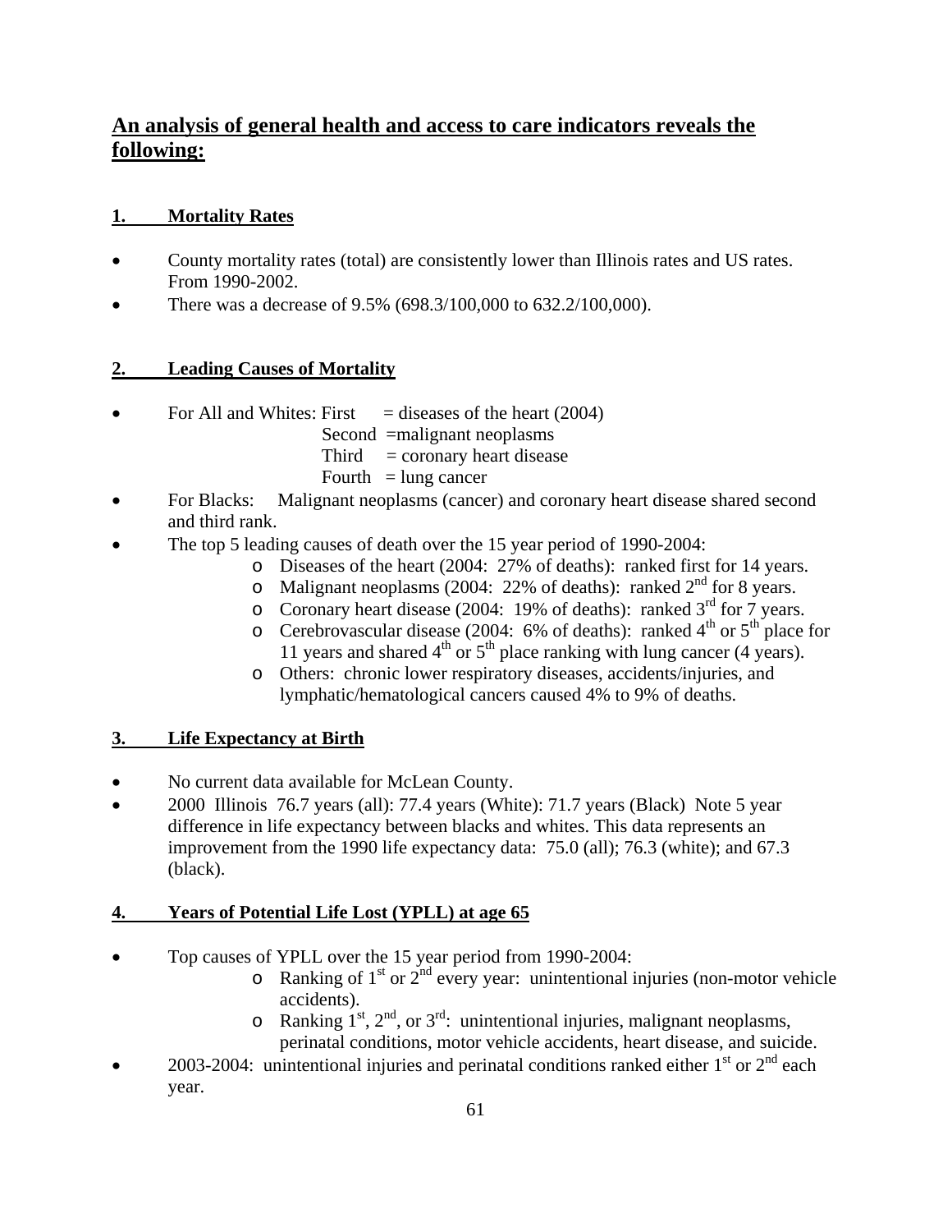## An analysis of general health and access to care indicators reveals the following:

### 1. Mortality Rates

- County mortality rates (total) are consistently lower than Illinois rates and US rates. From 1990-2002.
- There was a decrease of 9.5% (698.3/100,000 to 632.2/100,000).

### 2. Leading Causes of Mortality

- For All and Whites: First = diseases of the heart (2004)
  Second =malignant neoplasms
  Third = coronary heart disease
  Fourth = lung cancer
- For Blacks: Malignant neoplasms (cancer) and coronary heart disease shared second and third rank.
- The top 5 leading causes of death over the 15 year period of 1990-2004:
  - Diseases of the heart (2004: 27% of deaths): ranked first for 14 years.
  - Malignant neoplasms (2004: 22% of deaths): ranked 2nd for 8 years.
  - Coronary heart disease (2004: 19% of deaths): ranked 3rd for 7 years.
  - Cerebrovascular disease (2004: 6% of deaths): ranked 4th or 5th place for 11 years and shared 4th or 5th place ranking with lung cancer (4 years).
  - Others: chronic lower respiratory diseases, accidents/injuries, and lymphatic/hematological cancers caused 4% to 9% of deaths.

### 3. Life Expectancy at Birth

- No current data available for McLean County.
- 2000 Illinois 76.7 years (all): 77.4 years (White): 71.7 years (Black) Note 5 year difference in life expectancy between blacks and whites. This data represents an improvement from the 1990 life expectancy data: 75.0 (all); 76.3 (white); and 67.3 (black).

### 4. Years of Potential Life Lost (YPLL) at age 65

- Top causes of YPLL over the 15 year period from 1990-2004:
  - Ranking of 1st or 2nd every year: unintentional injuries (non-motor vehicle accidents).
  - Ranking 1st, 2nd, or 3rd: unintentional injuries, malignant neoplasms, perinatal conditions, motor vehicle accidents, heart disease, and suicide.
- 2003-2004: unintentional injuries and perinatal conditions ranked either 1st or 2nd each year.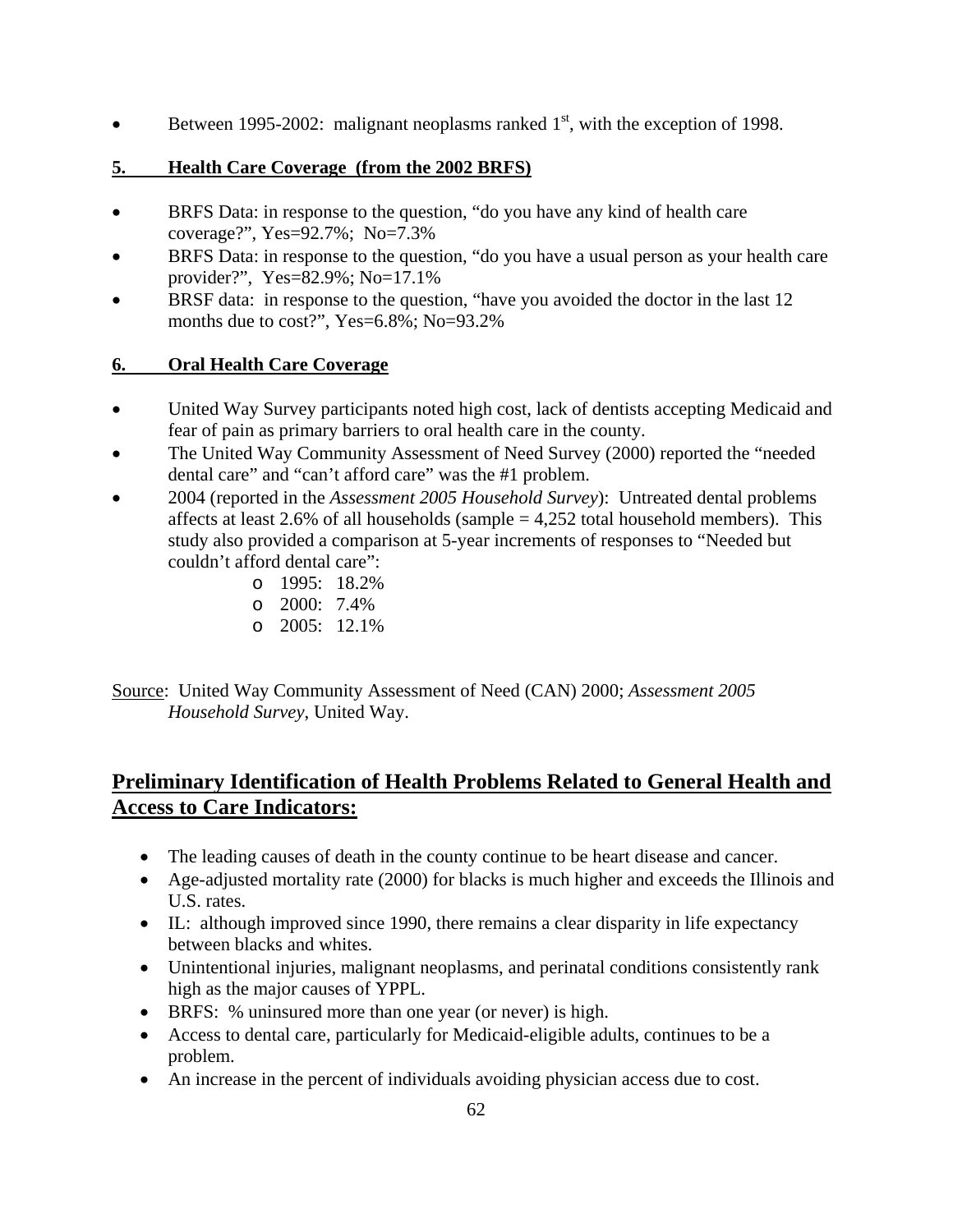- Between 1995-2002: malignant neoplasms ranked 1st, with the exception of 1998.

**5. Health Care Coverage (from the 2002 BRFS)**

- BRFS Data: in response to the question, "do you have any kind of health care coverage?", Yes=92.7%; No=7.3%
- BRFS Data: in response to the question, "do you have a usual person as your health care provider?", Yes=82.9%; No=17.1%
- BRSF data: in response to the question, "have you avoided the doctor in the last 12 months due to cost?", Yes=6.8%; No=93.2%

**6. Oral Health Care Coverage**

- United Way Survey participants noted high cost, lack of dentists accepting Medicaid and fear of pain as primary barriers to oral health care in the county.
- The United Way Community Assessment of Need Survey (2000) reported the "needed dental care" and "can't afford care" was the #1 problem.
- 2004 (reported in the *Assessment 2005 Household Survey*): Untreated dental problems affects at least 2.6% of all households (sample = 4,252 total household members). This study also provided a comparison at 5-year increments of responses to "Needed but couldn't afford dental care":
  - 1995: 18.2%
  - 2000: 7.4%
  - 2005: 12.1%

Source: United Way Community Assessment of Need (CAN) 2000; *Assessment 2005 Household Survey*, United Way.

## Preliminary Identification of Health Problems Related to General Health and Access to Care Indicators:

- The leading causes of death in the county continue to be heart disease and cancer.
- Age-adjusted mortality rate (2000) for blacks is much higher and exceeds the Illinois and U.S. rates.
- IL: although improved since 1990, there remains a clear disparity in life expectancy between blacks and whites.
- Unintentional injuries, malignant neoplasms, and perinatal conditions consistently rank high as the major causes of YPPL.
- BRFS: % uninsured more than one year (or never) is high.
- Access to dental care, particularly for Medicaid-eligible adults, continues to be a problem.
- An increase in the percent of individuals avoiding physician access due to cost.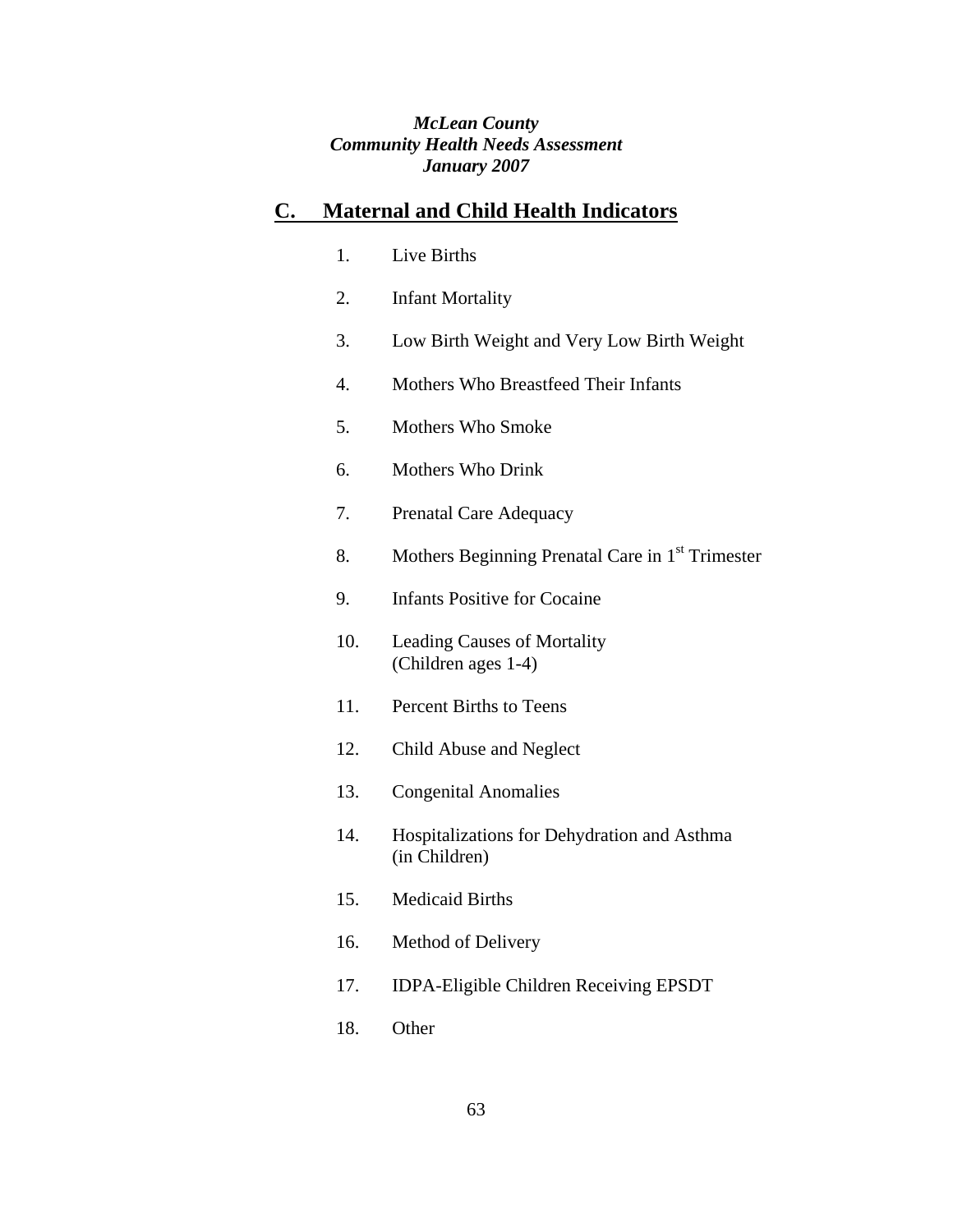*McLean County*
*Community Health Needs Assessment*
*January 2007*

## C. Maternal and Child Health Indicators

1. Live Births
2. Infant Mortality
3. Low Birth Weight and Very Low Birth Weight
4. Mothers Who Breastfeed Their Infants
5. Mothers Who Smoke
6. Mothers Who Drink
7. Prenatal Care Adequacy
8. Mothers Beginning Prenatal Care in 1st Trimester
9. Infants Positive for Cocaine
10. Leading Causes of Mortality (Children ages 1-4)
11. Percent Births to Teens
12. Child Abuse and Neglect
13. Congenital Anomalies
14. Hospitalizations for Dehydration and Asthma (in Children)
15. Medicaid Births
16. Method of Delivery
17. IDPA-Eligible Children Receiving EPSDT
18. Other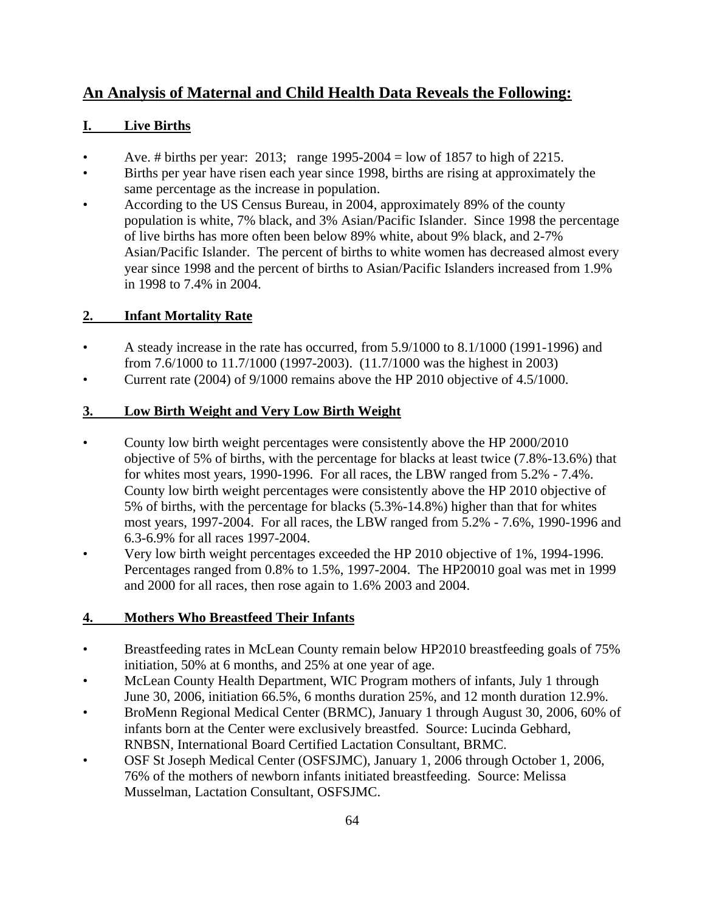## An Analysis of Maternal and Child Health Data Reveals the Following:

### I. Live Births

- Ave. # births per year: 2013; range 1995-2004 = low of 1857 to high of 2215.
- Births per year have risen each year since 1998, births are rising at approximately the same percentage as the increase in population.
- According to the US Census Bureau, in 2004, approximately 89% of the county population is white, 7% black, and 3% Asian/Pacific Islander. Since 1998 the percentage of live births has more often been below 89% white, about 9% black, and 2-7% Asian/Pacific Islander. The percent of births to white women has decreased almost every year since 1998 and the percent of births to Asian/Pacific Islanders increased from 1.9% in 1998 to 7.4% in 2004.

### 2. Infant Mortality Rate

- A steady increase in the rate has occurred, from 5.9/1000 to 8.1/1000 (1991-1996) and from 7.6/1000 to 11.7/1000 (1997-2003). (11.7/1000 was the highest in 2003)
- Current rate (2004) of 9/1000 remains above the HP 2010 objective of 4.5/1000.

### 3. Low Birth Weight and Very Low Birth Weight

- County low birth weight percentages were consistently above the HP 2000/2010 objective of 5% of births, with the percentage for blacks at least twice (7.8%-13.6%) that for whites most years, 1990-1996. For all races, the LBW ranged from 5.2% - 7.4%. County low birth weight percentages were consistently above the HP 2010 objective of 5% of births, with the percentage for blacks (5.3%-14.8%) higher than that for whites most years, 1997-2004. For all races, the LBW ranged from 5.2% - 7.6%, 1990-1996 and 6.3-6.9% for all races 1997-2004.
- Very low birth weight percentages exceeded the HP 2010 objective of 1%, 1994-1996. Percentages ranged from 0.8% to 1.5%, 1997-2004. The HP20010 goal was met in 1999 and 2000 for all races, then rose again to 1.6% 2003 and 2004.

### 4. Mothers Who Breastfeed Their Infants

- Breastfeeding rates in McLean County remain below HP2010 breastfeeding goals of 75% initiation, 50% at 6 months, and 25% at one year of age.
- McLean County Health Department, WIC Program mothers of infants, July 1 through June 30, 2006, initiation 66.5%, 6 months duration 25%, and 12 month duration 12.9%.
- BroMenn Regional Medical Center (BRMC), January 1 through August 30, 2006, 60% of infants born at the Center were exclusively breastfed. Source: Lucinda Gebhard, RNBSN, International Board Certified Lactation Consultant, BRMC.
- OSF St Joseph Medical Center (OSFSJMC), January 1, 2006 through October 1, 2006, 76% of the mothers of newborn infants initiated breastfeeding. Source: Melissa Musselman, Lactation Consultant, OSFSJMC.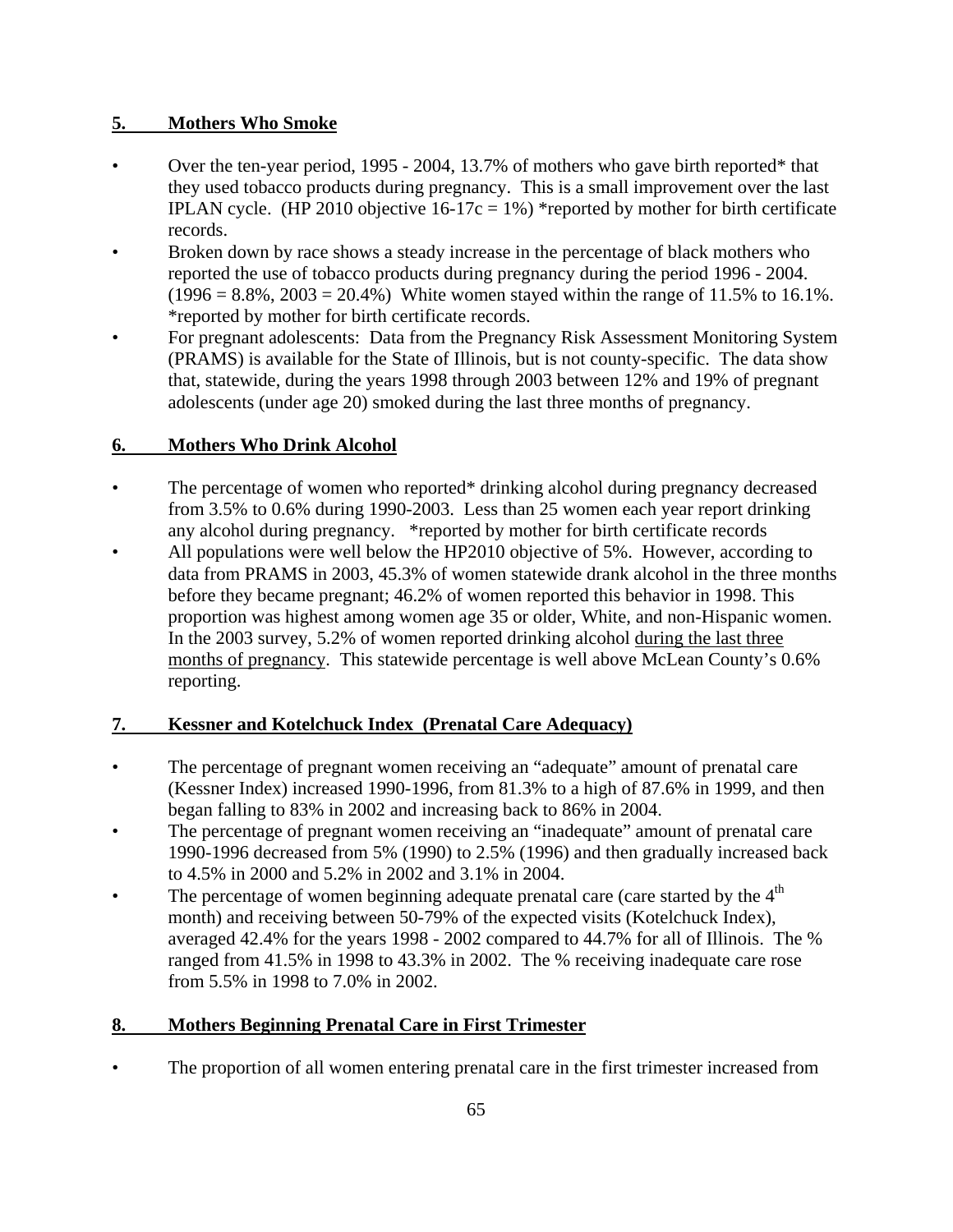## 5. Mothers Who Smoke

- Over the ten-year period, 1995 - 2004, 13.7% of mothers who gave birth reported* that they used tobacco products during pregnancy. This is a small improvement over the last IPLAN cycle. (HP 2010 objective 16-17c = 1%) *reported by mother for birth certificate records.
- Broken down by race shows a steady increase in the percentage of black mothers who reported the use of tobacco products during pregnancy during the period 1996 - 2004. (1996 = 8.8%, 2003 = 20.4%) White women stayed within the range of 11.5% to 16.1%. *reported by mother for birth certificate records.
- For pregnant adolescents: Data from the Pregnancy Risk Assessment Monitoring System (PRAMS) is available for the State of Illinois, but is not county-specific. The data show that, statewide, during the years 1998 through 2003 between 12% and 19% of pregnant adolescents (under age 20) smoked during the last three months of pregnancy.

## 6. Mothers Who Drink Alcohol

- The percentage of women who reported* drinking alcohol during pregnancy decreased from 3.5% to 0.6% during 1990-2003. Less than 25 women each year report drinking any alcohol during pregnancy. *reported by mother for birth certificate records
- All populations were well below the HP2010 objective of 5%. However, according to data from PRAMS in 2003, 45.3% of women statewide drank alcohol in the three months before they became pregnant; 46.2% of women reported this behavior in 1998. This proportion was highest among women age 35 or older, White, and non-Hispanic women. In the 2003 survey, 5.2% of women reported drinking alcohol <u>during the last three months of pregnancy</u>. This statewide percentage is well above McLean County's 0.6% reporting.

## 7. Kessner and Kotelchuck Index (Prenatal Care Adequacy)

- The percentage of pregnant women receiving an "adequate" amount of prenatal care (Kessner Index) increased 1990-1996, from 81.3% to a high of 87.6% in 1999, and then began falling to 83% in 2002 and increasing back to 86% in 2004.
- The percentage of pregnant women receiving an "inadequate" amount of prenatal care 1990-1996 decreased from 5% (1990) to 2.5% (1996) and then gradually increased back to 4.5% in 2000 and 5.2% in 2002 and 3.1% in 2004.
- The percentage of women beginning adequate prenatal care (care started by the 4th month) and receiving between 50-79% of the expected visits (Kotelchuck Index), averaged 42.4% for the years 1998 - 2002 compared to 44.7% for all of Illinois. The % ranged from 41.5% in 1998 to 43.3% in 2002. The % receiving inadequate care rose from 5.5% in 1998 to 7.0% in 2002.

## 8. Mothers Beginning Prenatal Care in First Trimester

- The proportion of all women entering prenatal care in the first trimester increased from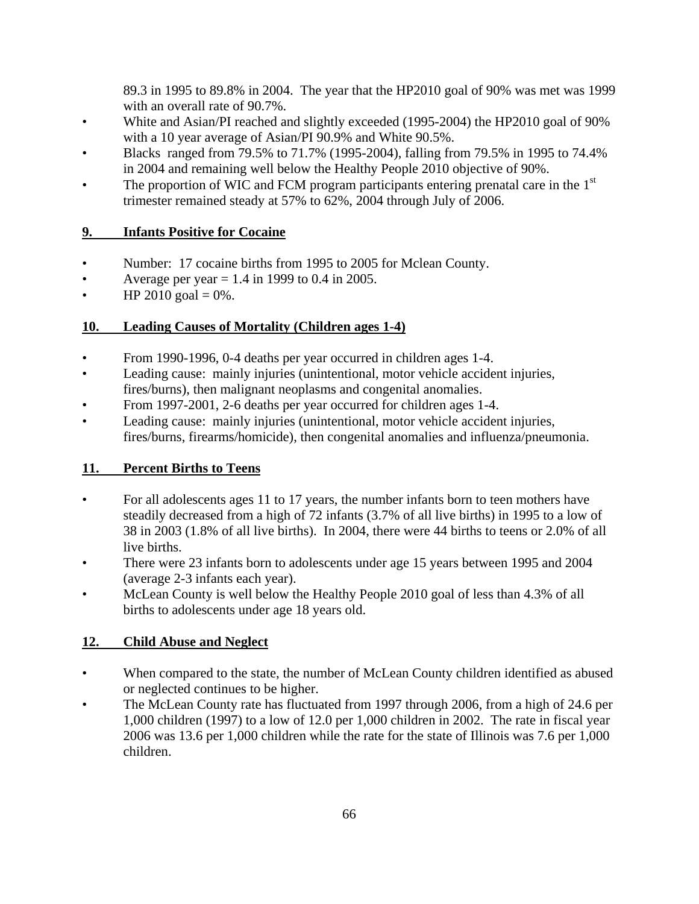89.3 in 1995 to 89.8% in 2004. The year that the HP2010 goal of 90% was met was 1999 with an overall rate of 90.7%.

- White and Asian/PI reached and slightly exceeded (1995-2004) the HP2010 goal of 90% with a 10 year average of Asian/PI 90.9% and White 90.5%.
- Blacks ranged from 79.5% to 71.7% (1995-2004), falling from 79.5% in 1995 to 74.4% in 2004 and remaining well below the Healthy People 2010 objective of 90%.
- The proportion of WIC and FCM program participants entering prenatal care in the 1st trimester remained steady at 57% to 62%, 2004 through July of 2006.

## 9. Infants Positive for Cocaine

- Number: 17 cocaine births from 1995 to 2005 for Mclean County.
- Average per year = 1.4 in 1999 to 0.4 in 2005.
- HP 2010 goal = 0%.

## 10. Leading Causes of Mortality (Children ages 1-4)

- From 1990-1996, 0-4 deaths per year occurred in children ages 1-4.
- Leading cause: mainly injuries (unintentional, motor vehicle accident injuries, fires/burns), then malignant neoplasms and congenital anomalies.
- From 1997-2001, 2-6 deaths per year occurred for children ages 1-4.
- Leading cause: mainly injuries (unintentional, motor vehicle accident injuries, fires/burns, firearms/homicide), then congenital anomalies and influenza/pneumonia.

## 11. Percent Births to Teens

- For all adolescents ages 11 to 17 years, the number infants born to teen mothers have steadily decreased from a high of 72 infants (3.7% of all live births) in 1995 to a low of 38 in 2003 (1.8% of all live births). In 2004, there were 44 births to teens or 2.0% of all live births.
- There were 23 infants born to adolescents under age 15 years between 1995 and 2004 (average 2-3 infants each year).
- McLean County is well below the Healthy People 2010 goal of less than 4.3% of all births to adolescents under age 18 years old.

## 12. Child Abuse and Neglect

- When compared to the state, the number of McLean County children identified as abused or neglected continues to be higher.
- The McLean County rate has fluctuated from 1997 through 2006, from a high of 24.6 per 1,000 children (1997) to a low of 12.0 per 1,000 children in 2002. The rate in fiscal year 2006 was 13.6 per 1,000 children while the rate for the state of Illinois was 7.6 per 1,000 children.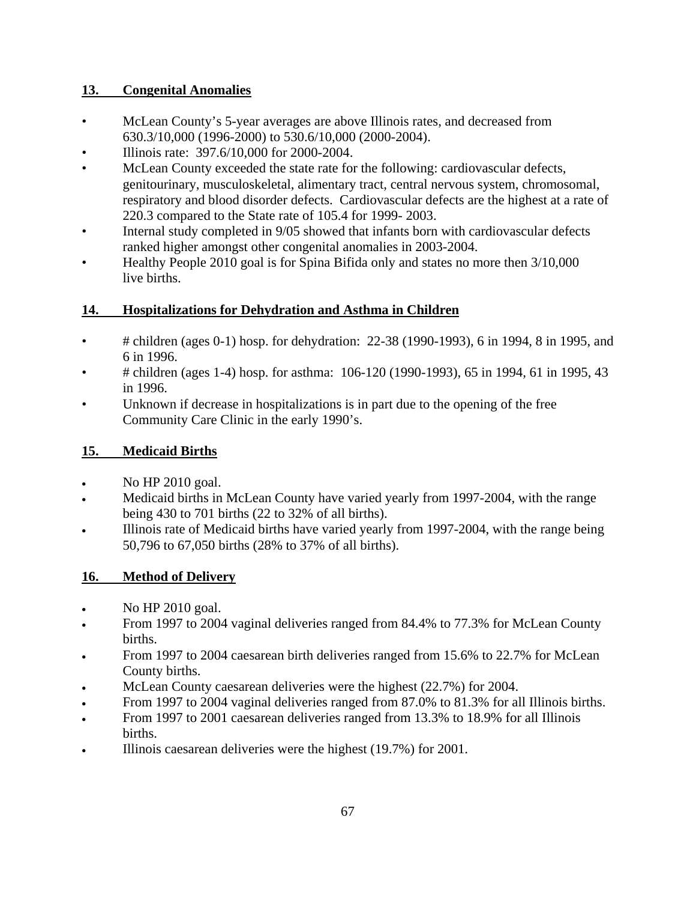## 13. Congenital Anomalies

- McLean County's 5-year averages are above Illinois rates, and decreased from 630.3/10,000 (1996-2000) to 530.6/10,000 (2000-2004).
- Illinois rate: 397.6/10,000 for 2000-2004.
- McLean County exceeded the state rate for the following: cardiovascular defects, genitourinary, musculoskeletal, alimentary tract, central nervous system, chromosomal, respiratory and blood disorder defects. Cardiovascular defects are the highest at a rate of 220.3 compared to the State rate of 105.4 for 1999- 2003.
- Internal study completed in 9/05 showed that infants born with cardiovascular defects ranked higher amongst other congenital anomalies in 2003-2004.
- Healthy People 2010 goal is for Spina Bifida only and states no more then 3/10,000 live births.

## 14. Hospitalizations for Dehydration and Asthma in Children

- # children (ages 0-1) hosp. for dehydration: 22-38 (1990-1993), 6 in 1994, 8 in 1995, and 6 in 1996.
- # children (ages 1-4) hosp. for asthma: 106-120 (1990-1993), 65 in 1994, 61 in 1995, 43 in 1996.
- Unknown if decrease in hospitalizations is in part due to the opening of the free Community Care Clinic in the early 1990's.

## 15. Medicaid Births

- No HP 2010 goal.
- Medicaid births in McLean County have varied yearly from 1997-2004, with the range being 430 to 701 births (22 to 32% of all births).
- Illinois rate of Medicaid births have varied yearly from 1997-2004, with the range being 50,796 to 67,050 births (28% to 37% of all births).

## 16. Method of Delivery

- No HP 2010 goal.
- From 1997 to 2004 vaginal deliveries ranged from 84.4% to 77.3% for McLean County births.
- From 1997 to 2004 caesarean birth deliveries ranged from 15.6% to 22.7% for McLean County births.
- McLean County caesarean deliveries were the highest (22.7%) for 2004.
- From 1997 to 2004 vaginal deliveries ranged from 87.0% to 81.3% for all Illinois births.
- From 1997 to 2001 caesarean deliveries ranged from 13.3% to 18.9% for all Illinois births.
- Illinois caesarean deliveries were the highest (19.7%) for 2001.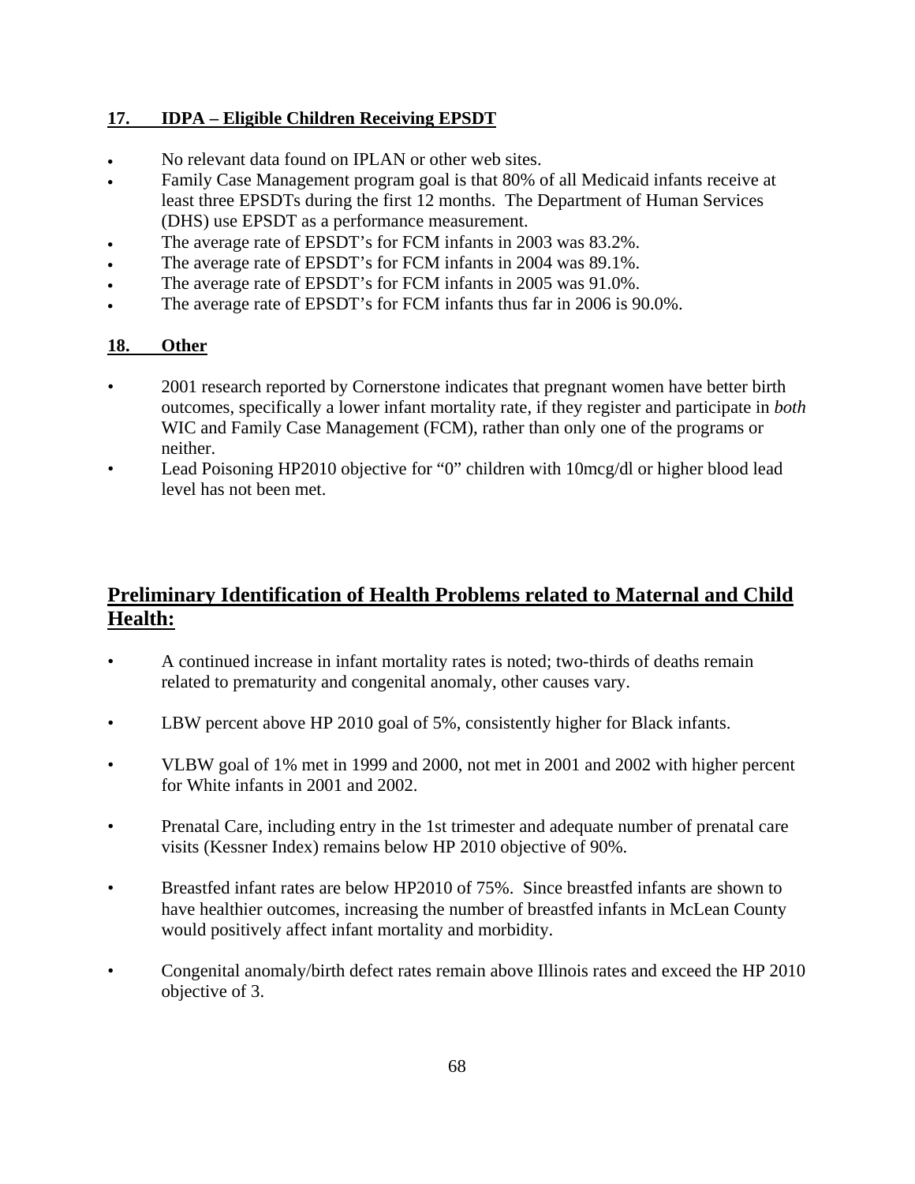### 17. IDPA – Eligible Children Receiving EPSDT

- No relevant data found on IPLAN or other web sites.
- Family Case Management program goal is that 80% of all Medicaid infants receive at least three EPSDTs during the first 12 months. The Department of Human Services (DHS) use EPSDT as a performance measurement.
- The average rate of EPSDT's for FCM infants in 2003 was 83.2%.
- The average rate of EPSDT's for FCM infants in 2004 was 89.1%.
- The average rate of EPSDT's for FCM infants in 2005 was 91.0%.
- The average rate of EPSDT's for FCM infants thus far in 2006 is 90.0%.

### 18. Other

- 2001 research reported by Cornerstone indicates that pregnant women have better birth outcomes, specifically a lower infant mortality rate, if they register and participate in *both* WIC and Family Case Management (FCM), rather than only one of the programs or neither.
- Lead Poisoning HP2010 objective for "0" children with 10mcg/dl or higher blood lead level has not been met.

## Preliminary Identification of Health Problems related to Maternal and Child Health:

- A continued increase in infant mortality rates is noted; two-thirds of deaths remain related to prematurity and congenital anomaly, other causes vary.
- LBW percent above HP 2010 goal of 5%, consistently higher for Black infants.
- VLBW goal of 1% met in 1999 and 2000, not met in 2001 and 2002 with higher percent for White infants in 2001 and 2002.
- Prenatal Care, including entry in the 1st trimester and adequate number of prenatal care visits (Kessner Index) remains below HP 2010 objective of 90%.
- Breastfed infant rates are below HP2010 of 75%. Since breastfed infants are shown to have healthier outcomes, increasing the number of breastfed infants in McLean County would positively affect infant mortality and morbidity.
- Congenital anomaly/birth defect rates remain above Illinois rates and exceed the HP 2010 objective of 3.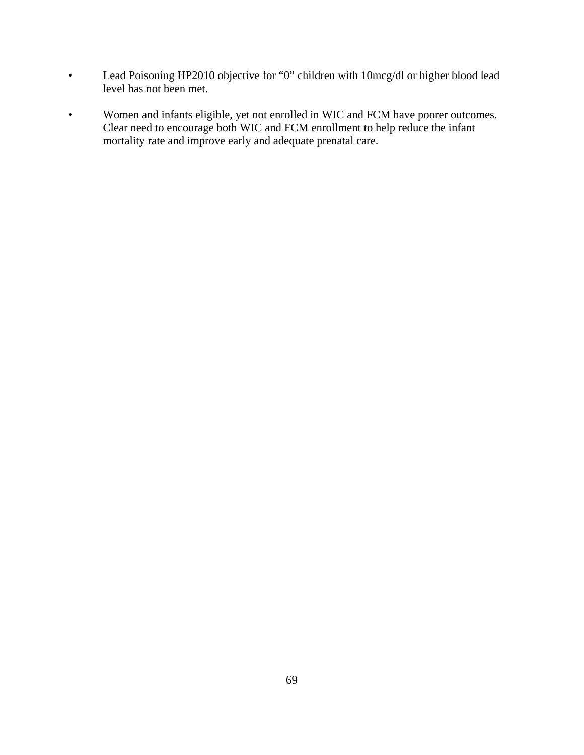- Lead Poisoning HP2010 objective for “0” children with 10mcg/dl or higher blood lead level has not been met.

- Women and infants eligible, yet not enrolled in WIC and FCM have poorer outcomes. Clear need to encourage both WIC and FCM enrollment to help reduce the infant mortality rate and improve early and adequate prenatal care.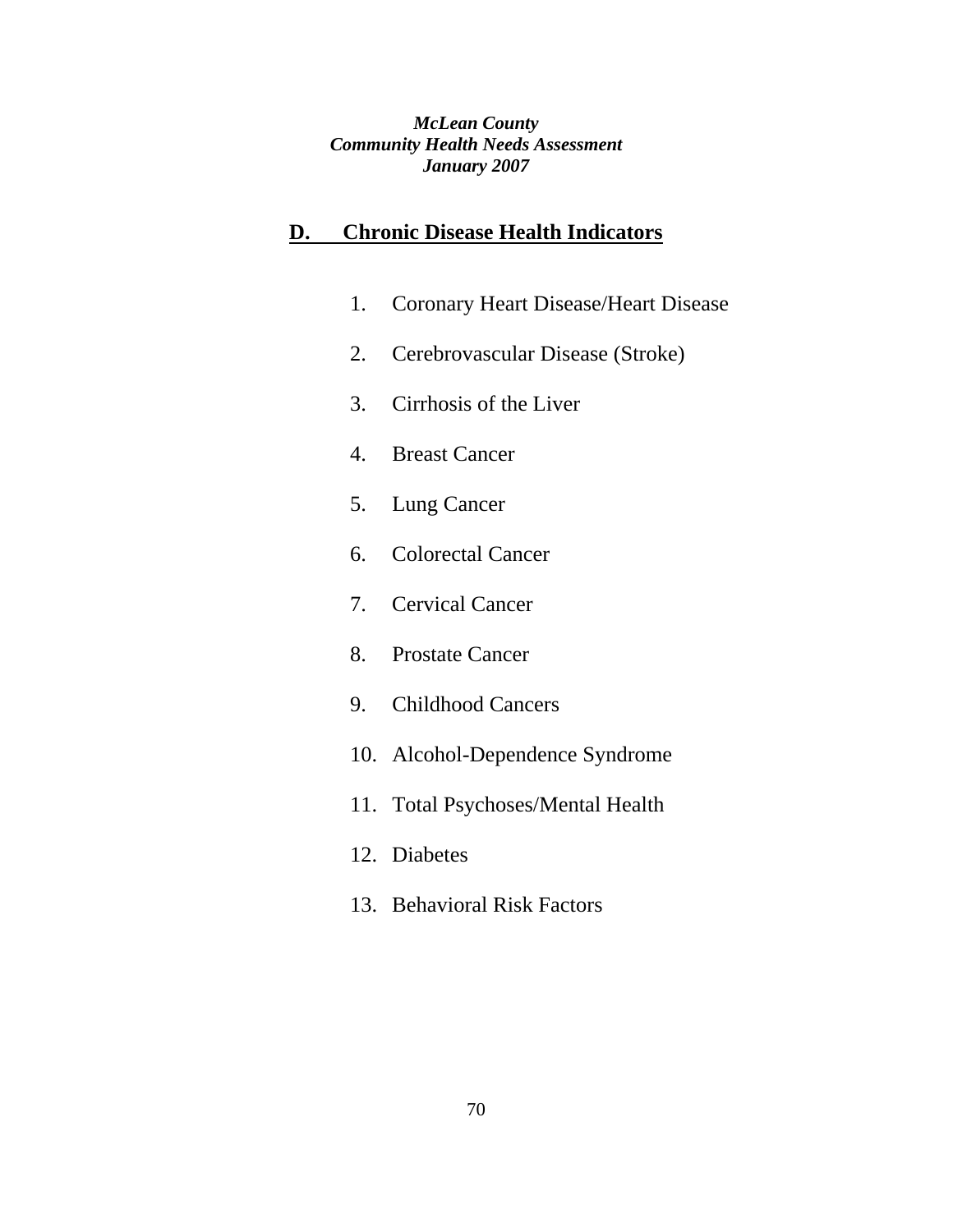## D. Chronic Disease Health Indicators

1. Coronary Heart Disease/Heart Disease
2. Cerebrovascular Disease (Stroke)
3. Cirrhosis of the Liver
4. Breast Cancer
5. Lung Cancer
6. Colorectal Cancer
7. Cervical Cancer
8. Prostate Cancer
9. Childhood Cancers
10. Alcohol-Dependence Syndrome
11. Total Psychoses/Mental Health
12. Diabetes
13. Behavioral Risk Factors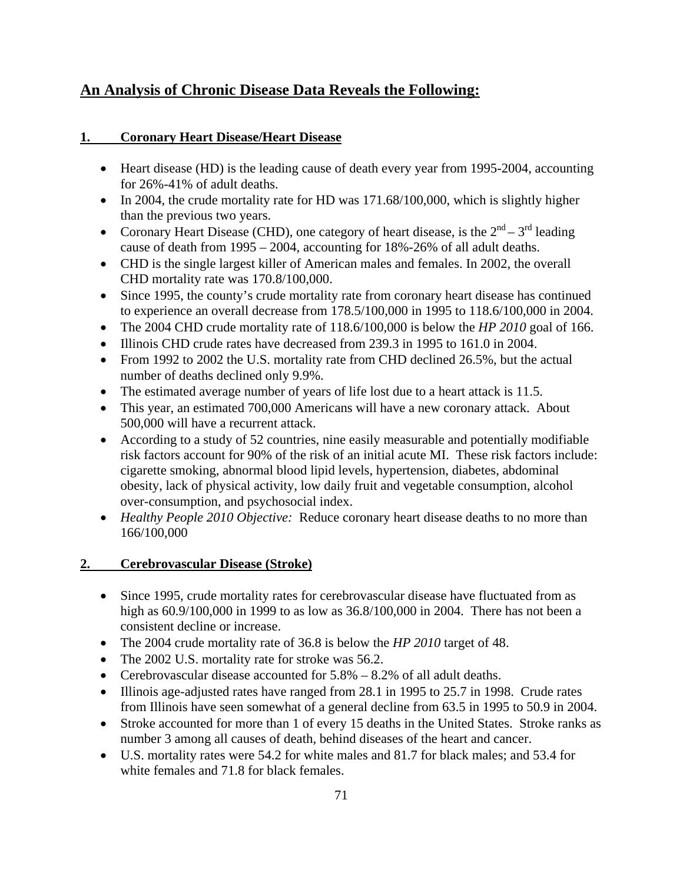## An Analysis of Chronic Disease Data Reveals the Following:

### 1. Coronary Heart Disease/Heart Disease

- Heart disease (HD) is the leading cause of death every year from 1995-2004, accounting for 26%-41% of adult deaths.
- In 2004, the crude mortality rate for HD was 171.68/100,000, which is slightly higher than the previous two years.
- Coronary Heart Disease (CHD), one category of heart disease, is the 2nd – 3rd leading cause of death from 1995 – 2004, accounting for 18%-26% of all adult deaths.
- CHD is the single largest killer of American males and females. In 2002, the overall CHD mortality rate was 170.8/100,000.
- Since 1995, the county's crude mortality rate from coronary heart disease has continued to experience an overall decrease from 178.5/100,000 in 1995 to 118.6/100,000 in 2004.
- The 2004 CHD crude mortality rate of 118.6/100,000 is below the *HP 2010* goal of 166.
- Illinois CHD crude rates have decreased from 239.3 in 1995 to 161.0 in 2004.
- From 1992 to 2002 the U.S. mortality rate from CHD declined 26.5%, but the actual number of deaths declined only 9.9%.
- The estimated average number of years of life lost due to a heart attack is 11.5.
- This year, an estimated 700,000 Americans will have a new coronary attack. About 500,000 will have a recurrent attack.
- According to a study of 52 countries, nine easily measurable and potentially modifiable risk factors account for 90% of the risk of an initial acute MI. These risk factors include: cigarette smoking, abnormal blood lipid levels, hypertension, diabetes, abdominal obesity, lack of physical activity, low daily fruit and vegetable consumption, alcohol over-consumption, and psychosocial index.
- *Healthy People 2010 Objective:* Reduce coronary heart disease deaths to no more than 166/100,000

### 2. Cerebrovascular Disease (Stroke)

- Since 1995, crude mortality rates for cerebrovascular disease have fluctuated from as high as 60.9/100,000 in 1999 to as low as 36.8/100,000 in 2004. There has not been a consistent decline or increase.
- The 2004 crude mortality rate of 36.8 is below the *HP 2010* target of 48.
- The 2002 U.S. mortality rate for stroke was 56.2.
- Cerebrovascular disease accounted for 5.8% – 8.2% of all adult deaths.
- Illinois age-adjusted rates have ranged from 28.1 in 1995 to 25.7 in 1998. Crude rates from Illinois have seen somewhat of a general decline from 63.5 in 1995 to 50.9 in 2004.
- Stroke accounted for more than 1 of every 15 deaths in the United States. Stroke ranks as number 3 among all causes of death, behind diseases of the heart and cancer.
- U.S. mortality rates were 54.2 for white males and 81.7 for black males; and 53.4 for white females and 71.8 for black females.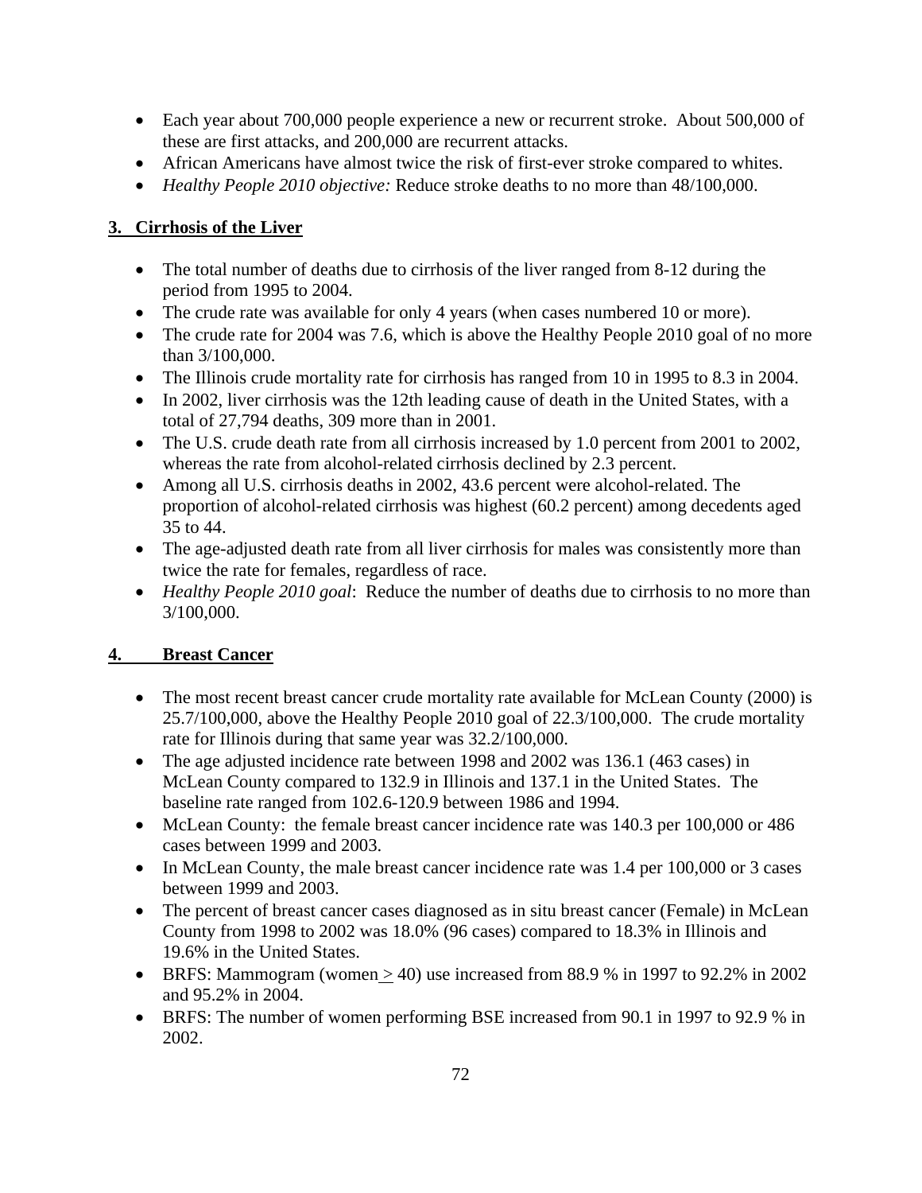- Each year about 700,000 people experience a new or recurrent stroke. About 500,000 of these are first attacks, and 200,000 are recurrent attacks.
- African Americans have almost twice the risk of first-ever stroke compared to whites.
- *Healthy People 2010 objective:* Reduce stroke deaths to no more than 48/100,000.

## 3. Cirrhosis of the Liver

- The total number of deaths due to cirrhosis of the liver ranged from 8-12 during the period from 1995 to 2004.
- The crude rate was available for only 4 years (when cases numbered 10 or more).
- The crude rate for 2004 was 7.6, which is above the Healthy People 2010 goal of no more than 3/100,000.
- The Illinois crude mortality rate for cirrhosis has ranged from 10 in 1995 to 8.3 in 2004.
- In 2002, liver cirrhosis was the 12th leading cause of death in the United States, with a total of 27,794 deaths, 309 more than in 2001.
- The U.S. crude death rate from all cirrhosis increased by 1.0 percent from 2001 to 2002, whereas the rate from alcohol-related cirrhosis declined by 2.3 percent.
- Among all U.S. cirrhosis deaths in 2002, 43.6 percent were alcohol-related. The proportion of alcohol-related cirrhosis was highest (60.2 percent) among decedents aged 35 to 44.
- The age-adjusted death rate from all liver cirrhosis for males was consistently more than twice the rate for females, regardless of race.
- *Healthy People 2010 goal*: Reduce the number of deaths due to cirrhosis to no more than 3/100,000.

## 4. Breast Cancer

- The most recent breast cancer crude mortality rate available for McLean County (2000) is 25.7/100,000, above the Healthy People 2010 goal of 22.3/100,000. The crude mortality rate for Illinois during that same year was 32.2/100,000.
- The age adjusted incidence rate between 1998 and 2002 was 136.1 (463 cases) in McLean County compared to 132.9 in Illinois and 137.1 in the United States. The baseline rate ranged from 102.6-120.9 between 1986 and 1994.
- McLean County: the female breast cancer incidence rate was 140.3 per 100,000 or 486 cases between 1999 and 2003.
- In McLean County, the male breast cancer incidence rate was 1.4 per 100,000 or 3 cases between 1999 and 2003.
- The percent of breast cancer cases diagnosed as in situ breast cancer (Female) in McLean County from 1998 to 2002 was 18.0% (96 cases) compared to 18.3% in Illinois and 19.6% in the United States.
- BRFS: Mammogram (women ≥ 40) use increased from 88.9 % in 1997 to 92.2% in 2002 and 95.2% in 2004.
- BRFS: The number of women performing BSE increased from 90.1 in 1997 to 92.9 % in 2002.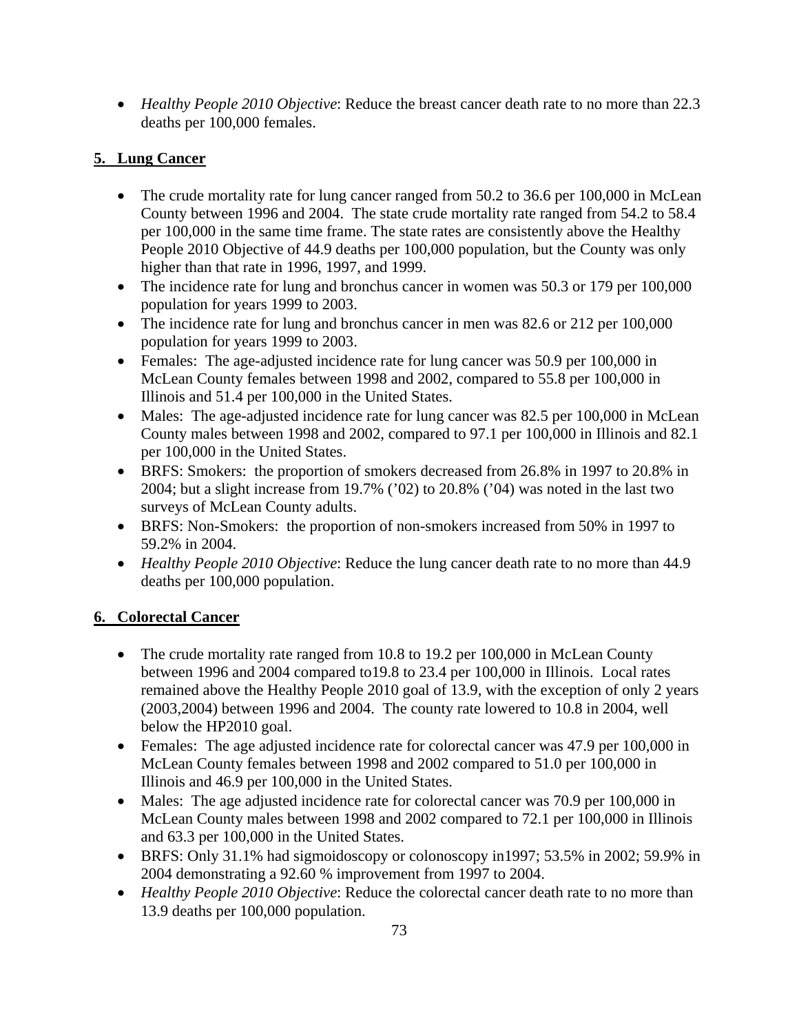- *Healthy People 2010 Objective*: Reduce the breast cancer death rate to no more than 22.3 deaths per 100,000 females.

## 5. Lung Cancer

- The crude mortality rate for lung cancer ranged from 50.2 to 36.6 per 100,000 in McLean County between 1996 and 2004. The state crude mortality rate ranged from 54.2 to 58.4 per 100,000 in the same time frame. The state rates are consistently above the Healthy People 2010 Objective of 44.9 deaths per 100,000 population, but the County was only higher than that rate in 1996, 1997, and 1999.
- The incidence rate for lung and bronchus cancer in women was 50.3 or 179 per 100,000 population for years 1999 to 2003.
- The incidence rate for lung and bronchus cancer in men was 82.6 or 212 per 100,000 population for years 1999 to 2003.
- Females: The age-adjusted incidence rate for lung cancer was 50.9 per 100,000 in McLean County females between 1998 and 2002, compared to 55.8 per 100,000 in Illinois and 51.4 per 100,000 in the United States.
- Males: The age-adjusted incidence rate for lung cancer was 82.5 per 100,000 in McLean County males between 1998 and 2002, compared to 97.1 per 100,000 in Illinois and 82.1 per 100,000 in the United States.
- BRFS: Smokers: the proportion of smokers decreased from 26.8% in 1997 to 20.8% in 2004; but a slight increase from 19.7% ('02) to 20.8% ('04) was noted in the last two surveys of McLean County adults.
- BRFS: Non-Smokers: the proportion of non-smokers increased from 50% in 1997 to 59.2% in 2004.
- *Healthy People 2010 Objective*: Reduce the lung cancer death rate to no more than 44.9 deaths per 100,000 population.

## 6. Colorectal Cancer

- The crude mortality rate ranged from 10.8 to 19.2 per 100,000 in McLean County between 1996 and 2004 compared to19.8 to 23.4 per 100,000 in Illinois. Local rates remained above the Healthy People 2010 goal of 13.9, with the exception of only 2 years (2003,2004) between 1996 and 2004. The county rate lowered to 10.8 in 2004, well below the HP2010 goal.
- Females: The age adjusted incidence rate for colorectal cancer was 47.9 per 100,000 in McLean County females between 1998 and 2002 compared to 51.0 per 100,000 in Illinois and 46.9 per 100,000 in the United States.
- Males: The age adjusted incidence rate for colorectal cancer was 70.9 per 100,000 in McLean County males between 1998 and 2002 compared to 72.1 per 100,000 in Illinois and 63.3 per 100,000 in the United States.
- BRFS: Only 31.1% had sigmoidoscopy or colonoscopy in1997; 53.5% in 2002; 59.9% in 2004 demonstrating a 92.60 % improvement from 1997 to 2004.
- *Healthy People 2010 Objective*: Reduce the colorectal cancer death rate to no more than 13.9 deaths per 100,000 population.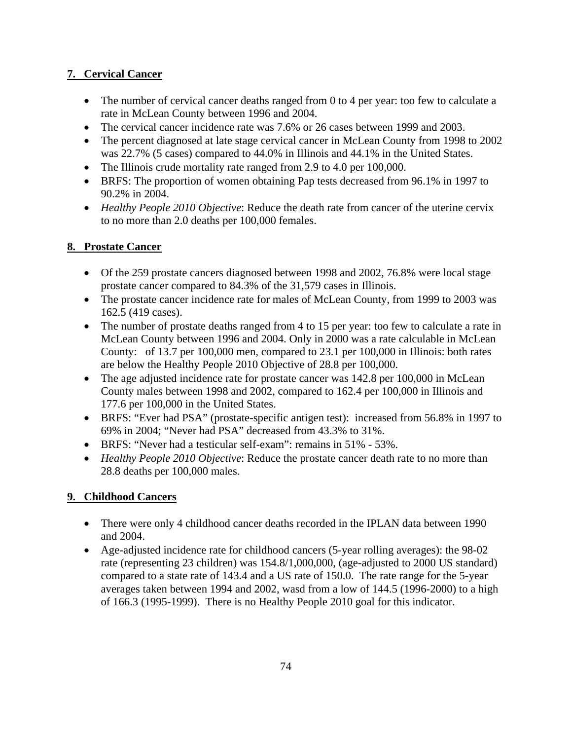## 7. Cervical Cancer

- The number of cervical cancer deaths ranged from 0 to 4 per year: too few to calculate a rate in McLean County between 1996 and 2004.
- The cervical cancer incidence rate was 7.6% or 26 cases between 1999 and 2003.
- The percent diagnosed at late stage cervical cancer in McLean County from 1998 to 2002 was 22.7% (5 cases) compared to 44.0% in Illinois and 44.1% in the United States.
- The Illinois crude mortality rate ranged from 2.9 to 4.0 per 100,000.
- BRFS: The proportion of women obtaining Pap tests decreased from 96.1% in 1997 to 90.2% in 2004.
- *Healthy People 2010 Objective*: Reduce the death rate from cancer of the uterine cervix to no more than 2.0 deaths per 100,000 females.

## 8. Prostate Cancer

- Of the 259 prostate cancers diagnosed between 1998 and 2002, 76.8% were local stage prostate cancer compared to 84.3% of the 31,579 cases in Illinois.
- The prostate cancer incidence rate for males of McLean County, from 1999 to 2003 was 162.5 (419 cases).
- The number of prostate deaths ranged from 4 to 15 per year: too few to calculate a rate in McLean County between 1996 and 2004. Only in 2000 was a rate calculable in McLean County: of 13.7 per 100,000 men, compared to 23.1 per 100,000 in Illinois: both rates are below the Healthy People 2010 Objective of 28.8 per 100,000.
- The age adjusted incidence rate for prostate cancer was 142.8 per 100,000 in McLean County males between 1998 and 2002, compared to 162.4 per 100,000 in Illinois and 177.6 per 100,000 in the United States.
- BRFS: "Ever had PSA" (prostate-specific antigen test): increased from 56.8% in 1997 to 69% in 2004; "Never had PSA" decreased from 43.3% to 31%.
- BRFS: "Never had a testicular self-exam": remains in 51% - 53%.
- *Healthy People 2010 Objective*: Reduce the prostate cancer death rate to no more than 28.8 deaths per 100,000 males.

## 9. Childhood Cancers

- There were only 4 childhood cancer deaths recorded in the IPLAN data between 1990 and 2004.
- Age-adjusted incidence rate for childhood cancers (5-year rolling averages): the 98-02 rate (representing 23 children) was 154.8/1,000,000, (age-adjusted to 2000 US standard) compared to a state rate of 143.4 and a US rate of 150.0. The rate range for the 5-year averages taken between 1994 and 2002, wasd from a low of 144.5 (1996-2000) to a high of 166.3 (1995-1999). There is no Healthy People 2010 goal for this indicator.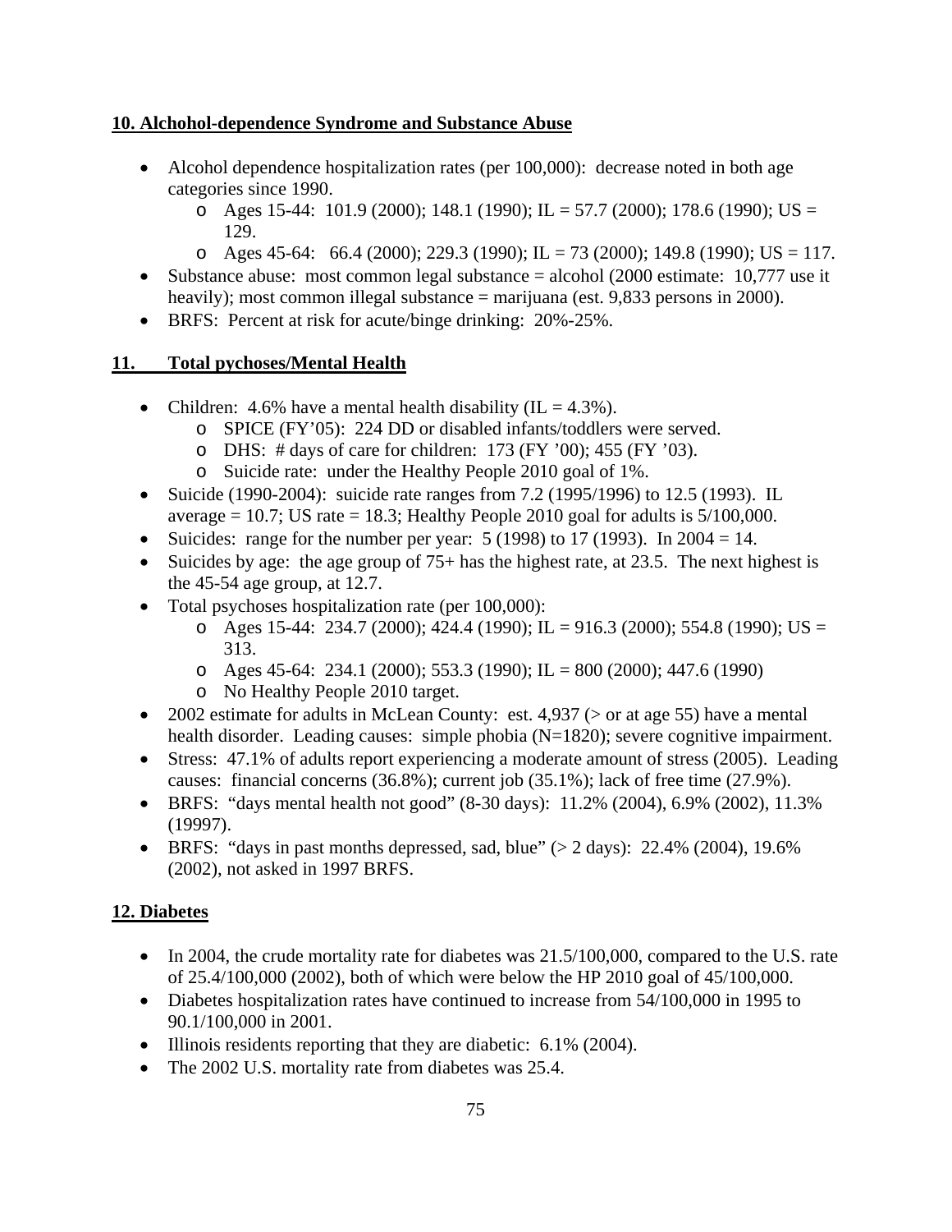**10. Alchohol-dependence Syndrome and Substance Abuse**

- Alcohol dependence hospitalization rates (per 100,000): decrease noted in both age categories since 1990.
  - Ages 15-44: 101.9 (2000); 148.1 (1990); IL = 57.7 (2000); 178.6 (1990); US = 129.
  - Ages 45-64: 66.4 (2000); 229.3 (1990); IL = 73 (2000); 149.8 (1990); US = 117.
- Substance abuse: most common legal substance = alcohol (2000 estimate: 10,777 use it heavily); most common illegal substance = marijuana (est. 9,833 persons in 2000).
- BRFS: Percent at risk for acute/binge drinking: 20%-25%.

**11. Total pychoses/Mental Health**

- Children: 4.6% have a mental health disability (IL = 4.3%).
  - SPICE (FY'05): 224 DD or disabled infants/toddlers were served.
  - DHS: # days of care for children: 173 (FY '00); 455 (FY '03).
  - Suicide rate: under the Healthy People 2010 goal of 1%.
- Suicide (1990-2004): suicide rate ranges from 7.2 (1995/1996) to 12.5 (1993). IL average = 10.7; US rate = 18.3; Healthy People 2010 goal for adults is 5/100,000.
- Suicides: range for the number per year: 5 (1998) to 17 (1993). In 2004 = 14.
- Suicides by age: the age group of 75+ has the highest rate, at 23.5. The next highest is the 45-54 age group, at 12.7.
- Total psychoses hospitalization rate (per 100,000):
  - Ages 15-44: 234.7 (2000); 424.4 (1990); IL = 916.3 (2000); 554.8 (1990); US = 313.
  - Ages 45-64: 234.1 (2000); 553.3 (1990); IL = 800 (2000); 447.6 (1990)
  - No Healthy People 2010 target.
- 2002 estimate for adults in McLean County: est. 4,937 (> or at age 55) have a mental health disorder. Leading causes: simple phobia (N=1820); severe cognitive impairment.
- Stress: 47.1% of adults report experiencing a moderate amount of stress (2005). Leading causes: financial concerns (36.8%); current job (35.1%); lack of free time (27.9%).
- BRFS: "days mental health not good" (8-30 days): 11.2% (2004), 6.9% (2002), 11.3% (19997).
- BRFS: "days in past months depressed, sad, blue" (> 2 days): 22.4% (2004), 19.6% (2002), not asked in 1997 BRFS.

**12. Diabetes**

- In 2004, the crude mortality rate for diabetes was 21.5/100,000, compared to the U.S. rate of 25.4/100,000 (2002), both of which were below the HP 2010 goal of 45/100,000.
- Diabetes hospitalization rates have continued to increase from 54/100,000 in 1995 to 90.1/100,000 in 2001.
- Illinois residents reporting that they are diabetic: 6.1% (2004).
- The 2002 U.S. mortality rate from diabetes was 25.4.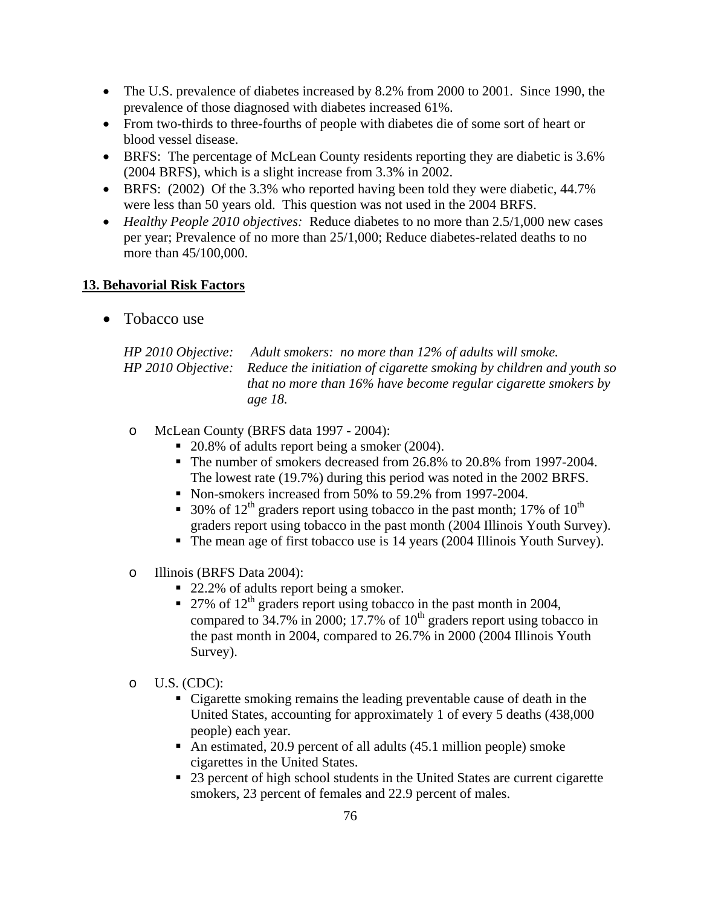- The U.S. prevalence of diabetes increased by 8.2% from 2000 to 2001. Since 1990, the prevalence of those diagnosed with diabetes increased 61%.
- From two-thirds to three-fourths of people with diabetes die of some sort of heart or blood vessel disease.
- BRFS: The percentage of McLean County residents reporting they are diabetic is 3.6% (2004 BRFS), which is a slight increase from 3.3% in 2002.
- BRFS: (2002) Of the 3.3% who reported having been told they were diabetic, 44.7% were less than 50 years old. This question was not used in the 2004 BRFS.
- *Healthy People 2010 objectives:* Reduce diabetes to no more than 2.5/1,000 new cases per year; Prevalence of no more than 25/1,000; Reduce diabetes-related deaths to no more than 45/100,000.

**13. Behavorial Risk Factors**

- Tobacco use

*HP 2010 Objective: Adult smokers: no more than 12% of adults will smoke.*
*HP 2010 Objective: Reduce the initiation of cigarette smoking by children and youth so that no more than 16% have become regular cigarette smokers by age 18.*

- McLean County (BRFS data 1997 - 2004):
  - 20.8% of adults report being a smoker (2004).
  - The number of smokers decreased from 26.8% to 20.8% from 1997-2004. The lowest rate (19.7%) during this period was noted in the 2002 BRFS.
  - Non-smokers increased from 50% to 59.2% from 1997-2004.
  - 30% of 12th graders report using tobacco in the past month; 17% of 10th graders report using tobacco in the past month (2004 Illinois Youth Survey).
  - The mean age of first tobacco use is 14 years (2004 Illinois Youth Survey).

- Illinois (BRFS Data 2004):
  - 22.2% of adults report being a smoker.
  - 27% of 12th graders report using tobacco in the past month in 2004, compared to 34.7% in 2000; 17.7% of 10th graders report using tobacco in the past month in 2004, compared to 26.7% in 2000 (2004 Illinois Youth Survey).

- U.S. (CDC):
  - Cigarette smoking remains the leading preventable cause of death in the United States, accounting for approximately 1 of every 5 deaths (438,000 people) each year.
  - An estimated, 20.9 percent of all adults (45.1 million people) smoke cigarettes in the United States.
  - 23 percent of high school students in the United States are current cigarette smokers, 23 percent of females and 22.9 percent of males.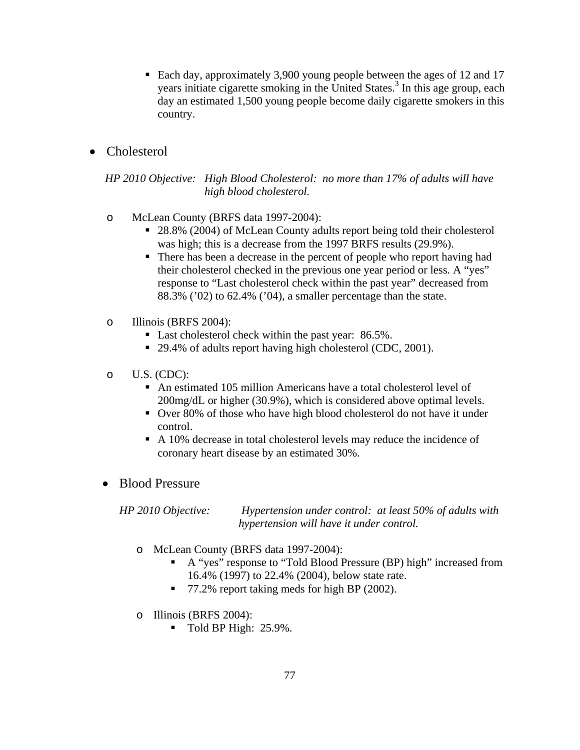- Each day, approximately 3,900 young people between the ages of 12 and 17 years initiate cigarette smoking in the United States.[3] In this age group, each day an estimated 1,500 young people become daily cigarette smokers in this country.

- Cholesterol

  *HP 2010 Objective: High Blood Cholesterol: no more than 17% of adults will have high blood cholesterol.*

  - McLean County (BRFS data 1997-2004):
    - 28.8% (2004) of McLean County adults report being told their cholesterol was high; this is a decrease from the 1997 BRFS results (29.9%).
    - There has been a decrease in the percent of people who report having had their cholesterol checked in the previous one year period or less. A "yes" response to "Last cholesterol check within the past year" decreased from 88.3% ('02) to 62.4% ('04), a smaller percentage than the state.

  - Illinois (BRFS 2004):
    - Last cholesterol check within the past year: 86.5%.
    - 29.4% of adults report having high cholesterol (CDC, 2001).

  - U.S. (CDC):
    - An estimated 105 million Americans have a total cholesterol level of 200mg/dL or higher (30.9%), which is considered above optimal levels.
    - Over 80% of those who have high blood cholesterol do not have it under control.
    - A 10% decrease in total cholesterol levels may reduce the incidence of coronary heart disease by an estimated 30%.

- Blood Pressure

  *HP 2010 Objective: Hypertension under control: at least 50% of adults with hypertension will have it under control.*

  - McLean County (BRFS data 1997-2004):
    - A "yes" response to "Told Blood Pressure (BP) high" increased from 16.4% (1997) to 22.4% (2004), below state rate.
    - 77.2% report taking meds for high BP (2002).

  - Illinois (BRFS 2004):
    - Told BP High: 25.9%.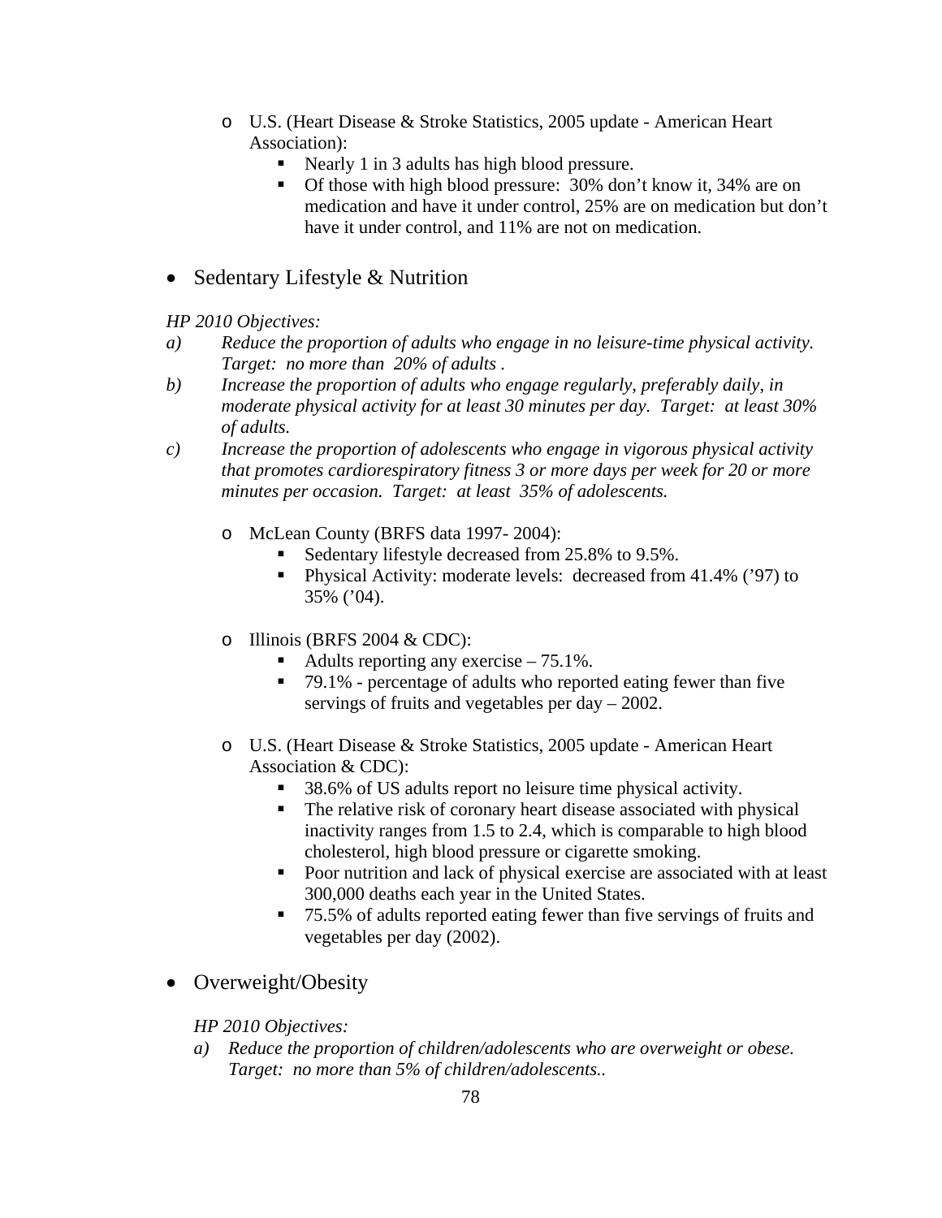- U.S. (Heart Disease & Stroke Statistics, 2005 update - American Heart Association):
    - Nearly 1 in 3 adults has high blood pressure.
    - Of those with high blood pressure: 30% don't know it, 34% are on medication and have it under control, 25% are on medication but don't have it under control, and 11% are not on medication.

- Sedentary Lifestyle & Nutrition

*HP 2010 Objectives:*

*a) Reduce the proportion of adults who engage in no leisure-time physical activity. Target: no more than 20% of adults .*

*b) Increase the proportion of adults who engage regularly, preferably daily, in moderate physical activity for at least 30 minutes per day. Target: at least 30% of adults.*

*c) Increase the proportion of adolescents who engage in vigorous physical activity that promotes cardiorespiratory fitness 3 or more days per week for 20 or more minutes per occasion. Target: at least 35% of adolescents.*

- McLean County (BRFS data 1997- 2004):
    - Sedentary lifestyle decreased from 25.8% to 9.5%.
    - Physical Activity: moderate levels: decreased from 41.4% ('97) to 35% ('04).

- Illinois (BRFS 2004 & CDC):
    - Adults reporting any exercise – 75.1%.
    - 79.1% - percentage of adults who reported eating fewer than five servings of fruits and vegetables per day – 2002.

- U.S. (Heart Disease & Stroke Statistics, 2005 update - American Heart Association & CDC):
    - 38.6% of US adults report no leisure time physical activity.
    - The relative risk of coronary heart disease associated with physical inactivity ranges from 1.5 to 2.4, which is comparable to high blood cholesterol, high blood pressure or cigarette smoking.
    - Poor nutrition and lack of physical exercise are associated with at least 300,000 deaths each year in the United States.
    - 75.5% of adults reported eating fewer than five servings of fruits and vegetables per day (2002).

- Overweight/Obesity

*HP 2010 Objectives:*

*a) Reduce the proportion of children/adolescents who are overweight or obese. Target: no more than 5% of children/adolescents..*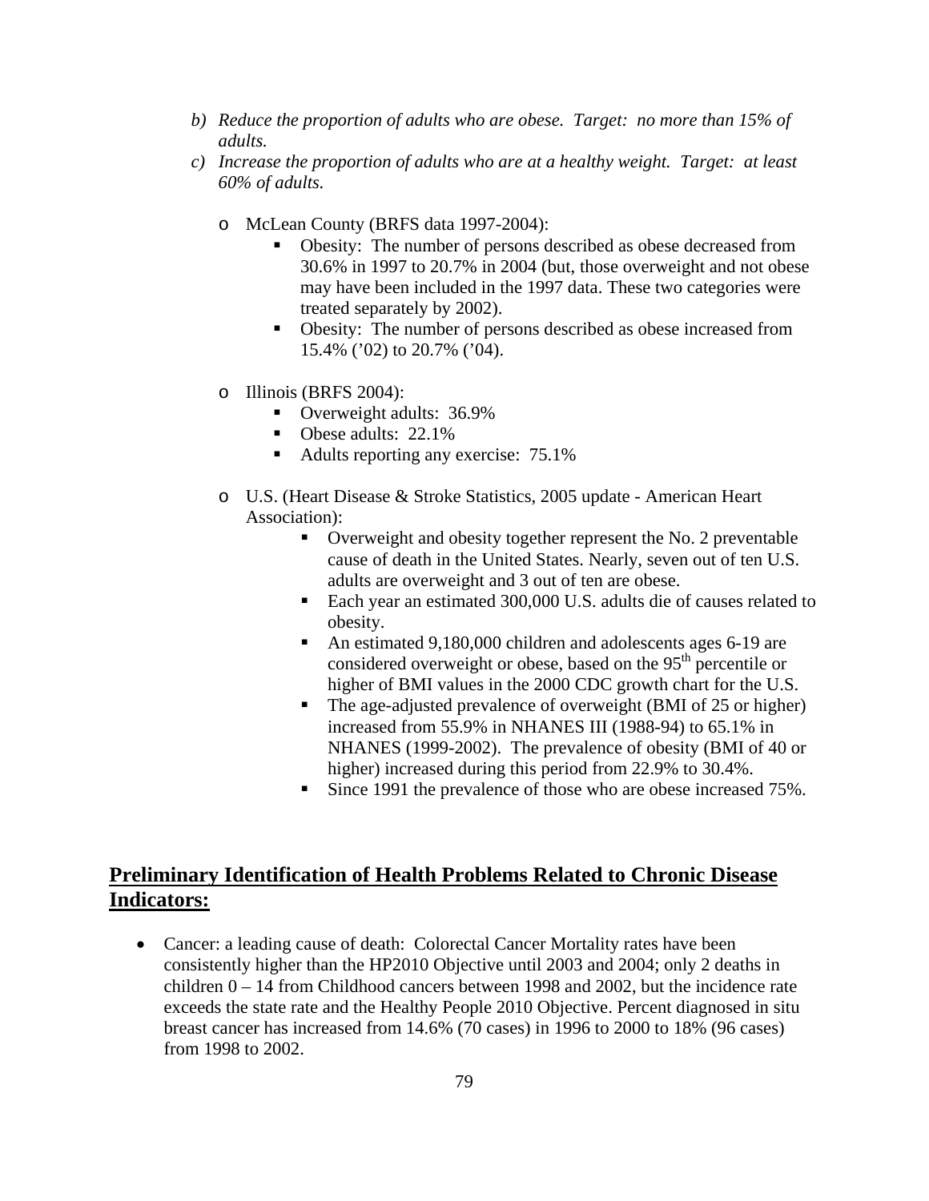b) *Reduce the proportion of adults who are obese. Target: no more than 15% of adults.*

c) *Increase the proportion of adults who are at a healthy weight. Target: at least 60% of adults.*

- McLean County (BRFS data 1997-2004):
  - Obesity: The number of persons described as obese decreased from 30.6% in 1997 to 20.7% in 2004 (but, those overweight and not obese may have been included in the 1997 data. These two categories were treated separately by 2002).
  - Obesity: The number of persons described as obese increased from 15.4% ('02) to 20.7% ('04).

- Illinois (BRFS 2004):
  - Overweight adults: 36.9%
  - Obese adults: 22.1%
  - Adults reporting any exercise: 75.1%

- U.S. (Heart Disease & Stroke Statistics, 2005 update - American Heart Association):
  - Overweight and obesity together represent the No. 2 preventable cause of death in the United States. Nearly, seven out of ten U.S. adults are overweight and 3 out of ten are obese.
  - Each year an estimated 300,000 U.S. adults die of causes related to obesity.
  - An estimated 9,180,000 children and adolescents ages 6-19 are considered overweight or obese, based on the 95th percentile or higher of BMI values in the 2000 CDC growth chart for the U.S.
  - The age-adjusted prevalence of overweight (BMI of 25 or higher) increased from 55.9% in NHANES III (1988-94) to 65.1% in NHANES (1999-2002). The prevalence of obesity (BMI of 40 or higher) increased during this period from 22.9% to 30.4%.
  - Since 1991 the prevalence of those who are obese increased 75%.

## Preliminary Identification of Health Problems Related to Chronic Disease Indicators:

- Cancer: a leading cause of death: Colorectal Cancer Mortality rates have been consistently higher than the HP2010 Objective until 2003 and 2004; only 2 deaths in children 0 – 14 from Childhood cancers between 1998 and 2002, but the incidence rate exceeds the state rate and the Healthy People 2010 Objective. Percent diagnosed in situ breast cancer has increased from 14.6% (70 cases) in 1996 to 2000 to 18% (96 cases) from 1998 to 2002.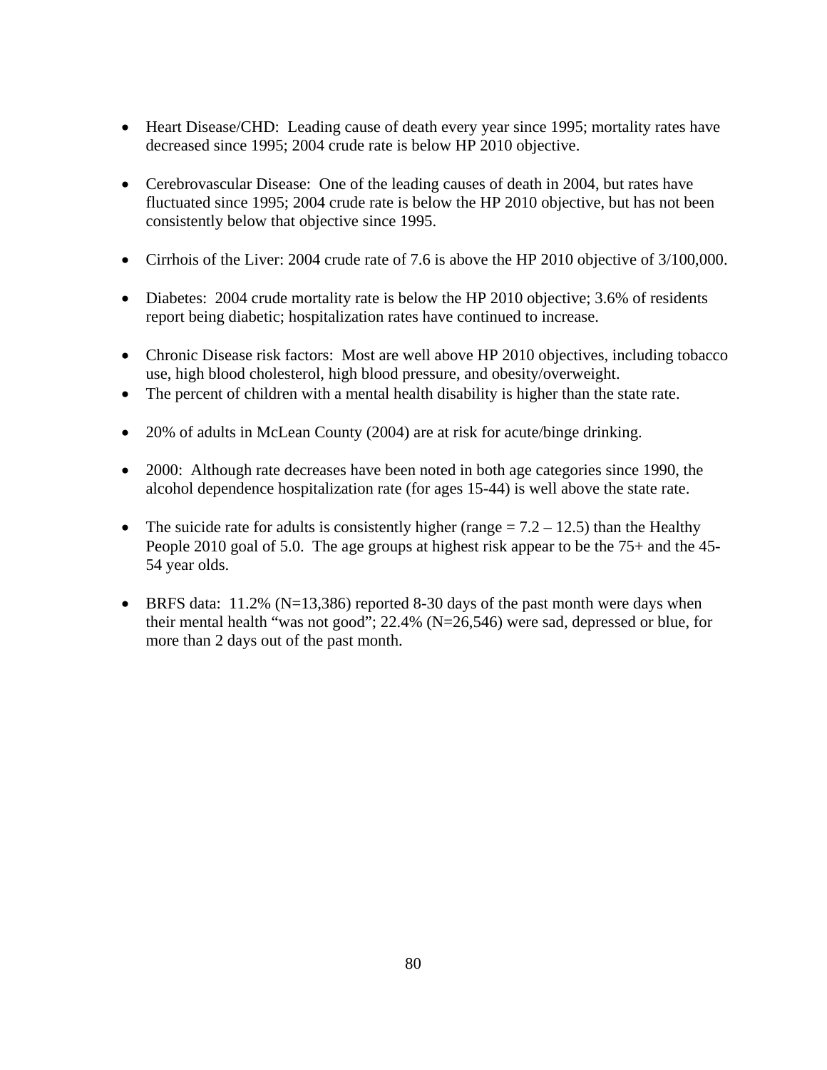- Heart Disease/CHD: Leading cause of death every year since 1995; mortality rates have decreased since 1995; 2004 crude rate is below HP 2010 objective.

- Cerebrovascular Disease: One of the leading causes of death in 2004, but rates have fluctuated since 1995; 2004 crude rate is below the HP 2010 objective, but has not been consistently below that objective since 1995.

- Cirrhois of the Liver: 2004 crude rate of 7.6 is above the HP 2010 objective of 3/100,000.

- Diabetes: 2004 crude mortality rate is below the HP 2010 objective; 3.6% of residents report being diabetic; hospitalization rates have continued to increase.

- Chronic Disease risk factors: Most are well above HP 2010 objectives, including tobacco use, high blood cholesterol, high blood pressure, and obesity/overweight.
- The percent of children with a mental health disability is higher than the state rate.

- 20% of adults in McLean County (2004) are at risk for acute/binge drinking.

- 2000: Although rate decreases have been noted in both age categories since 1990, the alcohol dependence hospitalization rate (for ages 15-44) is well above the state rate.

- The suicide rate for adults is consistently higher (range = 7.2 – 12.5) than the Healthy People 2010 goal of 5.0. The age groups at highest risk appear to be the 75+ and the 45-54 year olds.

- BRFS data: 11.2% (N=13,386) reported 8-30 days of the past month were days when their mental health "was not good"; 22.4% (N=26,546) were sad, depressed or blue, for more than 2 days out of the past month.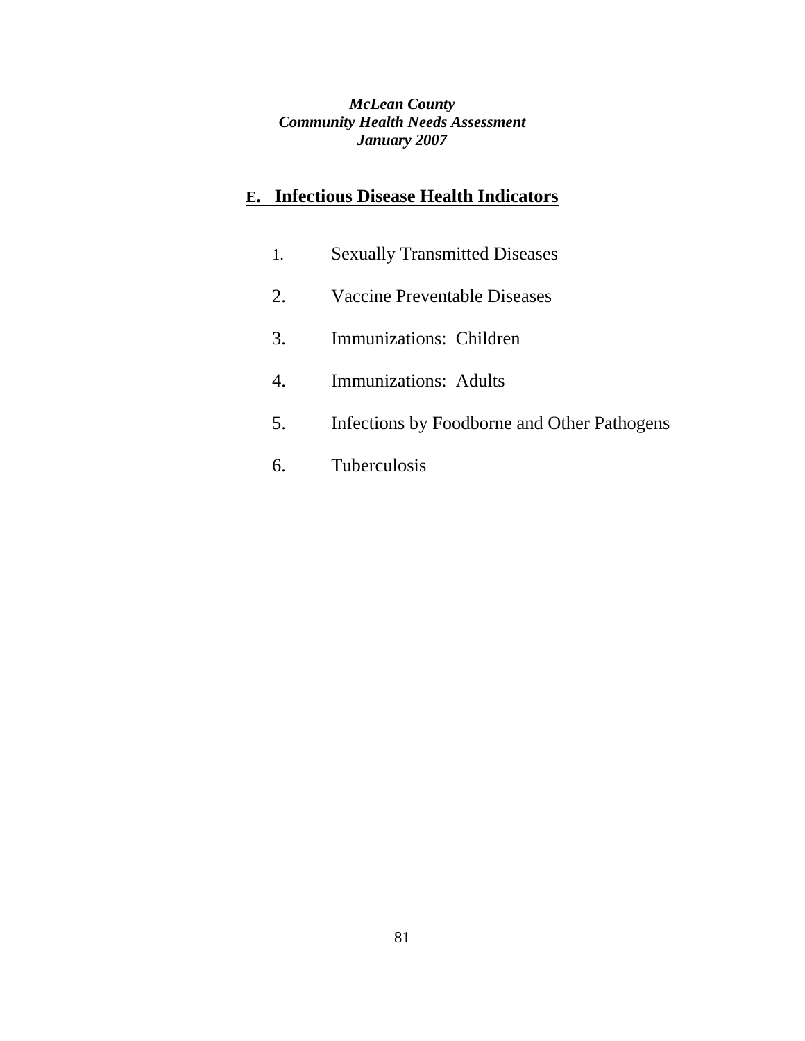## E. Infectious Disease Health Indicators

1. Sexually Transmitted Diseases
2. Vaccine Preventable Diseases
3. Immunizations: Children
4. Immunizations: Adults
5. Infections by Foodborne and Other Pathogens
6. Tuberculosis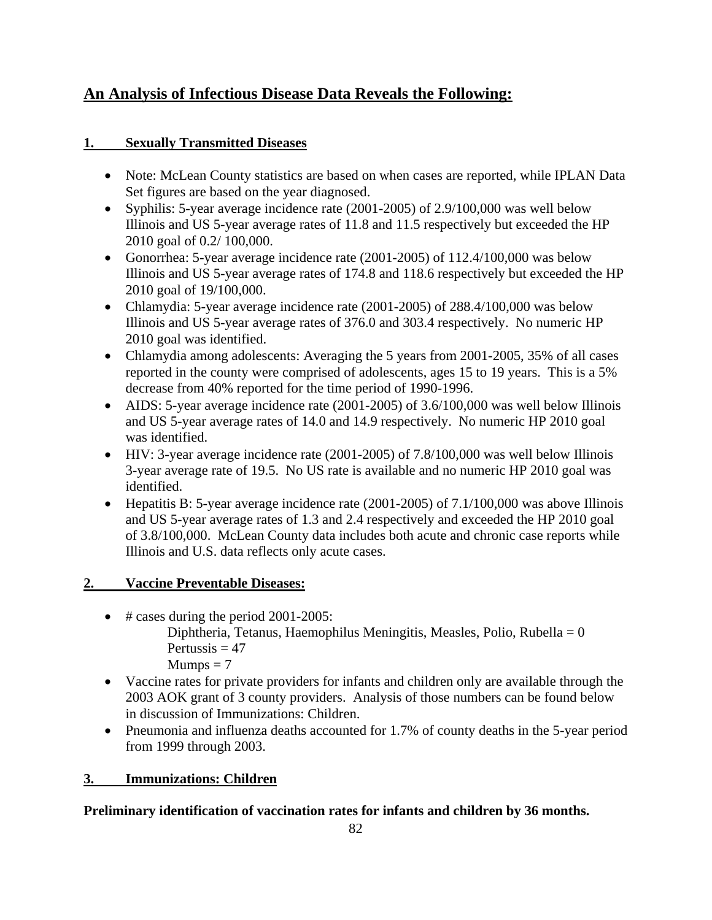## An Analysis of Infectious Disease Data Reveals the Following:

### 1. Sexually Transmitted Diseases

- Note: McLean County statistics are based on when cases are reported, while IPLAN Data Set figures are based on the year diagnosed.
- Syphilis: 5-year average incidence rate (2001-2005) of 2.9/100,000 was well below Illinois and US 5-year average rates of 11.8 and 11.5 respectively but exceeded the HP 2010 goal of 0.2/ 100,000.
- Gonorrhea: 5-year average incidence rate (2001-2005) of 112.4/100,000 was below Illinois and US 5-year average rates of 174.8 and 118.6 respectively but exceeded the HP 2010 goal of 19/100,000.
- Chlamydia: 5-year average incidence rate (2001-2005) of 288.4/100,000 was below Illinois and US 5-year average rates of 376.0 and 303.4 respectively. No numeric HP 2010 goal was identified.
- Chlamydia among adolescents: Averaging the 5 years from 2001-2005, 35% of all cases reported in the county were comprised of adolescents, ages 15 to 19 years. This is a 5% decrease from 40% reported for the time period of 1990-1996.
- AIDS: 5-year average incidence rate (2001-2005) of 3.6/100,000 was well below Illinois and US 5-year average rates of 14.0 and 14.9 respectively. No numeric HP 2010 goal was identified.
- HIV: 3-year average incidence rate (2001-2005) of 7.8/100,000 was well below Illinois 3-year average rate of 19.5. No US rate is available and no numeric HP 2010 goal was identified.
- Hepatitis B: 5-year average incidence rate (2001-2005) of 7.1/100,000 was above Illinois and US 5-year average rates of 1.3 and 2.4 respectively and exceeded the HP 2010 goal of 3.8/100,000. McLean County data includes both acute and chronic case reports while Illinois and U.S. data reflects only acute cases.

### 2. Vaccine Preventable Diseases:

- # cases during the period 2001-2005:
  Diphtheria, Tetanus, Haemophilus Meningitis, Measles, Polio, Rubella = 0
  Pertussis = 47
  Mumps = 7
- Vaccine rates for private providers for infants and children only are available through the 2003 AOK grant of 3 county providers. Analysis of those numbers can be found below in discussion of Immunizations: Children.
- Pneumonia and influenza deaths accounted for 1.7% of county deaths in the 5-year period from 1999 through 2003.

### 3. Immunizations: Children

**Preliminary identification of vaccination rates for infants and children by 36 months.**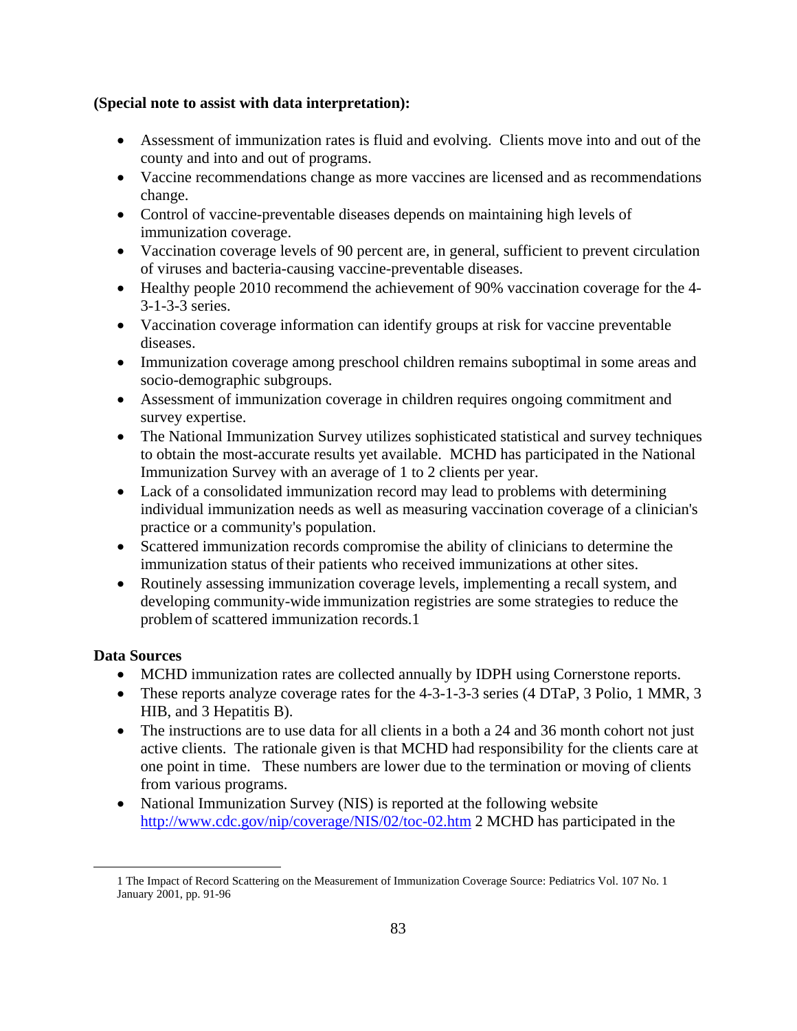**(Special note to assist with data interpretation):**

- Assessment of immunization rates is fluid and evolving. Clients move into and out of the county and into and out of programs.
- Vaccine recommendations change as more vaccines are licensed and as recommendations change.
- Control of vaccine-preventable diseases depends on maintaining high levels of immunization coverage.
- Vaccination coverage levels of 90 percent are, in general, sufficient to prevent circulation of viruses and bacteria-causing vaccine-preventable diseases.
- Healthy people 2010 recommend the achievement of 90% vaccination coverage for the 4-3-1-3-3 series.
- Vaccination coverage information can identify groups at risk for vaccine preventable diseases.
- Immunization coverage among preschool children remains suboptimal in some areas and socio-demographic subgroups.
- Assessment of immunization coverage in children requires ongoing commitment and survey expertise.
- The National Immunization Survey utilizes sophisticated statistical and survey techniques to obtain the most-accurate results yet available. MCHD has participated in the National Immunization Survey with an average of 1 to 2 clients per year.
- Lack of a consolidated immunization record may lead to problems with determining individual immunization needs as well as measuring vaccination coverage of a clinician's practice or a community's population.
- Scattered immunization records compromise the ability of clinicians to determine the immunization status of their patients who received immunizations at other sites.
- Routinely assessing immunization coverage levels, implementing a recall system, and developing community-wide immunization registries are some strategies to reduce the problem of scattered immunization records.[1]

**Data Sources**

- MCHD immunization rates are collected annually by IDPH using Cornerstone reports.
- These reports analyze coverage rates for the 4-3-1-3-3 series (4 DTaP, 3 Polio, 1 MMR, 3 HIB, and 3 Hepatitis B).
- The instructions are to use data for all clients in a both a 24 and 36 month cohort not just active clients. The rationale given is that MCHD had responsibility for the clients care at one point in time. These numbers are lower due to the termination or moving of clients from various programs.
- National Immunization Survey (NIS) is reported at the following website http://www.cdc.gov/nip/coverage/NIS/02/toc-02.htm [2] MCHD has participated in the

[1] The Impact of Record Scattering on the Measurement of Immunization Coverage Source: Pediatrics Vol. 107 No. 1 January 2001, pp. 91-96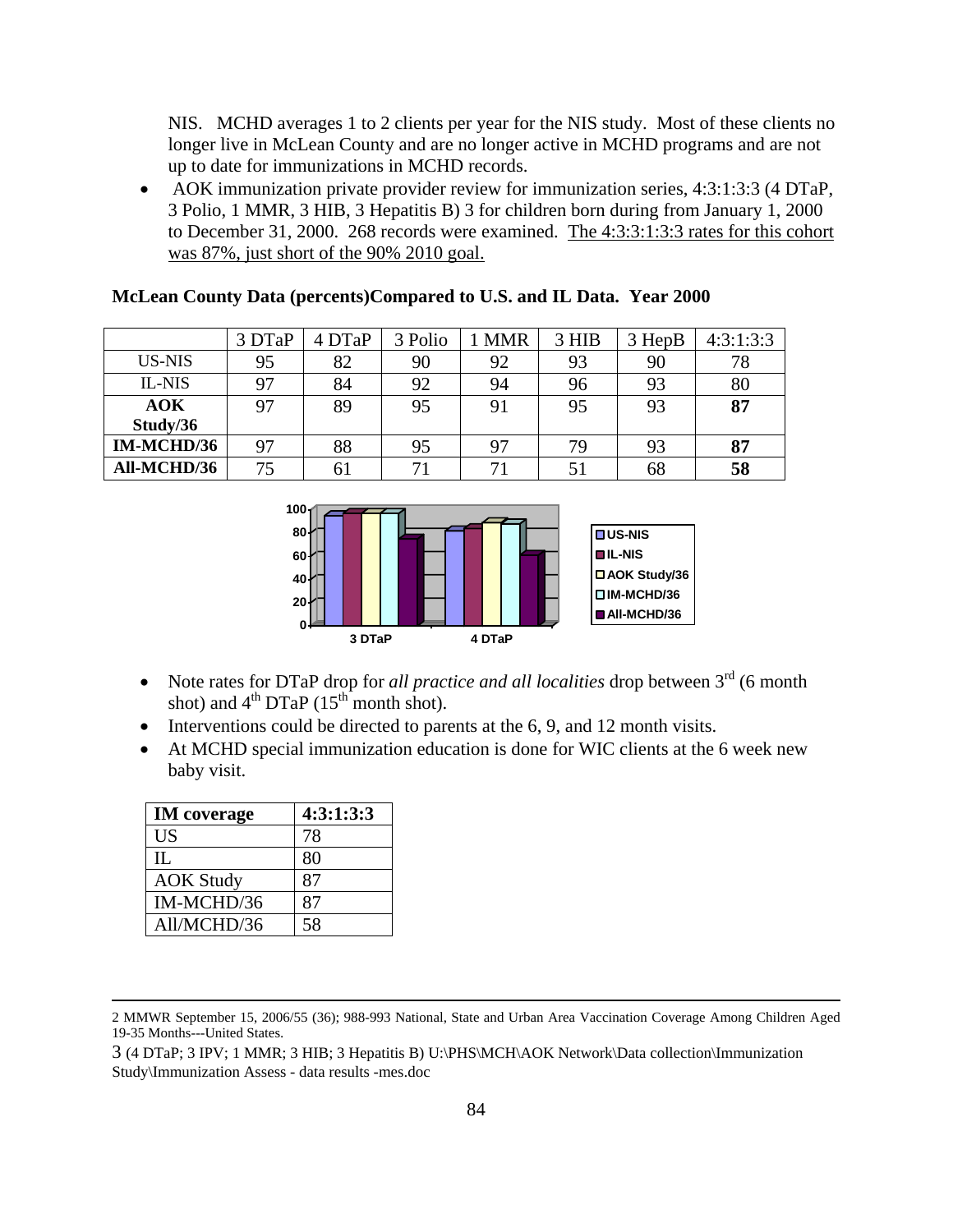NIS. MCHD averages 1 to 2 clients per year for the NIS study. Most of these clients no longer live in McLean County and are no longer active in MCHD programs and are not up to date for immunizations in MCHD records.

- AOK immunization private provider review for immunization series, 4:3:1:3:3 (4 DTaP, 3 Polio, 1 MMR, 3 HIB, 3 Hepatitis B) 3 for children born during from January 1, 2000 to December 31, 2000. 268 records were examined. The 4:3:3:1:3:3 rates for this cohort was 87%, just short of the 90% 2010 goal.

**McLean County Data (percents)Compared to U.S. and IL Data. Year 2000**

| | 3 DTaP | 4 DTaP | 3 Polio | 1 MMR | 3 HIB | 3 HepB | 4:3:1:3:3 |
|---|---|---|---|---|---|---|---|
| US-NIS | 95 | 82 | 90 | 92 | 93 | 90 | 78 |
| IL-NIS | 97 | 84 | 92 | 94 | 96 | 93 | 80 |
| **AOK Study/36** | 97 | 89 | 95 | 91 | 95 | 93 | **87** |
| **IM-MCHD/36** | 97 | 88 | 95 | 97 | 79 | 93 | **87** |
| **All-MCHD/36** | 75 | 61 | 71 | 71 | 51 | 68 | **58** |

- Note rates for DTaP drop for *all practice and all localities* drop between 3rd (6 month shot) and 4th DTaP (15th month shot).
- Interventions could be directed to parents at the 6, 9, and 12 month visits.
- At MCHD special immunization education is done for WIC clients at the 6 week new baby visit.

| **IM coverage** | **4:3:1:3:3** |
|---|---|
| US | 78 |
| IL | 80 |
| AOK Study | 87 |
| IM-MCHD/36 | 87 |
| All/MCHD/36 | 58 |

2 MMWR September 15, 2006/55 (36); 988-993 National, State and Urban Area Vaccination Coverage Among Children Aged 19-35 Months---United States.

3 (4 DTaP; 3 IPV; 1 MMR; 3 HIB; 3 Hepatitis B) U:\PHS\MCH\AOK Network\Data collection\Immunization Study\Immunization Assess - data results -mes.doc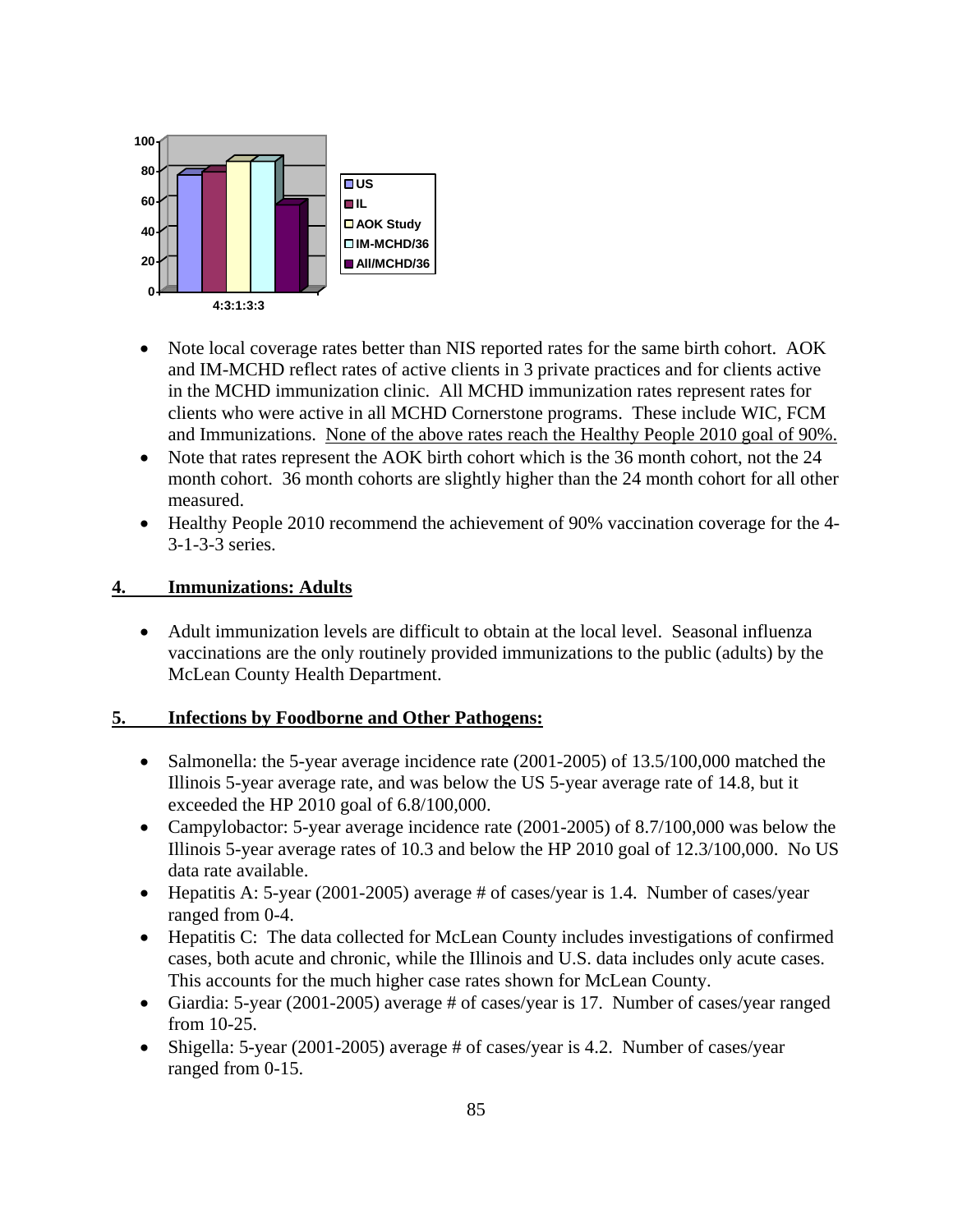- Note local coverage rates better than NIS reported rates for the same birth cohort. AOK and IM-MCHD reflect rates of active clients in 3 private practices and for clients active in the MCHD immunization clinic. All MCHD immunization rates represent rates for clients who were active in all MCHD Cornerstone programs. These include WIC, FCM and Immunizations. None of the above rates reach the Healthy People 2010 goal of 90%.
- Note that rates represent the AOK birth cohort which is the 36 month cohort, not the 24 month cohort. 36 month cohorts are slightly higher than the 24 month cohort for all other measured.
- Healthy People 2010 recommend the achievement of 90% vaccination coverage for the 4-3-1-3-3 series.

## 4. Immunizations: Adults

- Adult immunization levels are difficult to obtain at the local level. Seasonal influenza vaccinations are the only routinely provided immunizations to the public (adults) by the McLean County Health Department.

## 5. Infections by Foodborne and Other Pathogens:

- Salmonella: the 5-year average incidence rate (2001-2005) of 13.5/100,000 matched the Illinois 5-year average rate, and was below the US 5-year average rate of 14.8, but it exceeded the HP 2010 goal of 6.8/100,000.
- Campylobacter: 5-year average incidence rate (2001-2005) of 8.7/100,000 was below the Illinois 5-year average rates of 10.3 and below the HP 2010 goal of 12.3/100,000. No US data rate available.
- Hepatitis A: 5-year (2001-2005) average # of cases/year is 1.4. Number of cases/year ranged from 0-4.
- Hepatitis C: The data collected for McLean County includes investigations of confirmed cases, both acute and chronic, while the Illinois and U.S. data includes only acute cases. This accounts for the much higher case rates shown for McLean County.
- Giardia: 5-year (2001-2005) average # of cases/year is 17. Number of cases/year ranged from 10-25.
- Shigella: 5-year (2001-2005) average # of cases/year is 4.2. Number of cases/year ranged from 0-15.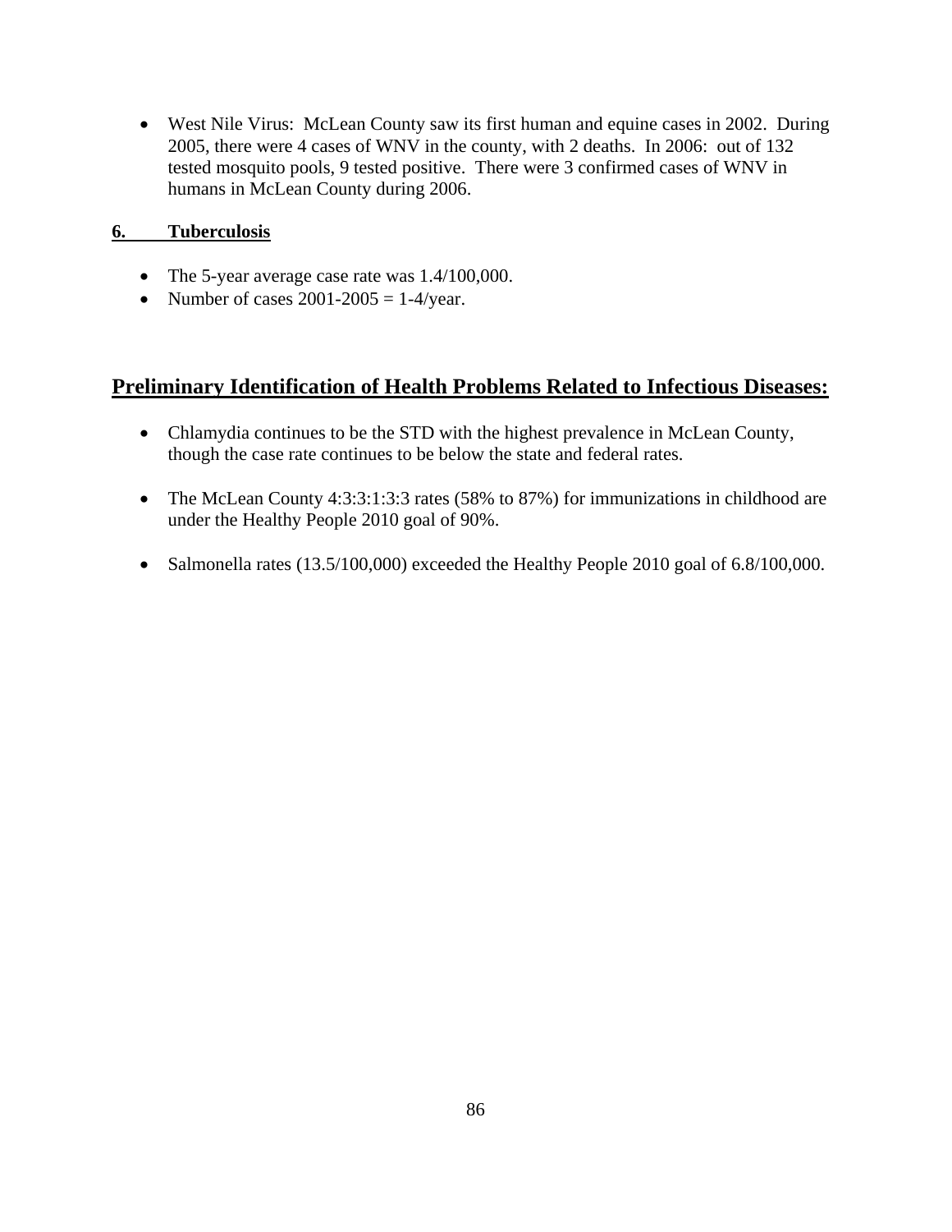- West Nile Virus: McLean County saw its first human and equine cases in 2002. During 2005, there were 4 cases of WNV in the county, with 2 deaths. In 2006: out of 132 tested mosquito pools, 9 tested positive. There were 3 confirmed cases of WNV in humans in McLean County during 2006.

**6. Tuberculosis**

- The 5-year average case rate was 1.4/100,000.
- Number of cases 2001-2005 = 1-4/year.

## Preliminary Identification of Health Problems Related to Infectious Diseases:

- Chlamydia continues to be the STD with the highest prevalence in McLean County, though the case rate continues to be below the state and federal rates.

- The McLean County 4:3:3:1:3:3 rates (58% to 87%) for immunizations in childhood are under the Healthy People 2010 goal of 90%.

- Salmonella rates (13.5/100,000) exceeded the Healthy People 2010 goal of 6.8/100,000.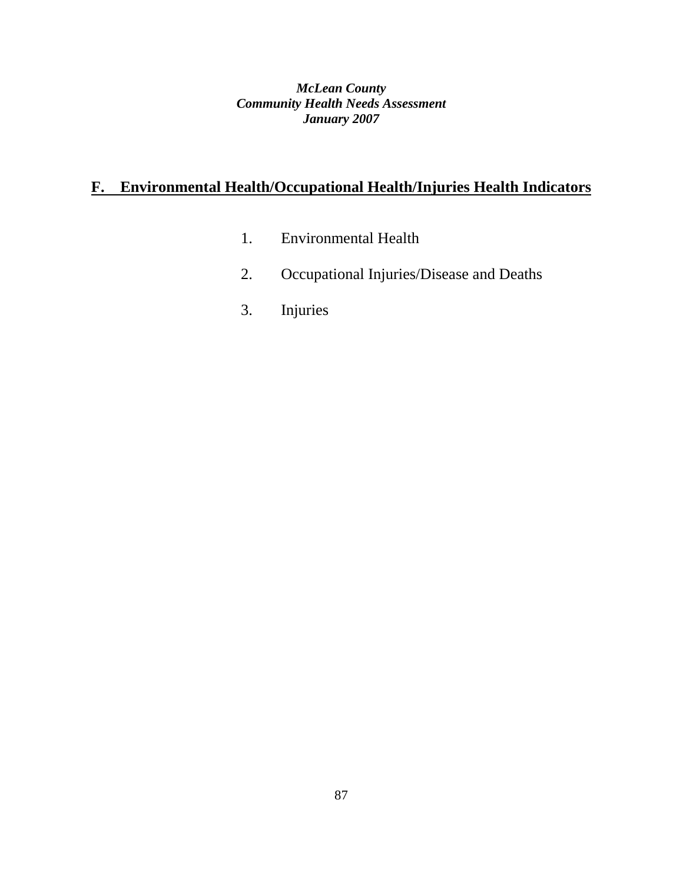## F. Environmental Health/Occupational Health/Injuries Health Indicators

1. Environmental Health
2. Occupational Injuries/Disease and Deaths
3. Injuries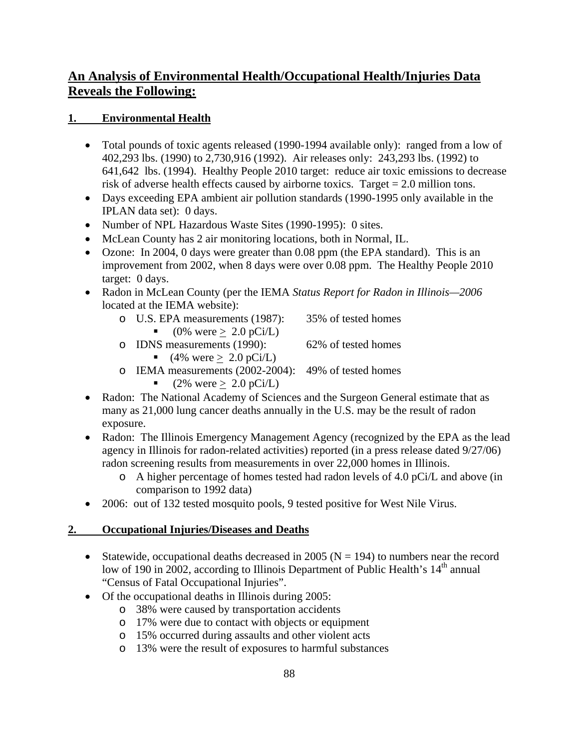## An Analysis of Environmental Health/Occupational Health/Injuries Data Reveals the Following:

### 1. Environmental Health

- Total pounds of toxic agents released (1990-1994 available only): ranged from a low of 402,293 lbs. (1990) to 2,730,916 (1992). Air releases only: 243,293 lbs. (1992) to 641,642 lbs. (1994). Healthy People 2010 target: reduce air toxic emissions to decrease risk of adverse health effects caused by airborne toxics. Target = 2.0 million tons.
- Days exceeding EPA ambient air pollution standards (1990-1995 only available in the IPLAN data set): 0 days.
- Number of NPL Hazardous Waste Sites (1990-1995): 0 sites.
- McLean County has 2 air monitoring locations, both in Normal, IL.
- Ozone: In 2004, 0 days were greater than 0.08 ppm (the EPA standard). This is an improvement from 2002, when 8 days were over 0.08 ppm. The Healthy People 2010 target: 0 days.
- Radon in McLean County (per the IEMA *Status Report for Radon in Illinois—2006* located at the IEMA website):
  - U.S. EPA measurements (1987): 35% of tested homes
    - (0% were ≥ 2.0 pCi/L)
  - IDNS measurements (1990): 62% of tested homes
    - (4% were ≥ 2.0 pCi/L)
  - IEMA measurements (2002-2004): 49% of tested homes
    - (2% were ≥ 2.0 pCi/L)
- Radon: The National Academy of Sciences and the Surgeon General estimate that as many as 21,000 lung cancer deaths annually in the U.S. may be the result of radon exposure.
- Radon: The Illinois Emergency Management Agency (recognized by the EPA as the lead agency in Illinois for radon-related activities) reported (in a press release dated 9/27/06) radon screening results from measurements in over 22,000 homes in Illinois.
  - A higher percentage of homes tested had radon levels of 4.0 pCi/L and above (in comparison to 1992 data)
- 2006: out of 132 tested mosquito pools, 9 tested positive for West Nile Virus.

### 2. Occupational Injuries/Diseases and Deaths

- Statewide, occupational deaths decreased in 2005 (N = 194) to numbers near the record low of 190 in 2002, according to Illinois Department of Public Health's 14th annual "Census of Fatal Occupational Injuries".
- Of the occupational deaths in Illinois during 2005:
  - 38% were caused by transportation accidents
  - 17% were due to contact with objects or equipment
  - 15% occurred during assaults and other violent acts
  - 13% were the result of exposures to harmful substances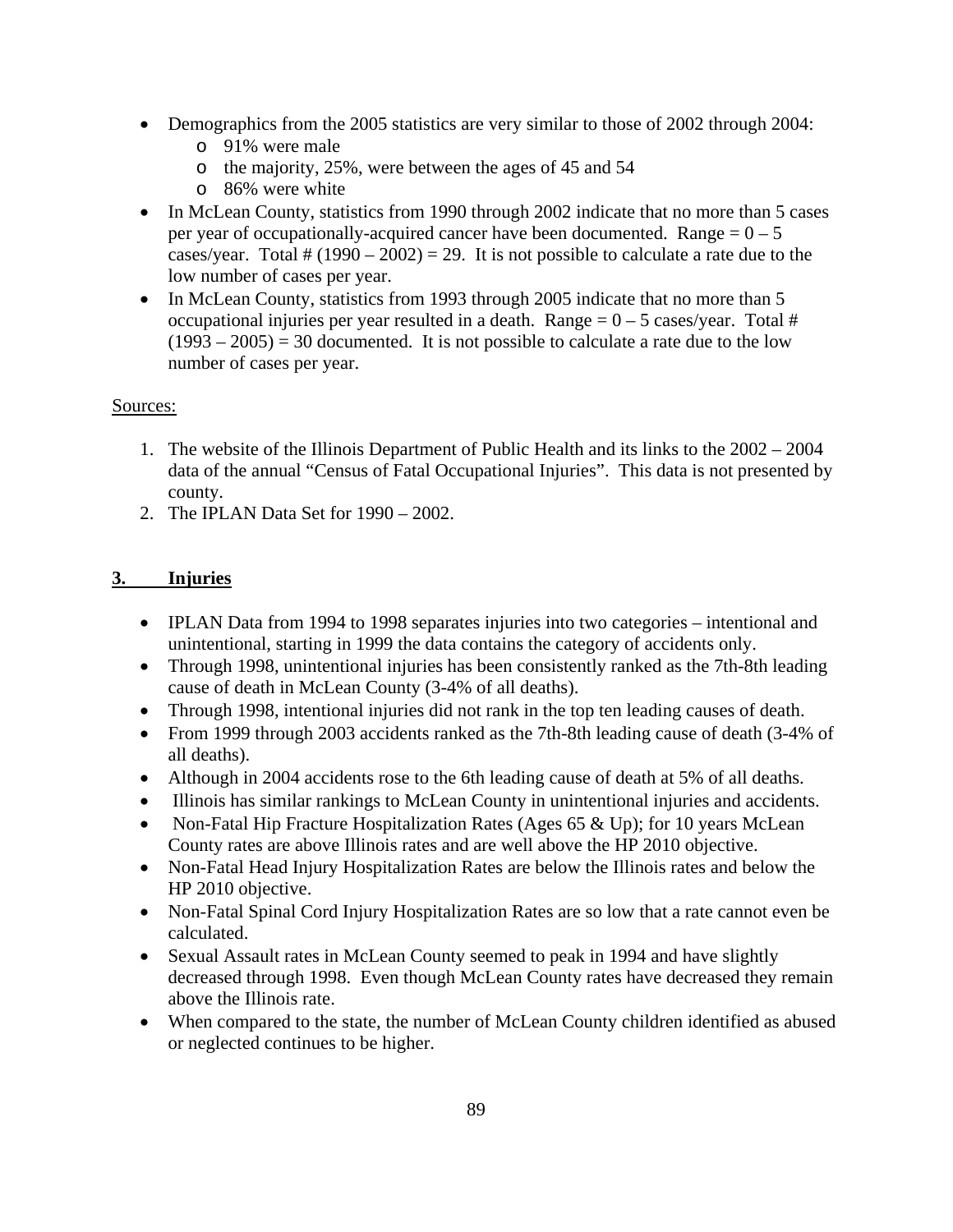- Demographics from the 2005 statistics are very similar to those of 2002 through 2004:
  - 91% were male
  - the majority, 25%, were between the ages of 45 and 54
  - 86% were white
- In McLean County, statistics from 1990 through 2002 indicate that no more than 5 cases per year of occupationally-acquired cancer have been documented. Range = 0 – 5 cases/year. Total # (1990 – 2002) = 29. It is not possible to calculate a rate due to the low number of cases per year.
- In McLean County, statistics from 1993 through 2005 indicate that no more than 5 occupational injuries per year resulted in a death. Range = 0 – 5 cases/year. Total # (1993 – 2005) = 30 documented. It is not possible to calculate a rate due to the low number of cases per year.

Sources:

1. The website of the Illinois Department of Public Health and its links to the 2002 – 2004 data of the annual "Census of Fatal Occupational Injuries". This data is not presented by county.
2. The IPLAN Data Set for 1990 – 2002.

## 3. Injuries

- IPLAN Data from 1994 to 1998 separates injuries into two categories – intentional and unintentional, starting in 1999 the data contains the category of accidents only.
- Through 1998, unintentional injuries has been consistently ranked as the 7th-8th leading cause of death in McLean County (3-4% of all deaths).
- Through 1998, intentional injuries did not rank in the top ten leading causes of death.
- From 1999 through 2003 accidents ranked as the 7th-8th leading cause of death (3-4% of all deaths).
- Although in 2004 accidents rose to the 6th leading cause of death at 5% of all deaths.
- Illinois has similar rankings to McLean County in unintentional injuries and accidents.
- Non-Fatal Hip Fracture Hospitalization Rates (Ages 65 & Up); for 10 years McLean County rates are above Illinois rates and are well above the HP 2010 objective.
- Non-Fatal Head Injury Hospitalization Rates are below the Illinois rates and below the HP 2010 objective.
- Non-Fatal Spinal Cord Injury Hospitalization Rates are so low that a rate cannot even be calculated.
- Sexual Assault rates in McLean County seemed to peak in 1994 and have slightly decreased through 1998. Even though McLean County rates have decreased they remain above the Illinois rate.
- When compared to the state, the number of McLean County children identified as abused or neglected continues to be higher.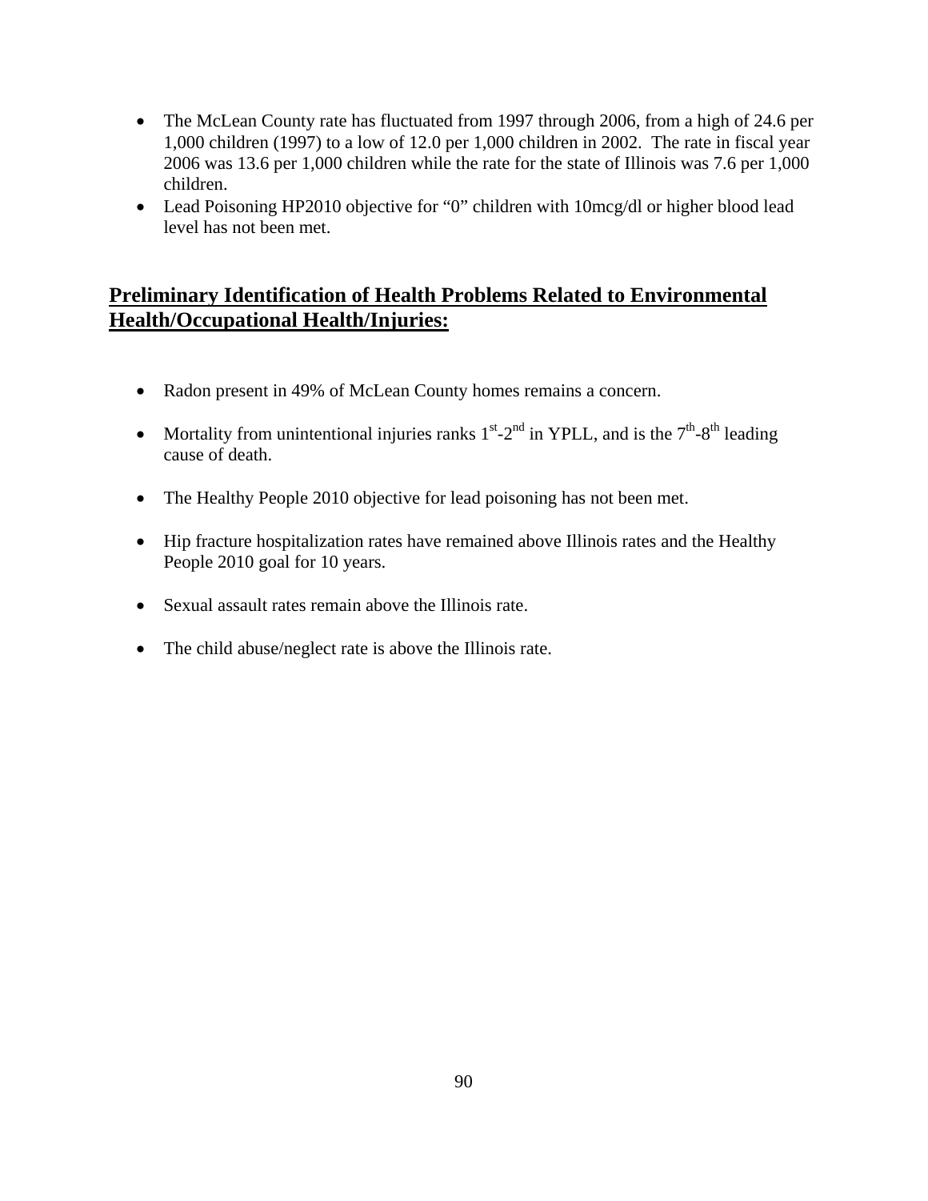- The McLean County rate has fluctuated from 1997 through 2006, from a high of 24.6 per 1,000 children (1997) to a low of 12.0 per 1,000 children in 2002. The rate in fiscal year 2006 was 13.6 per 1,000 children while the rate for the state of Illinois was 7.6 per 1,000 children.
- Lead Poisoning HP2010 objective for "0" children with 10mcg/dl or higher blood lead level has not been met.

## Preliminary Identification of Health Problems Related to Environmental Health/Occupational Health/Injuries:

- Radon present in 49% of McLean County homes remains a concern.
- Mortality from unintentional injuries ranks 1st-2nd in YPLL, and is the 7th-8th leading cause of death.
- The Healthy People 2010 objective for lead poisoning has not been met.
- Hip fracture hospitalization rates have remained above Illinois rates and the Healthy People 2010 goal for 10 years.
- Sexual assault rates remain above the Illinois rate.
- The child abuse/neglect rate is above the Illinois rate.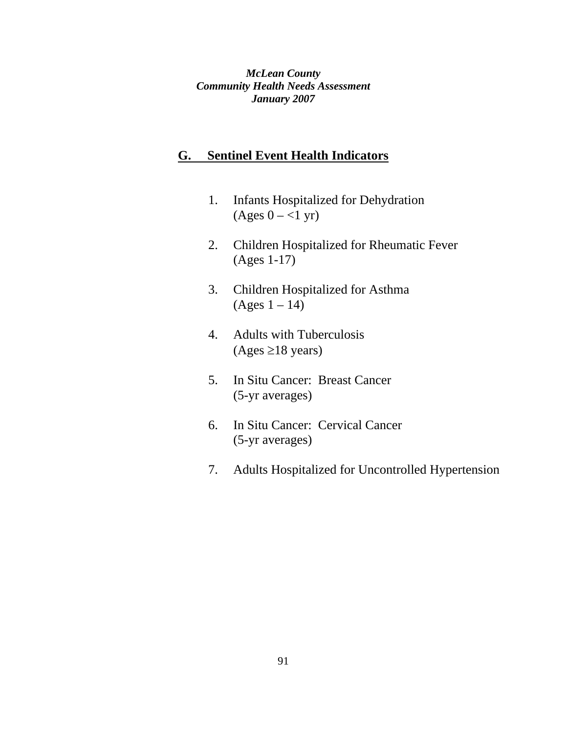## G. Sentinel Event Health Indicators

1. Infants Hospitalized for Dehydration
   (Ages 0 – <1 yr)

2. Children Hospitalized for Rheumatic Fever
   (Ages 1-17)

3. Children Hospitalized for Asthma
   (Ages 1 – 14)

4. Adults with Tuberculosis
   (Ages ≥18 years)

5. In Situ Cancer: Breast Cancer
   (5-yr averages)

6. In Situ Cancer: Cervical Cancer
   (5-yr averages)

7. Adults Hospitalized for Uncontrolled Hypertension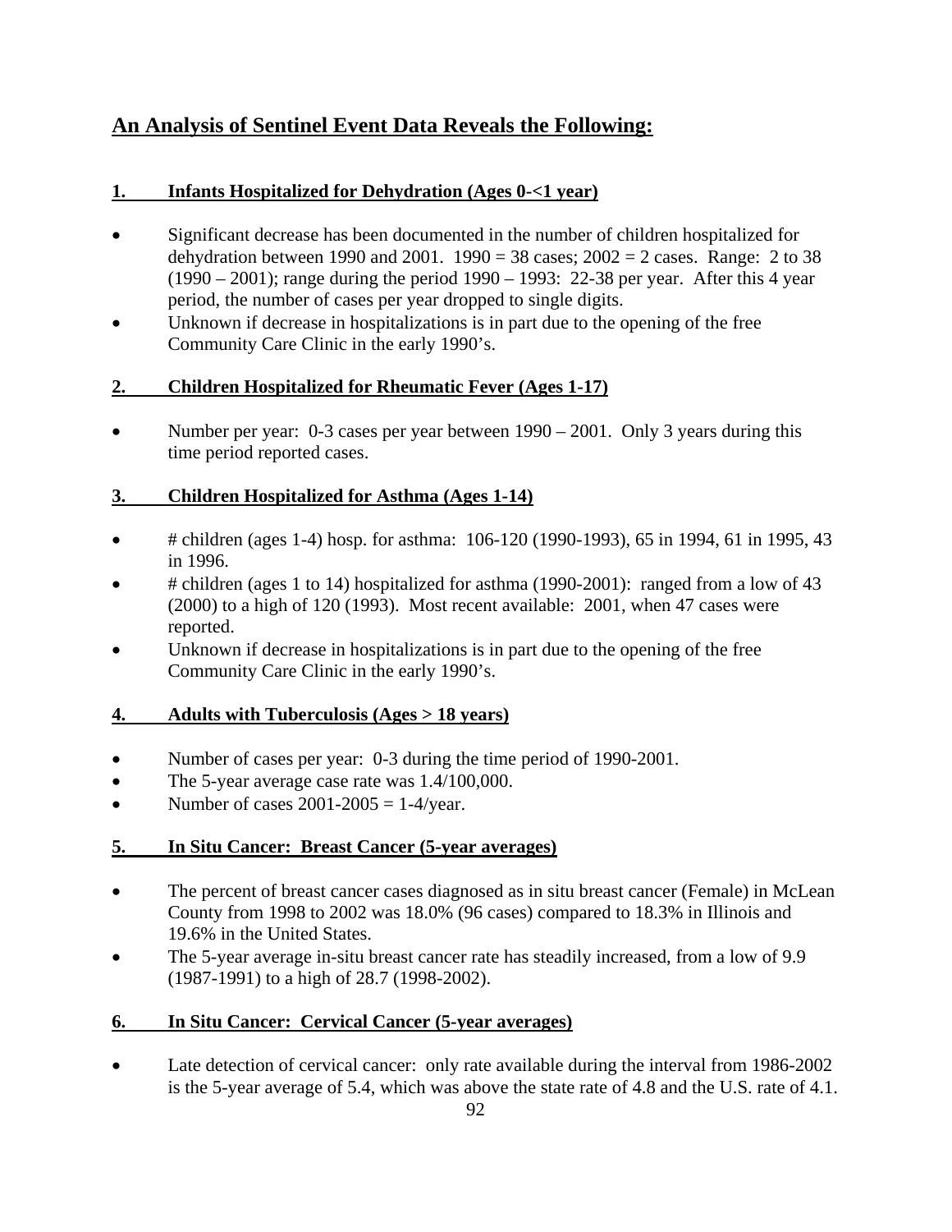## An Analysis of Sentinel Event Data Reveals the Following:

### 1. Infants Hospitalized for Dehydration (Ages 0-<1 year)

- Significant decrease has been documented in the number of children hospitalized for dehydration between 1990 and 2001. 1990 = 38 cases; 2002 = 2 cases. Range: 2 to 38 (1990 – 2001); range during the period 1990 – 1993: 22-38 per year. After this 4 year period, the number of cases per year dropped to single digits.
- Unknown if decrease in hospitalizations is in part due to the opening of the free Community Care Clinic in the early 1990's.

### 2. Children Hospitalized for Rheumatic Fever (Ages 1-17)

- Number per year: 0-3 cases per year between 1990 – 2001. Only 3 years during this time period reported cases.

### 3. Children Hospitalized for Asthma (Ages 1-14)

- # children (ages 1-4) hosp. for asthma: 106-120 (1990-1993), 65 in 1994, 61 in 1995, 43 in 1996.
- # children (ages 1 to 14) hospitalized for asthma (1990-2001): ranged from a low of 43 (2000) to a high of 120 (1993). Most recent available: 2001, when 47 cases were reported.
- Unknown if decrease in hospitalizations is in part due to the opening of the free Community Care Clinic in the early 1990's.

### 4. Adults with Tuberculosis (Ages > 18 years)

- Number of cases per year: 0-3 during the time period of 1990-2001.
- The 5-year average case rate was 1.4/100,000.
- Number of cases 2001-2005 = 1-4/year.

### 5. In Situ Cancer: Breast Cancer (5-year averages)

- The percent of breast cancer cases diagnosed as in situ breast cancer (Female) in McLean County from 1998 to 2002 was 18.0% (96 cases) compared to 18.3% in Illinois and 19.6% in the United States.
- The 5-year average in-situ breast cancer rate has steadily increased, from a low of 9.9 (1987-1991) to a high of 28.7 (1998-2002).

### 6. In Situ Cancer: Cervical Cancer (5-year averages)

- Late detection of cervical cancer: only rate available during the interval from 1986-2002 is the 5-year average of 5.4, which was above the state rate of 4.8 and the U.S. rate of 4.1.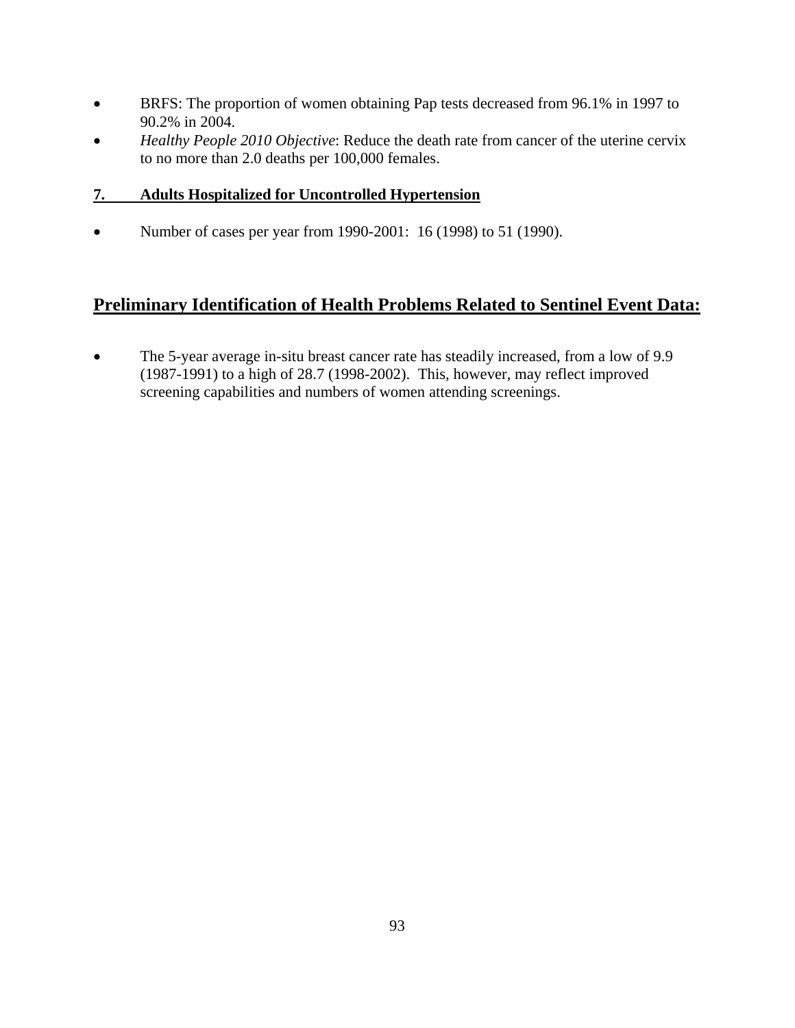- BRFS: The proportion of women obtaining Pap tests decreased from 96.1% in 1997 to 90.2% in 2004.
- *Healthy People 2010 Objective*: Reduce the death rate from cancer of the uterine cervix to no more than 2.0 deaths per 100,000 females.

### 7. Adults Hospitalized for Uncontrolled Hypertension

- Number of cases per year from 1990-2001: 16 (1998) to 51 (1990).

## Preliminary Identification of Health Problems Related to Sentinel Event Data:

- The 5-year average in-situ breast cancer rate has steadily increased, from a low of 9.9 (1987-1991) to a high of 28.7 (1998-2002). This, however, may reflect improved screening capabilities and numbers of women attending screenings.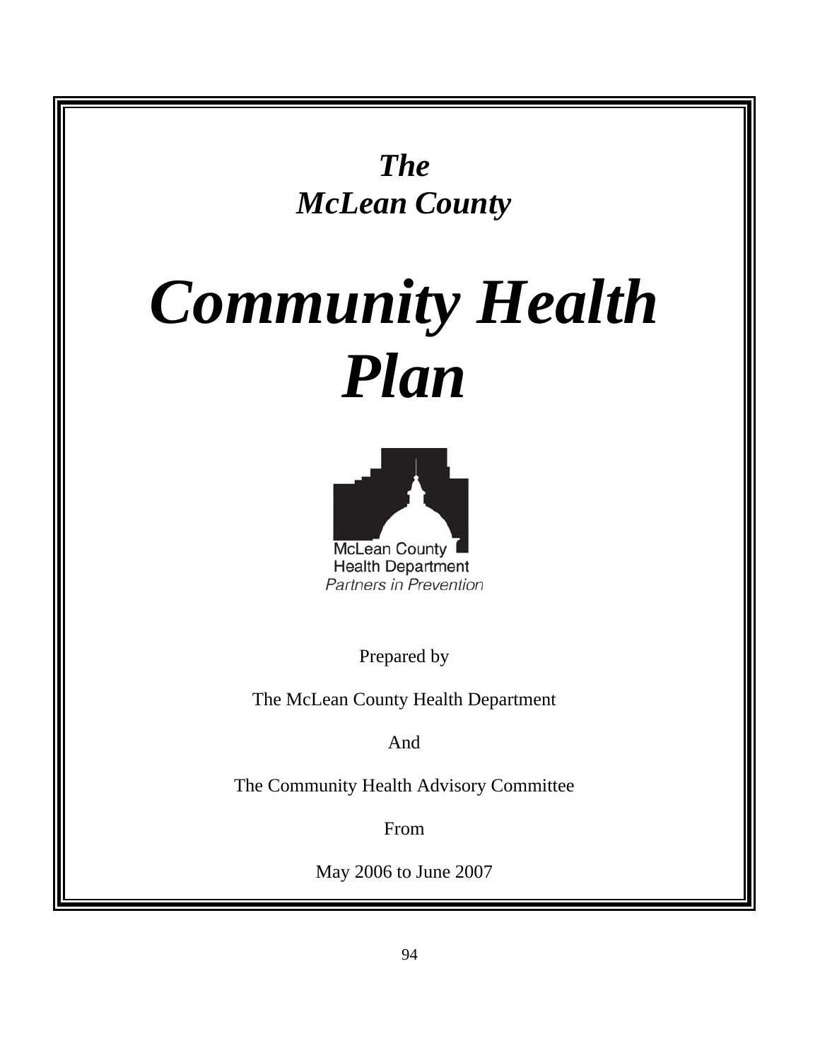***The McLean County***

# ***Community Health Plan***

McLean County Health Department
*Partners in Prevention*

Prepared by

The McLean County Health Department

And

The Community Health Advisory Committee

From

May 2006 to June 2007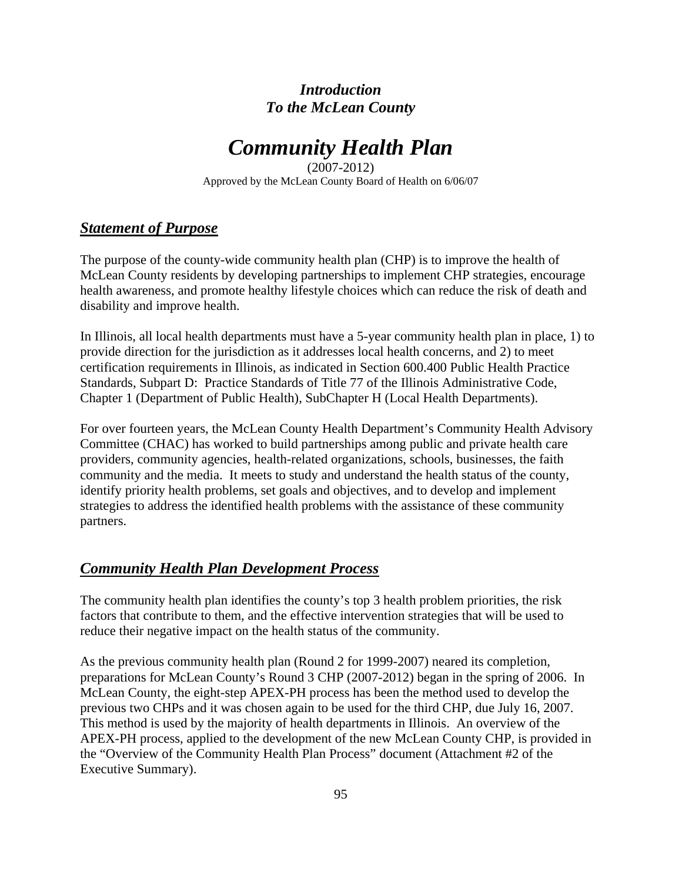### *Introduction*
### *To the McLean County*

# *Community Health Plan*

(2007-2012)
Approved by the McLean County Board of Health on 6/06/07

## ***Statement of Purpose***

The purpose of the county-wide community health plan (CHP) is to improve the health of McLean County residents by developing partnerships to implement CHP strategies, encourage health awareness, and promote healthy lifestyle choices which can reduce the risk of death and disability and improve health.

In Illinois, all local health departments must have a 5-year community health plan in place, 1) to provide direction for the jurisdiction as it addresses local health concerns, and 2) to meet certification requirements in Illinois, as indicated in Section 600.400 Public Health Practice Standards, Subpart D: Practice Standards of Title 77 of the Illinois Administrative Code, Chapter 1 (Department of Public Health), SubChapter H (Local Health Departments).

For over fourteen years, the McLean County Health Department's Community Health Advisory Committee (CHAC) has worked to build partnerships among public and private health care providers, community agencies, health-related organizations, schools, businesses, the faith community and the media. It meets to study and understand the health status of the county, identify priority health problems, set goals and objectives, and to develop and implement strategies to address the identified health problems with the assistance of these community partners.

## ***Community Health Plan Development Process***

The community health plan identifies the county's top 3 health problem priorities, the risk factors that contribute to them, and the effective intervention strategies that will be used to reduce their negative impact on the health status of the community.

As the previous community health plan (Round 2 for 1999-2007) neared its completion, preparations for McLean County's Round 3 CHP (2007-2012) began in the spring of 2006. In McLean County, the eight-step APEX-PH process has been the method used to develop the previous two CHPs and it was chosen again to be used for the third CHP, due July 16, 2007. This method is used by the majority of health departments in Illinois. An overview of the APEX-PH process, applied to the development of the new McLean County CHP, is provided in the "Overview of the Community Health Plan Process" document (Attachment #2 of the Executive Summary).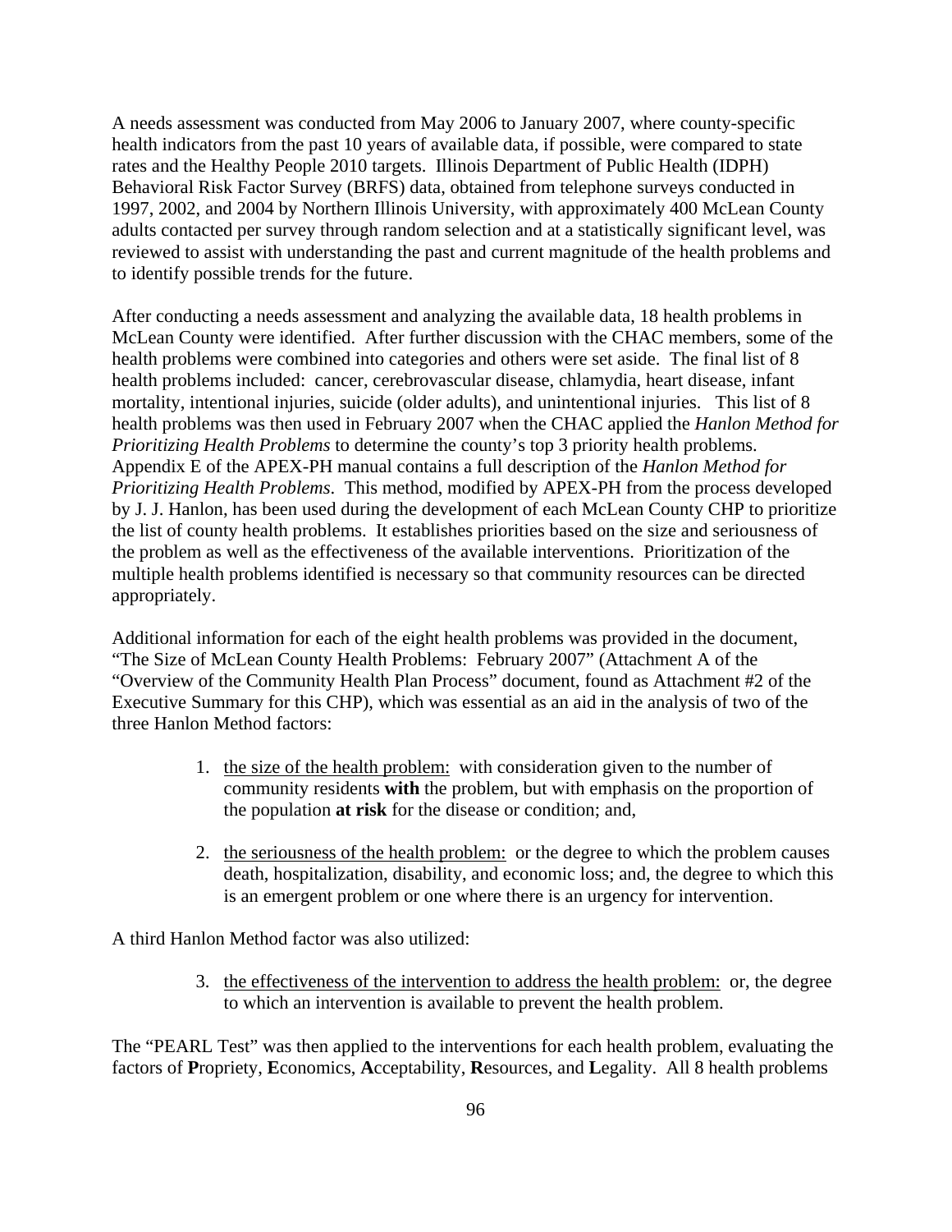A needs assessment was conducted from May 2006 to January 2007, where county-specific health indicators from the past 10 years of available data, if possible, were compared to state rates and the Healthy People 2010 targets. Illinois Department of Public Health (IDPH) Behavioral Risk Factor Survey (BRFS) data, obtained from telephone surveys conducted in 1997, 2002, and 2004 by Northern Illinois University, with approximately 400 McLean County adults contacted per survey through random selection and at a statistically significant level, was reviewed to assist with understanding the past and current magnitude of the health problems and to identify possible trends for the future.

After conducting a needs assessment and analyzing the available data, 18 health problems in McLean County were identified. After further discussion with the CHAC members, some of the health problems were combined into categories and others were set aside. The final list of 8 health problems included: cancer, cerebrovascular disease, chlamydia, heart disease, infant mortality, intentional injuries, suicide (older adults), and unintentional injuries. This list of 8 health problems was then used in February 2007 when the CHAC applied the *Hanlon Method for Prioritizing Health Problems* to determine the county's top 3 priority health problems. Appendix E of the APEX-PH manual contains a full description of the *Hanlon Method for Prioritizing Health Problems*. This method, modified by APEX-PH from the process developed by J. J. Hanlon, has been used during the development of each McLean County CHP to prioritize the list of county health problems. It establishes priorities based on the size and seriousness of the problem as well as the effectiveness of the available interventions. Prioritization of the multiple health problems identified is necessary so that community resources can be directed appropriately.

Additional information for each of the eight health problems was provided in the document, "The Size of McLean County Health Problems: February 2007" (Attachment A of the "Overview of the Community Health Plan Process" document, found as Attachment #2 of the Executive Summary for this CHP), which was essential as an aid in the analysis of two of the three Hanlon Method factors:

1. <u>the size of the health problem:</u> with consideration given to the number of community residents **with** the problem, but with emphasis on the proportion of the population **at risk** for the disease or condition; and,

2. <u>the seriousness of the health problem:</u> or the degree to which the problem causes death, hospitalization, disability, and economic loss; and, the degree to which this is an emergent problem or one where there is an urgency for intervention.

A third Hanlon Method factor was also utilized:

3. <u>the effectiveness of the intervention to address the health problem:</u> or, the degree to which an intervention is available to prevent the health problem.

The "PEARL Test" was then applied to the interventions for each health problem, evaluating the factors of **P**ropriety, **E**conomics, **A**cceptability, **R**esources, and **L**egality. All 8 health problems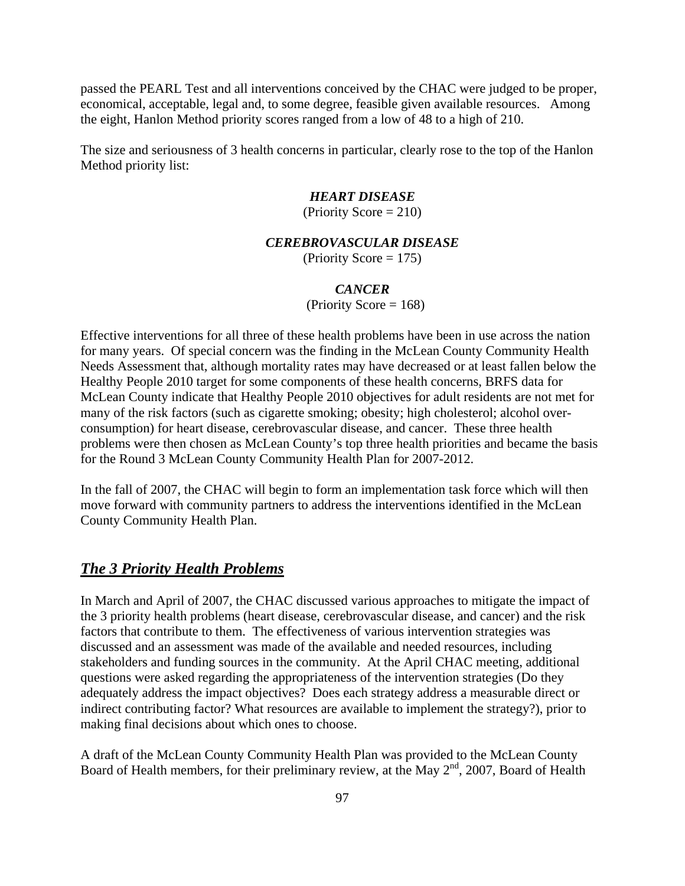passed the PEARL Test and all interventions conceived by the CHAC were judged to be proper, economical, acceptable, legal and, to some degree, feasible given available resources. Among the eight, Hanlon Method priority scores ranged from a low of 48 to a high of 210.

The size and seriousness of 3 health concerns in particular, clearly rose to the top of the Hanlon Method priority list:

***HEART DISEASE***
(Priority Score = 210)

***CEREBROVASCULAR DISEASE***
(Priority Score = 175)

***CANCER***
(Priority Score = 168)

Effective interventions for all three of these health problems have been in use across the nation for many years. Of special concern was the finding in the McLean County Community Health Needs Assessment that, although mortality rates may have decreased or at least fallen below the Healthy People 2010 target for some components of these health concerns, BRFS data for McLean County indicate that Healthy People 2010 objectives for adult residents are not met for many of the risk factors (such as cigarette smoking; obesity; high cholesterol; alcohol over-consumption) for heart disease, cerebrovascular disease, and cancer. These three health problems were then chosen as McLean County's top three health priorities and became the basis for the Round 3 McLean County Community Health Plan for 2007-2012.

In the fall of 2007, the CHAC will begin to form an implementation task force which will then move forward with community partners to address the interventions identified in the McLean County Community Health Plan.

## ***The 3 Priority Health Problems***

In March and April of 2007, the CHAC discussed various approaches to mitigate the impact of the 3 priority health problems (heart disease, cerebrovascular disease, and cancer) and the risk factors that contribute to them. The effectiveness of various intervention strategies was discussed and an assessment was made of the available and needed resources, including stakeholders and funding sources in the community. At the April CHAC meeting, additional questions were asked regarding the appropriateness of the intervention strategies (Do they adequately address the impact objectives? Does each strategy address a measurable direct or indirect contributing factor? What resources are available to implement the strategy?), prior to making final decisions about which ones to choose.

A draft of the McLean County Community Health Plan was provided to the McLean County Board of Health members, for their preliminary review, at the May 2nd, 2007, Board of Health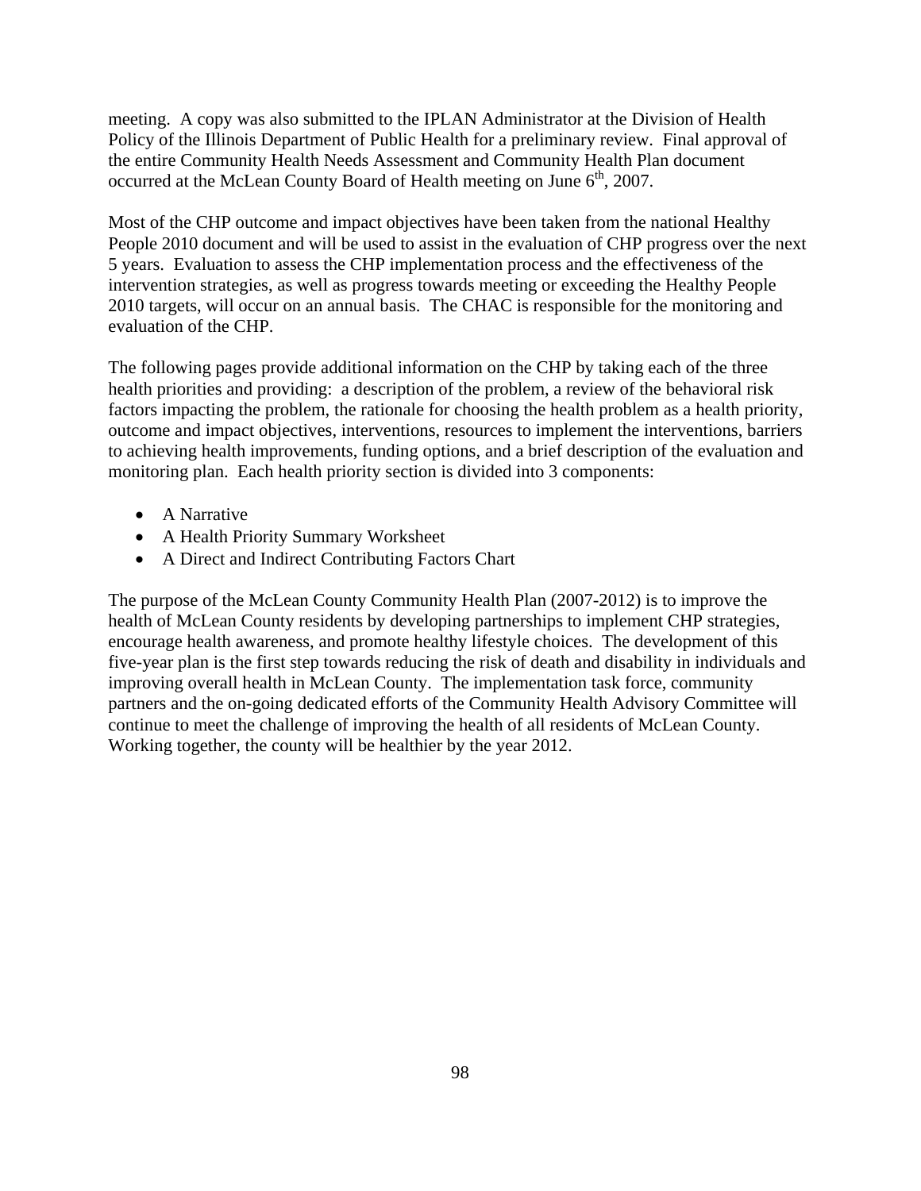meeting. A copy was also submitted to the IPLAN Administrator at the Division of Health Policy of the Illinois Department of Public Health for a preliminary review. Final approval of the entire Community Health Needs Assessment and Community Health Plan document occurred at the McLean County Board of Health meeting on June 6th, 2007.

Most of the CHP outcome and impact objectives have been taken from the national Healthy People 2010 document and will be used to assist in the evaluation of CHP progress over the next 5 years. Evaluation to assess the CHP implementation process and the effectiveness of the intervention strategies, as well as progress towards meeting or exceeding the Healthy People 2010 targets, will occur on an annual basis. The CHAC is responsible for the monitoring and evaluation of the CHP.

The following pages provide additional information on the CHP by taking each of the three health priorities and providing: a description of the problem, a review of the behavioral risk factors impacting the problem, the rationale for choosing the health problem as a health priority, outcome and impact objectives, interventions, resources to implement the interventions, barriers to achieving health improvements, funding options, and a brief description of the evaluation and monitoring plan. Each health priority section is divided into 3 components:

- A Narrative
- A Health Priority Summary Worksheet
- A Direct and Indirect Contributing Factors Chart

The purpose of the McLean County Community Health Plan (2007-2012) is to improve the health of McLean County residents by developing partnerships to implement CHP strategies, encourage health awareness, and promote healthy lifestyle choices. The development of this five-year plan is the first step towards reducing the risk of death and disability in individuals and improving overall health in McLean County. The implementation task force, community partners and the on-going dedicated efforts of the Community Health Advisory Committee will continue to meet the challenge of improving the health of all residents of McLean County. Working together, the county will be healthier by the year 2012.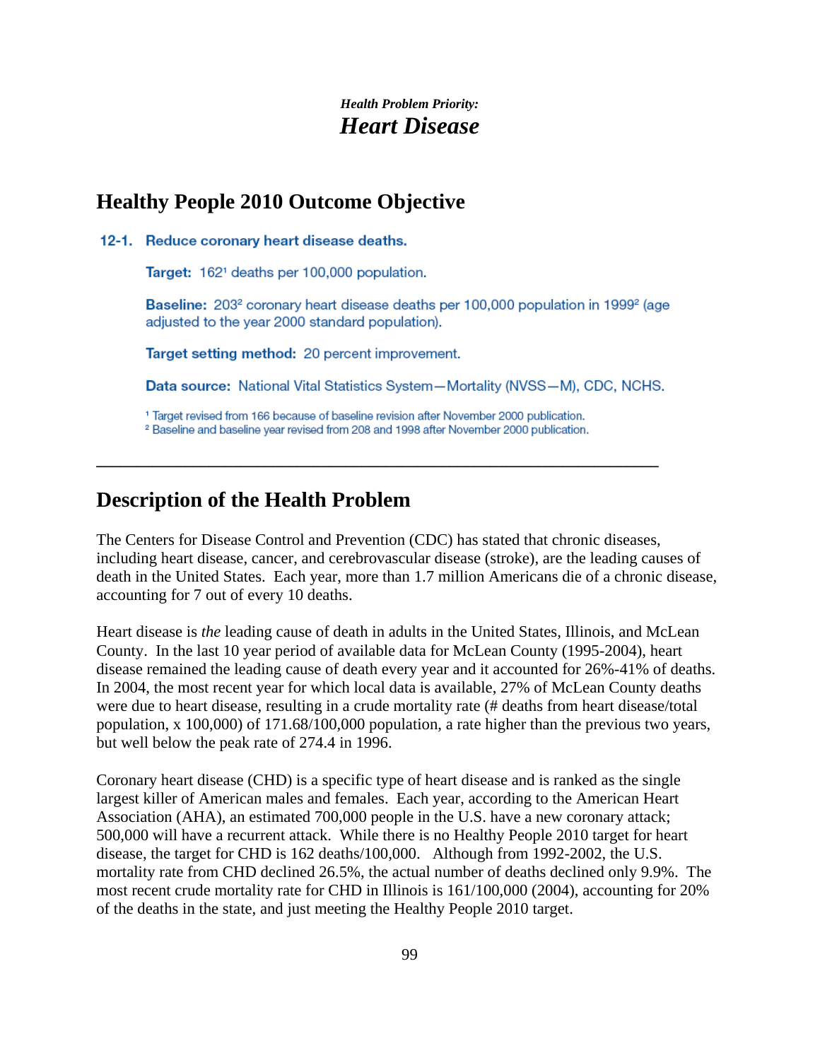*Health Problem Priority:*
# *Heart Disease*

## Healthy People 2010 Outcome Objective

**12-1. Reduce coronary heart disease deaths.**

**Target:** 162[1] deaths per 100,000 population.

**Baseline:** 203[2] coronary heart disease deaths per 100,000 population in 1999[2] (age adjusted to the year 2000 standard population).

**Target setting method:** 20 percent improvement.

**Data source:** National Vital Statistics System—Mortality (NVSS—M), CDC, NCHS.

[1] Target revised from 166 because of baseline revision after November 2000 publication.
[2] Baseline and baseline year revised from 208 and 1998 after November 2000 publication.

---

## Description of the Health Problem

The Centers for Disease Control and Prevention (CDC) has stated that chronic diseases, including heart disease, cancer, and cerebrovascular disease (stroke), are the leading causes of death in the United States. Each year, more than 1.7 million Americans die of a chronic disease, accounting for 7 out of every 10 deaths.

Heart disease is *the* leading cause of death in adults in the United States, Illinois, and McLean County. In the last 10 year period of available data for McLean County (1995-2004), heart disease remained the leading cause of death every year and it accounted for 26%-41% of deaths. In 2004, the most recent year for which local data is available, 27% of McLean County deaths were due to heart disease, resulting in a crude mortality rate (# deaths from heart disease/total population, x 100,000) of 171.68/100,000 population, a rate higher than the previous two years, but well below the peak rate of 274.4 in 1996.

Coronary heart disease (CHD) is a specific type of heart disease and is ranked as the single largest killer of American males and females. Each year, according to the American Heart Association (AHA), an estimated 700,000 people in the U.S. have a new coronary attack; 500,000 will have a recurrent attack. While there is no Healthy People 2010 target for heart disease, the target for CHD is 162 deaths/100,000. Although from 1992-2002, the U.S. mortality rate from CHD declined 26.5%, the actual number of deaths declined only 9.9%. The most recent crude mortality rate for CHD in Illinois is 161/100,000 (2004), accounting for 20% of the deaths in the state, and just meeting the Healthy People 2010 target.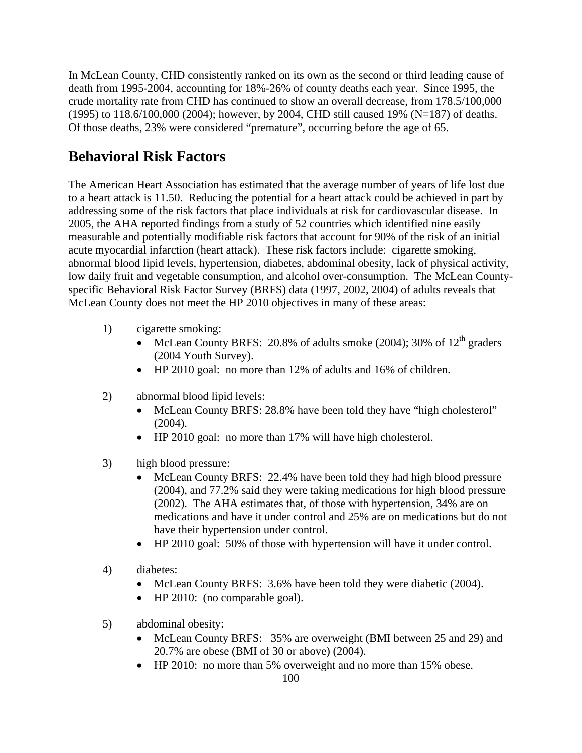In McLean County, CHD consistently ranked on its own as the second or third leading cause of death from 1995-2004, accounting for 18%-26% of county deaths each year. Since 1995, the crude mortality rate from CHD has continued to show an overall decrease, from 178.5/100,000 (1995) to 118.6/100,000 (2004); however, by 2004, CHD still caused 19% (N=187) of deaths. Of those deaths, 23% were considered "premature", occurring before the age of 65.

## Behavioral Risk Factors

The American Heart Association has estimated that the average number of years of life lost due to a heart attack is 11.50. Reducing the potential for a heart attack could be achieved in part by addressing some of the risk factors that place individuals at risk for cardiovascular disease. In 2005, the AHA reported findings from a study of 52 countries which identified nine easily measurable and potentially modifiable risk factors that account for 90% of the risk of an initial acute myocardial infarction (heart attack). These risk factors include: cigarette smoking, abnormal blood lipid levels, hypertension, diabetes, abdominal obesity, lack of physical activity, low daily fruit and vegetable consumption, and alcohol over-consumption. The McLean County-specific Behavioral Risk Factor Survey (BRFS) data (1997, 2002, 2004) of adults reveals that McLean County does not meet the HP 2010 objectives in many of these areas:

1) cigarette smoking:
   - McLean County BRFS: 20.8% of adults smoke (2004); 30% of 12th graders (2004 Youth Survey).
   - HP 2010 goal: no more than 12% of adults and 16% of children.

2) abnormal blood lipid levels:
   - McLean County BRFS: 28.8% have been told they have "high cholesterol" (2004).
   - HP 2010 goal: no more than 17% will have high cholesterol.

3) high blood pressure:
   - McLean County BRFS: 22.4% have been told they had high blood pressure (2004), and 77.2% said they were taking medications for high blood pressure (2002). The AHA estimates that, of those with hypertension, 34% are on medications and have it under control and 25% are on medications but do not have their hypertension under control.
   - HP 2010 goal: 50% of those with hypertension will have it under control.

4) diabetes:
   - McLean County BRFS: 3.6% have been told they were diabetic (2004).
   - HP 2010: (no comparable goal).

5) abdominal obesity:
   - McLean County BRFS: 35% are overweight (BMI between 25 and 29) and 20.7% are obese (BMI of 30 or above) (2004).
   - HP 2010: no more than 5% overweight and no more than 15% obese.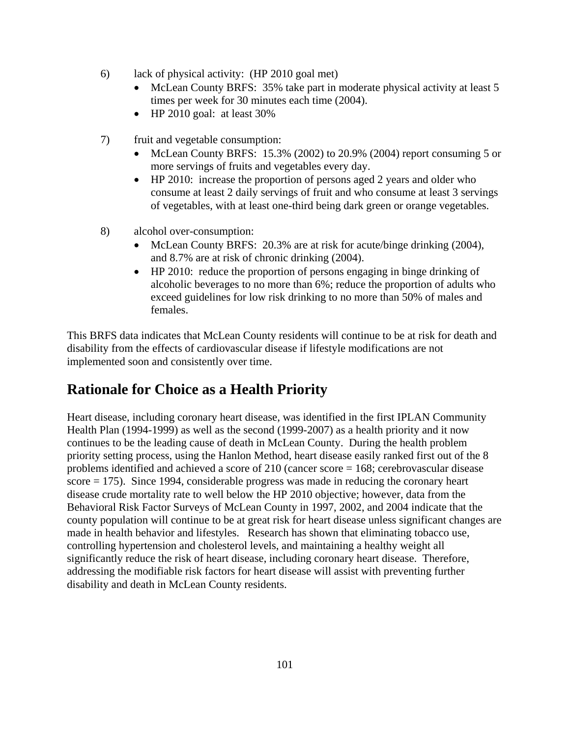6) lack of physical activity: (HP 2010 goal met)
   - McLean County BRFS: 35% take part in moderate physical activity at least 5 times per week for 30 minutes each time (2004).
   - HP 2010 goal: at least 30%

7) fruit and vegetable consumption:
   - McLean County BRFS: 15.3% (2002) to 20.9% (2004) report consuming 5 or more servings of fruits and vegetables every day.
   - HP 2010: increase the proportion of persons aged 2 years and older who consume at least 2 daily servings of fruit and who consume at least 3 servings of vegetables, with at least one-third being dark green or orange vegetables.

8) alcohol over-consumption:
   - McLean County BRFS: 20.3% are at risk for acute/binge drinking (2004), and 8.7% are at risk of chronic drinking (2004).
   - HP 2010: reduce the proportion of persons engaging in binge drinking of alcoholic beverages to no more than 6%; reduce the proportion of adults who exceed guidelines for low risk drinking to no more than 50% of males and females.

This BRFS data indicates that McLean County residents will continue to be at risk for death and disability from the effects of cardiovascular disease if lifestyle modifications are not implemented soon and consistently over time.

## Rationale for Choice as a Health Priority

Heart disease, including coronary heart disease, was identified in the first IPLAN Community Health Plan (1994-1999) as well as the second (1999-2007) as a health priority and it now continues to be the leading cause of death in McLean County. During the health problem priority setting process, using the Hanlon Method, heart disease easily ranked first out of the 8 problems identified and achieved a score of 210 (cancer score = 168; cerebrovascular disease score = 175). Since 1994, considerable progress was made in reducing the coronary heart disease crude mortality rate to well below the HP 2010 objective; however, data from the Behavioral Risk Factor Surveys of McLean County in 1997, 2002, and 2004 indicate that the county population will continue to be at great risk for heart disease unless significant changes are made in health behavior and lifestyles. Research has shown that eliminating tobacco use, controlling hypertension and cholesterol levels, and maintaining a healthy weight all significantly reduce the risk of heart disease, including coronary heart disease. Therefore, addressing the modifiable risk factors for heart disease will assist with preventing further disability and death in McLean County residents.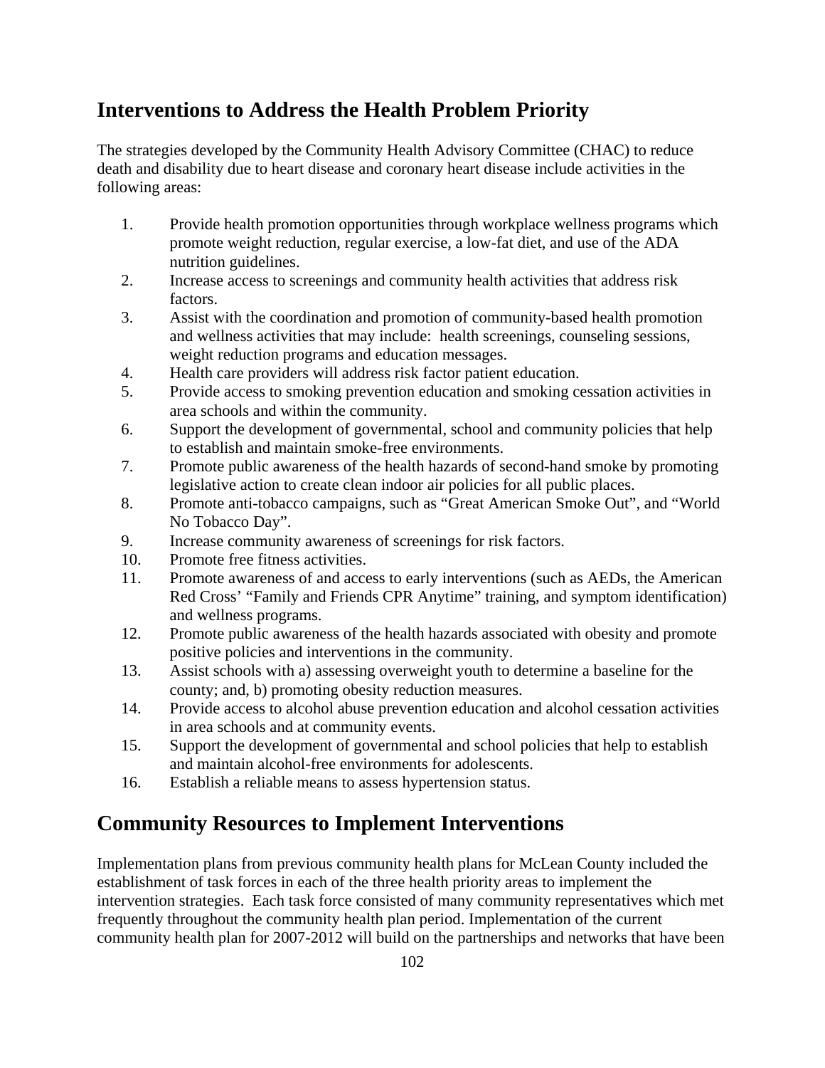## Interventions to Address the Health Problem Priority

The strategies developed by the Community Health Advisory Committee (CHAC) to reduce death and disability due to heart disease and coronary heart disease include activities in the following areas:

1. Provide health promotion opportunities through workplace wellness programs which promote weight reduction, regular exercise, a low-fat diet, and use of the ADA nutrition guidelines.
2. Increase access to screenings and community health activities that address risk factors.
3. Assist with the coordination and promotion of community-based health promotion and wellness activities that may include: health screenings, counseling sessions, weight reduction programs and education messages.
4. Health care providers will address risk factor patient education.
5. Provide access to smoking prevention education and smoking cessation activities in area schools and within the community.
6. Support the development of governmental, school and community policies that help to establish and maintain smoke-free environments.
7. Promote public awareness of the health hazards of second-hand smoke by promoting legislative action to create clean indoor air policies for all public places.
8. Promote anti-tobacco campaigns, such as "Great American Smoke Out", and "World No Tobacco Day".
9. Increase community awareness of screenings for risk factors.
10. Promote free fitness activities.
11. Promote awareness of and access to early interventions (such as AEDs, the American Red Cross' "Family and Friends CPR Anytime" training, and symptom identification) and wellness programs.
12. Promote public awareness of the health hazards associated with obesity and promote positive policies and interventions in the community.
13. Assist schools with a) assessing overweight youth to determine a baseline for the county; and, b) promoting obesity reduction measures.
14. Provide access to alcohol abuse prevention education and alcohol cessation activities in area schools and at community events.
15. Support the development of governmental and school policies that help to establish and maintain alcohol-free environments for adolescents.
16. Establish a reliable means to assess hypertension status.

## Community Resources to Implement Interventions

Implementation plans from previous community health plans for McLean County included the establishment of task forces in each of the three health priority areas to implement the intervention strategies. Each task force consisted of many community representatives which met frequently throughout the community health plan period. Implementation of the current community health plan for 2007-2012 will build on the partnerships and networks that have been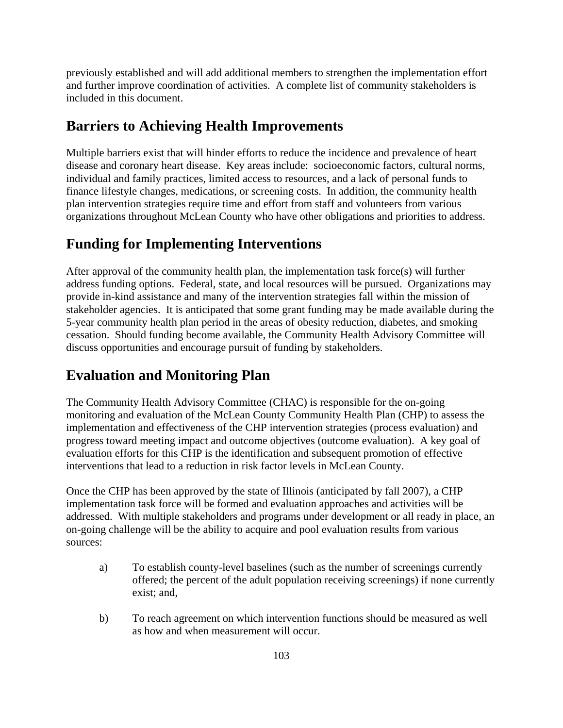previously established and will add additional members to strengthen the implementation effort and further improve coordination of activities. A complete list of community stakeholders is included in this document.

## Barriers to Achieving Health Improvements

Multiple barriers exist that will hinder efforts to reduce the incidence and prevalence of heart disease and coronary heart disease. Key areas include: socioeconomic factors, cultural norms, individual and family practices, limited access to resources, and a lack of personal funds to finance lifestyle changes, medications, or screening costs. In addition, the community health plan intervention strategies require time and effort from staff and volunteers from various organizations throughout McLean County who have other obligations and priorities to address.

## Funding for Implementing Interventions

After approval of the community health plan, the implementation task force(s) will further address funding options. Federal, state, and local resources will be pursued. Organizations may provide in-kind assistance and many of the intervention strategies fall within the mission of stakeholder agencies. It is anticipated that some grant funding may be made available during the 5-year community health plan period in the areas of obesity reduction, diabetes, and smoking cessation. Should funding become available, the Community Health Advisory Committee will discuss opportunities and encourage pursuit of funding by stakeholders.

## Evaluation and Monitoring Plan

The Community Health Advisory Committee (CHAC) is responsible for the on-going monitoring and evaluation of the McLean County Community Health Plan (CHP) to assess the implementation and effectiveness of the CHP intervention strategies (process evaluation) and progress toward meeting impact and outcome objectives (outcome evaluation). A key goal of evaluation efforts for this CHP is the identification and subsequent promotion of effective interventions that lead to a reduction in risk factor levels in McLean County.

Once the CHP has been approved by the state of Illinois (anticipated by fall 2007), a CHP implementation task force will be formed and evaluation approaches and activities will be addressed. With multiple stakeholders and programs under development or all ready in place, an on-going challenge will be the ability to acquire and pool evaluation results from various sources:

a) To establish county-level baselines (such as the number of screenings currently offered; the percent of the adult population receiving screenings) if none currently exist; and,

b) To reach agreement on which intervention functions should be measured as well as how and when measurement will occur.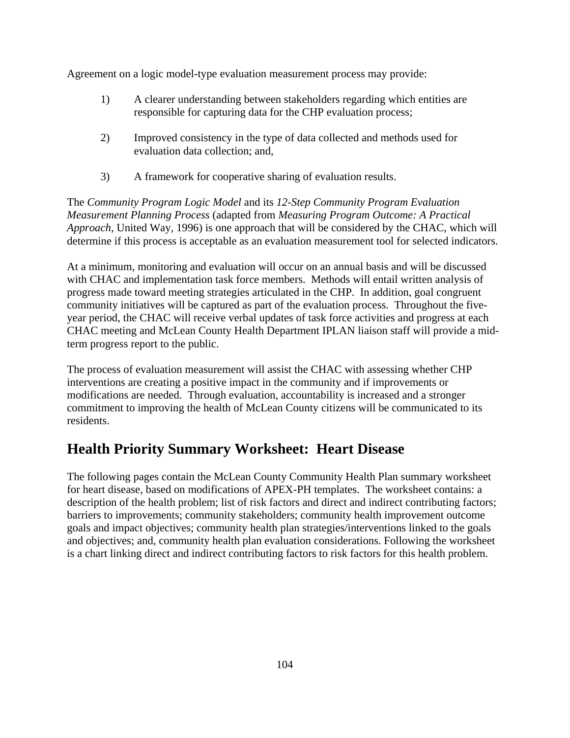Agreement on a logic model-type evaluation measurement process may provide:

1) A clearer understanding between stakeholders regarding which entities are responsible for capturing data for the CHP evaluation process;

2) Improved consistency in the type of data collected and methods used for evaluation data collection; and,

3) A framework for cooperative sharing of evaluation results.

The *Community Program Logic Model* and its *12-Step Community Program Evaluation Measurement Planning Process* (adapted from *Measuring Program Outcome: A Practical Approach*, United Way, 1996) is one approach that will be considered by the CHAC, which will determine if this process is acceptable as an evaluation measurement tool for selected indicators.

At a minimum, monitoring and evaluation will occur on an annual basis and will be discussed with CHAC and implementation task force members. Methods will entail written analysis of progress made toward meeting strategies articulated in the CHP. In addition, goal congruent community initiatives will be captured as part of the evaluation process. Throughout the five-year period, the CHAC will receive verbal updates of task force activities and progress at each CHAC meeting and McLean County Health Department IPLAN liaison staff will provide a mid-term progress report to the public.

The process of evaluation measurement will assist the CHAC with assessing whether CHP interventions are creating a positive impact in the community and if improvements or modifications are needed. Through evaluation, accountability is increased and a stronger commitment to improving the health of McLean County citizens will be communicated to its residents.

## Health Priority Summary Worksheet: Heart Disease

The following pages contain the McLean County Community Health Plan summary worksheet for heart disease, based on modifications of APEX-PH templates. The worksheet contains: a description of the health problem; list of risk factors and direct and indirect contributing factors; barriers to improvements; community stakeholders; community health improvement outcome goals and impact objectives; community health plan strategies/interventions linked to the goals and objectives; and, community health plan evaluation considerations. Following the worksheet is a chart linking direct and indirect contributing factors to risk factors for this health problem.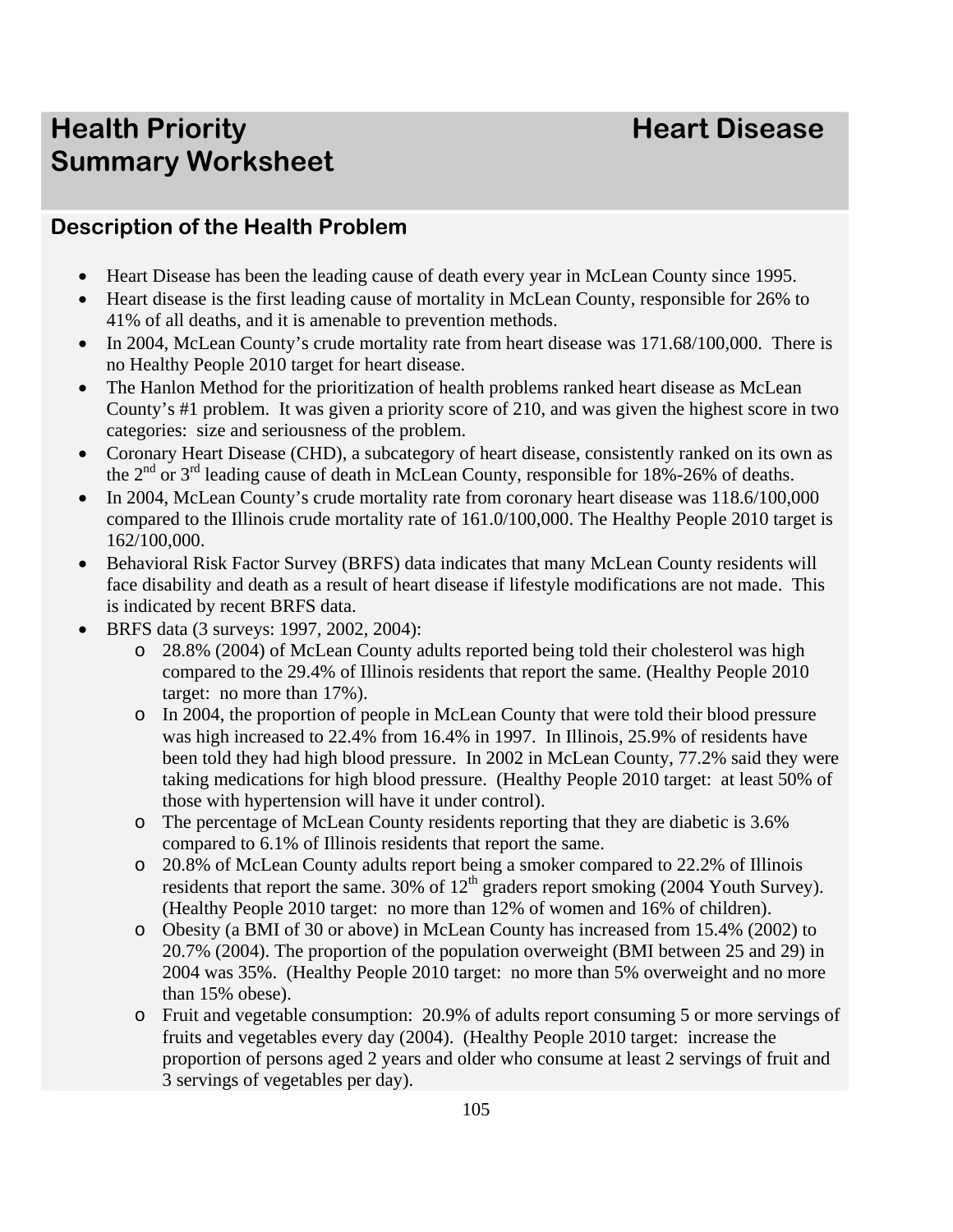# Health Priority Summary Worksheet — Heart Disease

## Description of the Health Problem

- Heart Disease has been the leading cause of death every year in McLean County since 1995.
- Heart disease is the first leading cause of mortality in McLean County, responsible for 26% to 41% of all deaths, and it is amenable to prevention methods.
- In 2004, McLean County's crude mortality rate from heart disease was 171.68/100,000. There is no Healthy People 2010 target for heart disease.
- The Hanlon Method for the prioritization of health problems ranked heart disease as McLean County's #1 problem. It was given a priority score of 210, and was given the highest score in two categories: size and seriousness of the problem.
- Coronary Heart Disease (CHD), a subcategory of heart disease, consistently ranked on its own as the 2nd or 3rd leading cause of death in McLean County, responsible for 18%-26% of deaths.
- In 2004, McLean County's crude mortality rate from coronary heart disease was 118.6/100,000 compared to the Illinois crude mortality rate of 161.0/100,000. The Healthy People 2010 target is 162/100,000.
- Behavioral Risk Factor Survey (BRFS) data indicates that many McLean County residents will face disability and death as a result of heart disease if lifestyle modifications are not made. This is indicated by recent BRFS data.
- BRFS data (3 surveys: 1997, 2002, 2004):
    - 28.8% (2004) of McLean County adults reported being told their cholesterol was high compared to the 29.4% of Illinois residents that report the same. (Healthy People 2010 target: no more than 17%).
    - In 2004, the proportion of people in McLean County that were told their blood pressure was high increased to 22.4% from 16.4% in 1997. In Illinois, 25.9% of residents have been told they had high blood pressure. In 2002 in McLean County, 77.2% said they were taking medications for high blood pressure. (Healthy People 2010 target: at least 50% of those with hypertension will have it under control).
    - The percentage of McLean County residents reporting that they are diabetic is 3.6% compared to 6.1% of Illinois residents that report the same.
    - 20.8% of McLean County adults report being a smoker compared to 22.2% of Illinois residents that report the same. 30% of 12th graders report smoking (2004 Youth Survey). (Healthy People 2010 target: no more than 12% of women and 16% of children).
    - Obesity (a BMI of 30 or above) in McLean County has increased from 15.4% (2002) to 20.7% (2004). The proportion of the population overweight (BMI between 25 and 29) in 2004 was 35%. (Healthy People 2010 target: no more than 5% overweight and no more than 15% obese).
    - Fruit and vegetable consumption: 20.9% of adults report consuming 5 or more servings of fruits and vegetables every day (2004). (Healthy People 2010 target: increase the proportion of persons aged 2 years and older who consume at least 2 servings of fruit and 3 servings of vegetables per day).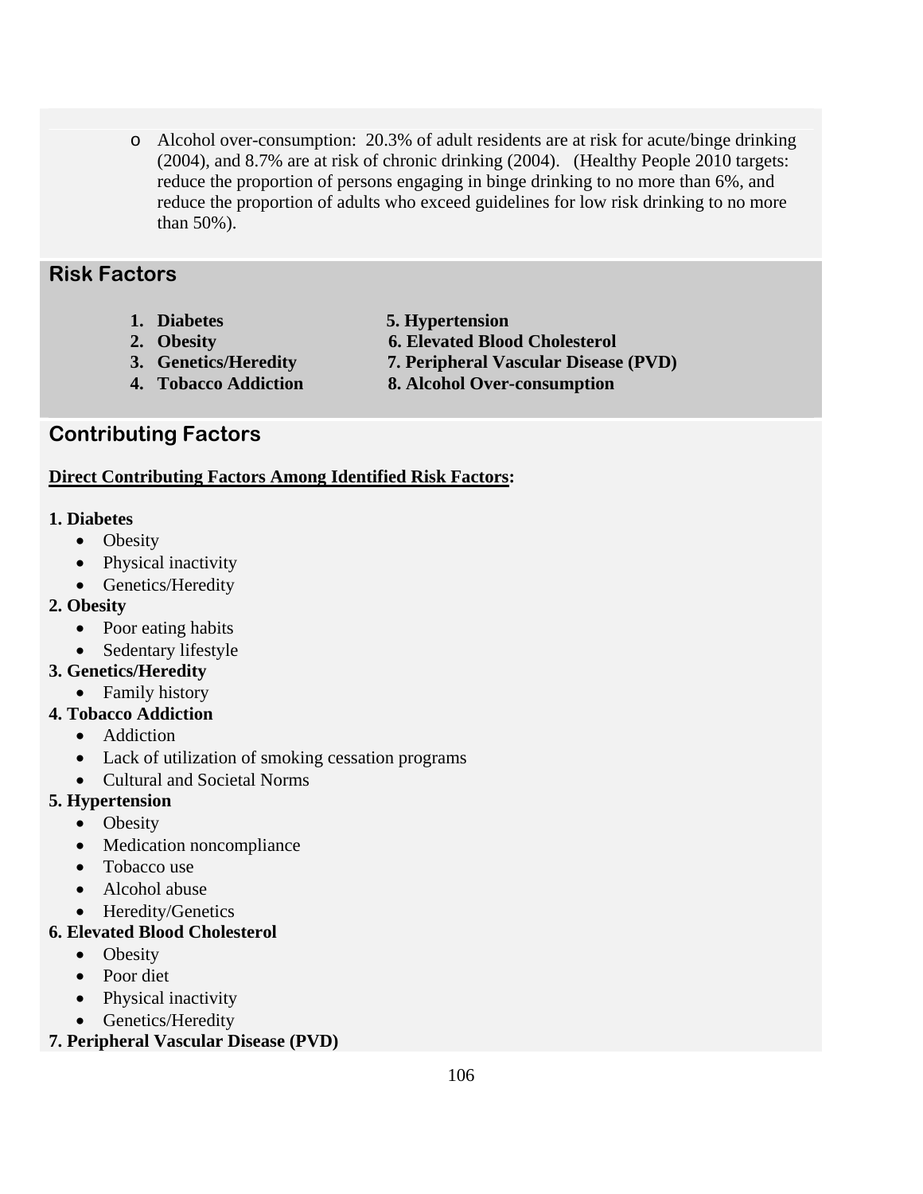- Alcohol over-consumption: 20.3% of adult residents are at risk for acute/binge drinking (2004), and 8.7% are at risk of chronic drinking (2004). (Healthy People 2010 targets: reduce the proportion of persons engaging in binge drinking to no more than 6%, and reduce the proportion of adults who exceed guidelines for low risk drinking to no more than 50%).

## Risk Factors

1. **Diabetes**
2. **Obesity**
3. **Genetics/Heredity**
4. **Tobacco Addiction**
5. **Hypertension**
6. **Elevated Blood Cholesterol**
7. **Peripheral Vascular Disease (PVD)**
8. **Alcohol Over-consumption**

## Contributing Factors

**Direct Contributing Factors Among Identified Risk Factors:**

**1. Diabetes**
- Obesity
- Physical inactivity
- Genetics/Heredity

**2. Obesity**
- Poor eating habits
- Sedentary lifestyle

**3. Genetics/Heredity**
- Family history

**4. Tobacco Addiction**
- Addiction
- Lack of utilization of smoking cessation programs
- Cultural and Societal Norms

**5. Hypertension**
- Obesity
- Medication noncompliance
- Tobacco use
- Alcohol abuse
- Heredity/Genetics

**6. Elevated Blood Cholesterol**
- Obesity
- Poor diet
- Physical inactivity
- Genetics/Heredity

**7. Peripheral Vascular Disease (PVD)**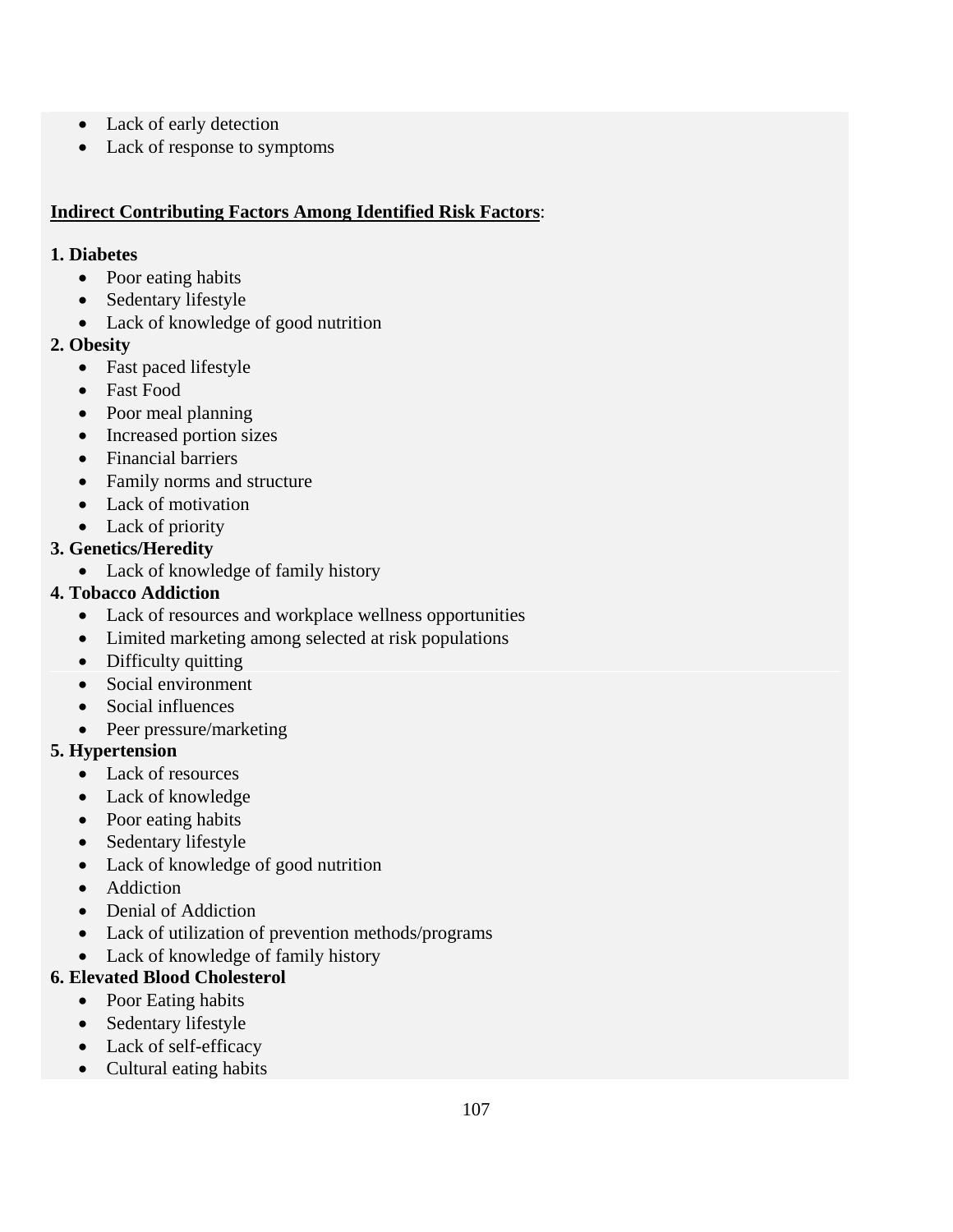- Lack of early detection
- Lack of response to symptoms

**<u>Indirect Contributing Factors Among Identified Risk Factors</u>**:

**1. Diabetes**

- Poor eating habits
- Sedentary lifestyle
- Lack of knowledge of good nutrition

**2. Obesity**

- Fast paced lifestyle
- Fast Food
- Poor meal planning
- Increased portion sizes
- Financial barriers
- Family norms and structure
- Lack of motivation
- Lack of priority

**3. Genetics/Heredity**

- Lack of knowledge of family history

**4. Tobacco Addiction**

- Lack of resources and workplace wellness opportunities
- Limited marketing among selected at risk populations
- Difficulty quitting
- Social environment
- Social influences
- Peer pressure/marketing

**5. Hypertension**

- Lack of resources
- Lack of knowledge
- Poor eating habits
- Sedentary lifestyle
- Lack of knowledge of good nutrition
- Addiction
- Denial of Addiction
- Lack of utilization of prevention methods/programs
- Lack of knowledge of family history

**6. Elevated Blood Cholesterol**

- Poor Eating habits
- Sedentary lifestyle
- Lack of self-efficacy
- Cultural eating habits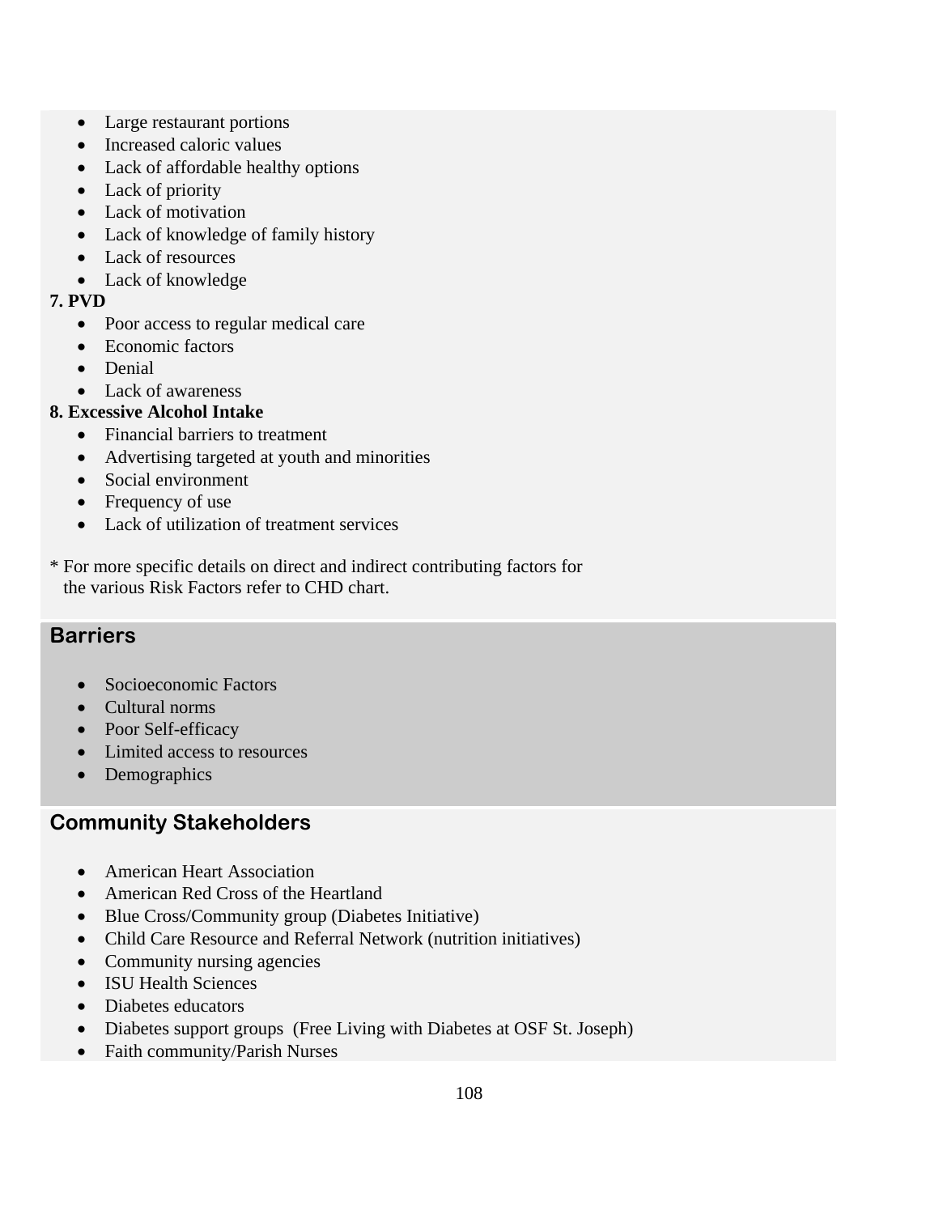- Large restaurant portions
- Increased caloric values
- Lack of affordable healthy options
- Lack of priority
- Lack of motivation
- Lack of knowledge of family history
- Lack of resources
- Lack of knowledge

**7. PVD**

- Poor access to regular medical care
- Economic factors
- Denial
- Lack of awareness

**8. Excessive Alcohol Intake**

- Financial barriers to treatment
- Advertising targeted at youth and minorities
- Social environment
- Frequency of use
- Lack of utilization of treatment services

* For more specific details on direct and indirect contributing factors for the various Risk Factors refer to CHD chart.

## Barriers

- Socioeconomic Factors
- Cultural norms
- Poor Self-efficacy
- Limited access to resources
- Demographics

## Community Stakeholders

- American Heart Association
- American Red Cross of the Heartland
- Blue Cross/Community group (Diabetes Initiative)
- Child Care Resource and Referral Network (nutrition initiatives)
- Community nursing agencies
- ISU Health Sciences
- Diabetes educators
- Diabetes support groups (Free Living with Diabetes at OSF St. Joseph)
- Faith community/Parish Nurses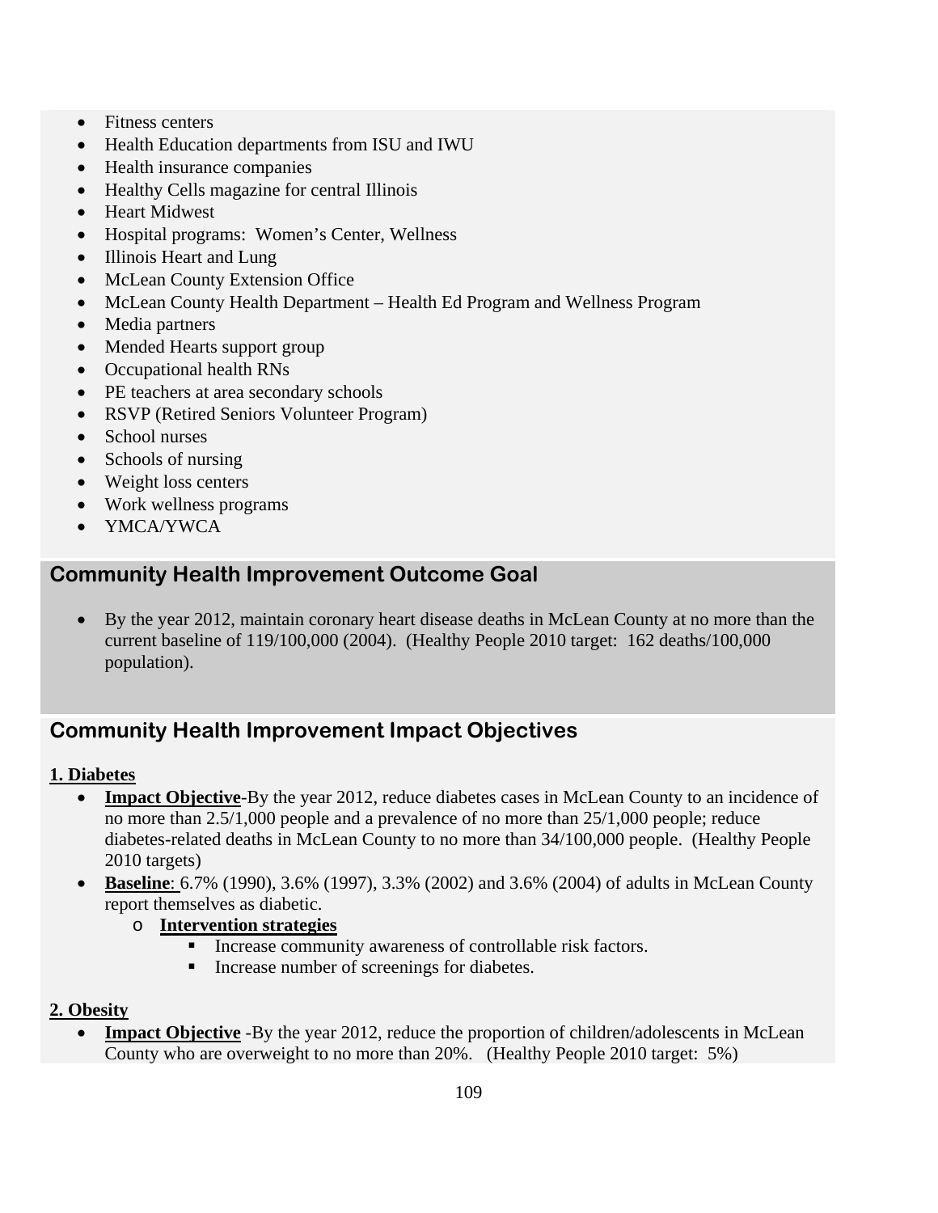- Fitness centers
- Health Education departments from ISU and IWU
- Health insurance companies
- Healthy Cells magazine for central Illinois
- Heart Midwest
- Hospital programs: Women's Center, Wellness
- Illinois Heart and Lung
- McLean County Extension Office
- McLean County Health Department – Health Ed Program and Wellness Program
- Media partners
- Mended Hearts support group
- Occupational health RNs
- PE teachers at area secondary schools
- RSVP (Retired Seniors Volunteer Program)
- School nurses
- Schools of nursing
- Weight loss centers
- Work wellness programs
- YMCA/YWCA

## Community Health Improvement Outcome Goal

- By the year 2012, maintain coronary heart disease deaths in McLean County at no more than the current baseline of 119/100,000 (2004). (Healthy People 2010 target: 162 deaths/100,000 population).

## Community Health Improvement Impact Objectives

**1. Diabetes**

- **Impact Objective**-By the year 2012, reduce diabetes cases in McLean County to an incidence of no more than 2.5/1,000 people and a prevalence of no more than 25/1,000 people; reduce diabetes-related deaths in McLean County to no more than 34/100,000 people. (Healthy People 2010 targets)
- **Baseline**: 6.7% (1990), 3.6% (1997), 3.3% (2002) and 3.6% (2004) of adults in McLean County report themselves as diabetic.
  - **Intervention strategies**
    - Increase community awareness of controllable risk factors.
    - Increase number of screenings for diabetes.

**2. Obesity**

- **Impact Objective** -By the year 2012, reduce the proportion of children/adolescents in McLean County who are overweight to no more than 20%. (Healthy People 2010 target: 5%)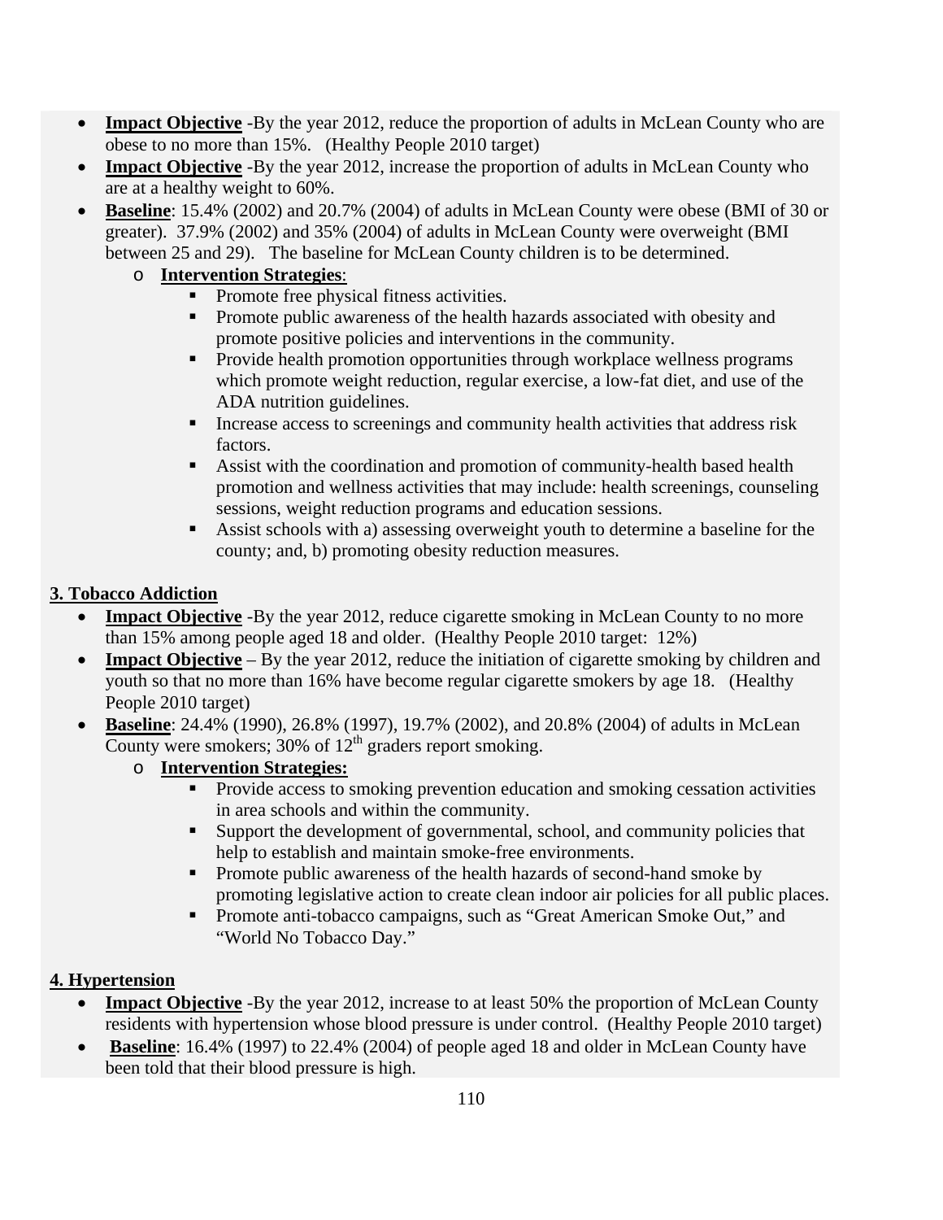- **Impact Objective** -By the year 2012, reduce the proportion of adults in McLean County who are obese to no more than 15%. (Healthy People 2010 target)
- **Impact Objective** -By the year 2012, increase the proportion of adults in McLean County who are at a healthy weight to 60%.
- **Baseline**: 15.4% (2002) and 20.7% (2004) of adults in McLean County were obese (BMI of 30 or greater). 37.9% (2002) and 35% (2004) of adults in McLean County were overweight (BMI between 25 and 29). The baseline for McLean County children is to be determined.
  - **Intervention Strategies**:
    - Promote free physical fitness activities.
    - Promote public awareness of the health hazards associated with obesity and promote positive policies and interventions in the community.
    - Provide health promotion opportunities through workplace wellness programs which promote weight reduction, regular exercise, a low-fat diet, and use of the ADA nutrition guidelines.
    - Increase access to screenings and community health activities that address risk factors.
    - Assist with the coordination and promotion of community-health based health promotion and wellness activities that may include: health screenings, counseling sessions, weight reduction programs and education sessions.
    - Assist schools with a) assessing overweight youth to determine a baseline for the county; and, b) promoting obesity reduction measures.

## 3. Tobacco Addiction

- **Impact Objective** -By the year 2012, reduce cigarette smoking in McLean County to no more than 15% among people aged 18 and older. (Healthy People 2010 target: 12%)
- **Impact Objective** – By the year 2012, reduce the initiation of cigarette smoking by children and youth so that no more than 16% have become regular cigarette smokers by age 18. (Healthy People 2010 target)
- **Baseline**: 24.4% (1990), 26.8% (1997), 19.7% (2002), and 20.8% (2004) of adults in McLean County were smokers; 30% of 12th graders report smoking.
  - **Intervention Strategies:**
    - Provide access to smoking prevention education and smoking cessation activities in area schools and within the community.
    - Support the development of governmental, school, and community policies that help to establish and maintain smoke-free environments.
    - Promote public awareness of the health hazards of second-hand smoke by promoting legislative action to create clean indoor air policies for all public places.
    - Promote anti-tobacco campaigns, such as “Great American Smoke Out,” and “World No Tobacco Day.”

## 4. Hypertension

- **Impact Objective** -By the year 2012, increase to at least 50% the proportion of McLean County residents with hypertension whose blood pressure is under control. (Healthy People 2010 target)
- **Baseline**: 16.4% (1997) to 22.4% (2004) of people aged 18 and older in McLean County have been told that their blood pressure is high.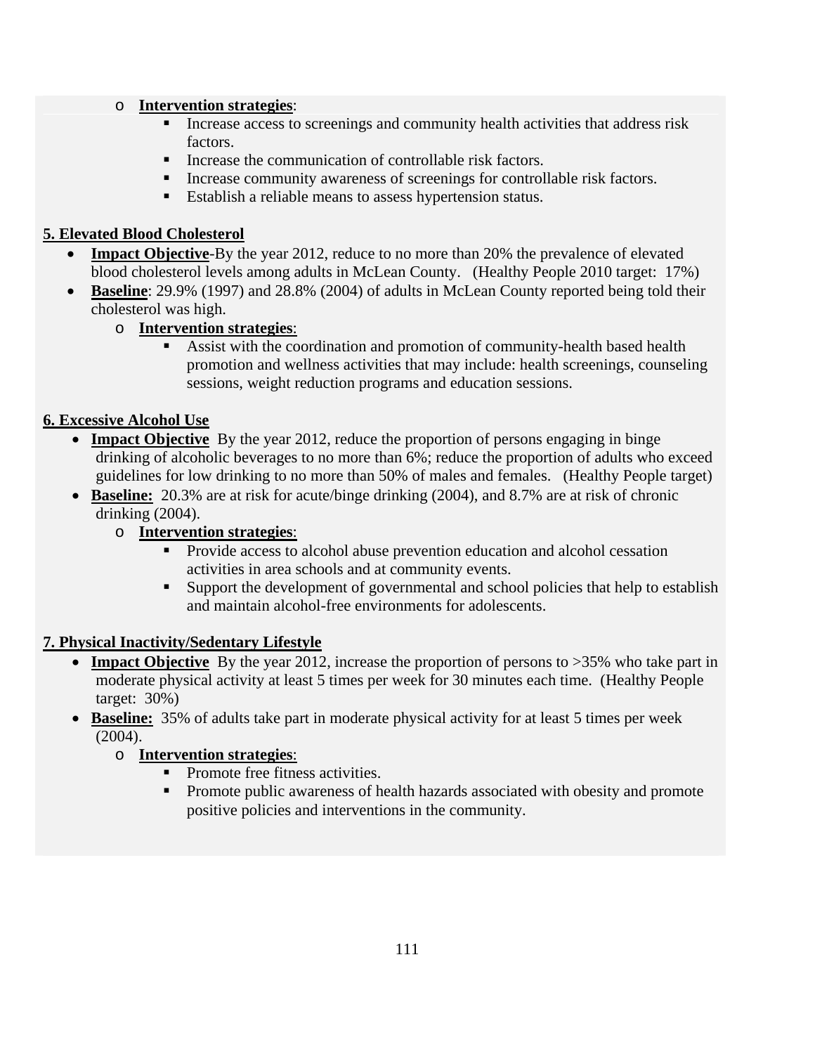- **Intervention strategies**:
  - Increase access to screenings and community health activities that address risk factors.
  - Increase the communication of controllable risk factors.
  - Increase community awareness of screenings for controllable risk factors.
  - Establish a reliable means to assess hypertension status.

**5. Elevated Blood Cholesterol**

- **Impact Objective**-By the year 2012, reduce to no more than 20% the prevalence of elevated blood cholesterol levels among adults in McLean County. (Healthy People 2010 target: 17%)
- **Baseline**: 29.9% (1997) and 28.8% (2004) of adults in McLean County reported being told their cholesterol was high.
  - **Intervention strategies**:
    - Assist with the coordination and promotion of community-health based health promotion and wellness activities that may include: health screenings, counseling sessions, weight reduction programs and education sessions.

**6. Excessive Alcohol Use**

- **Impact Objective** By the year 2012, reduce the proportion of persons engaging in binge drinking of alcoholic beverages to no more than 6%; reduce the proportion of adults who exceed guidelines for low drinking to no more than 50% of males and females. (Healthy People target)
- **Baseline:** 20.3% are at risk for acute/binge drinking (2004), and 8.7% are at risk of chronic drinking (2004).
  - **Intervention strategies**:
    - Provide access to alcohol abuse prevention education and alcohol cessation activities in area schools and at community events.
    - Support the development of governmental and school policies that help to establish and maintain alcohol-free environments for adolescents.

**7. Physical Inactivity/Sedentary Lifestyle**

- **Impact Objective** By the year 2012, increase the proportion of persons to >35% who take part in moderate physical activity at least 5 times per week for 30 minutes each time. (Healthy People target: 30%)
- **Baseline:** 35% of adults take part in moderate physical activity for at least 5 times per week (2004).
  - **Intervention strategies**:
    - Promote free fitness activities.
    - Promote public awareness of health hazards associated with obesity and promote positive policies and interventions in the community.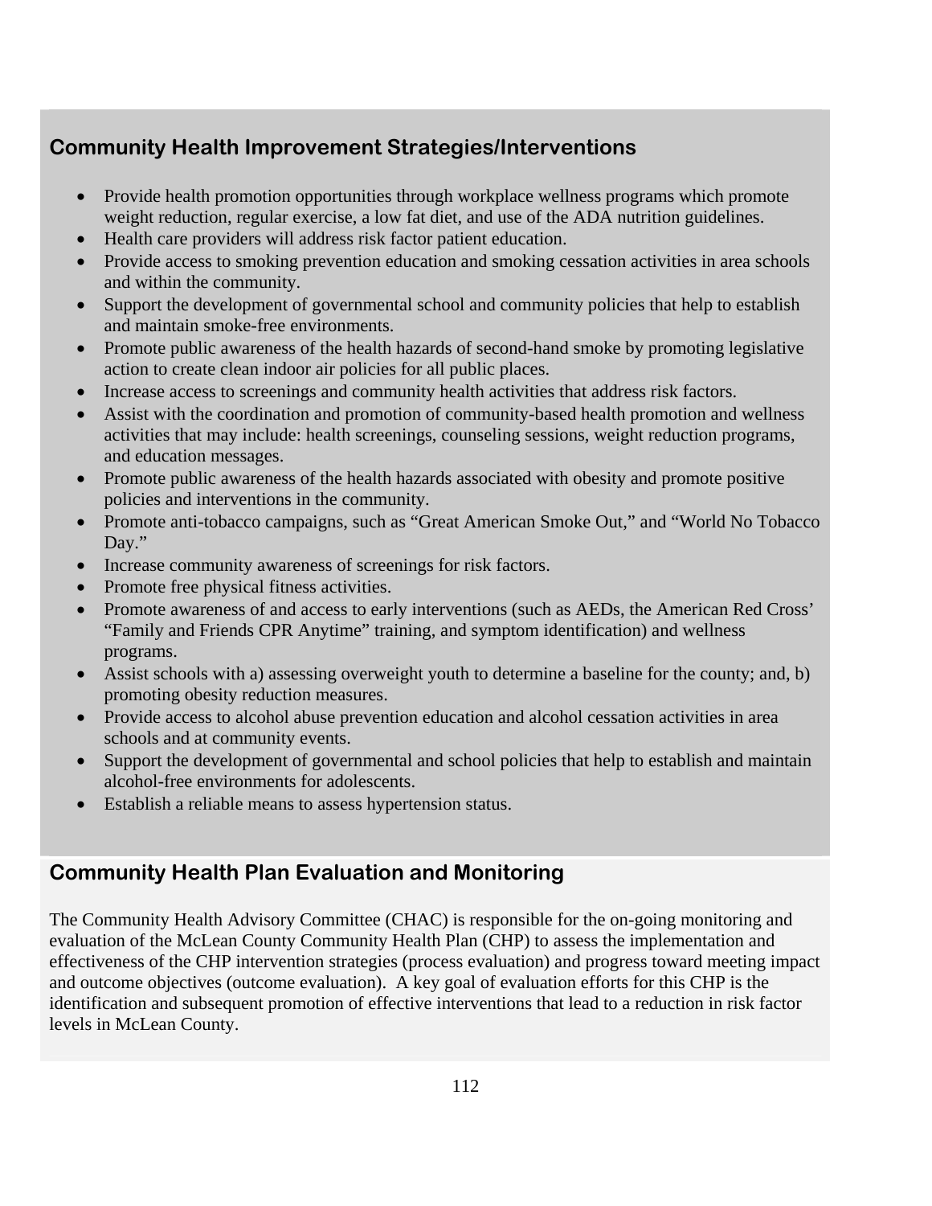## Community Health Improvement Strategies/Interventions

- Provide health promotion opportunities through workplace wellness programs which promote weight reduction, regular exercise, a low fat diet, and use of the ADA nutrition guidelines.
- Health care providers will address risk factor patient education.
- Provide access to smoking prevention education and smoking cessation activities in area schools and within the community.
- Support the development of governmental school and community policies that help to establish and maintain smoke-free environments.
- Promote public awareness of the health hazards of second-hand smoke by promoting legislative action to create clean indoor air policies for all public places.
- Increase access to screenings and community health activities that address risk factors.
- Assist with the coordination and promotion of community-based health promotion and wellness activities that may include: health screenings, counseling sessions, weight reduction programs, and education messages.
- Promote public awareness of the health hazards associated with obesity and promote positive policies and interventions in the community.
- Promote anti-tobacco campaigns, such as "Great American Smoke Out," and "World No Tobacco Day."
- Increase community awareness of screenings for risk factors.
- Promote free physical fitness activities.
- Promote awareness of and access to early interventions (such as AEDs, the American Red Cross' "Family and Friends CPR Anytime" training, and symptom identification) and wellness programs.
- Assist schools with a) assessing overweight youth to determine a baseline for the county; and, b) promoting obesity reduction measures.
- Provide access to alcohol abuse prevention education and alcohol cessation activities in area schools and at community events.
- Support the development of governmental and school policies that help to establish and maintain alcohol-free environments for adolescents.
- Establish a reliable means to assess hypertension status.

## Community Health Plan Evaluation and Monitoring

The Community Health Advisory Committee (CHAC) is responsible for the on-going monitoring and evaluation of the McLean County Community Health Plan (CHP) to assess the implementation and effectiveness of the CHP intervention strategies (process evaluation) and progress toward meeting impact and outcome objectives (outcome evaluation). A key goal of evaluation efforts for this CHP is the identification and subsequent promotion of effective interventions that lead to a reduction in risk factor levels in McLean County.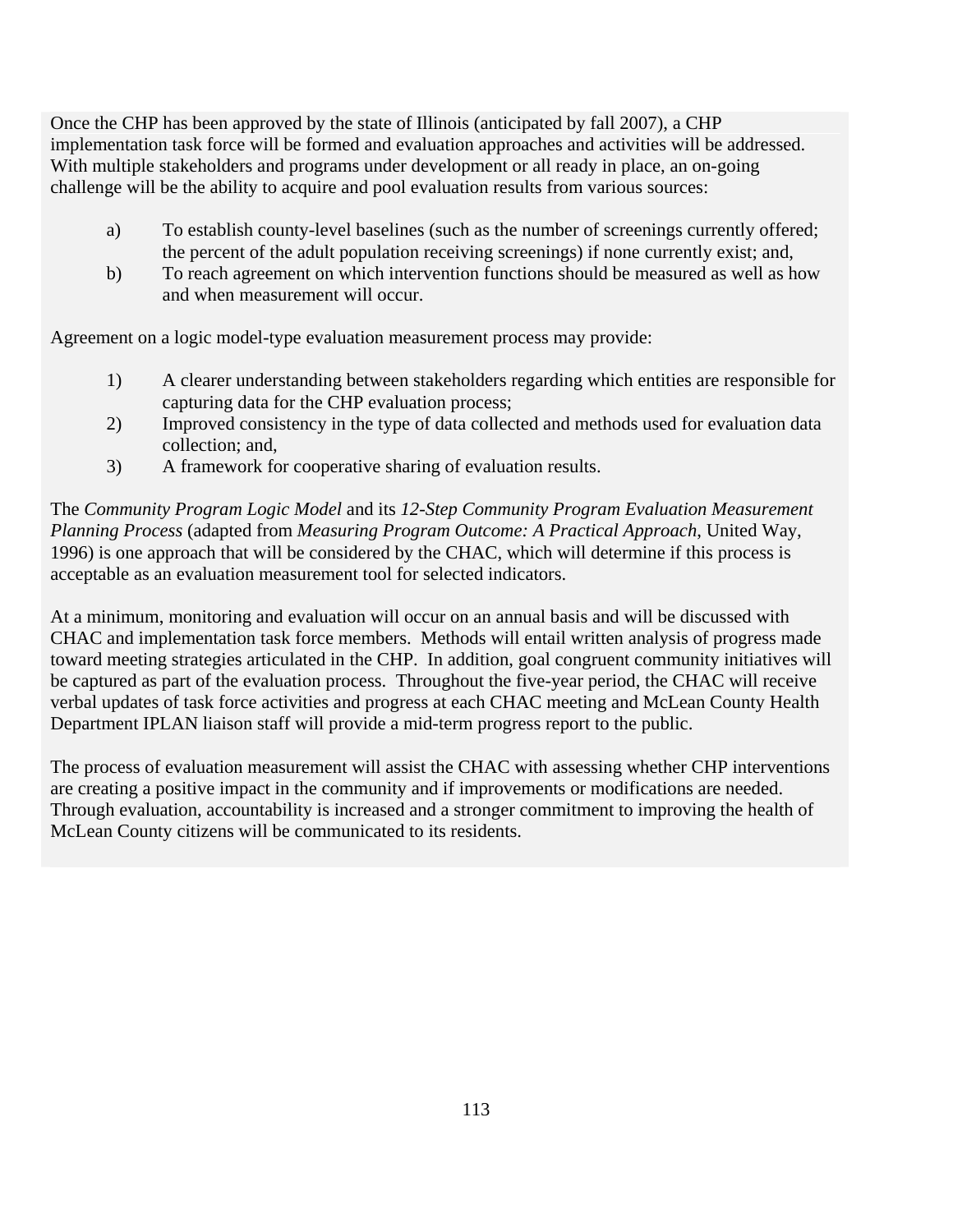Once the CHP has been approved by the state of Illinois (anticipated by fall 2007), a CHP implementation task force will be formed and evaluation approaches and activities will be addressed. With multiple stakeholders and programs under development or all ready in place, an on-going challenge will be the ability to acquire and pool evaluation results from various sources:

a) To establish county-level baselines (such as the number of screenings currently offered; the percent of the adult population receiving screenings) if none currently exist; and,
b) To reach agreement on which intervention functions should be measured as well as how and when measurement will occur.

Agreement on a logic model-type evaluation measurement process may provide:

1) A clearer understanding between stakeholders regarding which entities are responsible for capturing data for the CHP evaluation process;
2) Improved consistency in the type of data collected and methods used for evaluation data collection; and,
3) A framework for cooperative sharing of evaluation results.

The *Community Program Logic Model* and its *12-Step Community Program Evaluation Measurement Planning Process* (adapted from *Measuring Program Outcome: A Practical Approach*, United Way, 1996) is one approach that will be considered by the CHAC, which will determine if this process is acceptable as an evaluation measurement tool for selected indicators.

At a minimum, monitoring and evaluation will occur on an annual basis and will be discussed with CHAC and implementation task force members. Methods will entail written analysis of progress made toward meeting strategies articulated in the CHP. In addition, goal congruent community initiatives will be captured as part of the evaluation process. Throughout the five-year period, the CHAC will receive verbal updates of task force activities and progress at each CHAC meeting and McLean County Health Department IPLAN liaison staff will provide a mid-term progress report to the public.

The process of evaluation measurement will assist the CHAC with assessing whether CHP interventions are creating a positive impact in the community and if improvements or modifications are needed. Through evaluation, accountability is increased and a stronger commitment to improving the health of McLean County citizens will be communicated to its residents.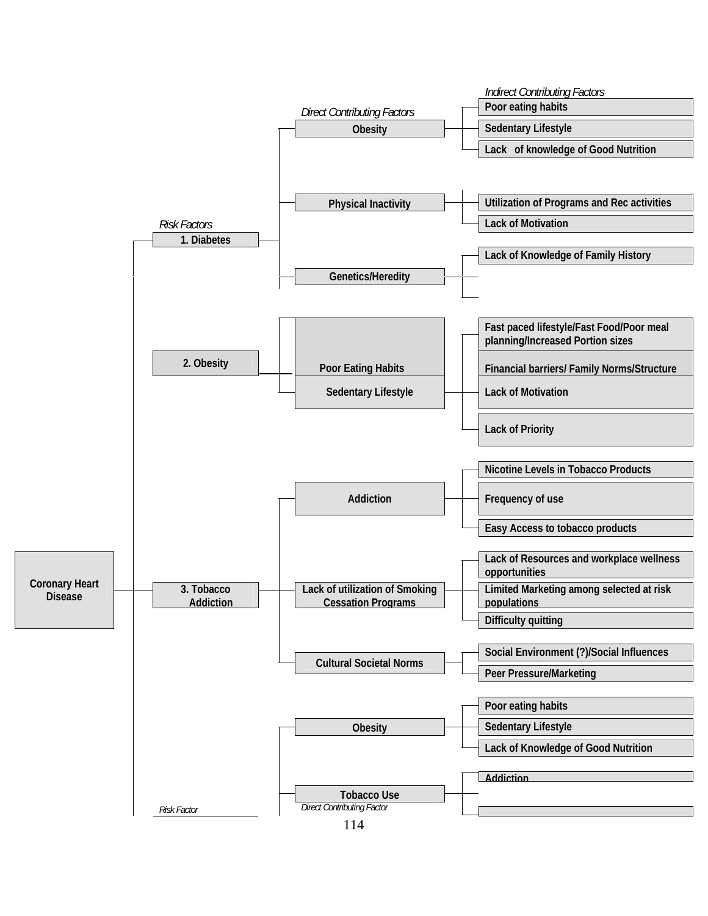**Coronary Heart Disease**

| *Risk Factors* | *Direct Contributing Factors* | *Indirect Contributing Factors* |
|---|---|---|
| 1. Diabetes | Obesity | Poor eating habits |
| | | Sedentary Lifestyle |
| | | Lack of knowledge of Good Nutrition |
| | Physical Inactivity | Utilization of Programs and Rec activities |
| | | Lack of Motivation |
| | Genetics/Heredity | Lack of Knowledge of Family History |
| 2. Obesity | Poor Eating Habits | Fast paced lifestyle/Fast Food/Poor meal planning/Increased Portion sizes |
| | | Financial barriers/ Family Norms/Structure |
| | Sedentary Lifestyle | Lack of Motivation |
| | | Lack of Priority |
| 3. Tobacco Addiction | Addiction | Nicotine Levels in Tobacco Products |
| | | Frequency of use |
| | | Easy Access to tobacco products |
| | Lack of utilization of Smoking Cessation Programs | Lack of Resources and workplace wellness opportunities |
| | | Limited Marketing among selected at risk populations |
| | | Difficulty quitting |
| | Cultural Societal Norms | Social Environment (?)/Social Influences |
| | | Peer Pressure/Marketing |
| | Obesity | Poor eating habits |
| | | Sedentary Lifestyle |
| | | Lack of Knowledge of Good Nutrition |
| | Tobacco Use | Addiction |
| *Risk Factor* | *Direct Contributing Factor* | |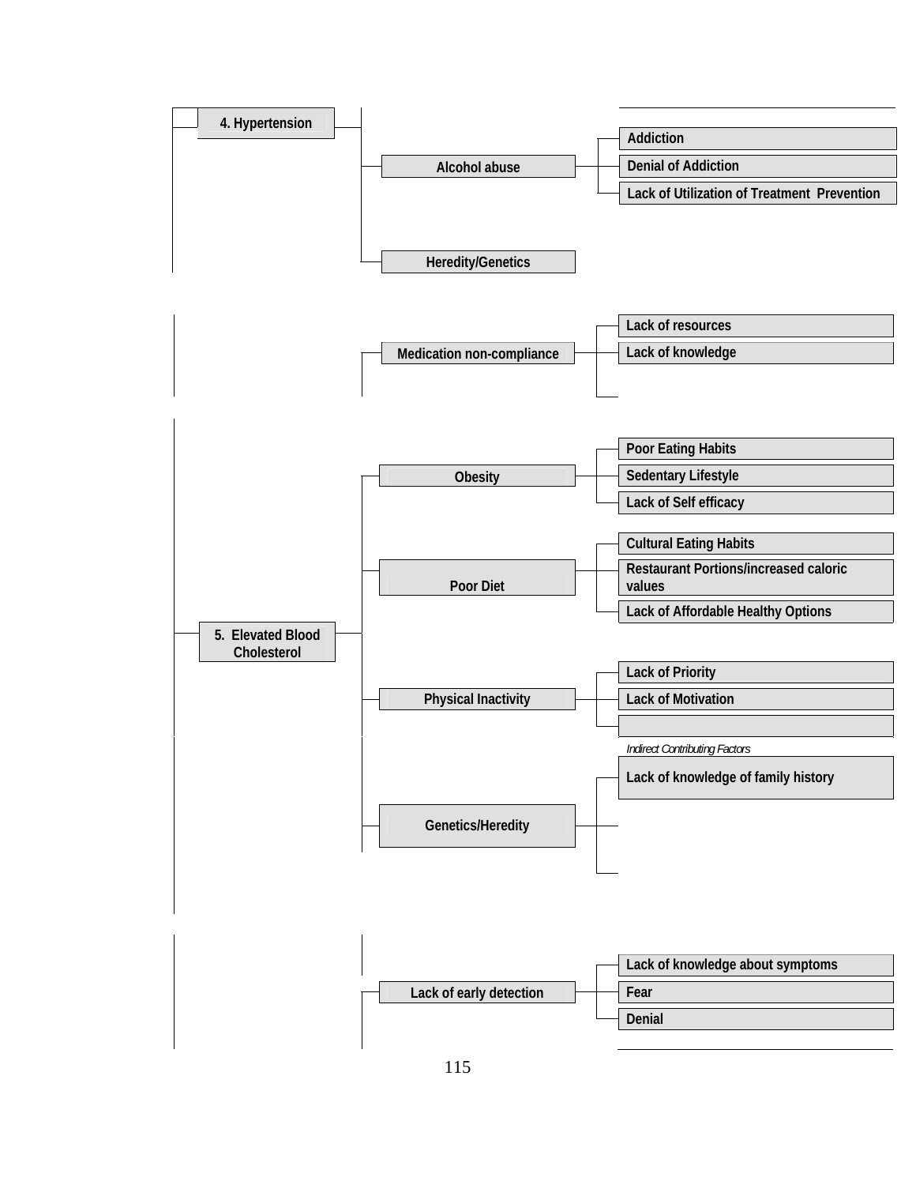- **4. Hypertension**
  - Alcohol abuse
    - Addiction
    - Denial of Addiction
    - Lack of Utilization of Treatment Prevention
  - Heredity/Genetics
  - Medication non-compliance
    - Lack of resources
    - Lack of knowledge

- **5. Elevated Blood Cholesterol**
  - Obesity
    - Poor Eating Habits
    - Sedentary Lifestyle
    - Lack of Self efficacy
  - Poor Diet
    - Cultural Eating Habits
    - Restaurant Portions/increased caloric values
    - Lack of Affordable Healthy Options
  - Physical Inactivity
    - Lack of Priority
    - Lack of Motivation
  - Genetics/Heredity
    - *Indirect Contributing Factors*
    - Lack of knowledge of family history
  - Lack of early detection
    - Lack of knowledge about symptoms
    - Fear
    - Denial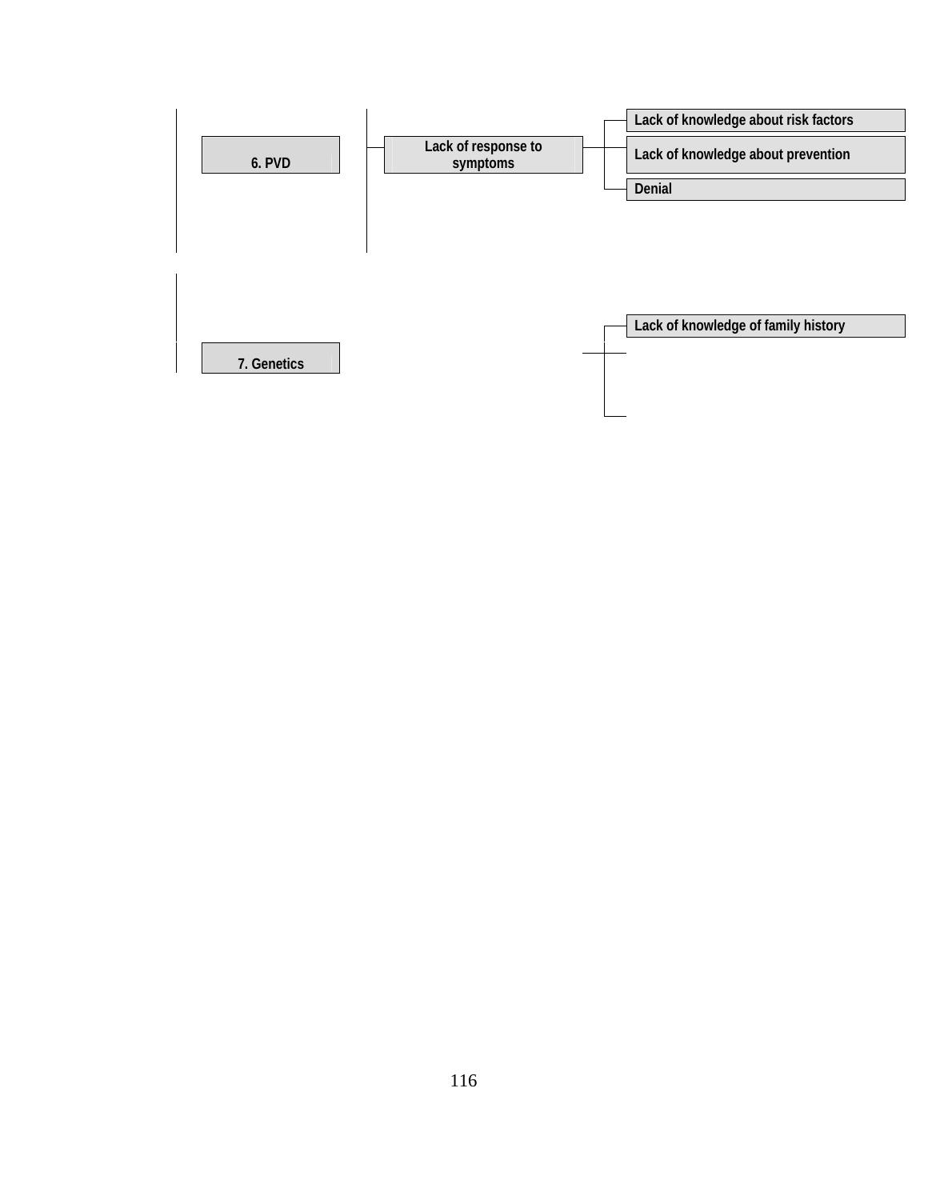- **6. PVD**
  - Lack of response to symptoms
    - Lack of knowledge about risk factors
    - Lack of knowledge about prevention
    - Denial
- **7. Genetics**
  - Lack of knowledge of family history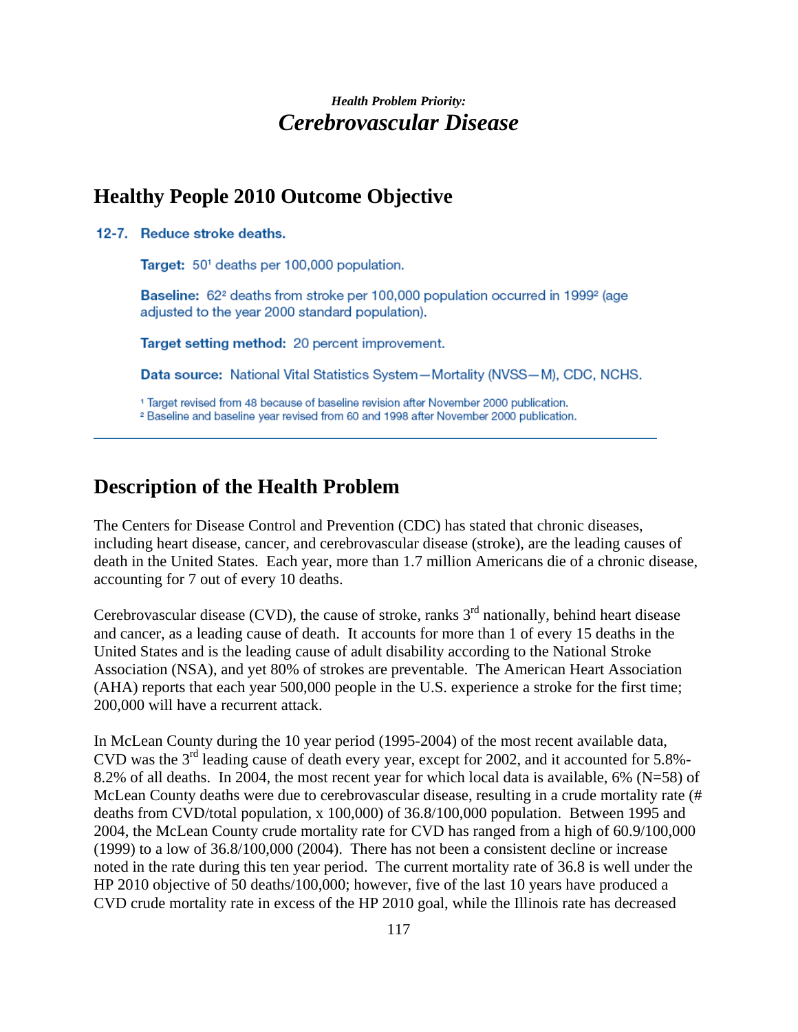*Health Problem Priority:*
# *Cerebrovascular Disease*

## Healthy People 2010 Outcome Objective

**12-7. Reduce stroke deaths.**

**Target:** 50[1] deaths per 100,000 population.

**Baseline:** 62[2] deaths from stroke per 100,000 population occurred in 1999[2] (age adjusted to the year 2000 standard population).

**Target setting method:** 20 percent improvement.

**Data source:** National Vital Statistics System—Mortality (NVSS—M), CDC, NCHS.

[1] Target revised from 48 because of baseline revision after November 2000 publication.
[2] Baseline and baseline year revised from 60 and 1998 after November 2000 publication.

---

## Description of the Health Problem

The Centers for Disease Control and Prevention (CDC) has stated that chronic diseases, including heart disease, cancer, and cerebrovascular disease (stroke), are the leading causes of death in the United States. Each year, more than 1.7 million Americans die of a chronic disease, accounting for 7 out of every 10 deaths.

Cerebrovascular disease (CVD), the cause of stroke, ranks 3rd nationally, behind heart disease and cancer, as a leading cause of death. It accounts for more than 1 of every 15 deaths in the United States and is the leading cause of adult disability according to the National Stroke Association (NSA), and yet 80% of strokes are preventable. The American Heart Association (AHA) reports that each year 500,000 people in the U.S. experience a stroke for the first time; 200,000 will have a recurrent attack.

In McLean County during the 10 year period (1995-2004) of the most recent available data, CVD was the 3rd leading cause of death every year, except for 2002, and it accounted for 5.8%-8.2% of all deaths. In 2004, the most recent year for which local data is available, 6% (N=58) of McLean County deaths were due to cerebrovascular disease, resulting in a crude mortality rate (# deaths from CVD/total population, x 100,000) of 36.8/100,000 population. Between 1995 and 2004, the McLean County crude mortality rate for CVD has ranged from a high of 60.9/100,000 (1999) to a low of 36.8/100,000 (2004). There has not been a consistent decline or increase noted in the rate during this ten year period. The current mortality rate of 36.8 is well under the HP 2010 objective of 50 deaths/100,000; however, five of the last 10 years have produced a CVD crude mortality rate in excess of the HP 2010 goal, while the Illinois rate has decreased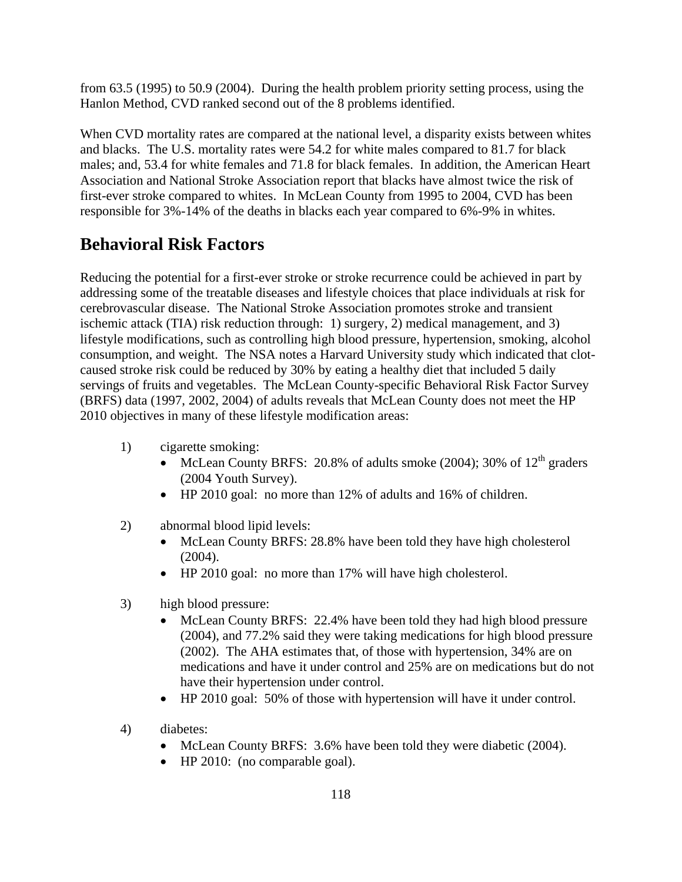from 63.5 (1995) to 50.9 (2004). During the health problem priority setting process, using the Hanlon Method, CVD ranked second out of the 8 problems identified.

When CVD mortality rates are compared at the national level, a disparity exists between whites and blacks. The U.S. mortality rates were 54.2 for white males compared to 81.7 for black males; and, 53.4 for white females and 71.8 for black females. In addition, the American Heart Association and National Stroke Association report that blacks have almost twice the risk of first-ever stroke compared to whites. In McLean County from 1995 to 2004, CVD has been responsible for 3%-14% of the deaths in blacks each year compared to 6%-9% in whites.

## Behavioral Risk Factors

Reducing the potential for a first-ever stroke or stroke recurrence could be achieved in part by addressing some of the treatable diseases and lifestyle choices that place individuals at risk for cerebrovascular disease. The National Stroke Association promotes stroke and transient ischemic attack (TIA) risk reduction through: 1) surgery, 2) medical management, and 3) lifestyle modifications, such as controlling high blood pressure, hypertension, smoking, alcohol consumption, and weight. The NSA notes a Harvard University study which indicated that clot-caused stroke risk could be reduced by 30% by eating a healthy diet that included 5 daily servings of fruits and vegetables. The McLean County-specific Behavioral Risk Factor Survey (BRFS) data (1997, 2002, 2004) of adults reveals that McLean County does not meet the HP 2010 objectives in many of these lifestyle modification areas:

1) cigarette smoking:
   - McLean County BRFS: 20.8% of adults smoke (2004); 30% of 12th graders (2004 Youth Survey).
   - HP 2010 goal: no more than 12% of adults and 16% of children.

2) abnormal blood lipid levels:
   - McLean County BRFS: 28.8% have been told they have high cholesterol (2004).
   - HP 2010 goal: no more than 17% will have high cholesterol.

3) high blood pressure:
   - McLean County BRFS: 22.4% have been told they had high blood pressure (2004), and 77.2% said they were taking medications for high blood pressure (2002). The AHA estimates that, of those with hypertension, 34% are on medications and have it under control and 25% are on medications but do not have their hypertension under control.
   - HP 2010 goal: 50% of those with hypertension will have it under control.

4) diabetes:
   - McLean County BRFS: 3.6% have been told they were diabetic (2004).
   - HP 2010: (no comparable goal).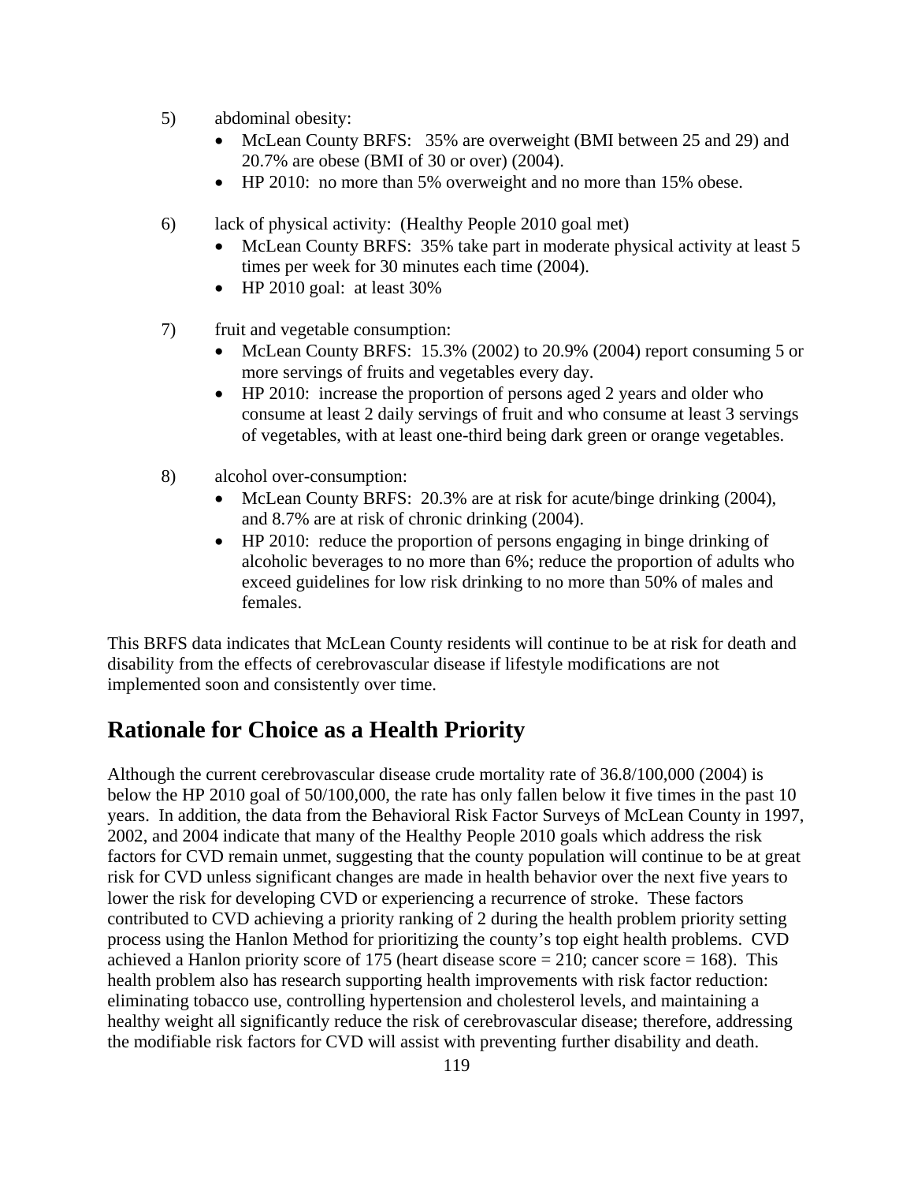5) abdominal obesity:
   - McLean County BRFS: 35% are overweight (BMI between 25 and 29) and 20.7% are obese (BMI of 30 or over) (2004).
   - HP 2010: no more than 5% overweight and no more than 15% obese.

6) lack of physical activity: (Healthy People 2010 goal met)
   - McLean County BRFS: 35% take part in moderate physical activity at least 5 times per week for 30 minutes each time (2004).
   - HP 2010 goal: at least 30%

7) fruit and vegetable consumption:
   - McLean County BRFS: 15.3% (2002) to 20.9% (2004) report consuming 5 or more servings of fruits and vegetables every day.
   - HP 2010: increase the proportion of persons aged 2 years and older who consume at least 2 daily servings of fruit and who consume at least 3 servings of vegetables, with at least one-third being dark green or orange vegetables.

8) alcohol over-consumption:
   - McLean County BRFS: 20.3% are at risk for acute/binge drinking (2004), and 8.7% are at risk of chronic drinking (2004).
   - HP 2010: reduce the proportion of persons engaging in binge drinking of alcoholic beverages to no more than 6%; reduce the proportion of adults who exceed guidelines for low risk drinking to no more than 50% of males and females.

This BRFS data indicates that McLean County residents will continue to be at risk for death and disability from the effects of cerebrovascular disease if lifestyle modifications are not implemented soon and consistently over time.

## Rationale for Choice as a Health Priority

Although the current cerebrovascular disease crude mortality rate of 36.8/100,000 (2004) is below the HP 2010 goal of 50/100,000, the rate has only fallen below it five times in the past 10 years. In addition, the data from the Behavioral Risk Factor Surveys of McLean County in 1997, 2002, and 2004 indicate that many of the Healthy People 2010 goals which address the risk factors for CVD remain unmet, suggesting that the county population will continue to be at great risk for CVD unless significant changes are made in health behavior over the next five years to lower the risk for developing CVD or experiencing a recurrence of stroke. These factors contributed to CVD achieving a priority ranking of 2 during the health problem priority setting process using the Hanlon Method for prioritizing the county's top eight health problems. CVD achieved a Hanlon priority score of 175 (heart disease score = 210; cancer score = 168). This health problem also has research supporting health improvements with risk factor reduction: eliminating tobacco use, controlling hypertension and cholesterol levels, and maintaining a healthy weight all significantly reduce the risk of cerebrovascular disease; therefore, addressing the modifiable risk factors for CVD will assist with preventing further disability and death.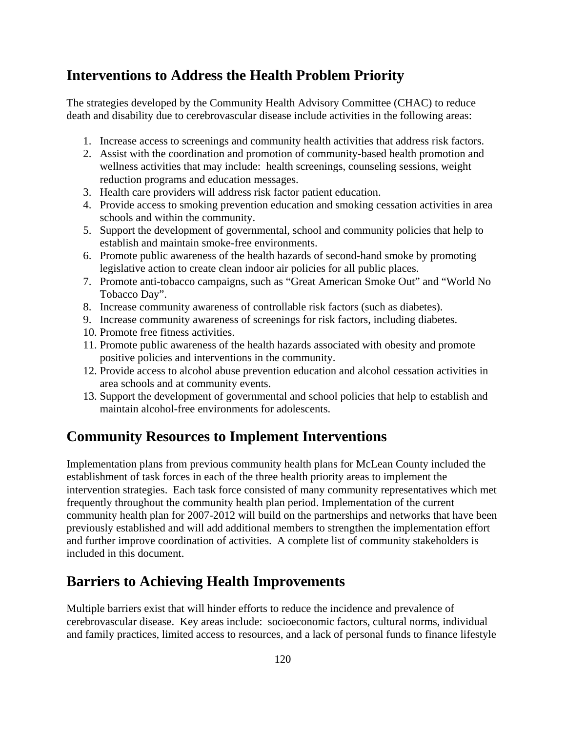## Interventions to Address the Health Problem Priority

The strategies developed by the Community Health Advisory Committee (CHAC) to reduce death and disability due to cerebrovascular disease include activities in the following areas:

1. Increase access to screenings and community health activities that address risk factors.
2. Assist with the coordination and promotion of community-based health promotion and wellness activities that may include: health screenings, counseling sessions, weight reduction programs and education messages.
3. Health care providers will address risk factor patient education.
4. Provide access to smoking prevention education and smoking cessation activities in area schools and within the community.
5. Support the development of governmental, school and community policies that help to establish and maintain smoke-free environments.
6. Promote public awareness of the health hazards of second-hand smoke by promoting legislative action to create clean indoor air policies for all public places.
7. Promote anti-tobacco campaigns, such as "Great American Smoke Out" and "World No Tobacco Day".
8. Increase community awareness of controllable risk factors (such as diabetes).
9. Increase community awareness of screenings for risk factors, including diabetes.
10. Promote free fitness activities.
11. Promote public awareness of the health hazards associated with obesity and promote positive policies and interventions in the community.
12. Provide access to alcohol abuse prevention education and alcohol cessation activities in area schools and at community events.
13. Support the development of governmental and school policies that help to establish and maintain alcohol-free environments for adolescents.

## Community Resources to Implement Interventions

Implementation plans from previous community health plans for McLean County included the establishment of task forces in each of the three health priority areas to implement the intervention strategies. Each task force consisted of many community representatives which met frequently throughout the community health plan period. Implementation of the current community health plan for 2007-2012 will build on the partnerships and networks that have been previously established and will add additional members to strengthen the implementation effort and further improve coordination of activities. A complete list of community stakeholders is included in this document.

## Barriers to Achieving Health Improvements

Multiple barriers exist that will hinder efforts to reduce the incidence and prevalence of cerebrovascular disease. Key areas include: socioeconomic factors, cultural norms, individual and family practices, limited access to resources, and a lack of personal funds to finance lifestyle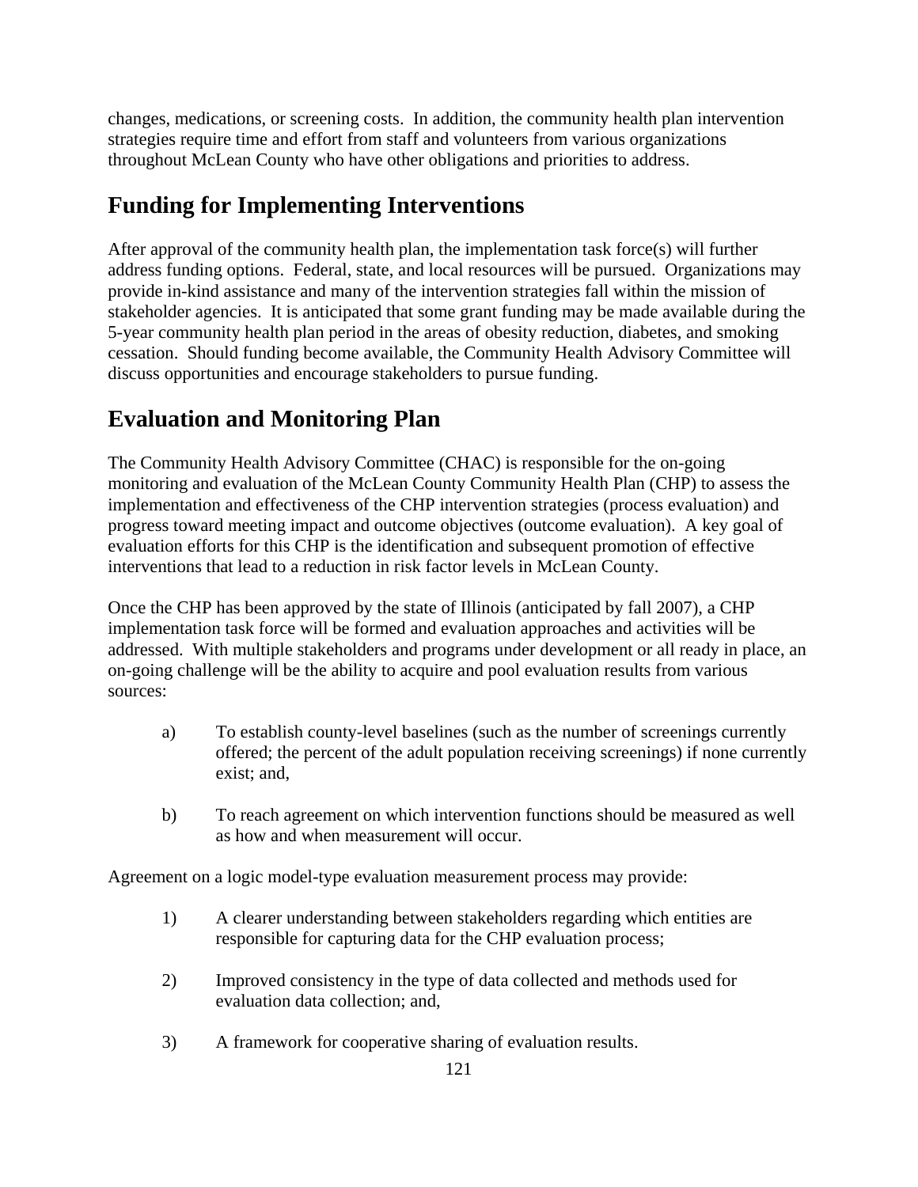changes, medications, or screening costs. In addition, the community health plan intervention strategies require time and effort from staff and volunteers from various organizations throughout McLean County who have other obligations and priorities to address.

## Funding for Implementing Interventions

After approval of the community health plan, the implementation task force(s) will further address funding options. Federal, state, and local resources will be pursued. Organizations may provide in-kind assistance and many of the intervention strategies fall within the mission of stakeholder agencies. It is anticipated that some grant funding may be made available during the 5-year community health plan period in the areas of obesity reduction, diabetes, and smoking cessation. Should funding become available, the Community Health Advisory Committee will discuss opportunities and encourage stakeholders to pursue funding.

## Evaluation and Monitoring Plan

The Community Health Advisory Committee (CHAC) is responsible for the on-going monitoring and evaluation of the McLean County Community Health Plan (CHP) to assess the implementation and effectiveness of the CHP intervention strategies (process evaluation) and progress toward meeting impact and outcome objectives (outcome evaluation). A key goal of evaluation efforts for this CHP is the identification and subsequent promotion of effective interventions that lead to a reduction in risk factor levels in McLean County.

Once the CHP has been approved by the state of Illinois (anticipated by fall 2007), a CHP implementation task force will be formed and evaluation approaches and activities will be addressed. With multiple stakeholders and programs under development or all ready in place, an on-going challenge will be the ability to acquire and pool evaluation results from various sources:

a) To establish county-level baselines (such as the number of screenings currently offered; the percent of the adult population receiving screenings) if none currently exist; and,

b) To reach agreement on which intervention functions should be measured as well as how and when measurement will occur.

Agreement on a logic model-type evaluation measurement process may provide:

1) A clearer understanding between stakeholders regarding which entities are responsible for capturing data for the CHP evaluation process;

2) Improved consistency in the type of data collected and methods used for evaluation data collection; and,

3) A framework for cooperative sharing of evaluation results.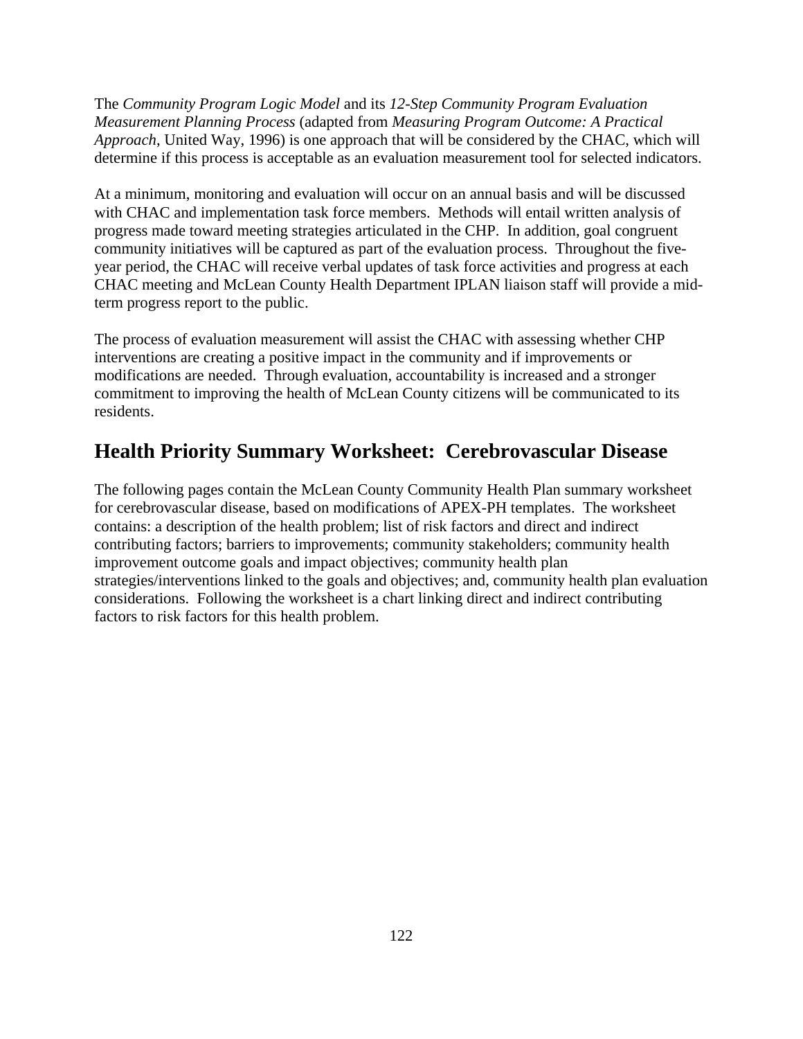The *Community Program Logic Model* and its *12-Step Community Program Evaluation Measurement Planning Process* (adapted from *Measuring Program Outcome: A Practical Approach*, United Way, 1996) is one approach that will be considered by the CHAC, which will determine if this process is acceptable as an evaluation measurement tool for selected indicators.

At a minimum, monitoring and evaluation will occur on an annual basis and will be discussed with CHAC and implementation task force members. Methods will entail written analysis of progress made toward meeting strategies articulated in the CHP. In addition, goal congruent community initiatives will be captured as part of the evaluation process. Throughout the five-year period, the CHAC will receive verbal updates of task force activities and progress at each CHAC meeting and McLean County Health Department IPLAN liaison staff will provide a mid-term progress report to the public.

The process of evaluation measurement will assist the CHAC with assessing whether CHP interventions are creating a positive impact in the community and if improvements or modifications are needed. Through evaluation, accountability is increased and a stronger commitment to improving the health of McLean County citizens will be communicated to its residents.

## Health Priority Summary Worksheet: Cerebrovascular Disease

The following pages contain the McLean County Community Health Plan summary worksheet for cerebrovascular disease, based on modifications of APEX-PH templates. The worksheet contains: a description of the health problem; list of risk factors and direct and indirect contributing factors; barriers to improvements; community stakeholders; community health improvement outcome goals and impact objectives; community health plan strategies/interventions linked to the goals and objectives; and, community health plan evaluation considerations. Following the worksheet is a chart linking direct and indirect contributing factors to risk factors for this health problem.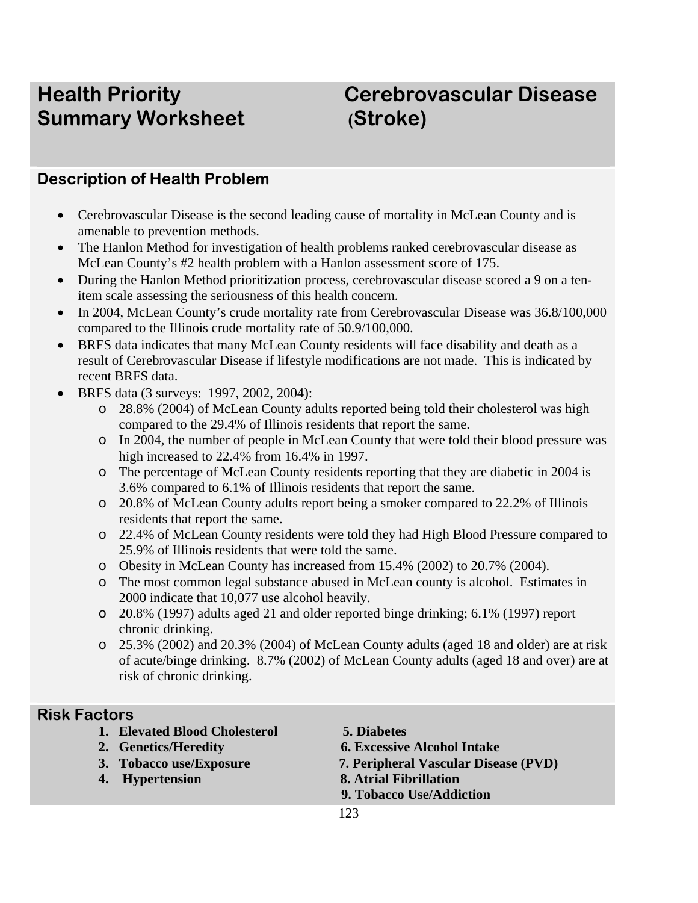# Health Priority Summary Worksheet — Cerebrovascular Disease (Stroke)

## Description of Health Problem

- Cerebrovascular Disease is the second leading cause of mortality in McLean County and is amenable to prevention methods.
- The Hanlon Method for investigation of health problems ranked cerebrovascular disease as McLean County's #2 health problem with a Hanlon assessment score of 175.
- During the Hanlon Method prioritization process, cerebrovascular disease scored a 9 on a ten-item scale assessing the seriousness of this health concern.
- In 2004, McLean County's crude mortality rate from Cerebrovascular Disease was 36.8/100,000 compared to the Illinois crude mortality rate of 50.9/100,000.
- BRFS data indicates that many McLean County residents will face disability and death as a result of Cerebrovascular Disease if lifestyle modifications are not made. This is indicated by recent BRFS data.
- BRFS data (3 surveys: 1997, 2002, 2004):
  - 28.8% (2004) of McLean County adults reported being told their cholesterol was high compared to the 29.4% of Illinois residents that report the same.
  - In 2004, the number of people in McLean County that were told their blood pressure was high increased to 22.4% from 16.4% in 1997.
  - The percentage of McLean County residents reporting that they are diabetic in 2004 is 3.6% compared to 6.1% of Illinois residents that report the same.
  - 20.8% of McLean County adults report being a smoker compared to 22.2% of Illinois residents that report the same.
  - 22.4% of McLean County residents were told they had High Blood Pressure compared to 25.9% of Illinois residents that were told the same.
  - Obesity in McLean County has increased from 15.4% (2002) to 20.7% (2004).
  - The most common legal substance abused in McLean county is alcohol. Estimates in 2000 indicate that 10,077 use alcohol heavily.
  - 20.8% (1997) adults aged 21 and older reported binge drinking; 6.1% (1997) report chronic drinking.
  - 25.3% (2002) and 20.3% (2004) of McLean County adults (aged 18 and older) are at risk of acute/binge drinking. 8.7% (2002) of McLean County adults (aged 18 and over) are at risk of chronic drinking.

## Risk Factors

1. **Elevated Blood Cholesterol**
2. **Genetics/Heredity**
3. **Tobacco use/Exposure**
4. **Hypertension**
5. **Diabetes**
6. **Excessive Alcohol Intake**
7. **Peripheral Vascular Disease (PVD)**
8. **Atrial Fibrillation**
9. **Tobacco Use/Addiction**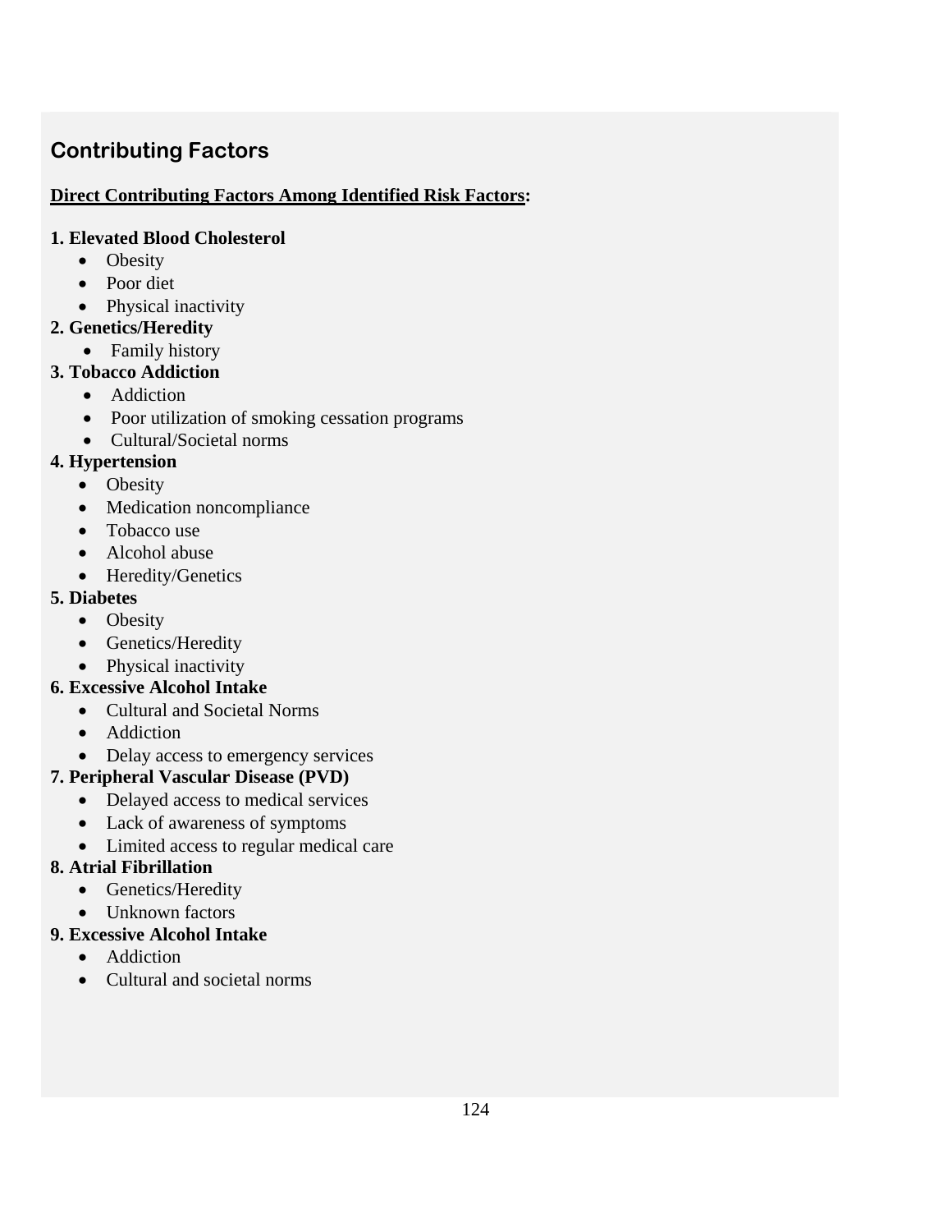## Contributing Factors

**Direct Contributing Factors Among Identified Risk Factors:**

**1. Elevated Blood Cholesterol**

- Obesity
- Poor diet
- Physical inactivity

**2. Genetics/Heredity**

- Family history

**3. Tobacco Addiction**

- Addiction
- Poor utilization of smoking cessation programs
- Cultural/Societal norms

**4. Hypertension**

- Obesity
- Medication noncompliance
- Tobacco use
- Alcohol abuse
- Heredity/Genetics

**5. Diabetes**

- Obesity
- Genetics/Heredity
- Physical inactivity

**6. Excessive Alcohol Intake**

- Cultural and Societal Norms
- Addiction
- Delay access to emergency services

**7. Peripheral Vascular Disease (PVD)**

- Delayed access to medical services
- Lack of awareness of symptoms
- Limited access to regular medical care

**8. Atrial Fibrillation**

- Genetics/Heredity
- Unknown factors

**9. Excessive Alcohol Intake**

- Addiction
- Cultural and societal norms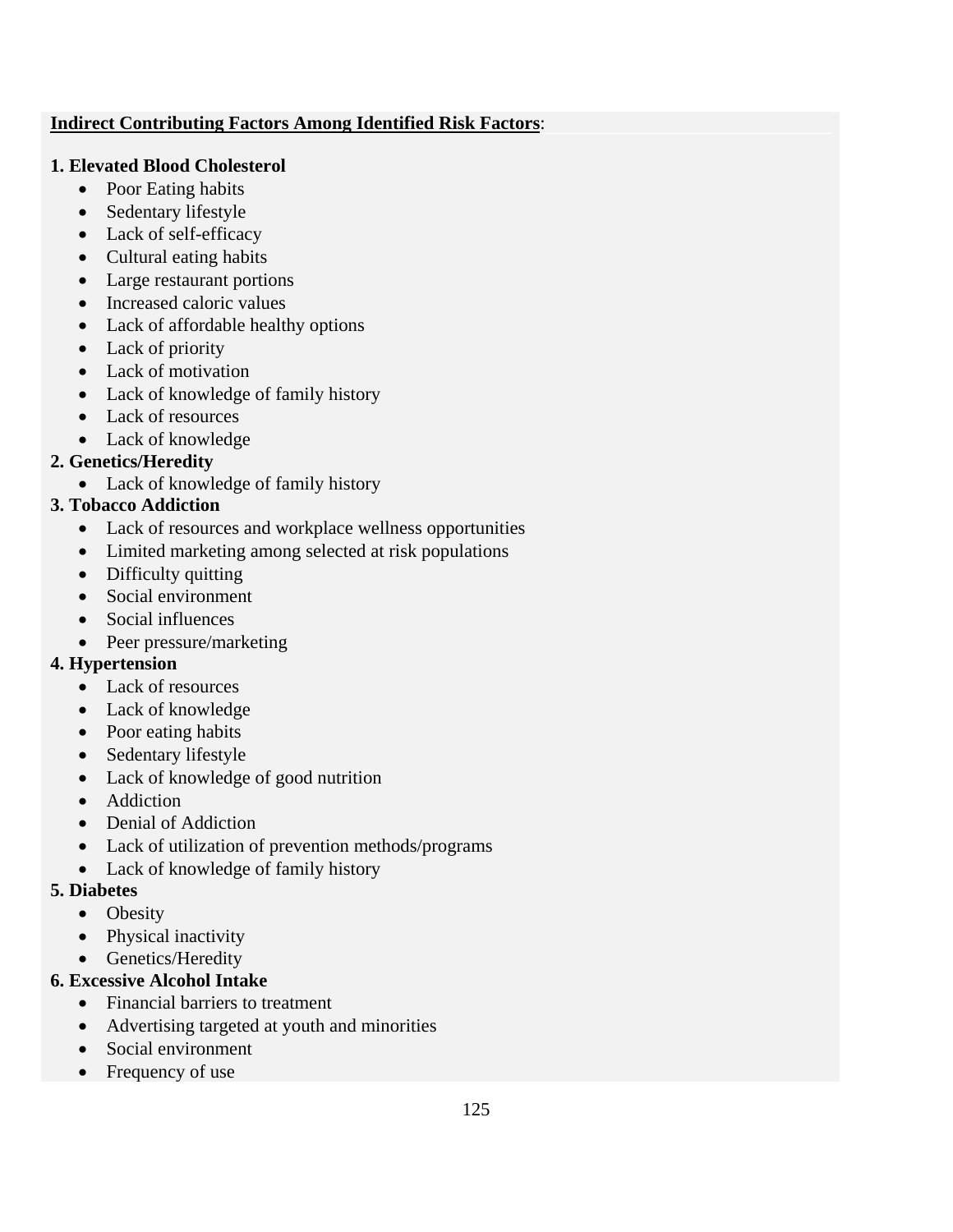**<u>Indirect Contributing Factors Among Identified Risk Factors</u>**:

**1. Elevated Blood Cholesterol**

- Poor Eating habits
- Sedentary lifestyle
- Lack of self-efficacy
- Cultural eating habits
- Large restaurant portions
- Increased caloric values
- Lack of affordable healthy options
- Lack of priority
- Lack of motivation
- Lack of knowledge of family history
- Lack of resources
- Lack of knowledge

**2. Genetics/Heredity**

- Lack of knowledge of family history

**3. Tobacco Addiction**

- Lack of resources and workplace wellness opportunities
- Limited marketing among selected at risk populations
- Difficulty quitting
- Social environment
- Social influences
- Peer pressure/marketing

**4. Hypertension**

- Lack of resources
- Lack of knowledge
- Poor eating habits
- Sedentary lifestyle
- Lack of knowledge of good nutrition
- Addiction
- Denial of Addiction
- Lack of utilization of prevention methods/programs
- Lack of knowledge of family history

**5. Diabetes**

- Obesity
- Physical inactivity
- Genetics/Heredity

**6. Excessive Alcohol Intake**

- Financial barriers to treatment
- Advertising targeted at youth and minorities
- Social environment
- Frequency of use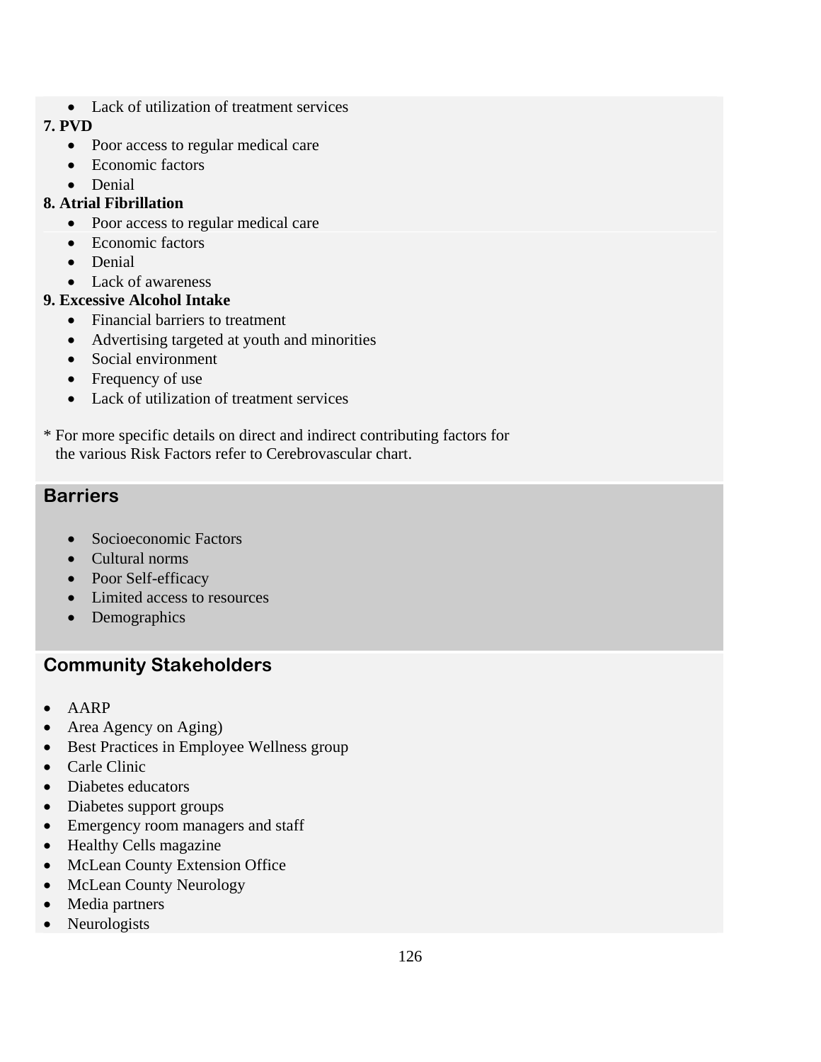- Lack of utilization of treatment services

**7. PVD**

- Poor access to regular medical care
- Economic factors
- Denial

**8. Atrial Fibrillation**

- Poor access to regular medical care
- Economic factors
- Denial
- Lack of awareness

**9. Excessive Alcohol Intake**

- Financial barriers to treatment
- Advertising targeted at youth and minorities
- Social environment
- Frequency of use
- Lack of utilization of treatment services

* For more specific details on direct and indirect contributing factors for the various Risk Factors refer to Cerebrovascular chart.

## Barriers

- Socioeconomic Factors
- Cultural norms
- Poor Self-efficacy
- Limited access to resources
- Demographics

## Community Stakeholders

- AARP
- Area Agency on Aging)
- Best Practices in Employee Wellness group
- Carle Clinic
- Diabetes educators
- Diabetes support groups
- Emergency room managers and staff
- Healthy Cells magazine
- McLean County Extension Office
- McLean County Neurology
- Media partners
- Neurologists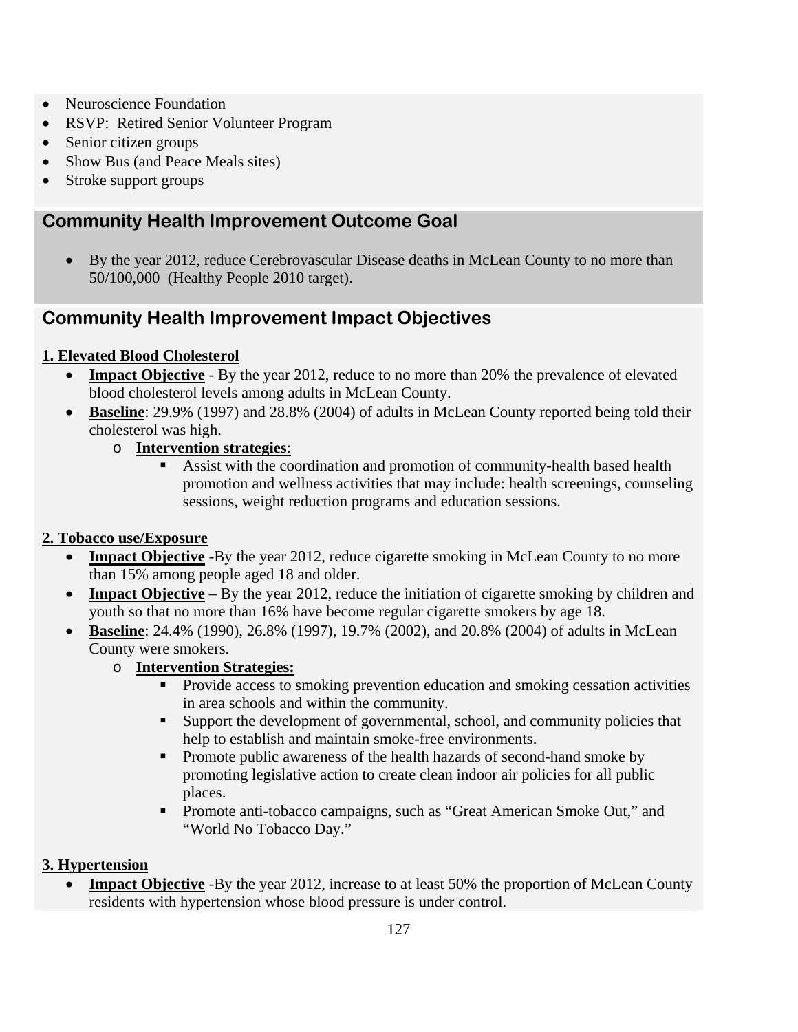- Neuroscience Foundation
- RSVP: Retired Senior Volunteer Program
- Senior citizen groups
- Show Bus (and Peace Meals sites)
- Stroke support groups

## Community Health Improvement Outcome Goal

- By the year 2012, reduce Cerebrovascular Disease deaths in McLean County to no more than 50/100,000 (Healthy People 2010 target).

## Community Health Improvement Impact Objectives

**1. Elevated Blood Cholesterol**

- **Impact Objective** - By the year 2012, reduce to no more than 20% the prevalence of elevated blood cholesterol levels among adults in McLean County.
- **Baseline**: 29.9% (1997) and 28.8% (2004) of adults in McLean County reported being told their cholesterol was high.
    - **Intervention strategies**:
        - Assist with the coordination and promotion of community-health based health promotion and wellness activities that may include: health screenings, counseling sessions, weight reduction programs and education sessions.

**2. Tobacco use/Exposure**

- **Impact Objective** -By the year 2012, reduce cigarette smoking in McLean County to no more than 15% among people aged 18 and older.
- **Impact Objective** – By the year 2012, reduce the initiation of cigarette smoking by children and youth so that no more than 16% have become regular cigarette smokers by age 18.
- **Baseline**: 24.4% (1990), 26.8% (1997), 19.7% (2002), and 20.8% (2004) of adults in McLean County were smokers.
    - **Intervention Strategies:**
        - Provide access to smoking prevention education and smoking cessation activities in area schools and within the community.
        - Support the development of governmental, school, and community policies that help to establish and maintain smoke-free environments.
        - Promote public awareness of the health hazards of second-hand smoke by promoting legislative action to create clean indoor air policies for all public places.
        - Promote anti-tobacco campaigns, such as "Great American Smoke Out," and "World No Tobacco Day."

**3. Hypertension**

- **Impact Objective** -By the year 2012, increase to at least 50% the proportion of McLean County residents with hypertension whose blood pressure is under control.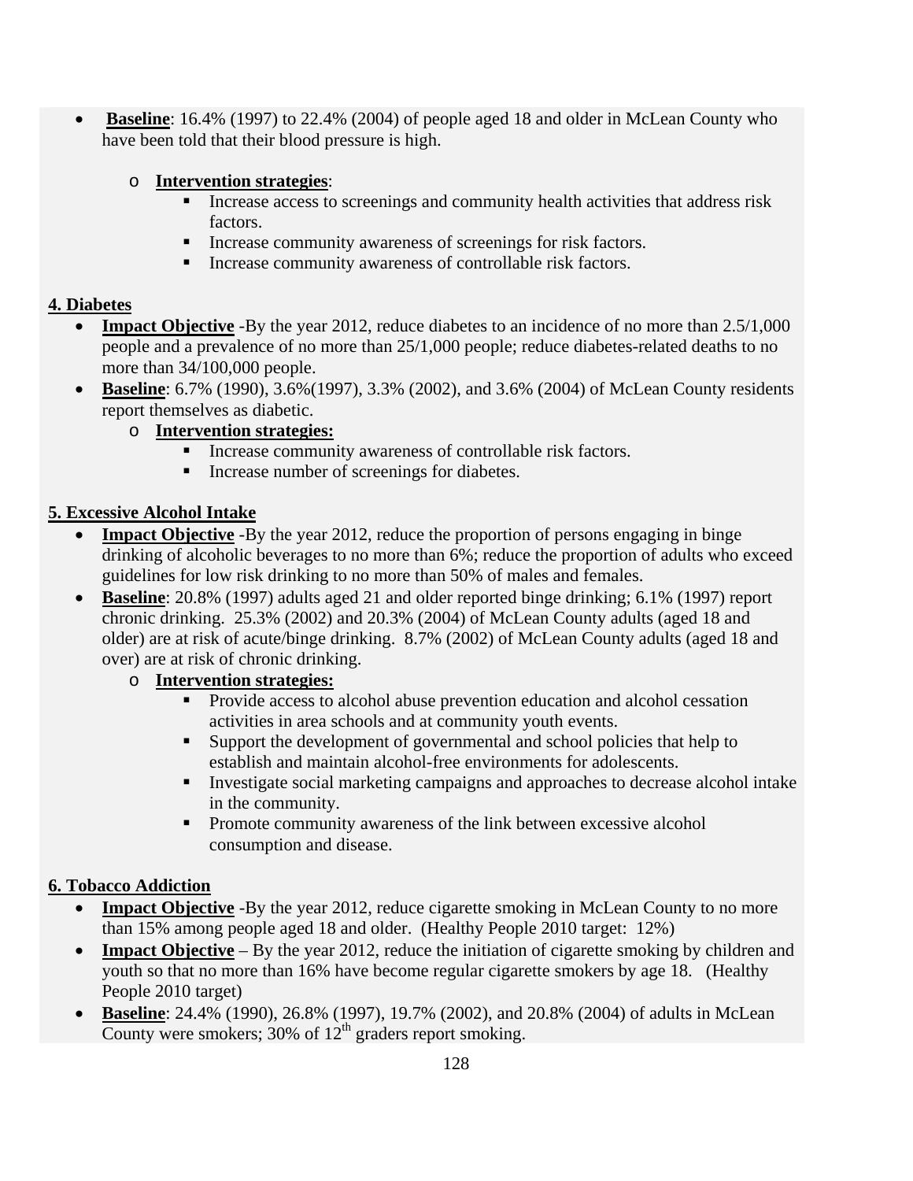- **Baseline**: 16.4% (1997) to 22.4% (2004) of people aged 18 and older in McLean County who have been told that their blood pressure is high.
    - **Intervention strategies**:
        - Increase access to screenings and community health activities that address risk factors.
        - Increase community awareness of screenings for risk factors.
        - Increase community awareness of controllable risk factors.

**4. Diabetes**

- **Impact Objective** -By the year 2012, reduce diabetes to an incidence of no more than 2.5/1,000 people and a prevalence of no more than 25/1,000 people; reduce diabetes-related deaths to no more than 34/100,000 people.
- **Baseline**: 6.7% (1990), 3.6%(1997), 3.3% (2002), and 3.6% (2004) of McLean County residents report themselves as diabetic.
    - **Intervention strategies:**
        - Increase community awareness of controllable risk factors.
        - Increase number of screenings for diabetes.

**5. Excessive Alcohol Intake**

- **Impact Objective** -By the year 2012, reduce the proportion of persons engaging in binge drinking of alcoholic beverages to no more than 6%; reduce the proportion of adults who exceed guidelines for low risk drinking to no more than 50% of males and females.
- **Baseline**: 20.8% (1997) adults aged 21 and older reported binge drinking; 6.1% (1997) report chronic drinking. 25.3% (2002) and 20.3% (2004) of McLean County adults (aged 18 and older) are at risk of acute/binge drinking. 8.7% (2002) of McLean County adults (aged 18 and over) are at risk of chronic drinking.
    - **Intervention strategies:**
        - Provide access to alcohol abuse prevention education and alcohol cessation activities in area schools and at community youth events.
        - Support the development of governmental and school policies that help to establish and maintain alcohol-free environments for adolescents.
        - Investigate social marketing campaigns and approaches to decrease alcohol intake in the community.
        - Promote community awareness of the link between excessive alcohol consumption and disease.

**6. Tobacco Addiction**

- **Impact Objective** -By the year 2012, reduce cigarette smoking in McLean County to no more than 15% among people aged 18 and older. (Healthy People 2010 target: 12%)
- **Impact Objective** – By the year 2012, reduce the initiation of cigarette smoking by children and youth so that no more than 16% have become regular cigarette smokers by age 18. (Healthy People 2010 target)
- **Baseline**: 24.4% (1990), 26.8% (1997), 19.7% (2002), and 20.8% (2004) of adults in McLean County were smokers; 30% of 12$^{th}$ graders report smoking.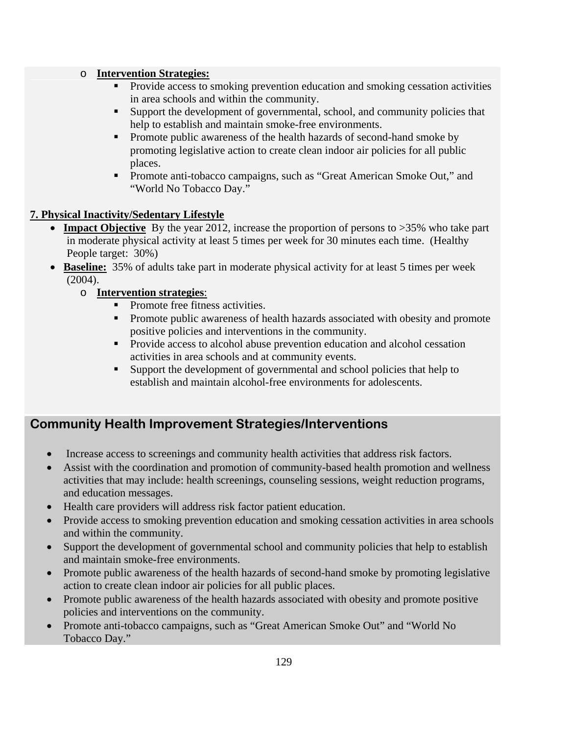- **Intervention Strategies:**
    - Provide access to smoking prevention education and smoking cessation activities in area schools and within the community.
    - Support the development of governmental, school, and community policies that help to establish and maintain smoke-free environments.
    - Promote public awareness of the health hazards of second-hand smoke by promoting legislative action to create clean indoor air policies for all public places.
    - Promote anti-tobacco campaigns, such as "Great American Smoke Out," and "World No Tobacco Day."

**7. Physical Inactivity/Sedentary Lifestyle**

- **Impact Objective** By the year 2012, increase the proportion of persons to >35% who take part in moderate physical activity at least 5 times per week for 30 minutes each time. (Healthy People target: 30%)
- **Baseline:** 35% of adults take part in moderate physical activity for at least 5 times per week (2004).
    - **Intervention strategies**:
        - Promote free fitness activities.
        - Promote public awareness of health hazards associated with obesity and promote positive policies and interventions in the community.
        - Provide access to alcohol abuse prevention education and alcohol cessation activities in area schools and at community events.
        - Support the development of governmental and school policies that help to establish and maintain alcohol-free environments for adolescents.

## Community Health Improvement Strategies/Interventions

- Increase access to screenings and community health activities that address risk factors.
- Assist with the coordination and promotion of community-based health promotion and wellness activities that may include: health screenings, counseling sessions, weight reduction programs, and education messages.
- Health care providers will address risk factor patient education.
- Provide access to smoking prevention education and smoking cessation activities in area schools and within the community.
- Support the development of governmental school and community policies that help to establish and maintain smoke-free environments.
- Promote public awareness of the health hazards of second-hand smoke by promoting legislative action to create clean indoor air policies for all public places.
- Promote public awareness of the health hazards associated with obesity and promote positive policies and interventions on the community.
- Promote anti-tobacco campaigns, such as "Great American Smoke Out" and "World No Tobacco Day."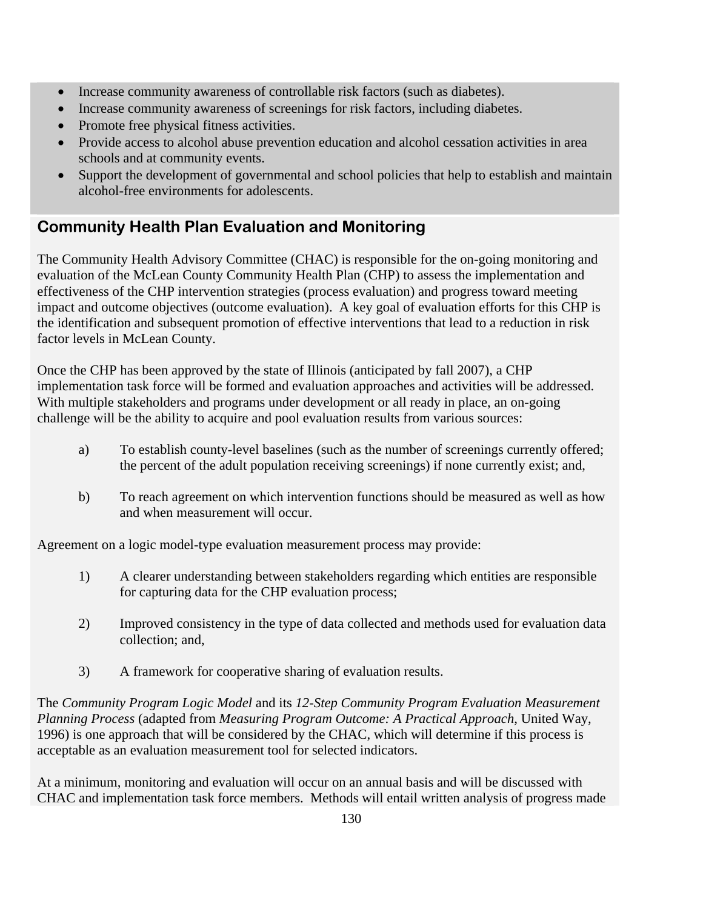- Increase community awareness of controllable risk factors (such as diabetes).
- Increase community awareness of screenings for risk factors, including diabetes.
- Promote free physical fitness activities.
- Provide access to alcohol abuse prevention education and alcohol cessation activities in area schools and at community events.
- Support the development of governmental and school policies that help to establish and maintain alcohol-free environments for adolescents.

## Community Health Plan Evaluation and Monitoring

The Community Health Advisory Committee (CHAC) is responsible for the on-going monitoring and evaluation of the McLean County Community Health Plan (CHP) to assess the implementation and effectiveness of the CHP intervention strategies (process evaluation) and progress toward meeting impact and outcome objectives (outcome evaluation). A key goal of evaluation efforts for this CHP is the identification and subsequent promotion of effective interventions that lead to a reduction in risk factor levels in McLean County.

Once the CHP has been approved by the state of Illinois (anticipated by fall 2007), a CHP implementation task force will be formed and evaluation approaches and activities will be addressed. With multiple stakeholders and programs under development or all ready in place, an on-going challenge will be the ability to acquire and pool evaluation results from various sources:

a) To establish county-level baselines (such as the number of screenings currently offered; the percent of the adult population receiving screenings) if none currently exist; and,

b) To reach agreement on which intervention functions should be measured as well as how and when measurement will occur.

Agreement on a logic model-type evaluation measurement process may provide:

1) A clearer understanding between stakeholders regarding which entities are responsible for capturing data for the CHP evaluation process;

2) Improved consistency in the type of data collected and methods used for evaluation data collection; and,

3) A framework for cooperative sharing of evaluation results.

The *Community Program Logic Model* and its *12-Step Community Program Evaluation Measurement Planning Process* (adapted from *Measuring Program Outcome: A Practical Approach*, United Way, 1996) is one approach that will be considered by the CHAC, which will determine if this process is acceptable as an evaluation measurement tool for selected indicators.

At a minimum, monitoring and evaluation will occur on an annual basis and will be discussed with CHAC and implementation task force members. Methods will entail written analysis of progress made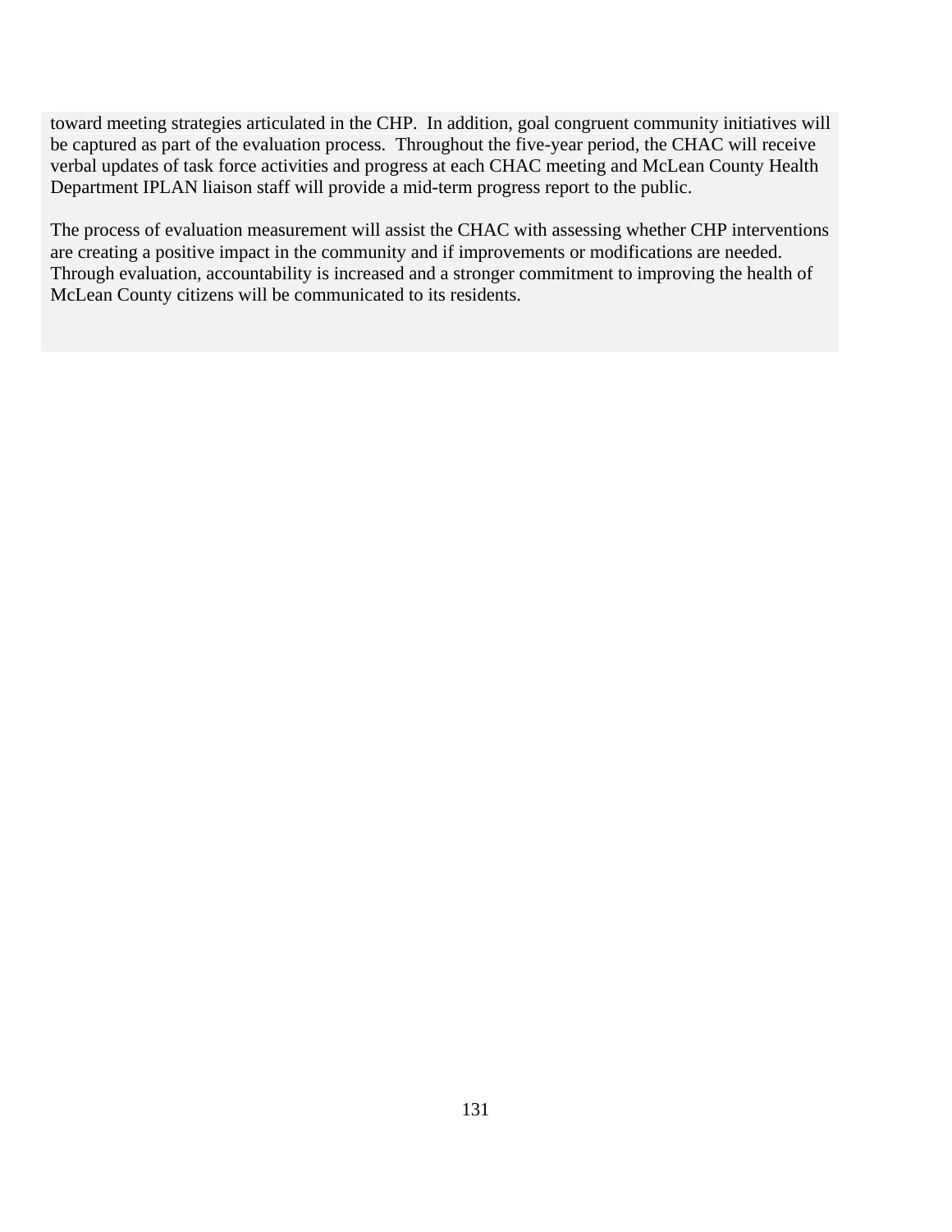toward meeting strategies articulated in the CHP. In addition, goal congruent community initiatives will be captured as part of the evaluation process. Throughout the five-year period, the CHAC will receive verbal updates of task force activities and progress at each CHAC meeting and McLean County Health Department IPLAN liaison staff will provide a mid-term progress report to the public.

The process of evaluation measurement will assist the CHAC with assessing whether CHP interventions are creating a positive impact in the community and if improvements or modifications are needed. Through evaluation, accountability is increased and a stronger commitment to improving the health of McLean County citizens will be communicated to its residents.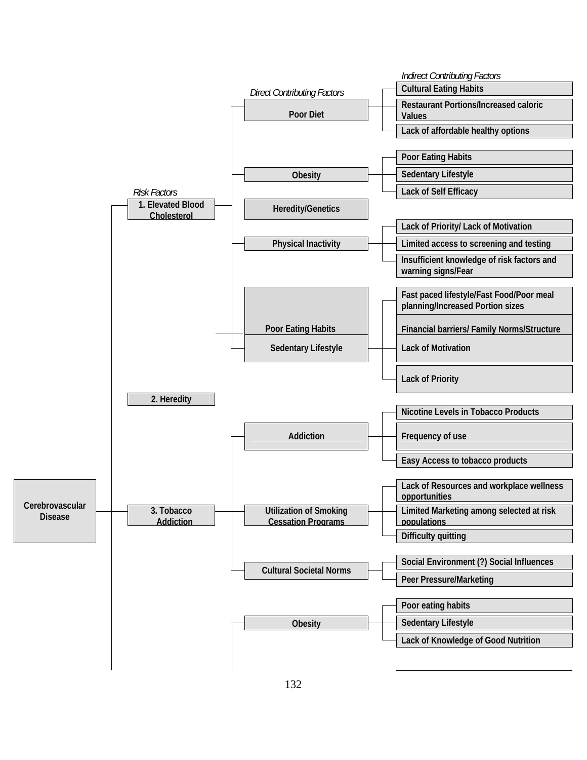*Risk Factors* → *Direct Contributing Factors* → *Indirect Contributing Factors*

**Cerebrovascular Disease**

- **1. Elevated Blood Cholesterol**
  - **Poor Diet**
    - Cultural Eating Habits
    - Restaurant Portions/Increased caloric Values
    - Lack of affordable healthy options
  - **Obesity**
    - Poor Eating Habits
    - Sedentary Lifestyle
    - Lack of Self Efficacy
  - **Heredity/Genetics**
  - **Physical Inactivity**
    - Lack of Priority/ Lack of Motivation
    - Limited access to screening and testing
    - Insufficient knowledge of risk factors and warning signs/Fear
  - **Poor Eating Habits**
    - Fast paced lifestyle/Fast Food/Poor meal planning/Increased Portion sizes
    - Financial barriers/ Family Norms/Structure
  - **Sedentary Lifestyle**
    - Lack of Motivation
    - Lack of Priority
- **2. Heredity**
- **3. Tobacco Addiction**
  - **Addiction**
    - Nicotine Levels in Tobacco Products
    - Frequency of use
    - Easy Access to tobacco products
  - **Utilization of Smoking Cessation Programs**
    - Lack of Resources and workplace wellness opportunities
    - Limited Marketing among selected at risk populations
    - Difficulty quitting
  - **Cultural Societal Norms**
    - Social Environment (?) Social Influences
    - Peer Pressure/Marketing
- **Obesity**
  - Poor eating habits
  - Sedentary Lifestyle
  - Lack of Knowledge of Good Nutrition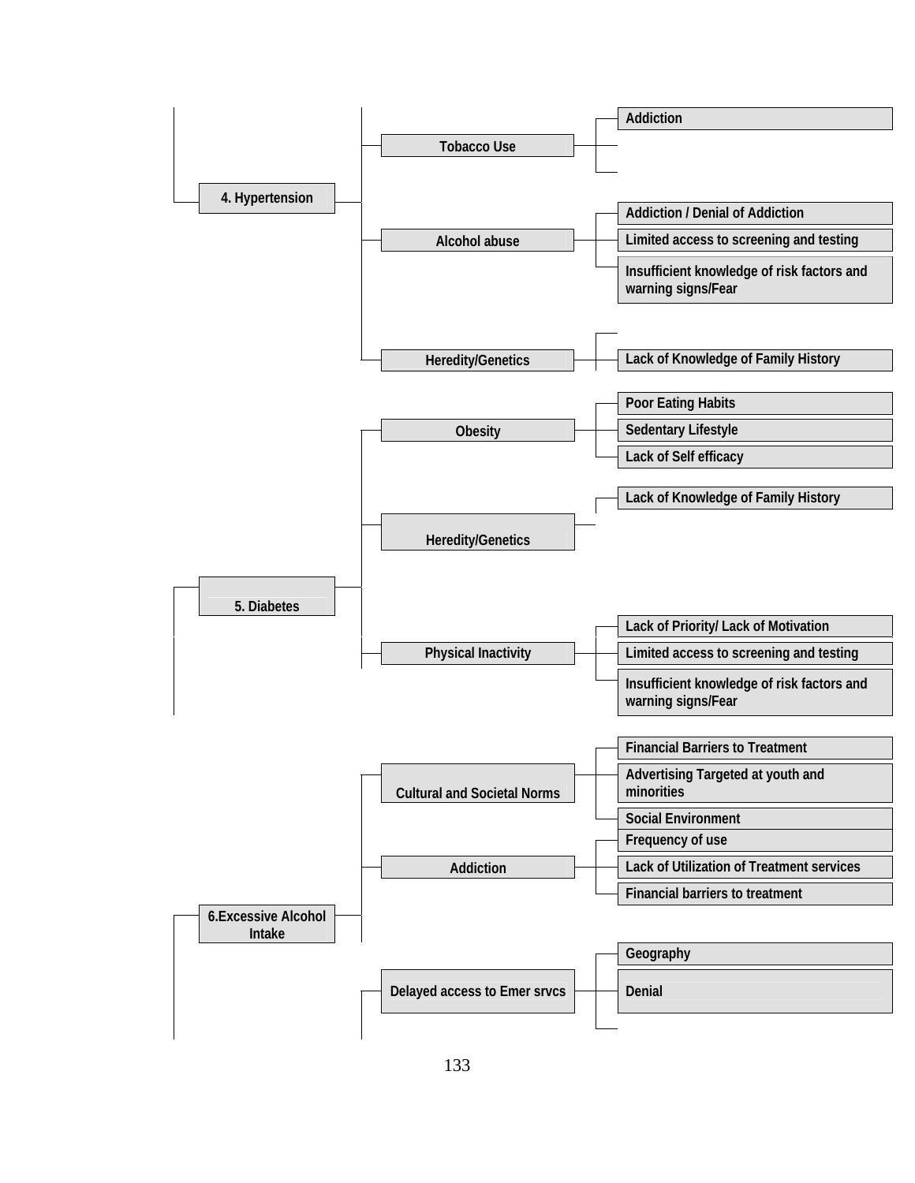- **4. Hypertension**
  - **Tobacco Use**
    - Addiction
  - **Alcohol abuse**
    - Addiction / Denial of Addiction
    - Limited access to screening and testing
    - Insufficient knowledge of risk factors and warning signs/Fear
  - **Heredity/Genetics**
    - Lack of Knowledge of Family History
- **5. Diabetes**
  - **Obesity**
    - Poor Eating Habits
    - Sedentary Lifestyle
    - Lack of Self efficacy
  - **Heredity/Genetics**
    - Lack of Knowledge of Family History
  - **Physical Inactivity**
    - Lack of Priority/ Lack of Motivation
    - Limited access to screening and testing
    - Insufficient knowledge of risk factors and warning signs/Fear
- **6.Excessive Alcohol Intake**
  - **Cultural and Societal Norms**
    - Financial Barriers to Treatment
    - Advertising Targeted at youth and minorities
    - Social Environment
  - **Addiction**
    - Frequency of use
    - Lack of Utilization of Treatment services
    - Financial barriers to treatment
  - **Delayed access to Emer srvcs**
    - Geography
    - Denial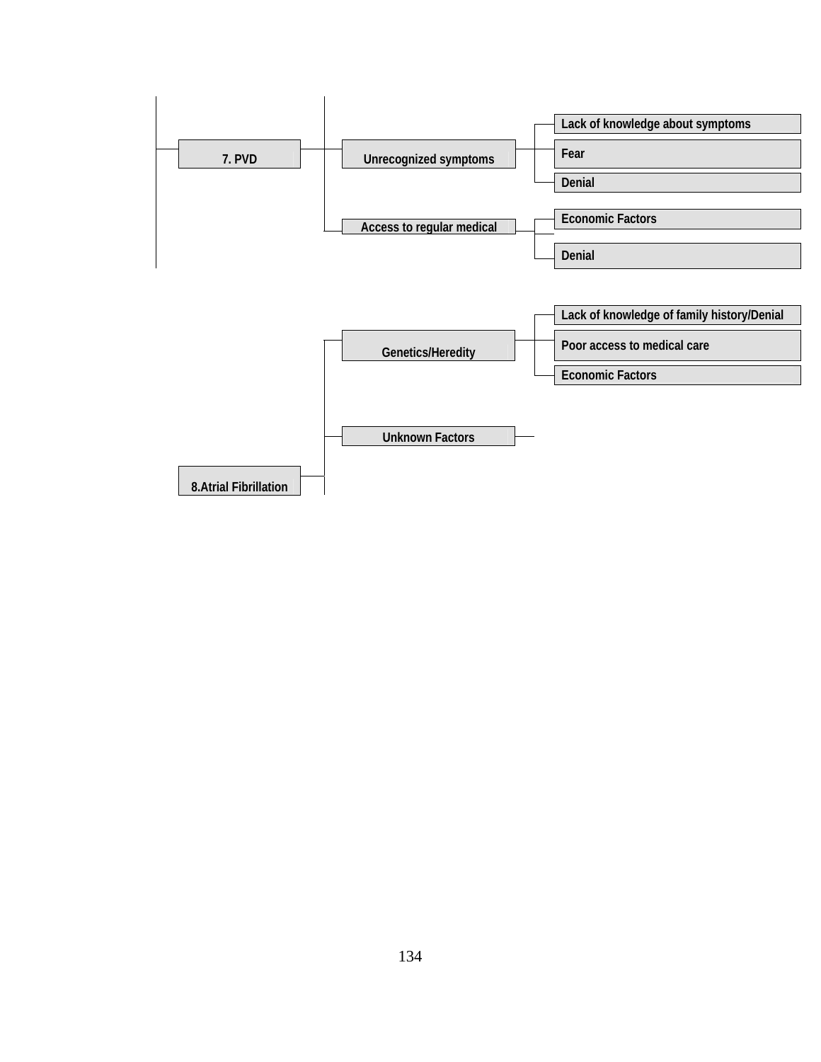- **7. PVD**
  - Unrecognized symptoms
    - Lack of knowledge about symptoms
    - Fear
    - Denial
  - Access to regular medical
    - Economic Factors
    - Denial

- **8.Atrial Fibrillation**
  - Genetics/Heredity
    - Lack of knowledge of family history/Denial
    - Poor access to medical care
    - Economic Factors
  - Unknown Factors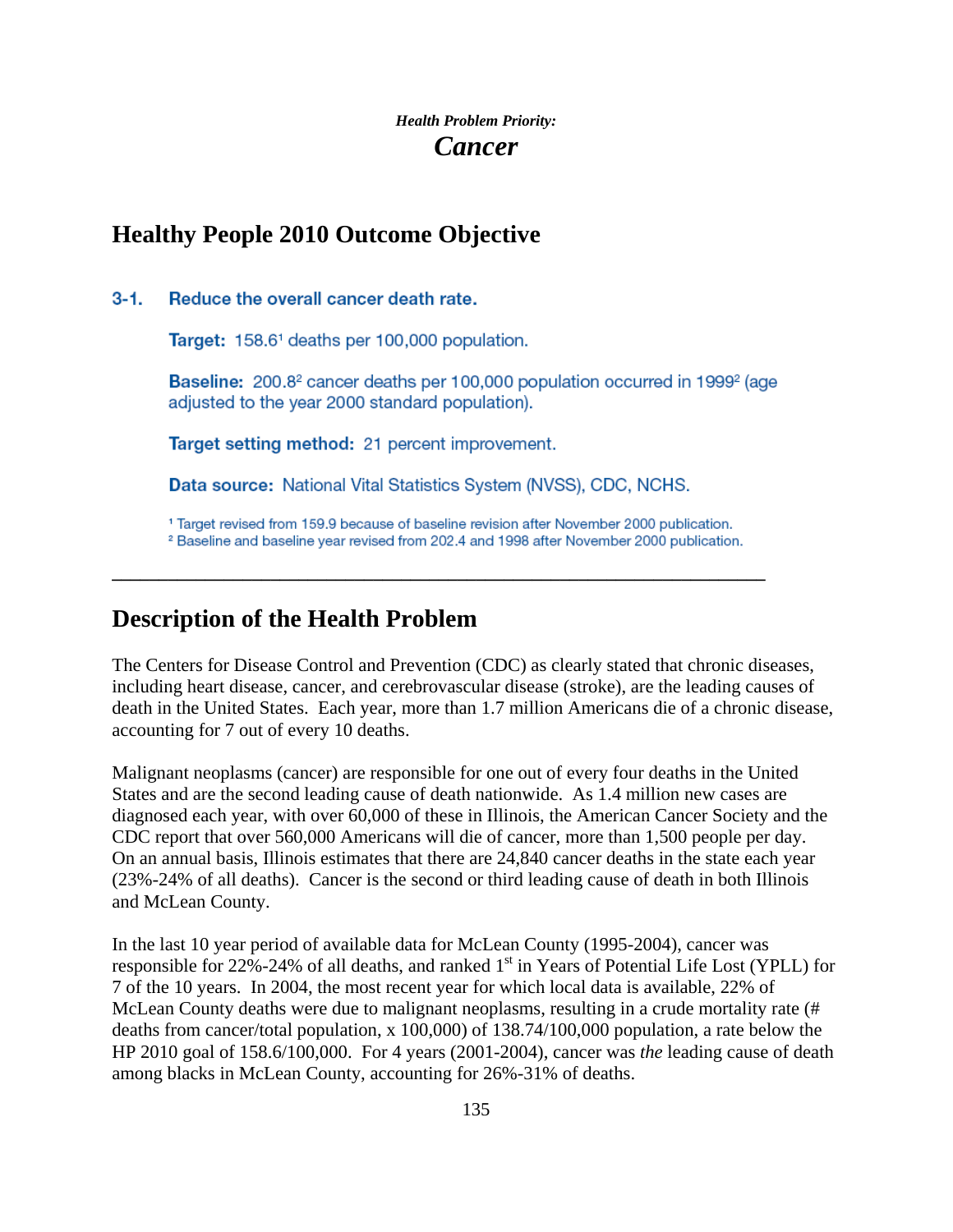*Health Problem Priority:*

# *Cancer*

## Healthy People 2010 Outcome Objective

**3-1. Reduce the overall cancer death rate.**

**Target:** 158.6[1] deaths per 100,000 population.

**Baseline:** 200.8[2] cancer deaths per 100,000 population occurred in 1999[2] (age adjusted to the year 2000 standard population).

**Target setting method:** 21 percent improvement.

**Data source:** National Vital Statistics System (NVSS), CDC, NCHS.

[1] Target revised from 159.9 because of baseline revision after November 2000 publication.
[2] Baseline and baseline year revised from 202.4 and 1998 after November 2000 publication.

---

## Description of the Health Problem

The Centers for Disease Control and Prevention (CDC) as clearly stated that chronic diseases, including heart disease, cancer, and cerebrovascular disease (stroke), are the leading causes of death in the United States. Each year, more than 1.7 million Americans die of a chronic disease, accounting for 7 out of every 10 deaths.

Malignant neoplasms (cancer) are responsible for one out of every four deaths in the United States and are the second leading cause of death nationwide. As 1.4 million new cases are diagnosed each year, with over 60,000 of these in Illinois, the American Cancer Society and the CDC report that over 560,000 Americans will die of cancer, more than 1,500 people per day. On an annual basis, Illinois estimates that there are 24,840 cancer deaths in the state each year (23%-24% of all deaths). Cancer is the second or third leading cause of death in both Illinois and McLean County.

In the last 10 year period of available data for McLean County (1995-2004), cancer was responsible for 22%-24% of all deaths, and ranked 1st in Years of Potential Life Lost (YPLL) for 7 of the 10 years. In 2004, the most recent year for which local data is available, 22% of McLean County deaths were due to malignant neoplasms, resulting in a crude mortality rate (# deaths from cancer/total population, x 100,000) of 138.74/100,000 population, a rate below the HP 2010 goal of 158.6/100,000. For 4 years (2001-2004), cancer was *the* leading cause of death among blacks in McLean County, accounting for 26%-31% of deaths.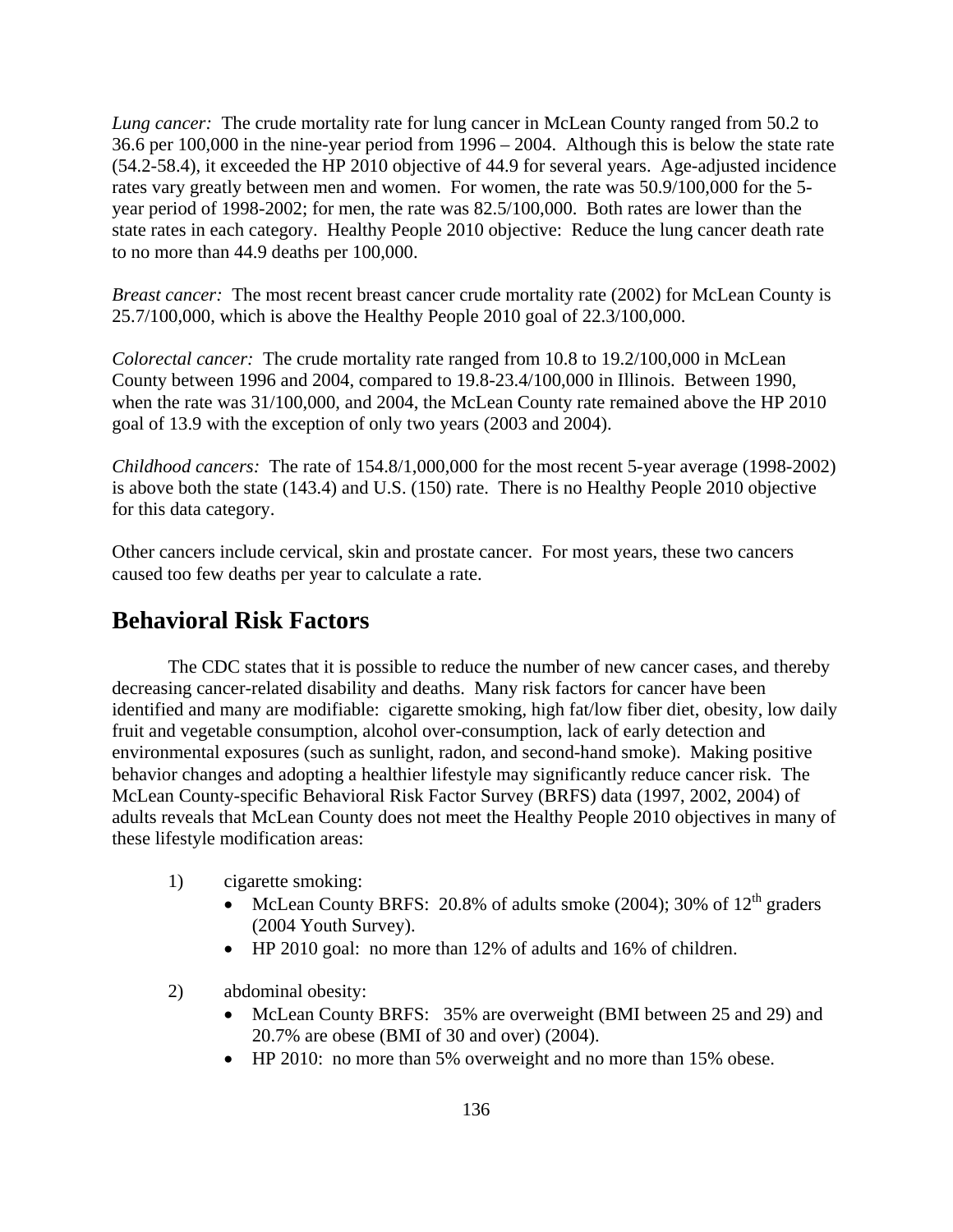*Lung cancer:* The crude mortality rate for lung cancer in McLean County ranged from 50.2 to 36.6 per 100,000 in the nine-year period from 1996 – 2004. Although this is below the state rate (54.2-58.4), it exceeded the HP 2010 objective of 44.9 for several years. Age-adjusted incidence rates vary greatly between men and women. For women, the rate was 50.9/100,000 for the 5-year period of 1998-2002; for men, the rate was 82.5/100,000. Both rates are lower than the state rates in each category. Healthy People 2010 objective: Reduce the lung cancer death rate to no more than 44.9 deaths per 100,000.

*Breast cancer:* The most recent breast cancer crude mortality rate (2002) for McLean County is 25.7/100,000, which is above the Healthy People 2010 goal of 22.3/100,000.

*Colorectal cancer:* The crude mortality rate ranged from 10.8 to 19.2/100,000 in McLean County between 1996 and 2004, compared to 19.8-23.4/100,000 in Illinois. Between 1990, when the rate was 31/100,000, and 2004, the McLean County rate remained above the HP 2010 goal of 13.9 with the exception of only two years (2003 and 2004).

*Childhood cancers:* The rate of 154.8/1,000,000 for the most recent 5-year average (1998-2002) is above both the state (143.4) and U.S. (150) rate. There is no Healthy People 2010 objective for this data category.

Other cancers include cervical, skin and prostate cancer. For most years, these two cancers caused too few deaths per year to calculate a rate.

## Behavioral Risk Factors

The CDC states that it is possible to reduce the number of new cancer cases, and thereby decreasing cancer-related disability and deaths. Many risk factors for cancer have been identified and many are modifiable: cigarette smoking, high fat/low fiber diet, obesity, low daily fruit and vegetable consumption, alcohol over-consumption, lack of early detection and environmental exposures (such as sunlight, radon, and second-hand smoke). Making positive behavior changes and adopting a healthier lifestyle may significantly reduce cancer risk. The McLean County-specific Behavioral Risk Factor Survey (BRFS) data (1997, 2002, 2004) of adults reveals that McLean County does not meet the Healthy People 2010 objectives in many of these lifestyle modification areas:

1) cigarette smoking:
   - McLean County BRFS: 20.8% of adults smoke (2004); 30% of 12th graders (2004 Youth Survey).
   - HP 2010 goal: no more than 12% of adults and 16% of children.

2) abdominal obesity:
   - McLean County BRFS: 35% are overweight (BMI between 25 and 29) and 20.7% are obese (BMI of 30 and over) (2004).
   - HP 2010: no more than 5% overweight and no more than 15% obese.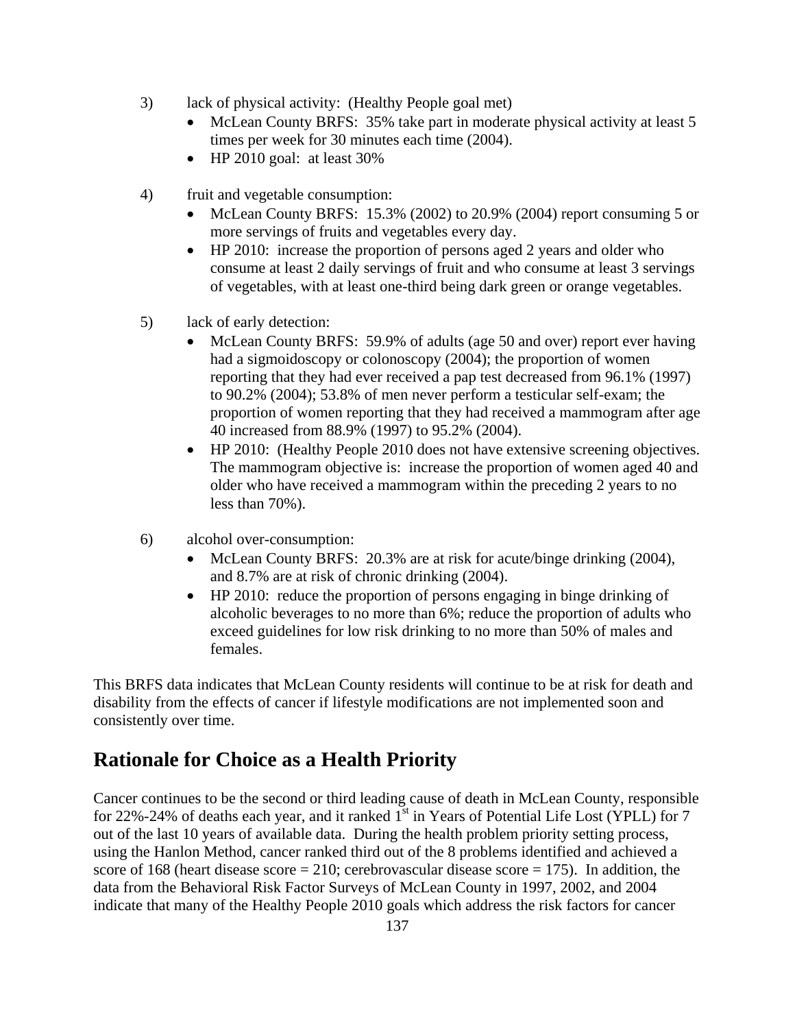3) lack of physical activity: (Healthy People goal met)
   - McLean County BRFS: 35% take part in moderate physical activity at least 5 times per week for 30 minutes each time (2004).
   - HP 2010 goal: at least 30%

4) fruit and vegetable consumption:
   - McLean County BRFS: 15.3% (2002) to 20.9% (2004) report consuming 5 or more servings of fruits and vegetables every day.
   - HP 2010: increase the proportion of persons aged 2 years and older who consume at least 2 daily servings of fruit and who consume at least 3 servings of vegetables, with at least one-third being dark green or orange vegetables.

5) lack of early detection:
   - McLean County BRFS: 59.9% of adults (age 50 and over) report ever having had a sigmoidoscopy or colonoscopy (2004); the proportion of women reporting that they had ever received a pap test decreased from 96.1% (1997) to 90.2% (2004); 53.8% of men never perform a testicular self-exam; the proportion of women reporting that they had received a mammogram after age 40 increased from 88.9% (1997) to 95.2% (2004).
   - HP 2010: (Healthy People 2010 does not have extensive screening objectives. The mammogram objective is: increase the proportion of women aged 40 and older who have received a mammogram within the preceding 2 years to no less than 70%).

6) alcohol over-consumption:
   - McLean County BRFS: 20.3% are at risk for acute/binge drinking (2004), and 8.7% are at risk of chronic drinking (2004).
   - HP 2010: reduce the proportion of persons engaging in binge drinking of alcoholic beverages to no more than 6%; reduce the proportion of adults who exceed guidelines for low risk drinking to no more than 50% of males and females.

This BRFS data indicates that McLean County residents will continue to be at risk for death and disability from the effects of cancer if lifestyle modifications are not implemented soon and consistently over time.

## Rationale for Choice as a Health Priority

Cancer continues to be the second or third leading cause of death in McLean County, responsible for 22%-24% of deaths each year, and it ranked 1st in Years of Potential Life Lost (YPLL) for 7 out of the last 10 years of available data. During the health problem priority setting process, using the Hanlon Method, cancer ranked third out of the 8 problems identified and achieved a score of 168 (heart disease score = 210; cerebrovascular disease score = 175). In addition, the data from the Behavioral Risk Factor Surveys of McLean County in 1997, 2002, and 2004 indicate that many of the Healthy People 2010 goals which address the risk factors for cancer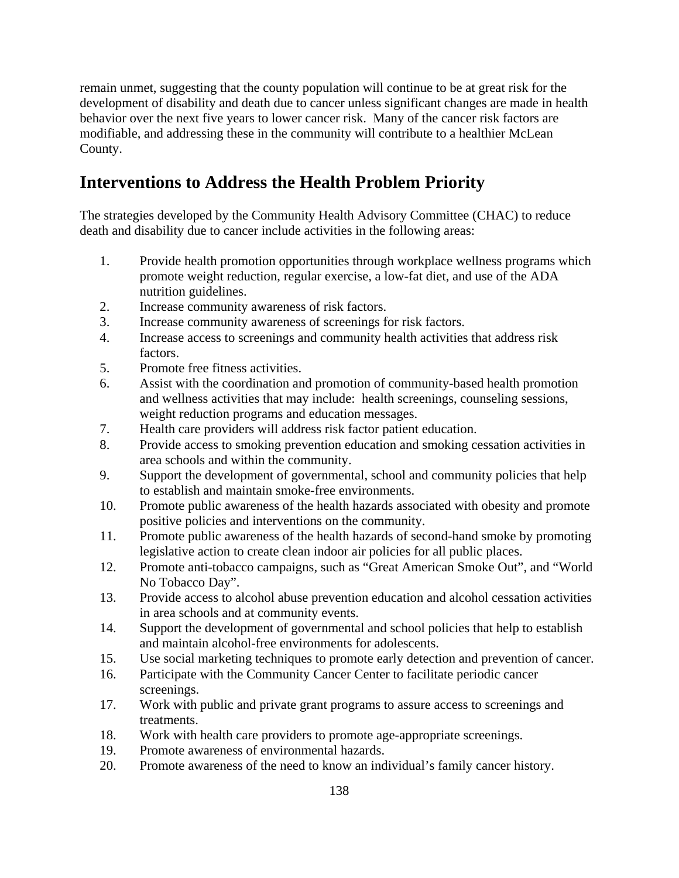remain unmet, suggesting that the county population will continue to be at great risk for the development of disability and death due to cancer unless significant changes are made in health behavior over the next five years to lower cancer risk. Many of the cancer risk factors are modifiable, and addressing these in the community will contribute to a healthier McLean County.

## Interventions to Address the Health Problem Priority

The strategies developed by the Community Health Advisory Committee (CHAC) to reduce death and disability due to cancer include activities in the following areas:

1. Provide health promotion opportunities through workplace wellness programs which promote weight reduction, regular exercise, a low-fat diet, and use of the ADA nutrition guidelines.
2. Increase community awareness of risk factors.
3. Increase community awareness of screenings for risk factors.
4. Increase access to screenings and community health activities that address risk factors.
5. Promote free fitness activities.
6. Assist with the coordination and promotion of community-based health promotion and wellness activities that may include: health screenings, counseling sessions, weight reduction programs and education messages.
7. Health care providers will address risk factor patient education.
8. Provide access to smoking prevention education and smoking cessation activities in area schools and within the community.
9. Support the development of governmental, school and community policies that help to establish and maintain smoke-free environments.
10. Promote public awareness of the health hazards associated with obesity and promote positive policies and interventions on the community.
11. Promote public awareness of the health hazards of second-hand smoke by promoting legislative action to create clean indoor air policies for all public places.
12. Promote anti-tobacco campaigns, such as “Great American Smoke Out”, and “World No Tobacco Day”.
13. Provide access to alcohol abuse prevention education and alcohol cessation activities in area schools and at community events.
14. Support the development of governmental and school policies that help to establish and maintain alcohol-free environments for adolescents.
15. Use social marketing techniques to promote early detection and prevention of cancer.
16. Participate with the Community Cancer Center to facilitate periodic cancer screenings.
17. Work with public and private grant programs to assure access to screenings and treatments.
18. Work with health care providers to promote age-appropriate screenings.
19. Promote awareness of environmental hazards.
20. Promote awareness of the need to know an individual’s family cancer history.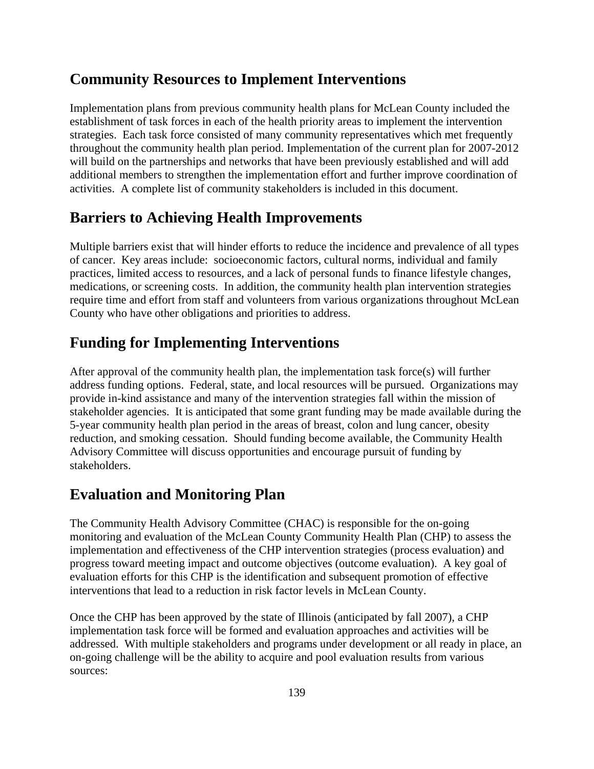## Community Resources to Implement Interventions

Implementation plans from previous community health plans for McLean County included the establishment of task forces in each of the health priority areas to implement the intervention strategies. Each task force consisted of many community representatives which met frequently throughout the community health plan period. Implementation of the current plan for 2007-2012 will build on the partnerships and networks that have been previously established and will add additional members to strengthen the implementation effort and further improve coordination of activities. A complete list of community stakeholders is included in this document.

## Barriers to Achieving Health Improvements

Multiple barriers exist that will hinder efforts to reduce the incidence and prevalence of all types of cancer. Key areas include: socioeconomic factors, cultural norms, individual and family practices, limited access to resources, and a lack of personal funds to finance lifestyle changes, medications, or screening costs. In addition, the community health plan intervention strategies require time and effort from staff and volunteers from various organizations throughout McLean County who have other obligations and priorities to address.

## Funding for Implementing Interventions

After approval of the community health plan, the implementation task force(s) will further address funding options. Federal, state, and local resources will be pursued. Organizations may provide in-kind assistance and many of the intervention strategies fall within the mission of stakeholder agencies. It is anticipated that some grant funding may be made available during the 5-year community health plan period in the areas of breast, colon and lung cancer, obesity reduction, and smoking cessation. Should funding become available, the Community Health Advisory Committee will discuss opportunities and encourage pursuit of funding by stakeholders.

## Evaluation and Monitoring Plan

The Community Health Advisory Committee (CHAC) is responsible for the on-going monitoring and evaluation of the McLean County Community Health Plan (CHP) to assess the implementation and effectiveness of the CHP intervention strategies (process evaluation) and progress toward meeting impact and outcome objectives (outcome evaluation). A key goal of evaluation efforts for this CHP is the identification and subsequent promotion of effective interventions that lead to a reduction in risk factor levels in McLean County.

Once the CHP has been approved by the state of Illinois (anticipated by fall 2007), a CHP implementation task force will be formed and evaluation approaches and activities will be addressed. With multiple stakeholders and programs under development or all ready in place, an on-going challenge will be the ability to acquire and pool evaluation results from various sources: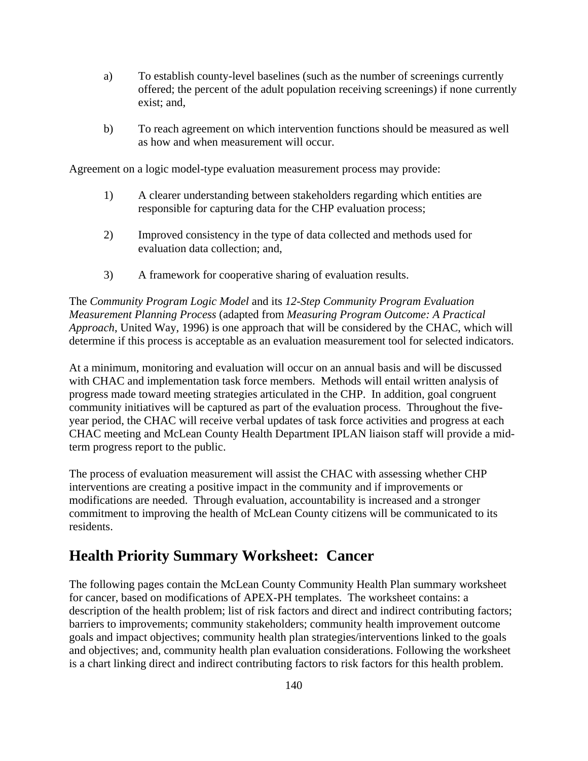a) To establish county-level baselines (such as the number of screenings currently offered; the percent of the adult population receiving screenings) if none currently exist; and,

b) To reach agreement on which intervention functions should be measured as well as how and when measurement will occur.

Agreement on a logic model-type evaluation measurement process may provide:

1) A clearer understanding between stakeholders regarding which entities are responsible for capturing data for the CHP evaluation process;

2) Improved consistency in the type of data collected and methods used for evaluation data collection; and,

3) A framework for cooperative sharing of evaluation results.

The *Community Program Logic Model* and its *12-Step Community Program Evaluation Measurement Planning Process* (adapted from *Measuring Program Outcome: A Practical Approach*, United Way, 1996) is one approach that will be considered by the CHAC, which will determine if this process is acceptable as an evaluation measurement tool for selected indicators.

At a minimum, monitoring and evaluation will occur on an annual basis and will be discussed with CHAC and implementation task force members. Methods will entail written analysis of progress made toward meeting strategies articulated in the CHP. In addition, goal congruent community initiatives will be captured as part of the evaluation process. Throughout the five-year period, the CHAC will receive verbal updates of task force activities and progress at each CHAC meeting and McLean County Health Department IPLAN liaison staff will provide a mid-term progress report to the public.

The process of evaluation measurement will assist the CHAC with assessing whether CHP interventions are creating a positive impact in the community and if improvements or modifications are needed. Through evaluation, accountability is increased and a stronger commitment to improving the health of McLean County citizens will be communicated to its residents.

## Health Priority Summary Worksheet: Cancer

The following pages contain the McLean County Community Health Plan summary worksheet for cancer, based on modifications of APEX-PH templates. The worksheet contains: a description of the health problem; list of risk factors and direct and indirect contributing factors; barriers to improvements; community stakeholders; community health improvement outcome goals and impact objectives; community health plan strategies/interventions linked to the goals and objectives; and, community health plan evaluation considerations. Following the worksheet is a chart linking direct and indirect contributing factors to risk factors for this health problem.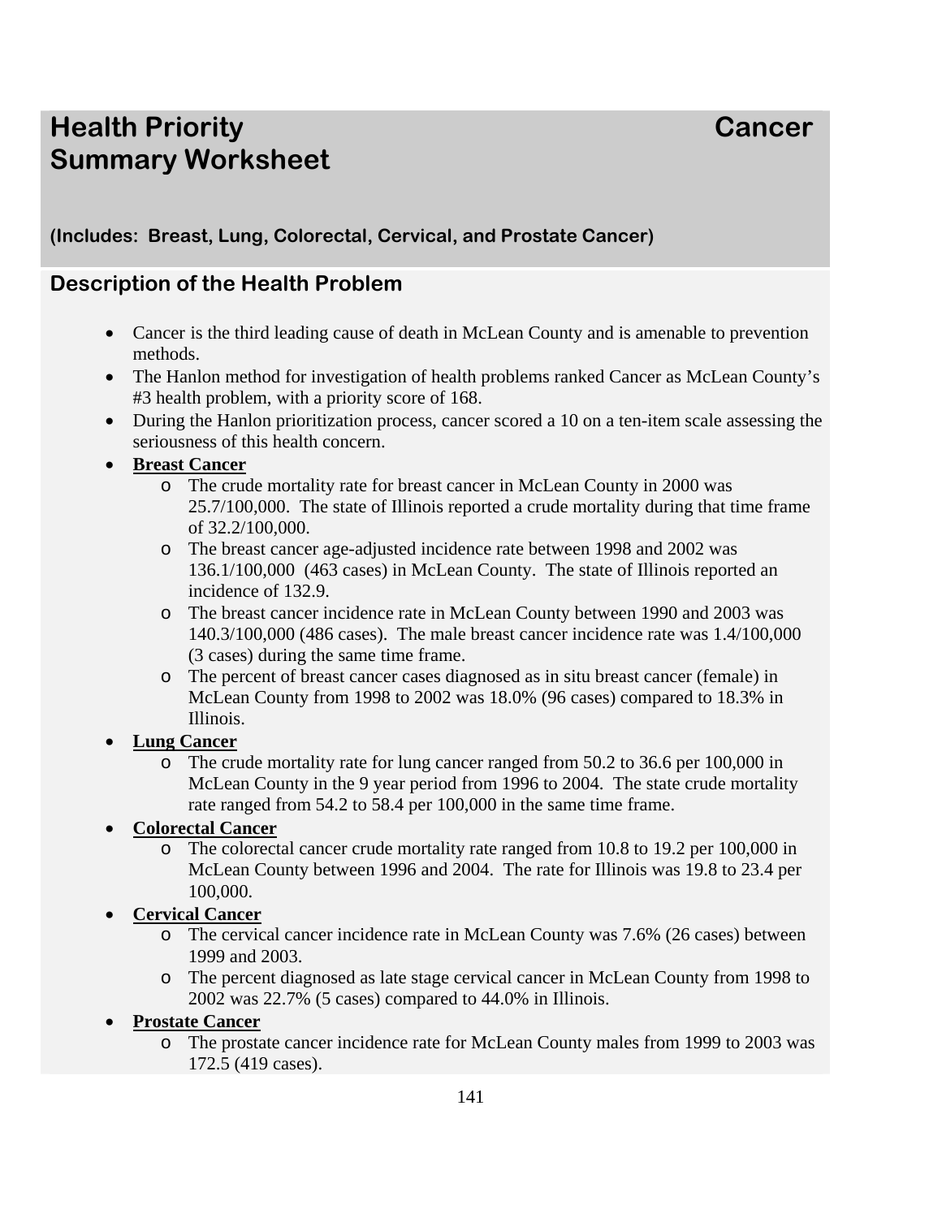# Health Priority Summary Worksheet — Cancer

**(Includes: Breast, Lung, Colorectal, Cervical, and Prostate Cancer)**

## Description of the Health Problem

- Cancer is the third leading cause of death in McLean County and is amenable to prevention methods.
- The Hanlon method for investigation of health problems ranked Cancer as McLean County's #3 health problem, with a priority score of 168.
- During the Hanlon prioritization process, cancer scored a 10 on a ten-item scale assessing the seriousness of this health concern.
- **<u>Breast Cancer</u>**
  - The crude mortality rate for breast cancer in McLean County in 2000 was 25.7/100,000. The state of Illinois reported a crude mortality during that time frame of 32.2/100,000.
  - The breast cancer age-adjusted incidence rate between 1998 and 2002 was 136.1/100,000 (463 cases) in McLean County. The state of Illinois reported an incidence of 132.9.
  - The breast cancer incidence rate in McLean County between 1990 and 2003 was 140.3/100,000 (486 cases). The male breast cancer incidence rate was 1.4/100,000 (3 cases) during the same time frame.
  - The percent of breast cancer cases diagnosed as in situ breast cancer (female) in McLean County from 1998 to 2002 was 18.0% (96 cases) compared to 18.3% in Illinois.
- **<u>Lung Cancer</u>**
  - The crude mortality rate for lung cancer ranged from 50.2 to 36.6 per 100,000 in McLean County in the 9 year period from 1996 to 2004. The state crude mortality rate ranged from 54.2 to 58.4 per 100,000 in the same time frame.
- **<u>Colorectal Cancer</u>**
  - The colorectal cancer crude mortality rate ranged from 10.8 to 19.2 per 100,000 in McLean County between 1996 and 2004. The rate for Illinois was 19.8 to 23.4 per 100,000.
- **<u>Cervical Cancer</u>**
  - The cervical cancer incidence rate in McLean County was 7.6% (26 cases) between 1999 and 2003.
  - The percent diagnosed as late stage cervical cancer in McLean County from 1998 to 2002 was 22.7% (5 cases) compared to 44.0% in Illinois.
- **<u>Prostate Cancer</u>**
  - The prostate cancer incidence rate for McLean County males from 1999 to 2003 was 172.5 (419 cases).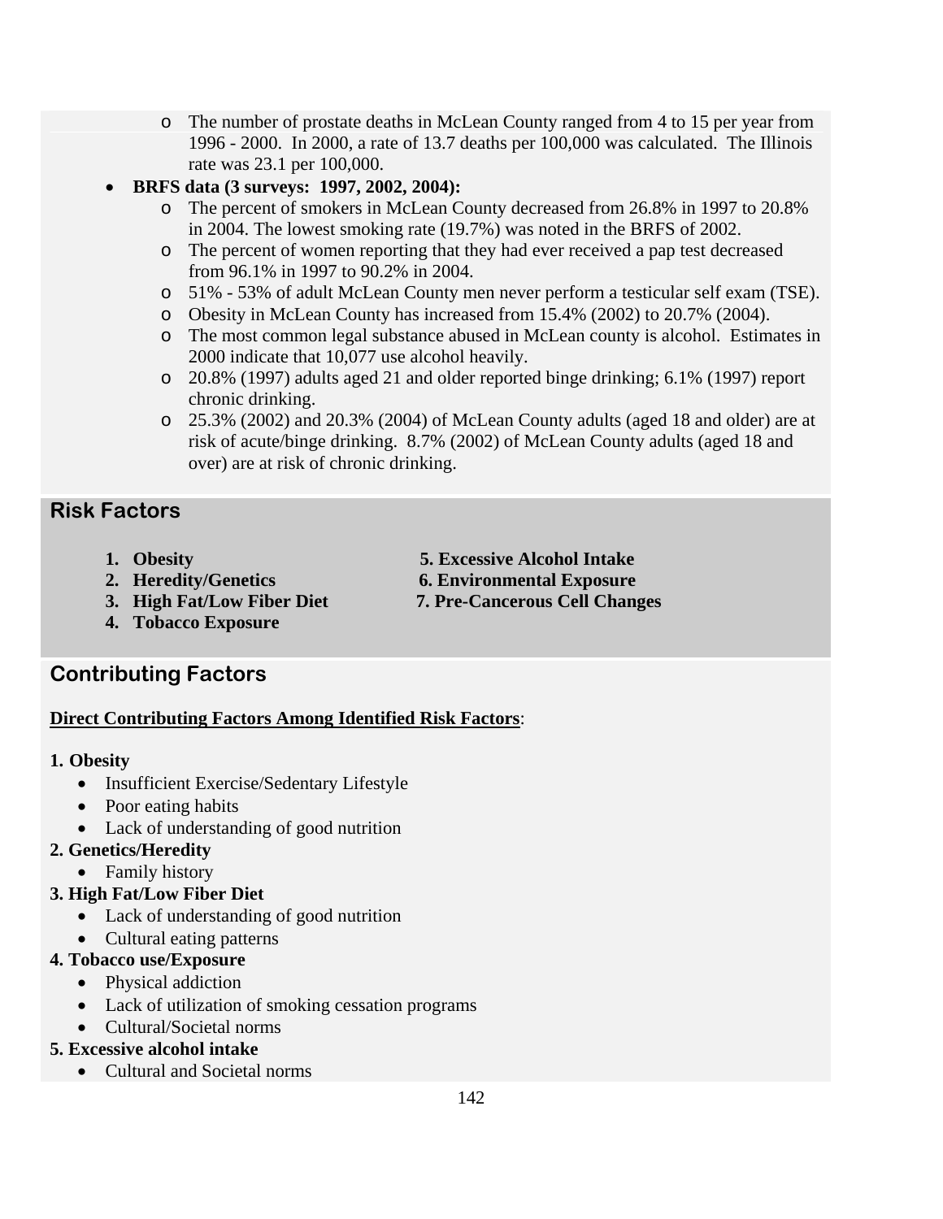- The number of prostate deaths in McLean County ranged from 4 to 15 per year from 1996 - 2000. In 2000, a rate of 13.7 deaths per 100,000 was calculated. The Illinois rate was 23.1 per 100,000.

- **BRFS data (3 surveys: 1997, 2002, 2004):**
  - The percent of smokers in McLean County decreased from 26.8% in 1997 to 20.8% in 2004. The lowest smoking rate (19.7%) was noted in the BRFS of 2002.
  - The percent of women reporting that they had ever received a pap test decreased from 96.1% in 1997 to 90.2% in 2004.
  - 51% - 53% of adult McLean County men never perform a testicular self exam (TSE).
  - Obesity in McLean County has increased from 15.4% (2002) to 20.7% (2004).
  - The most common legal substance abused in McLean county is alcohol. Estimates in 2000 indicate that 10,077 use alcohol heavily.
  - 20.8% (1997) adults aged 21 and older reported binge drinking; 6.1% (1997) report chronic drinking.
  - 25.3% (2002) and 20.3% (2004) of McLean County adults (aged 18 and older) are at risk of acute/binge drinking. 8.7% (2002) of McLean County adults (aged 18 and over) are at risk of chronic drinking.

## Risk Factors

1. **Obesity**
2. **Heredity/Genetics**
3. **High Fat/Low Fiber Diet**
4. **Tobacco Exposure**
5. **Excessive Alcohol Intake**
6. **Environmental Exposure**
7. **Pre-Cancerous Cell Changes**

## Contributing Factors

**Direct Contributing Factors Among Identified Risk Factors**:

**1. Obesity**
- Insufficient Exercise/Sedentary Lifestyle
- Poor eating habits
- Lack of understanding of good nutrition

**2. Genetics/Heredity**
- Family history

**3. High Fat/Low Fiber Diet**
- Lack of understanding of good nutrition
- Cultural eating patterns

**4. Tobacco use/Exposure**
- Physical addiction
- Lack of utilization of smoking cessation programs
- Cultural/Societal norms

**5. Excessive alcohol intake**
- Cultural and Societal norms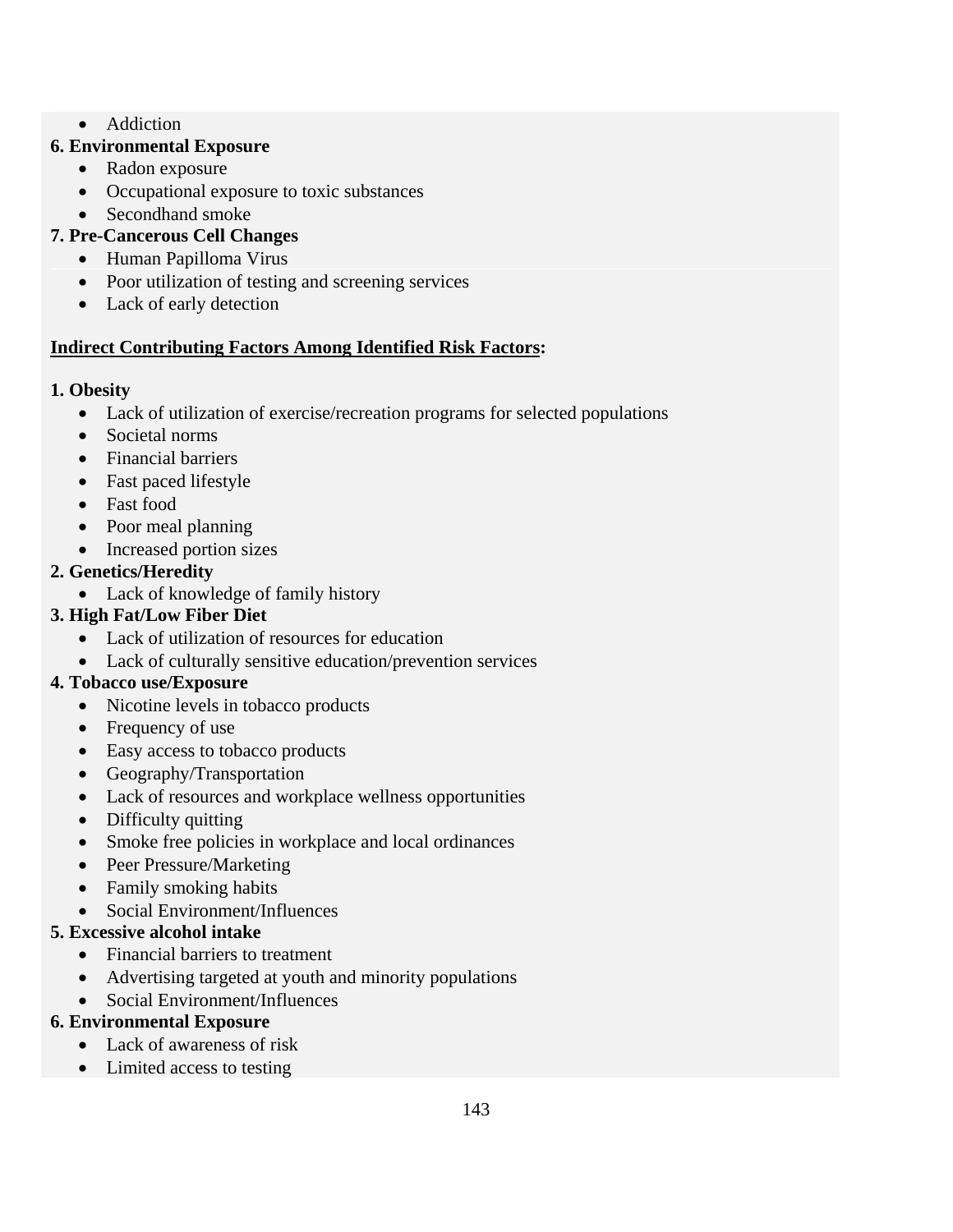- Addiction

**6. Environmental Exposure**

- Radon exposure
- Occupational exposure to toxic substances
- Secondhand smoke

**7. Pre-Cancerous Cell Changes**

- Human Papilloma Virus
- Poor utilization of testing and screening services
- Lack of early detection

**<u>Indirect Contributing Factors Among Identified Risk Factors</u>:**

**1. Obesity**

- Lack of utilization of exercise/recreation programs for selected populations
- Societal norms
- Financial barriers
- Fast paced lifestyle
- Fast food
- Poor meal planning
- Increased portion sizes

**2. Genetics/Heredity**

- Lack of knowledge of family history

**3. High Fat/Low Fiber Diet**

- Lack of utilization of resources for education
- Lack of culturally sensitive education/prevention services

**4. Tobacco use/Exposure**

- Nicotine levels in tobacco products
- Frequency of use
- Easy access to tobacco products
- Geography/Transportation
- Lack of resources and workplace wellness opportunities
- Difficulty quitting
- Smoke free policies in workplace and local ordinances
- Peer Pressure/Marketing
- Family smoking habits
- Social Environment/Influences

**5. Excessive alcohol intake**

- Financial barriers to treatment
- Advertising targeted at youth and minority populations
- Social Environment/Influences

**6. Environmental Exposure**

- Lack of awareness of risk
- Limited access to testing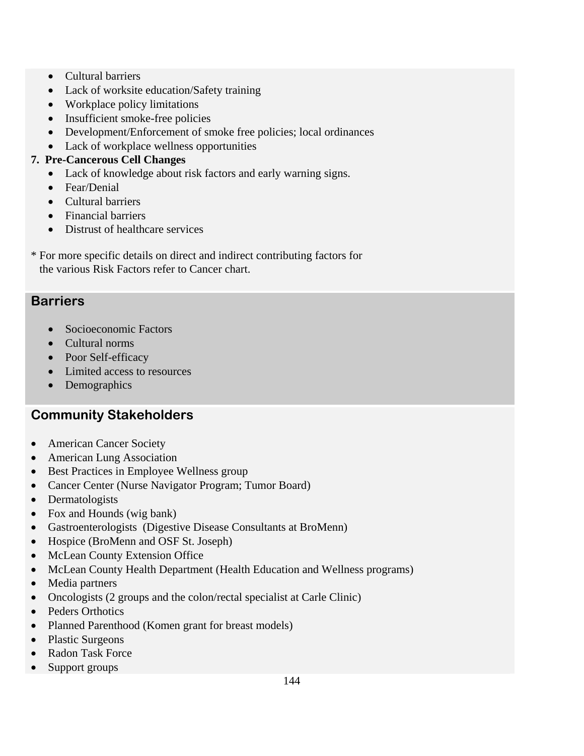- Cultural barriers
- Lack of worksite education/Safety training
- Workplace policy limitations
- Insufficient smoke-free policies
- Development/Enforcement of smoke free policies; local ordinances
- Lack of workplace wellness opportunities

**7. Pre-Cancerous Cell Changes**

- Lack of knowledge about risk factors and early warning signs.
- Fear/Denial
- Cultural barriers
- Financial barriers
- Distrust of healthcare services

* For more specific details on direct and indirect contributing factors for the various Risk Factors refer to Cancer chart.

## Barriers

- Socioeconomic Factors
- Cultural norms
- Poor Self-efficacy
- Limited access to resources
- Demographics

## Community Stakeholders

- American Cancer Society
- American Lung Association
- Best Practices in Employee Wellness group
- Cancer Center (Nurse Navigator Program; Tumor Board)
- Dermatologists
- Fox and Hounds (wig bank)
- Gastroenterologists (Digestive Disease Consultants at BroMenn)
- Hospice (BroMenn and OSF St. Joseph)
- McLean County Extension Office
- McLean County Health Department (Health Education and Wellness programs)
- Media partners
- Oncologists (2 groups and the colon/rectal specialist at Carle Clinic)
- Peders Orthotics
- Planned Parenthood (Komen grant for breast models)
- Plastic Surgeons
- Radon Task Force
- Support groups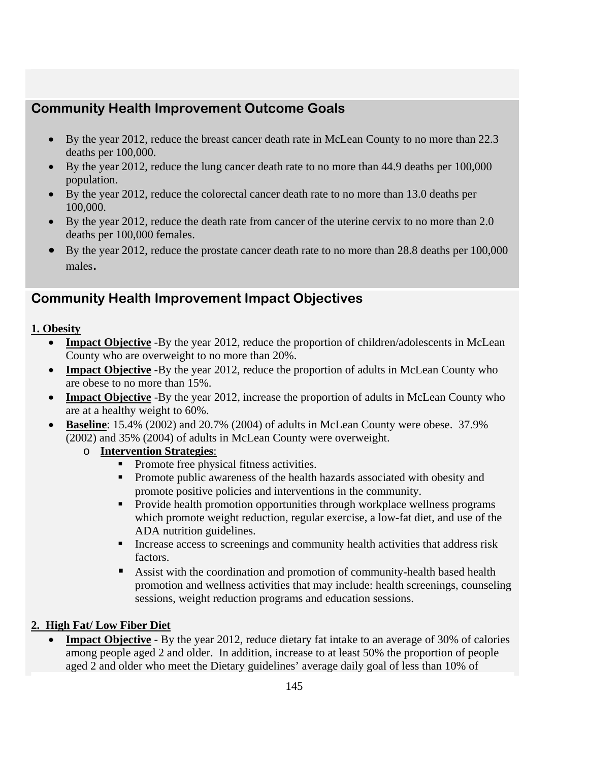## Community Health Improvement Outcome Goals

- By the year 2012, reduce the breast cancer death rate in McLean County to no more than 22.3 deaths per 100,000.
- By the year 2012, reduce the lung cancer death rate to no more than 44.9 deaths per 100,000 population.
- By the year 2012, reduce the colorectal cancer death rate to no more than 13.0 deaths per 100,000.
- By the year 2012, reduce the death rate from cancer of the uterine cervix to no more than 2.0 deaths per 100,000 females.
- By the year 2012, reduce the prostate cancer death rate to no more than 28.8 deaths per 100,000 males.

## Community Health Improvement Impact Objectives

**1. Obesity**

- **Impact Objective** -By the year 2012, reduce the proportion of children/adolescents in McLean County who are overweight to no more than 20%.
- **Impact Objective** -By the year 2012, reduce the proportion of adults in McLean County who are obese to no more than 15%.
- **Impact Objective** -By the year 2012, increase the proportion of adults in McLean County who are at a healthy weight to 60%.
- **Baseline**: 15.4% (2002) and 20.7% (2004) of adults in McLean County were obese. 37.9% (2002) and 35% (2004) of adults in McLean County were overweight.
  - **Intervention Strategies**:
    - Promote free physical fitness activities.
    - Promote public awareness of the health hazards associated with obesity and promote positive policies and interventions in the community.
    - Provide health promotion opportunities through workplace wellness programs which promote weight reduction, regular exercise, a low-fat diet, and use of the ADA nutrition guidelines.
    - Increase access to screenings and community health activities that address risk factors.
    - Assist with the coordination and promotion of community-health based health promotion and wellness activities that may include: health screenings, counseling sessions, weight reduction programs and education sessions.

**2. High Fat/ Low Fiber Diet**

- **Impact Objective** - By the year 2012, reduce dietary fat intake to an average of 30% of calories among people aged 2 and older. In addition, increase to at least 50% the proportion of people aged 2 and older who meet the Dietary guidelines' average daily goal of less than 10% of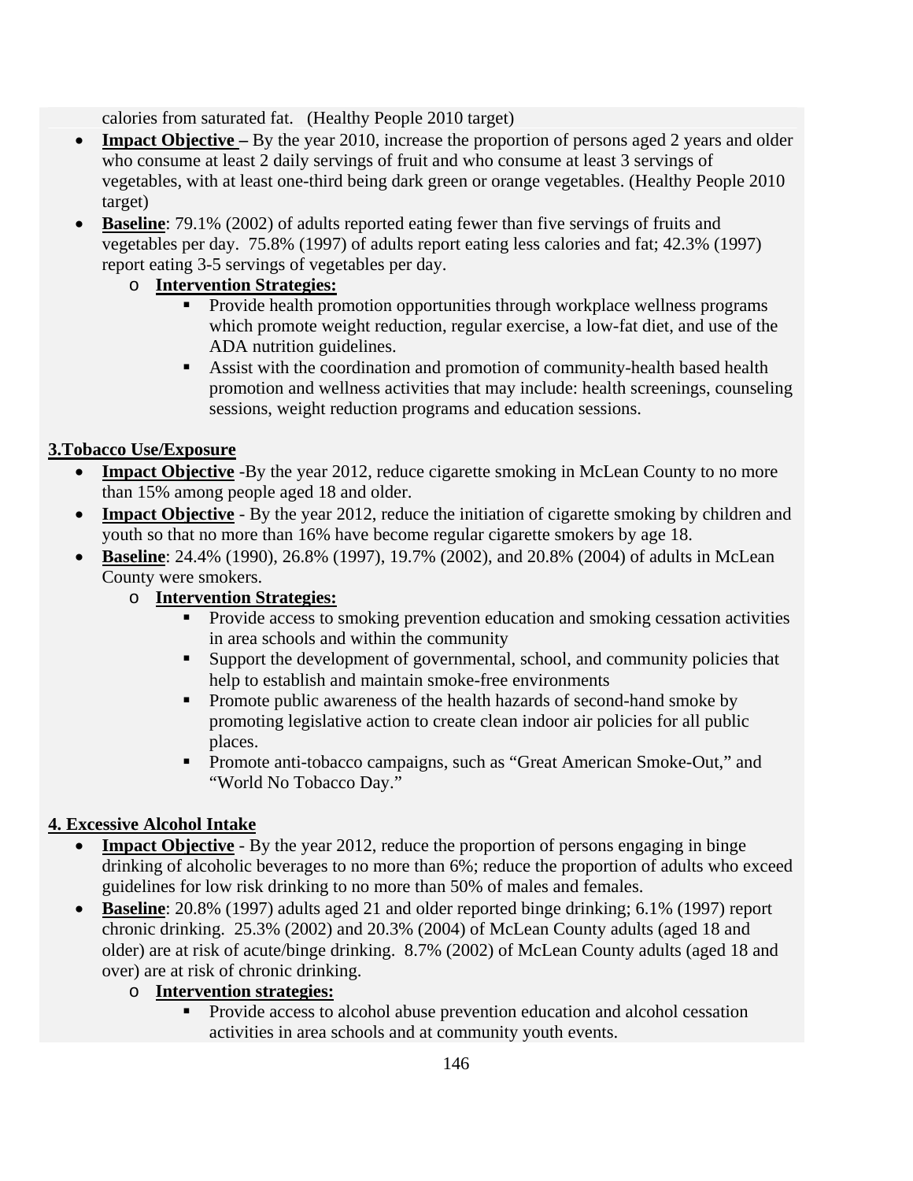calories from saturated fat. (Healthy People 2010 target)

- **Impact Objective –** By the year 2010, increase the proportion of persons aged 2 years and older who consume at least 2 daily servings of fruit and who consume at least 3 servings of vegetables, with at least one-third being dark green or orange vegetables. (Healthy People 2010 target)
- **Baseline**: 79.1% (2002) of adults reported eating fewer than five servings of fruits and vegetables per day. 75.8% (1997) of adults report eating less calories and fat; 42.3% (1997) report eating 3-5 servings of vegetables per day.
  - **Intervention Strategies:**
    - Provide health promotion opportunities through workplace wellness programs which promote weight reduction, regular exercise, a low-fat diet, and use of the ADA nutrition guidelines.
    - Assist with the coordination and promotion of community-health based health promotion and wellness activities that may include: health screenings, counseling sessions, weight reduction programs and education sessions.

**3.Tobacco Use/Exposure**

- **Impact Objective** -By the year 2012, reduce cigarette smoking in McLean County to no more than 15% among people aged 18 and older.
- **Impact Objective** - By the year 2012, reduce the initiation of cigarette smoking by children and youth so that no more than 16% have become regular cigarette smokers by age 18.
- **Baseline**: 24.4% (1990), 26.8% (1997), 19.7% (2002), and 20.8% (2004) of adults in McLean County were smokers.
  - **Intervention Strategies:**
    - Provide access to smoking prevention education and smoking cessation activities in area schools and within the community
    - Support the development of governmental, school, and community policies that help to establish and maintain smoke-free environments
    - Promote public awareness of the health hazards of second-hand smoke by promoting legislative action to create clean indoor air policies for all public places.
    - Promote anti-tobacco campaigns, such as "Great American Smoke-Out," and "World No Tobacco Day."

**4. Excessive Alcohol Intake**

- **Impact Objective** - By the year 2012, reduce the proportion of persons engaging in binge drinking of alcoholic beverages to no more than 6%; reduce the proportion of adults who exceed guidelines for low risk drinking to no more than 50% of males and females.
- **Baseline**: 20.8% (1997) adults aged 21 and older reported binge drinking; 6.1% (1997) report chronic drinking. 25.3% (2002) and 20.3% (2004) of McLean County adults (aged 18 and older) are at risk of acute/binge drinking. 8.7% (2002) of McLean County adults (aged 18 and over) are at risk of chronic drinking.
  - **Intervention strategies:**
    - Provide access to alcohol abuse prevention education and alcohol cessation activities in area schools and at community youth events.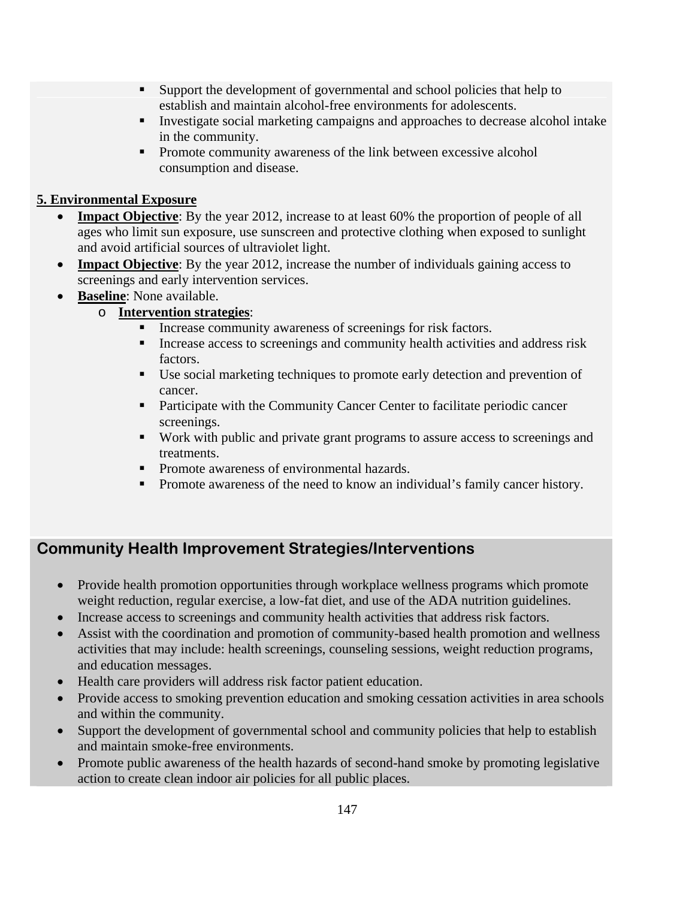- Support the development of governmental and school policies that help to establish and maintain alcohol-free environments for adolescents.
      - Investigate social marketing campaigns and approaches to decrease alcohol intake in the community.
      - Promote community awareness of the link between excessive alcohol consumption and disease.

**5. Environmental Exposure**

- **Impact Objective**: By the year 2012, increase to at least 60% the proportion of people of all ages who limit sun exposure, use sunscreen and protective clothing when exposed to sunlight and avoid artificial sources of ultraviolet light.
- **Impact Objective**: By the year 2012, increase the number of individuals gaining access to screenings and early intervention services.
- **Baseline**: None available.
  - **Intervention strategies**:
    - Increase community awareness of screenings for risk factors.
    - Increase access to screenings and community health activities and address risk factors.
    - Use social marketing techniques to promote early detection and prevention of cancer.
    - Participate with the Community Cancer Center to facilitate periodic cancer screenings.
    - Work with public and private grant programs to assure access to screenings and treatments.
    - Promote awareness of environmental hazards.
    - Promote awareness of the need to know an individual's family cancer history.

## Community Health Improvement Strategies/Interventions

- Provide health promotion opportunities through workplace wellness programs which promote weight reduction, regular exercise, a low-fat diet, and use of the ADA nutrition guidelines.
- Increase access to screenings and community health activities that address risk factors.
- Assist with the coordination and promotion of community-based health promotion and wellness activities that may include: health screenings, counseling sessions, weight reduction programs, and education messages.
- Health care providers will address risk factor patient education.
- Provide access to smoking prevention education and smoking cessation activities in area schools and within the community.
- Support the development of governmental school and community policies that help to establish and maintain smoke-free environments.
- Promote public awareness of the health hazards of second-hand smoke by promoting legislative action to create clean indoor air policies for all public places.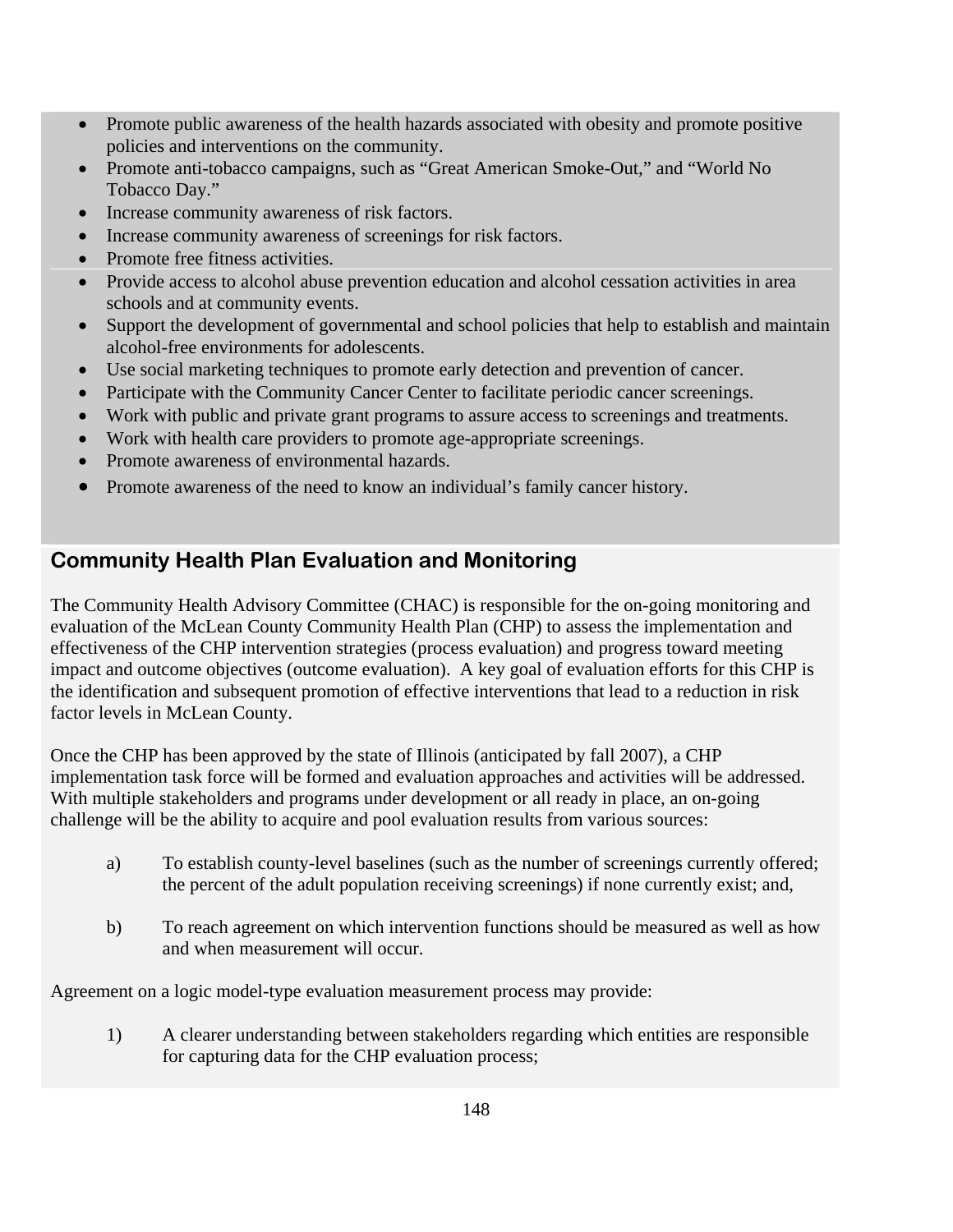- Promote public awareness of the health hazards associated with obesity and promote positive policies and interventions on the community.
- Promote anti-tobacco campaigns, such as "Great American Smoke-Out," and "World No Tobacco Day."
- Increase community awareness of risk factors.
- Increase community awareness of screenings for risk factors.
- Promote free fitness activities.
- Provide access to alcohol abuse prevention education and alcohol cessation activities in area schools and at community events.
- Support the development of governmental and school policies that help to establish and maintain alcohol-free environments for adolescents.
- Use social marketing techniques to promote early detection and prevention of cancer.
- Participate with the Community Cancer Center to facilitate periodic cancer screenings.
- Work with public and private grant programs to assure access to screenings and treatments.
- Work with health care providers to promote age-appropriate screenings.
- Promote awareness of environmental hazards.
- Promote awareness of the need to know an individual's family cancer history.

## Community Health Plan Evaluation and Monitoring

The Community Health Advisory Committee (CHAC) is responsible for the on-going monitoring and evaluation of the McLean County Community Health Plan (CHP) to assess the implementation and effectiveness of the CHP intervention strategies (process evaluation) and progress toward meeting impact and outcome objectives (outcome evaluation). A key goal of evaluation efforts for this CHP is the identification and subsequent promotion of effective interventions that lead to a reduction in risk factor levels in McLean County.

Once the CHP has been approved by the state of Illinois (anticipated by fall 2007), a CHP implementation task force will be formed and evaluation approaches and activities will be addressed. With multiple stakeholders and programs under development or all ready in place, an on-going challenge will be the ability to acquire and pool evaluation results from various sources:

a) To establish county-level baselines (such as the number of screenings currently offered; the percent of the adult population receiving screenings) if none currently exist; and,

b) To reach agreement on which intervention functions should be measured as well as how and when measurement will occur.

Agreement on a logic model-type evaluation measurement process may provide:

1) A clearer understanding between stakeholders regarding which entities are responsible for capturing data for the CHP evaluation process;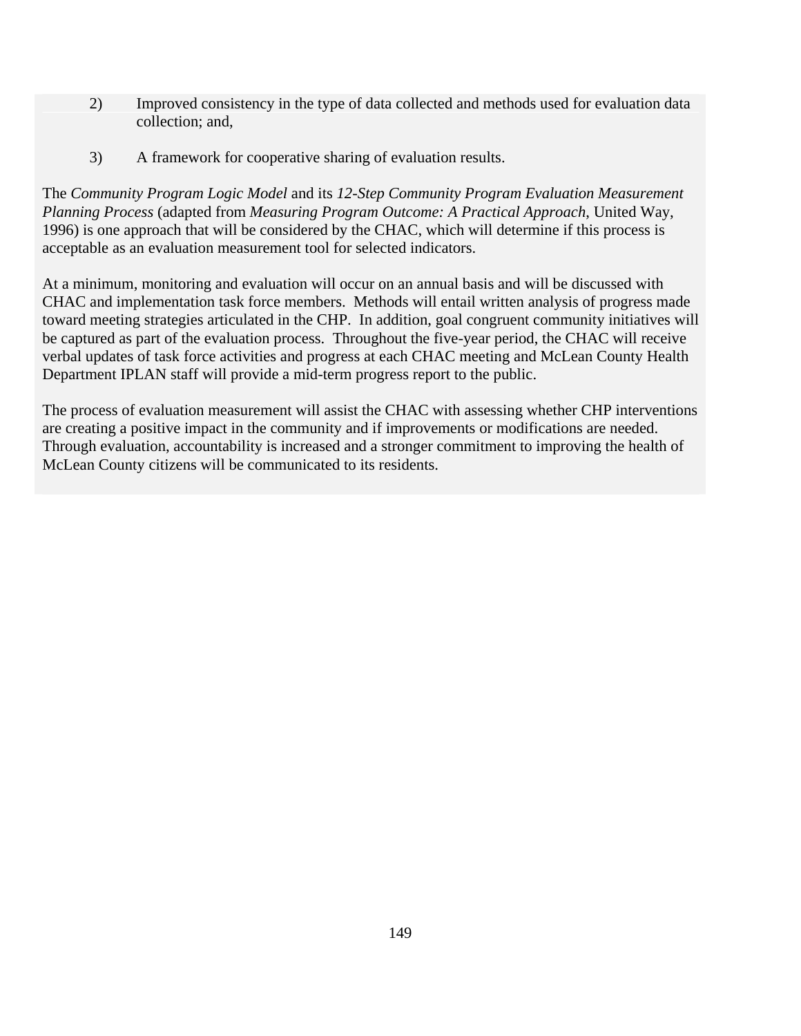2) Improved consistency in the type of data collected and methods used for evaluation data collection; and,

3) A framework for cooperative sharing of evaluation results.

The *Community Program Logic Model* and its *12-Step Community Program Evaluation Measurement Planning Process* (adapted from *Measuring Program Outcome: A Practical Approach*, United Way, 1996) is one approach that will be considered by the CHAC, which will determine if this process is acceptable as an evaluation measurement tool for selected indicators.

At a minimum, monitoring and evaluation will occur on an annual basis and will be discussed with CHAC and implementation task force members. Methods will entail written analysis of progress made toward meeting strategies articulated in the CHP. In addition, goal congruent community initiatives will be captured as part of the evaluation process. Throughout the five-year period, the CHAC will receive verbal updates of task force activities and progress at each CHAC meeting and McLean County Health Department IPLAN staff will provide a mid-term progress report to the public.

The process of evaluation measurement will assist the CHAC with assessing whether CHP interventions are creating a positive impact in the community and if improvements or modifications are needed. Through evaluation, accountability is increased and a stronger commitment to improving the health of McLean County citizens will be communicated to its residents.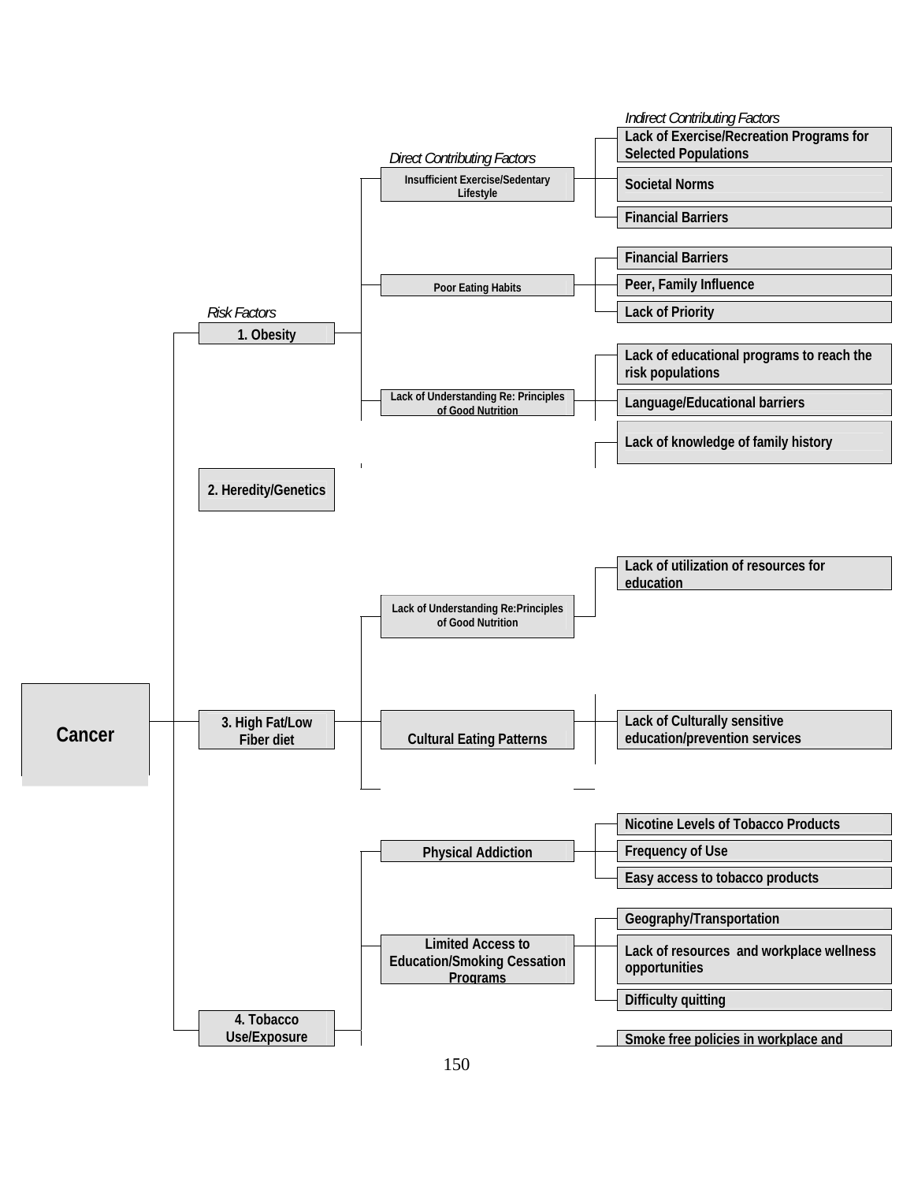# Cancer

*Risk Factors* → *Direct Contributing Factors* → *Indirect Contributing Factors*

- **1. Obesity**
  - Insufficient Exercise/Sedentary Lifestyle
    - Lack of Exercise/Recreation Programs for Selected Populations
    - Societal Norms
    - Financial Barriers
  - Poor Eating Habits
    - Financial Barriers
    - Peer, Family Influence
    - Lack of Priority
  - Lack of Understanding Re: Principles of Good Nutrition
    - Lack of educational programs to reach the risk populations
    - Language/Educational barriers
- **2. Heredity/Genetics**
  - Lack of knowledge of family history
- **3. High Fat/Low Fiber diet**
  - Lack of Understanding Re:Principles of Good Nutrition
    - Lack of utilization of resources for education
  - Cultural Eating Patterns
    - Lack of Culturally sensitive education/prevention services
- **4. Tobacco Use/Exposure**
  - Physical Addiction
    - Nicotine Levels of Tobacco Products
    - Frequency of Use
    - Easy access to tobacco products
  - Limited Access to Education/Smoking Cessation Programs
    - Geography/Transportation
    - Lack of resources and workplace wellness opportunities
    - Difficulty quitting
  - Smoke free policies in workplace and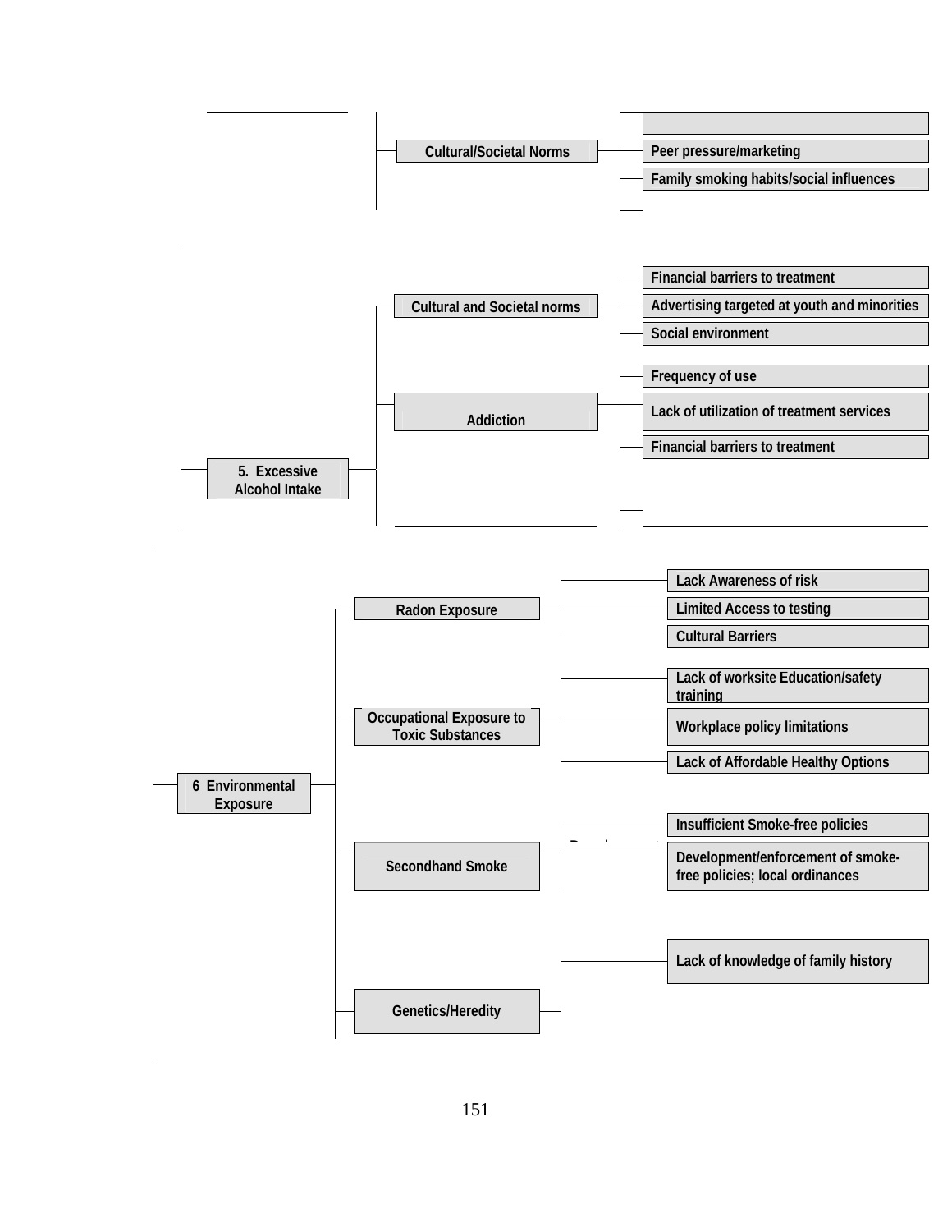- Cultural/Societal Norms
  - Peer pressure/marketing
  - Family smoking habits/social influences

- **5. Excessive Alcohol Intake**
  - Cultural and Societal norms
    - Financial barriers to treatment
    - Advertising targeted at youth and minorities
    - Social environment
  - Addiction
    - Frequency of use
    - Lack of utilization of treatment services
    - Financial barriers to treatment

- **6 Environmental Exposure**
  - Radon Exposure
    - Lack Awareness of risk
    - Limited Access to testing
    - Cultural Barriers
  - Occupational Exposure to Toxic Substances
    - Lack of worksite Education/safety training
    - Workplace policy limitations
    - Lack of Affordable Healthy Options
  - Secondhand Smoke
    - Insufficient Smoke-free policies
    - Development/enforcement of smoke-free policies; local ordinances
  - Genetics/Heredity
    - Lack of knowledge of family history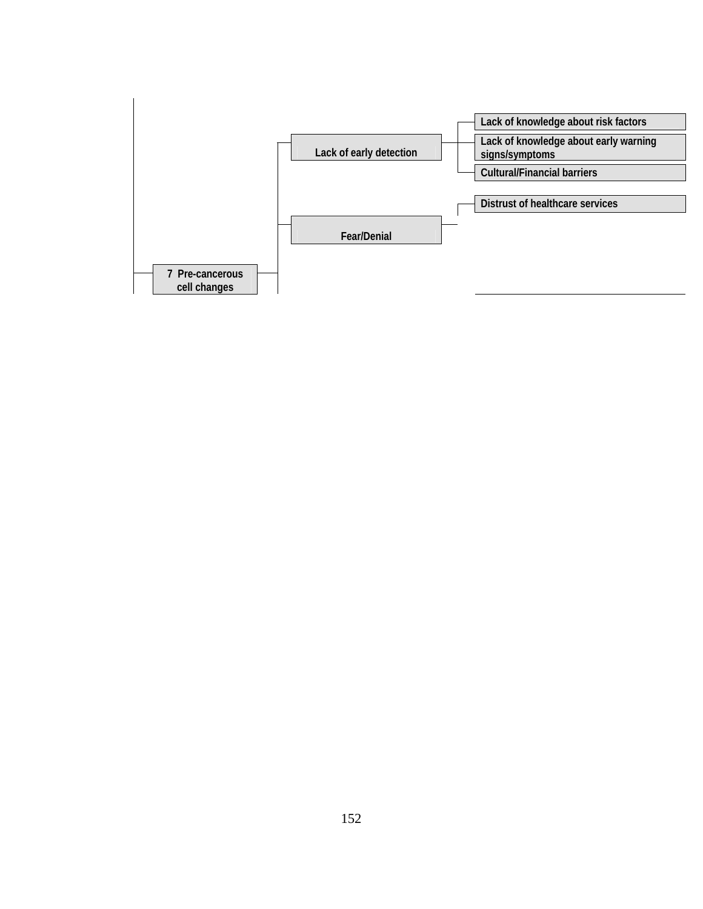Lack of knowledge about risk factors

Lack of early detection

Lack of knowledge about early warning signs/symptoms

Cultural/Financial barriers

Distrust of healthcare services

Fear/Denial

7 Pre-cancerous cell changes